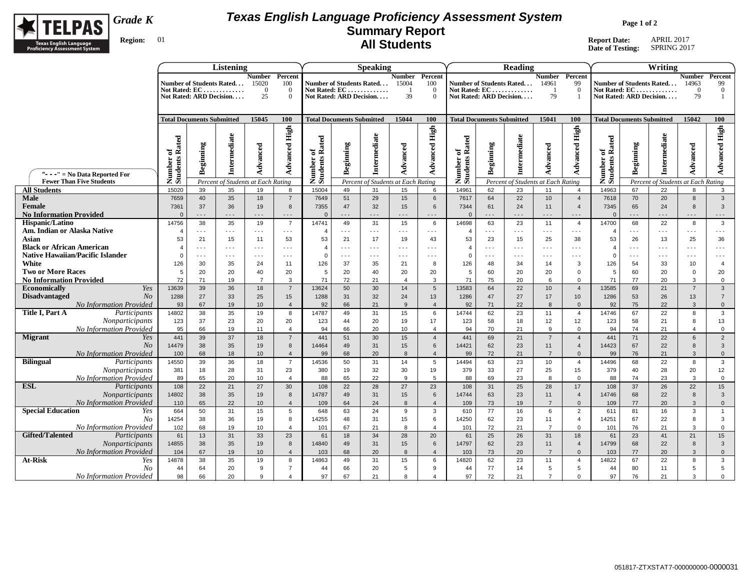# Texas English Language Proficiency Assessment System

## Summary Report

## All Students

TELPAS — Texas English Language Proficiency Assessment System

**Grade K**

**Region:** 01

**Report Date:** APRIL 2017
**Date of Testing:** SPRING 2017

| | Listening | | Speaking | | Reading | | Writing | |
|---|---|---|---|---|---|---|---|---|
| | Number | Percent | Number | Percent | Number | Percent | Number | Percent |
| Number of Students Rated | 15020 | 100 | 15004 | 100 | 14961 | 99 | 14963 | 99 |
| Not Rated: EC | 0 | 0 | 1 | 0 | 1 | 0 | 0 | 0 |
| Not Rated: ARD Decision | 25 | 0 | 39 | 0 | 79 | 1 | 79 | 1 |
| Total Documents Submitted | 15045 | 100 | 15044 | 100 | 15041 | 100 | 15042 | 100 |

"- - -" = No Data Reported For Fewer Than Five Students

Percent of Students at Each Rating

| | | Listening: Number of Students Rated | Beginning | Intermediate | Advanced | Advanced High | Speaking: Number of Students Rated | Beginning | Intermediate | Advanced | Advanced High | Reading: Number of Students Rated | Beginning | Intermediate | Advanced | Advanced High | Writing: Number of Students Rated | Beginning | Intermediate | Advanced | Advanced High |
|---|---|---|---|---|---|---|---|---|---|---|---|---|---|---|---|---|---|---|---|---|---|
| **All Students** | | 15020 | 39 | 35 | 19 | 8 | 15004 | 49 | 31 | 15 | 6 | 14961 | 62 | 23 | 11 | 4 | 14963 | 67 | 22 | 8 | 3 |
| **Male** | | 7659 | 40 | 35 | 18 | 7 | 7649 | 51 | 29 | 15 | 6 | 7617 | 64 | 22 | 10 | 4 | 7618 | 70 | 20 | 8 | 3 |
| **Female** | | 7361 | 37 | 36 | 19 | 8 | 7355 | 47 | 32 | 15 | 6 | 7344 | 61 | 24 | 11 | 4 | 7345 | 65 | 24 | 8 | 3 |
| **No Information Provided** | | 0 | - - - | - - - | - - - | - - - | 0 | - - - | - - - | - - - | - - - | 0 | - - - | - - - | - - - | - - - | 0 | - - - | - - - | - - - | - - - |
| **Hispanic/Latino** | | 14756 | 38 | 35 | 19 | 7 | 14741 | 49 | 31 | 15 | 6 | 14698 | 63 | 23 | 11 | 4 | 14700 | 68 | 22 | 8 | 3 |
| **Am. Indian or Alaska Native** | | 4 | - - - | - - - | - - - | - - - | 4 | - - - | - - - | - - - | - - - | 4 | - - - | - - - | - - - | - - - | 4 | - - - | - - - | - - - | - - - |
| **Asian** | | 53 | 21 | 15 | 11 | 53 | 53 | 21 | 17 | 19 | 43 | 53 | 23 | 15 | 25 | 38 | 53 | 26 | 13 | 25 | 36 |
| **Black or African American** | | 4 | - - - | - - - | - - - | - - - | 4 | - - - | - - - | - - - | - - - | 4 | - - - | - - - | - - - | - - - | 4 | - - - | - - - | - - - | - - - |
| **Native Hawaiian/Pacific Islander** | | 0 | - - - | - - - | - - - | - - - | 0 | - - - | - - - | - - - | - - - | 0 | - - - | - - - | - - - | - - - | 0 | - - - | - - - | - - - | - - - |
| **White** | | 126 | 30 | 35 | 24 | 11 | 126 | 37 | 35 | 21 | 8 | 126 | 48 | 34 | 14 | 3 | 126 | 54 | 33 | 10 | 4 |
| **Two or More Races** | | 5 | 20 | 20 | 40 | 20 | 5 | 20 | 40 | 20 | 20 | 5 | 60 | 20 | 20 | 0 | 5 | 60 | 20 | 0 | 20 |
| **No Information Provided** | | 72 | 71 | 19 | 7 | 3 | 71 | 72 | 21 | 4 | 3 | 71 | 75 | 20 | 6 | 0 | 71 | 77 | 20 | 3 | 0 |
| **Economically Disadvantaged** | *Yes* | 13639 | 39 | 36 | 18 | 7 | 13624 | 50 | 30 | 14 | 5 | 13583 | 64 | 22 | 10 | 4 | 13585 | 69 | 21 | 7 | 3 |
| | *No* | 1288 | 27 | 33 | 25 | 15 | 1288 | 31 | 32 | 24 | 13 | 1286 | 47 | 27 | 17 | 10 | 1286 | 53 | 26 | 13 | 7 |
| | *No Information Provided* | 93 | 67 | 19 | 10 | 4 | 92 | 66 | 21 | 9 | 4 | 92 | 71 | 22 | 8 | 0 | 92 | 75 | 22 | 3 | 0 |
| **Title I, Part A** | *Participants* | 14802 | 38 | 35 | 19 | 8 | 14787 | 49 | 31 | 15 | 6 | 14744 | 62 | 23 | 11 | 4 | 14746 | 67 | 22 | 8 | 3 |
| | *Nonparticipants* | 123 | 37 | 23 | 20 | 20 | 123 | 44 | 20 | 19 | 17 | 123 | 58 | 18 | 12 | 12 | 123 | 58 | 21 | 8 | 13 |
| | *No Information Provided* | 95 | 66 | 19 | 11 | 4 | 94 | 66 | 20 | 10 | 4 | 94 | 70 | 21 | 9 | 0 | 94 | 74 | 21 | 4 | 0 |
| **Migrant** | *Yes* | 441 | 39 | 37 | 18 | 7 | 441 | 51 | 30 | 15 | 4 | 441 | 69 | 21 | 7 | 4 | 441 | 71 | 22 | 6 | 2 |
| | *No* | 14479 | 38 | 35 | 19 | 8 | 14464 | 49 | 31 | 15 | 6 | 14421 | 62 | 23 | 11 | 4 | 14423 | 67 | 22 | 8 | 3 |
| | *No Information Provided* | 100 | 68 | 18 | 10 | 4 | 99 | 68 | 20 | 8 | 4 | 99 | 72 | 21 | 7 | 0 | 99 | 76 | 21 | 3 | 0 |
| **Bilingual** | *Participants* | 14550 | 39 | 36 | 18 | 7 | 14536 | 50 | 31 | 14 | 5 | 14494 | 63 | 23 | 10 | 4 | 14496 | 68 | 22 | 8 | 3 |
| | *Nonparticipants* | 381 | 18 | 28 | 31 | 23 | 380 | 19 | 32 | 30 | 19 | 379 | 33 | 27 | 25 | 15 | 379 | 40 | 28 | 20 | 12 |
| | *No Information Provided* | 89 | 65 | 20 | 10 | 4 | 88 | 65 | 22 | 9 | 5 | 88 | 69 | 23 | 8 | 0 | 88 | 74 | 23 | 3 | 0 |
| **ESL** | *Participants* | 108 | 22 | 21 | 27 | 30 | 108 | 22 | 28 | 27 | 23 | 108 | 31 | 25 | 28 | 17 | 108 | 37 | 26 | 22 | 15 |
| | *Nonparticipants* | 14802 | 38 | 35 | 19 | 8 | 14787 | 49 | 31 | 15 | 6 | 14744 | 63 | 23 | 11 | 4 | 14746 | 68 | 22 | 8 | 3 |
| | *No Information Provided* | 110 | 65 | 22 | 10 | 4 | 109 | 64 | 24 | 8 | 4 | 109 | 73 | 19 | 7 | 0 | 109 | 77 | 20 | 3 | 0 |
| **Special Education** | *Yes* | 664 | 50 | 31 | 15 | 5 | 648 | 63 | 24 | 9 | 3 | 610 | 77 | 16 | 6 | 2 | 611 | 81 | 16 | 3 | 1 |
| | *No* | 14254 | 38 | 36 | 19 | 8 | 14255 | 48 | 31 | 15 | 6 | 14250 | 62 | 23 | 11 | 4 | 14251 | 67 | 22 | 8 | 3 |
| | *No Information Provided* | 102 | 68 | 19 | 10 | 4 | 101 | 67 | 21 | 8 | 4 | 101 | 72 | 21 | 7 | 0 | 101 | 76 | 21 | 3 | 0 |
| **Gifted/Talented** | *Participants* | 61 | 13 | 31 | 33 | 23 | 61 | 18 | 34 | 28 | 20 | 61 | 25 | 26 | 31 | 18 | 61 | 23 | 41 | 21 | 15 |
| | *Nonparticipants* | 14855 | 38 | 35 | 19 | 8 | 14840 | 49 | 31 | 15 | 6 | 14797 | 62 | 23 | 11 | 4 | 14799 | 68 | 22 | 8 | 3 |
| | *No Information Provided* | 104 | 67 | 19 | 10 | 4 | 103 | 68 | 20 | 8 | 4 | 103 | 73 | 20 | 7 | 0 | 103 | 77 | 20 | 3 | 0 |
| **At-Risk** | *Yes* | 14878 | 38 | 35 | 19 | 8 | 14863 | 49 | 31 | 15 | 6 | 14820 | 62 | 23 | 11 | 4 | 14822 | 67 | 22 | 8 | 3 |
| | *No* | 44 | 64 | 20 | 9 | 7 | 44 | 66 | 20 | 5 | 9 | 44 | 77 | 14 | 5 | 5 | 44 | 80 | 11 | 5 | 5 |
| | *No Information Provided* | 98 | 66 | 20 | 9 | 4 | 97 | 67 | 21 | 8 | 4 | 97 | 72 | 21 | 7 | 0 | 97 | 76 | 21 | 3 | 0 |

051817-ZTXSTAT7-000000000-0000031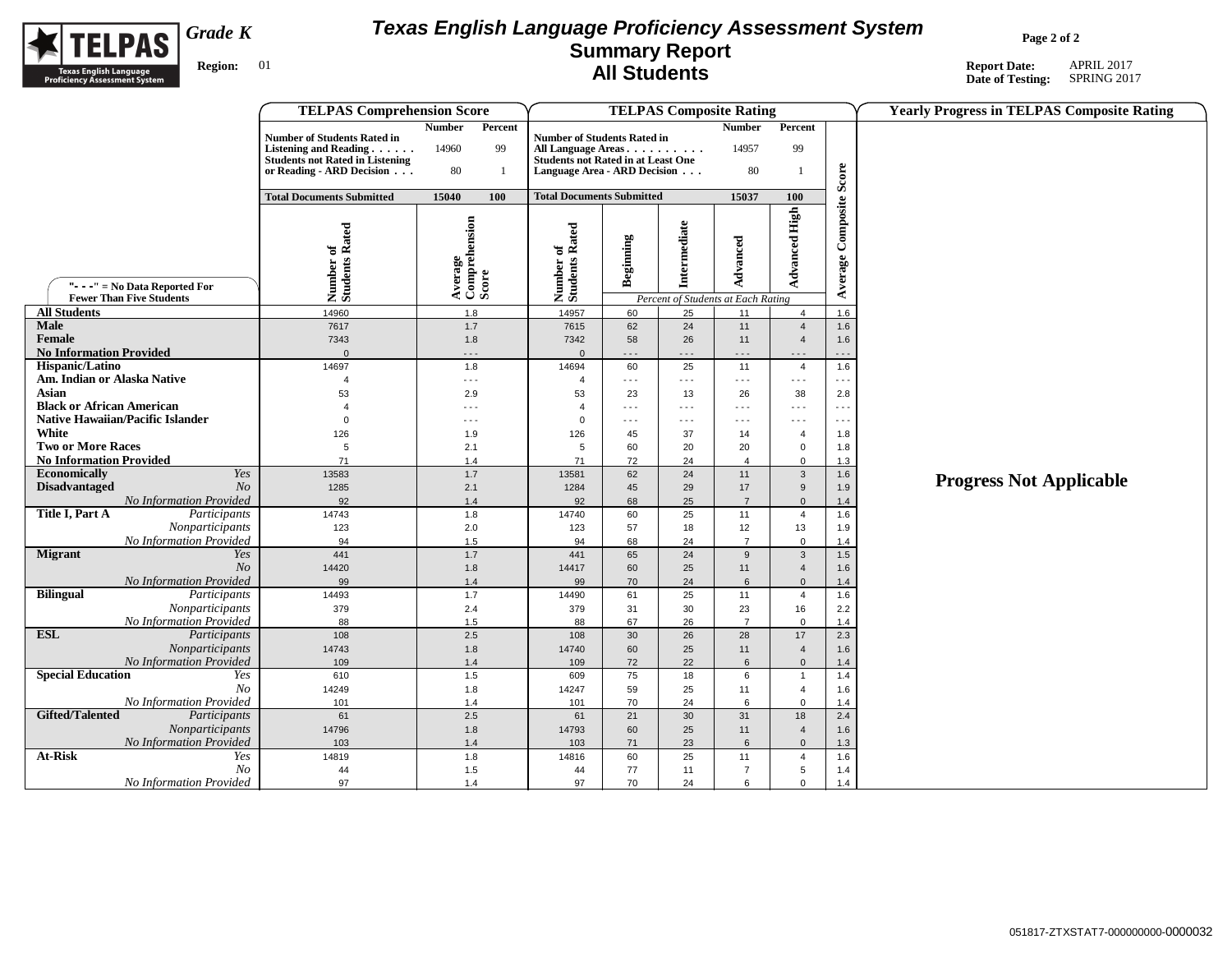# Texas English Language Proficiency Assessment System

## Summary Report

## All Students

**Grade K**

**Region:** 01

**Report Date:** APRIL 2017
**Date of Testing:** SPRING 2017

### TELPAS Comprehension Score

| | Number | Percent |
|---|---|---|
| Number of Students Rated in Listening and Reading | 14960 | 99 |
| Students not Rated in Listening or Reading - ARD Decision | 80 | 1 |
| **Total Documents Submitted** | **15040** | **100** |

### TELPAS Composite Rating

| | Number | Percent |
|---|---|---|
| Number of Students Rated in All Language Areas | 14957 | 99 |
| Students not Rated in at Least One Language Area - ARD Decision | 80 | 1 |
| **Total Documents Submitted** | **15037** | **100** |

"- - -" = No Data Reported For Fewer Than Five Students

| | | TELPAS Comprehension Score | | TELPAS Composite Rating | Percent of Students at Each Rating | | | | | Yearly Progress in TELPAS Composite Rating |
|---|---|---|---|---|---|---|---|---|---|---|
| | | Number of Students Rated | Average Comprehension Score | Number of Students Rated | Beginning | Intermediate | Advanced | Advanced High | Average Composite Score | |
| **All Students** | | 14960 | 1.8 | 14957 | 60 | 25 | 11 | 4 | 1.6 | **Progress Not Applicable** |
| **Male** | | 7617 | 1.7 | 7615 | 62 | 24 | 11 | 4 | 1.6 | |
| **Female** | | 7343 | 1.8 | 7342 | 58 | 26 | 11 | 4 | 1.6 | |
| **No Information Provided** | | 0 | - - - | 0 | - - - | - - - | - - - | - - - | - - - | |
| **Hispanic/Latino** | | 14697 | 1.8 | 14694 | 60 | 25 | 11 | 4 | 1.6 | |
| **Am. Indian or Alaska Native** | | 4 | - - - | 4 | - - - | - - - | - - - | - - - | - - - | |
| **Asian** | | 53 | 2.9 | 53 | 23 | 13 | 26 | 38 | 2.8 | |
| **Black or African American** | | 4 | - - - | 4 | - - - | - - - | - - - | - - - | - - - | |
| **Native Hawaiian/Pacific Islander** | | 0 | - - - | 0 | - - - | - - - | - - - | - - - | - - - | |
| **White** | | 126 | 1.9 | 126 | 45 | 37 | 14 | 4 | 1.8 | |
| **Two or More Races** | | 5 | 2.1 | 5 | 60 | 20 | 20 | 0 | 1.8 | |
| **No Information Provided** | | 71 | 1.4 | 71 | 72 | 24 | 4 | 0 | 1.3 | |
| **Economically Disadvantaged** | *Yes* | 13583 | 1.7 | 13581 | 62 | 24 | 11 | 3 | 1.6 | |
| | *No* | 1285 | 2.1 | 1284 | 45 | 29 | 17 | 9 | 1.9 | |
| | *No Information Provided* | 92 | 1.4 | 92 | 68 | 25 | 7 | 0 | 1.4 | |
| **Title I, Part A** | *Participants* | 14743 | 1.8 | 14740 | 60 | 25 | 11 | 4 | 1.6 | |
| | *Nonparticipants* | 123 | 2.0 | 123 | 57 | 18 | 12 | 13 | 1.9 | |
| | *No Information Provided* | 94 | 1.5 | 94 | 68 | 24 | 7 | 0 | 1.4 | |
| **Migrant** | *Yes* | 441 | 1.7 | 441 | 65 | 24 | 9 | 3 | 1.5 | |
| | *No* | 14420 | 1.8 | 14417 | 60 | 25 | 11 | 4 | 1.6 | |
| | *No Information Provided* | 99 | 1.4 | 99 | 70 | 24 | 6 | 0 | 1.4 | |
| **Bilingual** | *Participants* | 14493 | 1.7 | 14490 | 61 | 25 | 11 | 4 | 1.6 | |
| | *Nonparticipants* | 379 | 2.4 | 379 | 31 | 30 | 23 | 16 | 2.2 | |
| | *No Information Provided* | 88 | 1.5 | 88 | 67 | 26 | 7 | 0 | 1.4 | |
| **ESL** | *Participants* | 108 | 2.5 | 108 | 30 | 26 | 28 | 17 | 2.3 | |
| | *Nonparticipants* | 14743 | 1.8 | 14740 | 60 | 25 | 11 | 4 | 1.6 | |
| | *No Information Provided* | 109 | 1.4 | 109 | 72 | 22 | 6 | 0 | 1.4 | |
| **Special Education** | *Yes* | 610 | 1.5 | 609 | 75 | 18 | 6 | 1 | 1.4 | |
| | *No* | 14249 | 1.8 | 14247 | 59 | 25 | 11 | 4 | 1.6 | |
| | *No Information Provided* | 101 | 1.4 | 101 | 70 | 24 | 6 | 0 | 1.4 | |
| **Gifted/Talented** | *Participants* | 61 | 2.5 | 61 | 21 | 30 | 31 | 18 | 2.4 | |
| | *Nonparticipants* | 14796 | 1.8 | 14793 | 60 | 25 | 11 | 4 | 1.6 | |
| | *No Information Provided* | 103 | 1.4 | 103 | 71 | 23 | 6 | 0 | 1.3 | |
| **At-Risk** | *Yes* | 14819 | 1.8 | 14816 | 60 | 25 | 11 | 4 | 1.6 | |
| | *No* | 44 | 1.5 | 44 | 77 | 11 | 7 | 5 | 1.4 | |
| | *No Information Provided* | 97 | 1.4 | 97 | 70 | 24 | 6 | 0 | 1.4 | |

051817-ZTXSTAT7-000000000-0000032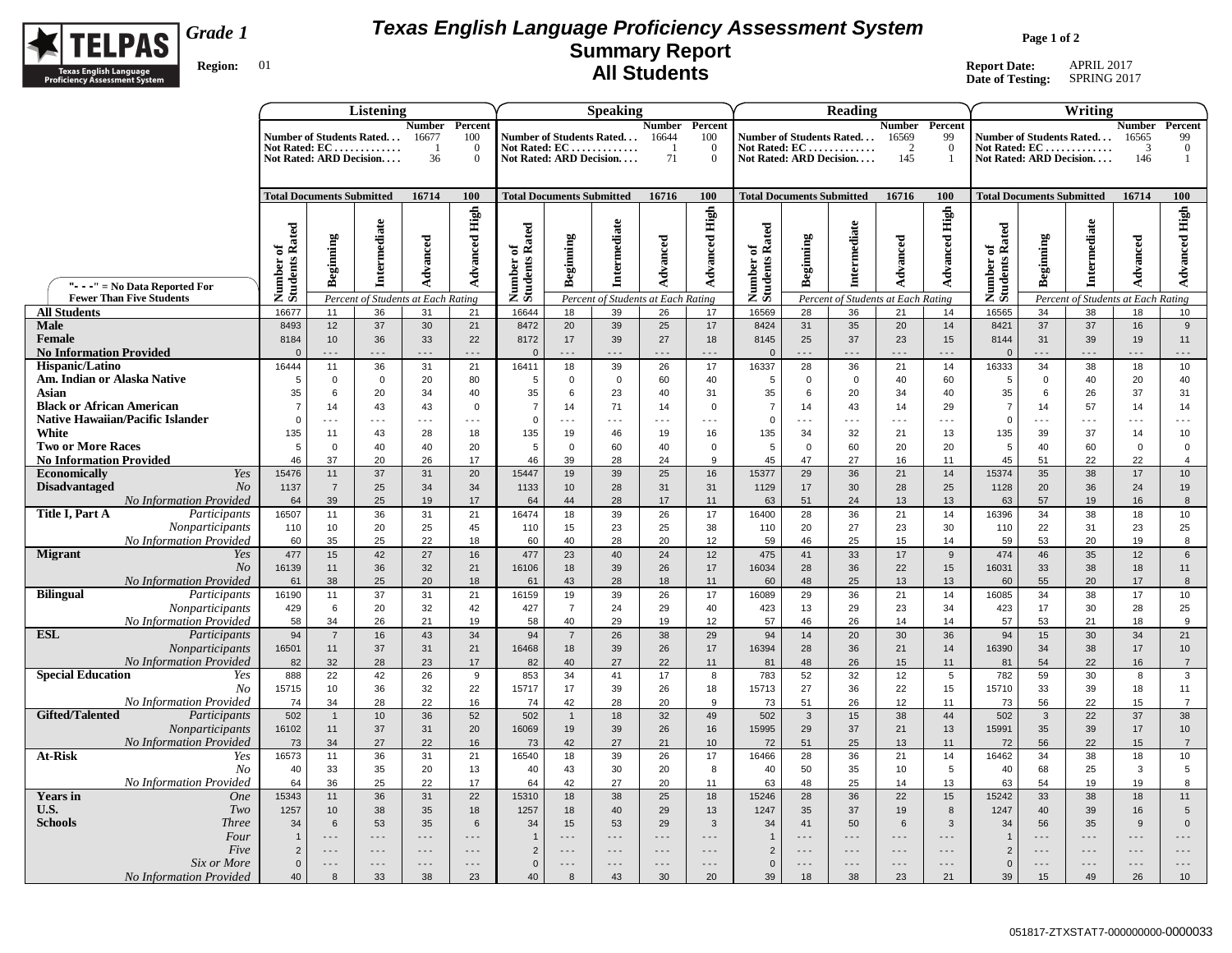# Texas English Language Proficiency Assessment System

## Summary Report

## All Students

TELPAS Texas English Language Proficiency Assessment System

**Grade 1**

**Region:** 01

**Report Date:** APRIL 2017
**Date of Testing:** SPRING 2017

| | Listening | | | Speaking | | | Reading | | | Writing | | |
|---|---|---|---|---|---|---|---|---|---|---|---|---|
| | | Number | Percent | | Number | Percent | | Number | Percent | | Number | Percent |
| | Number of Students Rated | 16677 | 100 | Number of Students Rated | 16644 | 100 | Number of Students Rated | 16569 | 99 | Number of Students Rated | 16565 | 99 |
| | Not Rated: EC | 1 | 0 | Not Rated: EC | 1 | 0 | Not Rated: EC | 2 | 0 | Not Rated: EC | 3 | 0 |
| | Not Rated: ARD Decision | 36 | 0 | Not Rated: ARD Decision | 71 | 0 | Not Rated: ARD Decision | 145 | 1 | Not Rated: ARD Decision | 146 | 1 |
| | Total Documents Submitted | 16714 | 100 | Total Documents Submitted | 16716 | 100 | Total Documents Submitted | 16716 | 100 | Total Documents Submitted | 16714 | 100 |

"- - -" = No Data Reported For Fewer Than Five Students

Percent of Students at Each Rating

| | | Listening: Number of Students Rated | Beginning | Intermediate | Advanced | Advanced High | Speaking: Number of Students Rated | Beginning | Intermediate | Advanced | Advanced High | Reading: Number of Students Rated | Beginning | Intermediate | Advanced | Advanced High | Writing: Number of Students Rated | Beginning | Intermediate | Advanced | Advanced High |
|---|---|---|---|---|---|---|---|---|---|---|---|---|---|---|---|---|---|---|---|---|---|
| **All Students** | | 16677 | 11 | 36 | 31 | 21 | 16644 | 18 | 39 | 26 | 17 | 16569 | 28 | 36 | 21 | 14 | 16565 | 34 | 38 | 18 | 10 |
| **Male** | | 8493 | 12 | 37 | 30 | 21 | 8472 | 20 | 39 | 25 | 17 | 8424 | 31 | 35 | 20 | 14 | 8421 | 37 | 37 | 16 | 9 |
| **Female** | | 8184 | 10 | 36 | 33 | 22 | 8172 | 17 | 39 | 27 | 18 | 8145 | 25 | 37 | 23 | 15 | 8144 | 31 | 39 | 19 | 11 |
| **No Information Provided** | | 0 | --- | --- | --- | --- | 0 | --- | --- | --- | --- | 0 | --- | --- | --- | --- | 0 | --- | --- | --- | --- |
| **Hispanic/Latino** | | 16444 | 11 | 36 | 31 | 21 | 16411 | 18 | 39 | 26 | 17 | 16337 | 28 | 36 | 21 | 14 | 16333 | 34 | 38 | 18 | 10 |
| **Am. Indian or Alaska Native** | | 5 | 0 | 0 | 20 | 80 | 5 | 0 | 0 | 60 | 40 | 5 | 0 | 0 | 40 | 60 | 5 | 0 | 40 | 20 | 40 |
| **Asian** | | 35 | 6 | 20 | 34 | 40 | 35 | 6 | 23 | 40 | 31 | 35 | 6 | 20 | 34 | 40 | 35 | 6 | 26 | 37 | 31 |
| **Black or African American** | | 7 | 14 | 43 | 43 | 0 | 7 | 14 | 71 | 14 | 0 | 7 | 14 | 43 | 14 | 29 | 7 | 14 | 57 | 14 | 14 |
| **Native Hawaiian/Pacific Islander** | | 0 | --- | --- | --- | --- | 0 | --- | --- | --- | --- | 0 | --- | --- | --- | --- | 0 | --- | --- | --- | --- |
| **White** | | 135 | 11 | 43 | 28 | 18 | 135 | 19 | 46 | 19 | 16 | 135 | 34 | 32 | 21 | 13 | 135 | 39 | 37 | 14 | 10 |
| **Two or More Races** | | 5 | 0 | 40 | 40 | 20 | 5 | 0 | 60 | 40 | 0 | 5 | 0 | 60 | 20 | 20 | 5 | 40 | 60 | 0 | 0 |
| **No Information Provided** | | 46 | 37 | 20 | 26 | 17 | 46 | 39 | 28 | 24 | 9 | 45 | 47 | 27 | 16 | 11 | 45 | 51 | 22 | 22 | 4 |
| **Economically Disadvantaged** | *Yes* | 15476 | 11 | 37 | 31 | 20 | 15447 | 19 | 39 | 25 | 16 | 15377 | 29 | 36 | 21 | 14 | 15374 | 35 | 38 | 17 | 10 |
| | *No* | 1137 | 7 | 25 | 34 | 34 | 1133 | 10 | 28 | 31 | 31 | 1129 | 17 | 30 | 28 | 25 | 1128 | 20 | 36 | 24 | 19 |
| | *No Information Provided* | 64 | 39 | 25 | 19 | 17 | 64 | 44 | 28 | 17 | 11 | 63 | 51 | 24 | 13 | 13 | 63 | 57 | 19 | 16 | 8 |
| **Title I, Part A** | *Participants* | 16507 | 11 | 36 | 31 | 21 | 16474 | 18 | 39 | 26 | 17 | 16400 | 28 | 36 | 21 | 14 | 16396 | 34 | 38 | 18 | 10 |
| | *Nonparticipants* | 110 | 10 | 20 | 25 | 45 | 110 | 15 | 23 | 25 | 38 | 110 | 20 | 27 | 23 | 30 | 110 | 22 | 31 | 23 | 25 |
| | *No Information Provided* | 60 | 35 | 25 | 22 | 18 | 60 | 40 | 28 | 20 | 12 | 59 | 46 | 25 | 15 | 14 | 59 | 53 | 20 | 19 | 8 |
| **Migrant** | *Yes* | 477 | 15 | 42 | 27 | 16 | 477 | 23 | 40 | 24 | 12 | 475 | 41 | 33 | 17 | 9 | 474 | 46 | 35 | 12 | 6 |
| | *No* | 16139 | 11 | 36 | 32 | 21 | 16106 | 18 | 39 | 26 | 17 | 16034 | 28 | 36 | 22 | 15 | 16031 | 33 | 38 | 18 | 11 |
| | *No Information Provided* | 61 | 38 | 25 | 20 | 18 | 61 | 43 | 28 | 18 | 11 | 60 | 48 | 25 | 13 | 13 | 60 | 55 | 20 | 17 | 8 |
| **Bilingual** | *Participants* | 16190 | 11 | 37 | 31 | 21 | 16159 | 19 | 39 | 26 | 17 | 16089 | 29 | 36 | 21 | 14 | 16085 | 34 | 38 | 17 | 10 |
| | *Nonparticipants* | 429 | 6 | 20 | 32 | 42 | 427 | 7 | 24 | 29 | 40 | 423 | 13 | 29 | 23 | 34 | 423 | 17 | 30 | 28 | 25 |
| | *No Information Provided* | 58 | 34 | 26 | 21 | 19 | 58 | 40 | 29 | 19 | 12 | 57 | 46 | 26 | 14 | 14 | 57 | 53 | 21 | 18 | 9 |
| **ESL** | *Participants* | 94 | 7 | 16 | 43 | 34 | 94 | 7 | 26 | 38 | 29 | 94 | 14 | 20 | 30 | 36 | 94 | 15 | 30 | 34 | 21 |
| | *Nonparticipants* | 16501 | 11 | 37 | 31 | 21 | 16468 | 18 | 39 | 26 | 17 | 16394 | 28 | 36 | 21 | 14 | 16390 | 34 | 38 | 17 | 10 |
| | *No Information Provided* | 82 | 32 | 28 | 23 | 17 | 82 | 40 | 27 | 22 | 11 | 81 | 48 | 26 | 15 | 11 | 81 | 54 | 22 | 16 | 7 |
| **Special Education** | *Yes* | 888 | 22 | 42 | 26 | 9 | 853 | 34 | 41 | 17 | 8 | 783 | 52 | 32 | 12 | 5 | 782 | 59 | 30 | 8 | 3 |
| | *No* | 15715 | 10 | 36 | 32 | 22 | 15717 | 17 | 39 | 26 | 18 | 15713 | 27 | 36 | 22 | 15 | 15710 | 33 | 39 | 18 | 11 |
| | *No Information Provided* | 74 | 34 | 28 | 22 | 16 | 74 | 42 | 28 | 20 | 9 | 73 | 51 | 26 | 12 | 11 | 73 | 56 | 22 | 15 | 7 |
| **Gifted/Talented** | *Participants* | 502 | 1 | 10 | 36 | 52 | 502 | 1 | 18 | 32 | 49 | 502 | 3 | 15 | 38 | 44 | 502 | 3 | 22 | 37 | 38 |
| | *Nonparticipants* | 16102 | 11 | 37 | 31 | 20 | 16069 | 19 | 39 | 26 | 16 | 15995 | 29 | 37 | 21 | 13 | 15991 | 35 | 39 | 17 | 10 |
| | *No Information Provided* | 73 | 34 | 27 | 22 | 16 | 73 | 42 | 27 | 21 | 10 | 72 | 51 | 25 | 13 | 11 | 72 | 56 | 22 | 15 | 7 |
| **At-Risk** | *Yes* | 16573 | 11 | 36 | 31 | 21 | 16540 | 18 | 39 | 26 | 17 | 16466 | 28 | 36 | 21 | 14 | 16462 | 34 | 38 | 18 | 10 |
| | *No* | 40 | 33 | 35 | 20 | 13 | 40 | 43 | 30 | 20 | 8 | 40 | 50 | 35 | 10 | 5 | 40 | 68 | 25 | 3 | 5 |
| | *No Information Provided* | 64 | 36 | 25 | 22 | 17 | 64 | 42 | 27 | 20 | 11 | 63 | 48 | 25 | 14 | 13 | 63 | 54 | 19 | 19 | 8 |
| **Years in U.S. Schools** | *One* | 15343 | 11 | 36 | 31 | 22 | 15310 | 18 | 38 | 25 | 18 | 15246 | 28 | 36 | 22 | 15 | 15242 | 33 | 38 | 18 | 11 |
| | *Two* | 1257 | 10 | 38 | 35 | 18 | 1257 | 18 | 40 | 29 | 13 | 1247 | 35 | 37 | 19 | 8 | 1247 | 40 | 39 | 16 | 5 |
| | *Three* | 34 | 6 | 53 | 35 | 6 | 34 | 15 | 53 | 29 | 3 | 34 | 41 | 50 | 6 | 3 | 34 | 56 | 35 | 9 | 0 |
| | *Four* | 1 | --- | --- | --- | --- | 1 | --- | --- | --- | --- | 1 | --- | --- | --- | --- | 1 | --- | --- | --- | --- |
| | *Five* | 2 | --- | --- | --- | --- | 2 | --- | --- | --- | --- | 2 | --- | --- | --- | --- | 2 | --- | --- | --- | --- |
| | *Six or More* | 0 | --- | --- | --- | --- | 0 | --- | --- | --- | --- | 0 | --- | --- | --- | --- | 0 | --- | --- | --- | --- |
| | *No Information Provided* | 40 | 8 | 33 | 38 | 23 | 40 | 8 | 43 | 30 | 20 | 39 | 18 | 38 | 23 | 21 | 39 | 15 | 49 | 26 | 10 |

051817-ZTXSTAT7-000000000-0000033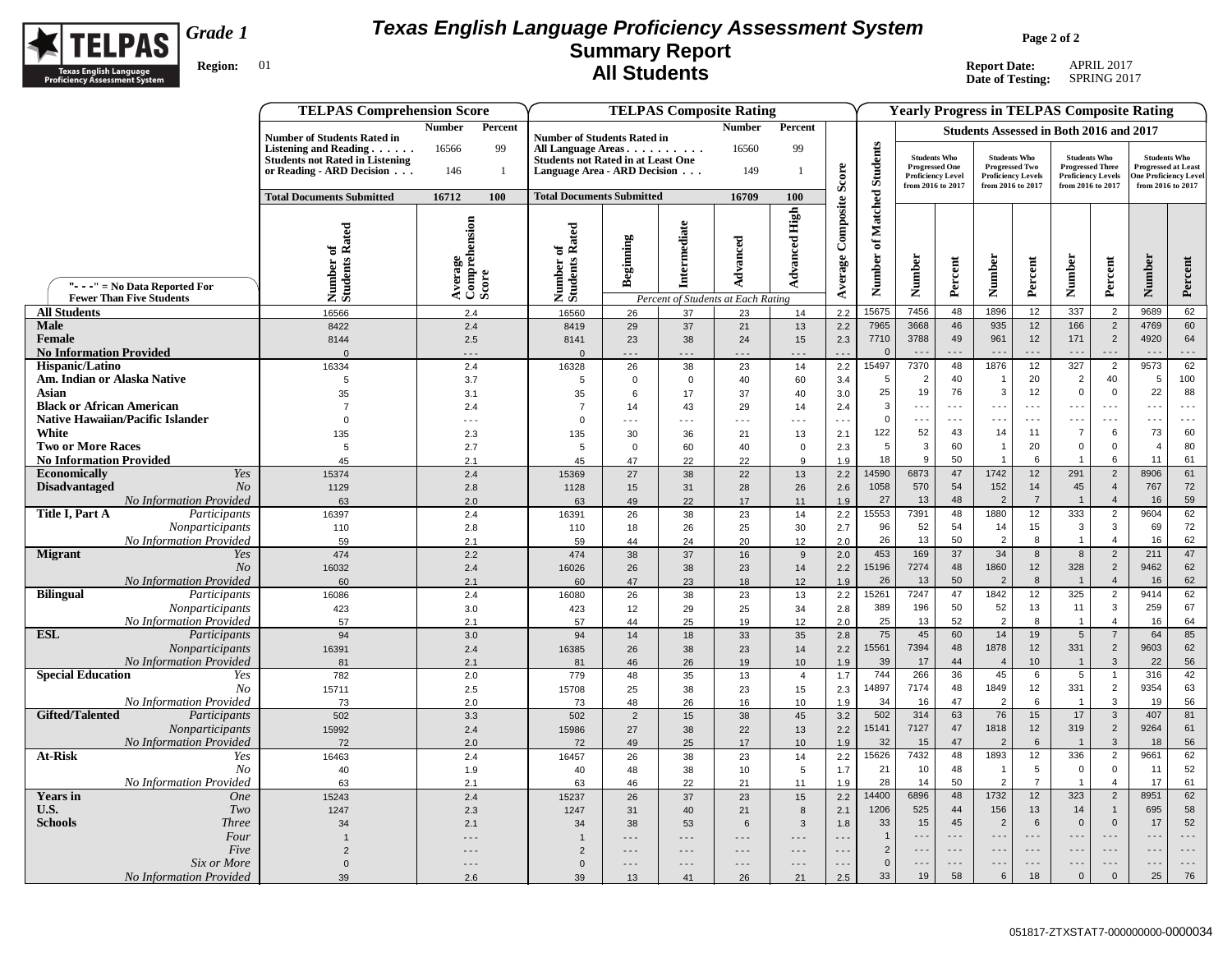# Texas English Language Proficiency Assessment System
## Summary Report
## All Students

**Grade 1**

**Region:** 01

**Report Date:** APRIL 2017
**Date of Testing:** SPRING 2017

### TELPAS Comprehension Score

| | Number | Percent |
|---|---|---|
| Number of Students Rated in Listening and Reading | 16566 | 99 |
| Students not Rated in Listening or Reading - ARD Decision | 146 | 1 |
| **Total Documents Submitted** | **16712** | **100** |

### TELPAS Composite Rating

| | Number | Percent |
|---|---|---|
| Number of Students Rated in All Language Areas | 16560 | 99 |
| Students not Rated in at Least One Language Area - ARD Decision | 149 | 1 |
| **Total Documents Submitted** | **16709** | **100** |

### Yearly Progress in TELPAS Composite Rating — Students Assessed in Both 2016 and 2017

"- - -" = No Data Reported For Fewer Than Five Students

| | | Number of Students Rated (Comprehension) | Average Comprehension Score | Number of Students Rated (Composite) | Beginning | Intermediate | Advanced | Advanced High | Average Composite Score | Number of Matched Students | Progressed One Level Number | Progressed One Level Percent | Progressed Two Levels Number | Progressed Two Levels Percent | Progressed Three Levels Number | Progressed Three Levels Percent | Progressed at Least One Level Number | Progressed at Least One Level Percent |
|---|---|---|---|---|---|---|---|---|---|---|---|---|---|---|---|---|---|---|
| **All Students** | | 16566 | 2.4 | 16560 | 26 | 37 | 23 | 14 | 2.2 | 15675 | 7456 | 48 | 1896 | 12 | 337 | 2 | 9689 | 62 |
| **Male** | | 8422 | 2.4 | 8419 | 29 | 37 | 21 | 13 | 2.2 | 7965 | 3668 | 46 | 935 | 12 | 166 | 2 | 4769 | 60 |
| **Female** | | 8144 | 2.5 | 8141 | 23 | 38 | 24 | 15 | 2.3 | 7710 | 3788 | 49 | 961 | 12 | 171 | 2 | 4920 | 64 |
| **No Information Provided** | | 0 | - - - | 0 | - - - | - - - | - - - | - - - | - - - | 0 | - - - | - - - | - - - | - - - | - - - | - - - | - - - | - - - |
| **Hispanic/Latino** | | 16334 | 2.4 | 16328 | 26 | 38 | 23 | 14 | 2.2 | 15497 | 7370 | 48 | 1876 | 12 | 327 | 2 | 9573 | 62 |
| **Am. Indian or Alaska Native** | | 5 | 3.7 | 5 | 0 | 0 | 40 | 60 | 3.4 | 5 | 2 | 40 | 1 | 20 | 2 | 40 | 5 | 100 |
| **Asian** | | 35 | 3.1 | 35 | 6 | 17 | 37 | 40 | 3.0 | 25 | 19 | 76 | 3 | 12 | 0 | 0 | 22 | 88 |
| **Black or African American** | | 7 | 2.4 | 7 | 14 | 43 | 29 | 14 | 2.4 | 3 | - - - | - - - | - - - | - - - | - - - | - - - | - - - | - - - |
| **Native Hawaiian/Pacific Islander** | | 0 | - - - | 0 | - - - | - - - | - - - | - - - | - - - | 0 | - - - | - - - | - - - | - - - | - - - | - - - | - - - | - - - |
| **White** | | 135 | 2.3 | 135 | 30 | 36 | 21 | 13 | 2.1 | 122 | 52 | 43 | 14 | 11 | 7 | 6 | 73 | 60 |
| **Two or More Races** | | 5 | 2.7 | 5 | 0 | 60 | 40 | 0 | 2.3 | 5 | 3 | 60 | 1 | 20 | 0 | 0 | 4 | 80 |
| **No Information Provided** | | 45 | 2.1 | 45 | 47 | 22 | 22 | 9 | 1.9 | 18 | 9 | 50 | 1 | 6 | 1 | 6 | 11 | 61 |
| **Economically Disadvantaged** | *Yes* | 15374 | 2.4 | 15369 | 27 | 38 | 22 | 13 | 2.2 | 14590 | 6873 | 47 | 1742 | 12 | 291 | 2 | 8906 | 61 |
| | *No* | 1129 | 2.8 | 1128 | 15 | 31 | 28 | 26 | 2.6 | 1058 | 570 | 54 | 152 | 14 | 45 | 4 | 767 | 72 |
| | *No Information Provided* | 63 | 2.0 | 63 | 49 | 22 | 17 | 11 | 1.9 | 27 | 13 | 48 | 2 | 7 | 1 | 4 | 16 | 59 |
| **Title I, Part A** | *Participants* | 16397 | 2.4 | 16391 | 26 | 38 | 23 | 14 | 2.2 | 15553 | 7391 | 48 | 1880 | 12 | 333 | 2 | 9604 | 62 |
| | *Nonparticipants* | 110 | 2.8 | 110 | 18 | 26 | 25 | 30 | 2.7 | 96 | 52 | 54 | 14 | 15 | 3 | 3 | 69 | 72 |
| | *No Information Provided* | 59 | 2.1 | 59 | 44 | 24 | 20 | 12 | 2.0 | 26 | 13 | 50 | 2 | 8 | 1 | 4 | 16 | 62 |
| **Migrant** | *Yes* | 474 | 2.2 | 474 | 38 | 37 | 16 | 9 | 2.0 | 453 | 169 | 37 | 34 | 8 | 8 | 2 | 211 | 47 |
| | *No* | 16032 | 2.4 | 16026 | 26 | 38 | 23 | 14 | 2.2 | 15196 | 7274 | 48 | 1860 | 12 | 328 | 2 | 9462 | 62 |
| | *No Information Provided* | 60 | 2.1 | 60 | 47 | 23 | 18 | 12 | 1.9 | 26 | 13 | 50 | 2 | 8 | 1 | 4 | 16 | 62 |
| **Bilingual** | *Participants* | 16086 | 2.4 | 16080 | 26 | 38 | 23 | 13 | 2.2 | 15261 | 7247 | 47 | 1842 | 12 | 325 | 2 | 9414 | 62 |
| | *Nonparticipants* | 423 | 3.0 | 423 | 12 | 29 | 25 | 34 | 2.8 | 389 | 196 | 50 | 52 | 13 | 11 | 3 | 259 | 67 |
| | *No Information Provided* | 57 | 2.1 | 57 | 44 | 25 | 19 | 12 | 2.0 | 25 | 13 | 52 | 2 | 8 | 1 | 4 | 16 | 64 |
| **ESL** | *Participants* | 94 | 3.0 | 94 | 14 | 18 | 33 | 35 | 2.8 | 75 | 45 | 60 | 14 | 19 | 5 | 7 | 64 | 85 |
| | *Nonparticipants* | 16391 | 2.4 | 16385 | 26 | 38 | 23 | 14 | 2.2 | 15561 | 7394 | 48 | 1878 | 12 | 331 | 2 | 9603 | 62 |
| | *No Information Provided* | 81 | 2.1 | 81 | 46 | 26 | 19 | 10 | 1.9 | 39 | 17 | 44 | 4 | 10 | 1 | 3 | 22 | 56 |
| **Special Education** | *Yes* | 782 | 2.0 | 779 | 48 | 35 | 13 | 4 | 1.7 | 744 | 266 | 36 | 45 | 6 | 5 | 1 | 316 | 42 |
| | *No* | 15711 | 2.5 | 15708 | 25 | 38 | 23 | 15 | 2.3 | 14897 | 7174 | 48 | 1849 | 12 | 331 | 2 | 9354 | 63 |
| | *No Information Provided* | 73 | 2.0 | 73 | 48 | 26 | 16 | 10 | 1.9 | 34 | 16 | 47 | 2 | 6 | 1 | 3 | 19 | 56 |
| **Gifted/Talented** | *Participants* | 502 | 3.3 | 502 | 2 | 15 | 38 | 45 | 3.2 | 502 | 314 | 63 | 76 | 15 | 17 | 3 | 407 | 81 |
| | *Nonparticipants* | 15992 | 2.4 | 15986 | 27 | 38 | 22 | 13 | 2.2 | 15141 | 7127 | 47 | 1818 | 12 | 319 | 2 | 9264 | 61 |
| | *No Information Provided* | 72 | 2.0 | 72 | 49 | 25 | 17 | 10 | 1.9 | 32 | 15 | 47 | 2 | 6 | 1 | 3 | 18 | 56 |
| **At-Risk** | *Yes* | 16463 | 2.4 | 16457 | 26 | 38 | 23 | 14 | 2.2 | 15626 | 7432 | 48 | 1893 | 12 | 336 | 2 | 9661 | 62 |
| | *No* | 40 | 1.9 | 40 | 48 | 38 | 10 | 5 | 1.7 | 21 | 10 | 48 | 1 | 5 | 0 | 0 | 11 | 52 |
| | *No Information Provided* | 63 | 2.1 | 63 | 46 | 22 | 21 | 11 | 1.9 | 28 | 14 | 50 | 2 | 7 | 1 | 4 | 17 | 61 |
| **Years in U.S. Schools** | *One* | 15243 | 2.4 | 15237 | 26 | 37 | 23 | 15 | 2.2 | 14400 | 6896 | 48 | 1732 | 12 | 323 | 2 | 8951 | 62 |
| | *Two* | 1247 | 2.3 | 1247 | 31 | 40 | 21 | 8 | 2.1 | 1206 | 525 | 44 | 156 | 13 | 14 | 1 | 695 | 58 |
| | *Three* | 34 | 2.1 | 34 | 38 | 53 | 6 | 3 | 1.8 | 33 | 15 | 45 | 2 | 6 | 0 | 0 | 17 | 52 |
| | *Four* | 1 | - - - | 1 | - - - | - - - | - - - | - - - | - - - | 1 | - - - | - - - | - - - | - - - | - - - | - - - | - - - | - - - |
| | *Five* | 2 | - - - | 2 | - - - | - - - | - - - | - - - | - - - | 2 | - - - | - - - | - - - | - - - | - - - | - - - | - - - | - - - |
| | *Six or More* | 0 | - - - | 0 | - - - | - - - | - - - | - - - | - - - | 0 | - - - | - - - | - - - | - - - | - - - | - - - | - - - | - - - |
| | *No Information Provided* | 39 | 2.6 | 39 | 13 | 41 | 26 | 21 | 2.5 | 33 | 19 | 58 | 6 | 18 | 0 | 0 | 25 | 76 |

Beginning, Intermediate, Advanced, Advanced High: Percent of Students at Each Rating

051817-ZTXSTAT7-000000000-0000034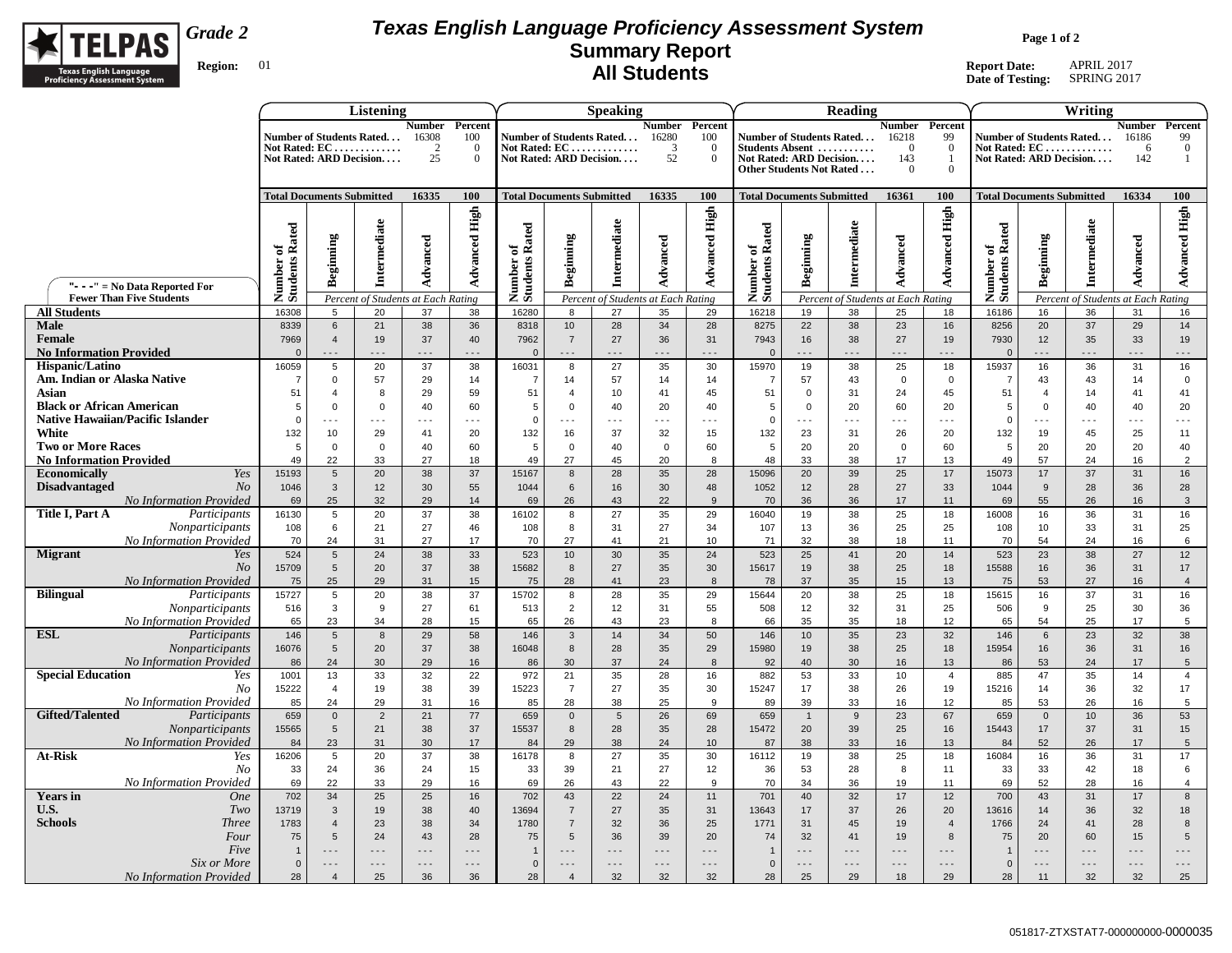# Texas English Language Proficiency Assessment System
## Summary Report
## All Students

**TELPAS** — Texas English Language Proficiency Assessment System

**Grade 2**

**Region:** 01

**Report Date:** APRIL 2017
**Date of Testing:** SPRING 2017

| | Listening Number | Listening Percent | Speaking Number | Speaking Percent | Reading Number | Reading Percent | Writing Number | Writing Percent |
|---|---|---|---|---|---|---|---|---|
| Number of Students Rated | 16308 | 100 | 16280 | 100 | 16218 | 99 | 16186 | 99 |
| Not Rated: EC | 2 | 0 | 3 | 0 | | | 6 | 0 |
| Students Absent | | | | | 0 | 0 | | |
| Not Rated: ARD Decision | 25 | 0 | 52 | 0 | 143 | 1 | 142 | 1 |
| Other Students Not Rated | | | | | 0 | 0 | | |
| Total Documents Submitted | 16335 | 100 | 16335 | 100 | 16361 | 100 | 16334 | 100 |

"- - -" = No Data Reported For Fewer Than Five Students

Percent of Students at Each Rating

| | | Listening: Number of Students Rated | Listening: Beginning | Listening: Intermediate | Listening: Advanced | Listening: Advanced High | Speaking: Number of Students Rated | Speaking: Beginning | Speaking: Intermediate | Speaking: Advanced | Speaking: Advanced High | Reading: Number of Students Rated | Reading: Beginning | Reading: Intermediate | Reading: Advanced | Reading: Advanced High | Writing: Number of Students Rated | Writing: Beginning | Writing: Intermediate | Writing: Advanced | Writing: Advanced High |
|---|---|---|---|---|---|---|---|---|---|---|---|---|---|---|---|---|---|---|---|---|---|
| **All Students** | | 16308 | 5 | 20 | 37 | 38 | 16280 | 8 | 27 | 35 | 29 | 16218 | 19 | 38 | 25 | 18 | 16186 | 16 | 36 | 31 | 16 |
| **Male** | | 8339 | 6 | 21 | 38 | 36 | 8318 | 10 | 28 | 34 | 28 | 8275 | 22 | 38 | 23 | 16 | 8256 | 20 | 37 | 29 | 14 |
| **Female** | | 7969 | 4 | 19 | 37 | 40 | 7962 | 7 | 27 | 36 | 31 | 7943 | 16 | 38 | 27 | 19 | 7930 | 12 | 35 | 33 | 19 |
| **No Information Provided** | | 0 | --- | --- | --- | --- | 0 | --- | --- | --- | --- | 0 | --- | --- | --- | --- | 0 | --- | --- | --- | --- |
| **Hispanic/Latino** | | 16059 | 5 | 20 | 37 | 38 | 16031 | 8 | 27 | 35 | 30 | 15970 | 19 | 38 | 25 | 18 | 15937 | 16 | 36 | 31 | 16 |
| **Am. Indian or Alaska Native** | | 7 | 0 | 57 | 29 | 14 | 7 | 14 | 57 | 14 | 14 | 7 | 57 | 43 | 0 | 0 | 7 | 43 | 43 | 14 | 0 |
| **Asian** | | 51 | 4 | 8 | 29 | 59 | 51 | 4 | 10 | 41 | 45 | 51 | 0 | 31 | 24 | 45 | 51 | 4 | 14 | 41 | 41 |
| **Black or African American** | | 5 | 0 | 0 | 40 | 60 | 5 | 0 | 40 | 20 | 40 | 5 | 0 | 20 | 60 | 20 | 5 | 0 | 40 | 40 | 20 |
| **Native Hawaiian/Pacific Islander** | | 0 | --- | --- | --- | --- | 0 | --- | --- | --- | --- | 0 | --- | --- | --- | --- | 0 | --- | --- | --- | --- |
| **White** | | 132 | 10 | 29 | 41 | 20 | 132 | 16 | 37 | 32 | 15 | 132 | 23 | 31 | 26 | 20 | 132 | 19 | 45 | 25 | 11 |
| **Two or More Races** | | 5 | 0 | 0 | 40 | 60 | 5 | 0 | 40 | 0 | 60 | 5 | 20 | 20 | 0 | 60 | 5 | 20 | 20 | 20 | 40 |
| **No Information Provided** | | 49 | 22 | 33 | 27 | 18 | 49 | 27 | 45 | 20 | 8 | 48 | 33 | 38 | 17 | 13 | 49 | 57 | 24 | 16 | 2 |
| **Economically Disadvantaged** | *Yes* | 15193 | 5 | 20 | 38 | 37 | 15167 | 8 | 28 | 35 | 28 | 15096 | 20 | 39 | 25 | 17 | 15073 | 17 | 37 | 31 | 16 |
| | *No* | 1046 | 3 | 12 | 30 | 55 | 1044 | 6 | 16 | 30 | 48 | 1052 | 12 | 28 | 27 | 33 | 1044 | 9 | 28 | 36 | 28 |
| | *No Information Provided* | 69 | 25 | 32 | 29 | 14 | 69 | 26 | 43 | 22 | 9 | 70 | 36 | 36 | 17 | 11 | 69 | 55 | 26 | 16 | 3 |
| **Title I, Part A** | *Participants* | 16130 | 5 | 20 | 37 | 38 | 16102 | 8 | 27 | 35 | 29 | 16040 | 19 | 38 | 25 | 18 | 16008 | 16 | 36 | 31 | 16 |
| | *Nonparticipants* | 108 | 6 | 21 | 27 | 46 | 108 | 8 | 31 | 27 | 34 | 107 | 13 | 36 | 25 | 25 | 108 | 10 | 33 | 31 | 25 |
| | *No Information Provided* | 70 | 24 | 31 | 27 | 17 | 70 | 27 | 41 | 21 | 10 | 71 | 32 | 38 | 18 | 11 | 70 | 54 | 24 | 16 | 6 |
| **Migrant** | *Yes* | 524 | 5 | 24 | 38 | 33 | 523 | 10 | 30 | 35 | 24 | 523 | 25 | 41 | 20 | 14 | 523 | 23 | 38 | 27 | 12 |
| | *No* | 15709 | 5 | 20 | 37 | 38 | 15682 | 8 | 27 | 35 | 30 | 15617 | 19 | 38 | 25 | 18 | 15588 | 16 | 36 | 31 | 17 |
| | *No Information Provided* | 75 | 25 | 29 | 31 | 15 | 75 | 28 | 41 | 23 | 8 | 78 | 37 | 35 | 15 | 13 | 75 | 53 | 27 | 16 | 4 |
| **Bilingual** | *Participants* | 15727 | 5 | 20 | 38 | 37 | 15702 | 8 | 28 | 35 | 29 | 15644 | 20 | 38 | 25 | 18 | 15615 | 16 | 37 | 31 | 16 |
| | *Nonparticipants* | 516 | 3 | 9 | 27 | 61 | 513 | 2 | 12 | 31 | 55 | 508 | 12 | 32 | 31 | 25 | 506 | 9 | 25 | 30 | 36 |
| | *No Information Provided* | 65 | 23 | 34 | 28 | 15 | 65 | 26 | 43 | 23 | 8 | 66 | 35 | 35 | 18 | 12 | 65 | 54 | 25 | 17 | 5 |
| **ESL** | *Participants* | 146 | 5 | 8 | 29 | 58 | 146 | 3 | 14 | 34 | 50 | 146 | 10 | 35 | 23 | 32 | 146 | 6 | 23 | 32 | 38 |
| | *Nonparticipants* | 16076 | 5 | 20 | 37 | 38 | 16048 | 8 | 28 | 35 | 29 | 15980 | 19 | 38 | 25 | 18 | 15954 | 16 | 36 | 31 | 16 |
| | *No Information Provided* | 86 | 24 | 30 | 29 | 16 | 86 | 30 | 37 | 24 | 8 | 92 | 40 | 30 | 16 | 13 | 86 | 53 | 24 | 17 | 5 |
| **Special Education** | *Yes* | 1001 | 13 | 33 | 32 | 22 | 972 | 21 | 35 | 28 | 16 | 882 | 53 | 33 | 10 | 4 | 885 | 47 | 35 | 14 | 4 |
| | *No* | 15222 | 4 | 19 | 38 | 39 | 15223 | 7 | 27 | 35 | 30 | 15247 | 17 | 38 | 26 | 19 | 15216 | 14 | 36 | 32 | 17 |
| | *No Information Provided* | 85 | 24 | 29 | 31 | 16 | 85 | 28 | 38 | 25 | 9 | 89 | 39 | 33 | 16 | 12 | 85 | 53 | 26 | 16 | 5 |
| **Gifted/Talented** | *Participants* | 659 | 0 | 2 | 21 | 77 | 659 | 0 | 5 | 26 | 69 | 659 | 1 | 9 | 23 | 67 | 659 | 0 | 10 | 36 | 53 |
| | *Nonparticipants* | 15565 | 5 | 21 | 38 | 37 | 15537 | 8 | 28 | 35 | 28 | 15472 | 20 | 39 | 25 | 16 | 15443 | 17 | 37 | 31 | 15 |
| | *No Information Provided* | 84 | 23 | 31 | 30 | 17 | 84 | 29 | 38 | 24 | 10 | 87 | 38 | 33 | 16 | 13 | 84 | 52 | 26 | 17 | 5 |
| **At-Risk** | *Yes* | 16206 | 5 | 20 | 37 | 38 | 16178 | 8 | 27 | 35 | 30 | 16112 | 19 | 38 | 25 | 18 | 16084 | 16 | 36 | 31 | 17 |
| | *No* | 33 | 24 | 36 | 24 | 15 | 33 | 39 | 21 | 27 | 12 | 36 | 53 | 28 | 8 | 11 | 33 | 33 | 42 | 18 | 6 |
| | *No Information Provided* | 69 | 22 | 33 | 29 | 16 | 69 | 26 | 43 | 22 | 9 | 70 | 34 | 36 | 19 | 11 | 69 | 52 | 28 | 16 | 4 |
| **Years in U.S. Schools** | *One* | 702 | 34 | 25 | 25 | 16 | 702 | 43 | 22 | 24 | 11 | 701 | 40 | 32 | 17 | 12 | 700 | 43 | 31 | 17 | 8 |
| | *Two* | 13719 | 3 | 19 | 38 | 40 | 13694 | 7 | 27 | 35 | 31 | 13643 | 17 | 37 | 26 | 20 | 13616 | 14 | 36 | 32 | 18 |
| | *Three* | 1783 | 4 | 23 | 38 | 34 | 1780 | 7 | 32 | 36 | 25 | 1771 | 31 | 45 | 19 | 4 | 1766 | 24 | 41 | 28 | 8 |
| | *Four* | 75 | 5 | 24 | 43 | 28 | 75 | 5 | 36 | 39 | 20 | 74 | 32 | 41 | 19 | 8 | 75 | 20 | 60 | 15 | 5 |
| | *Five* | 1 | --- | --- | --- | --- | 1 | --- | --- | --- | --- | 1 | --- | --- | --- | --- | 1 | --- | --- | --- | --- |
| | *Six or More* | 0 | --- | --- | --- | --- | 0 | --- | --- | --- | --- | 0 | --- | --- | --- | --- | 0 | --- | --- | --- | --- |
| | *No Information Provided* | 28 | 4 | 25 | 36 | 36 | 28 | 4 | 32 | 32 | 32 | 28 | 25 | 29 | 18 | 29 | 28 | 11 | 32 | 32 | 25 |

051817-ZTXSTAT7-000000000-0000035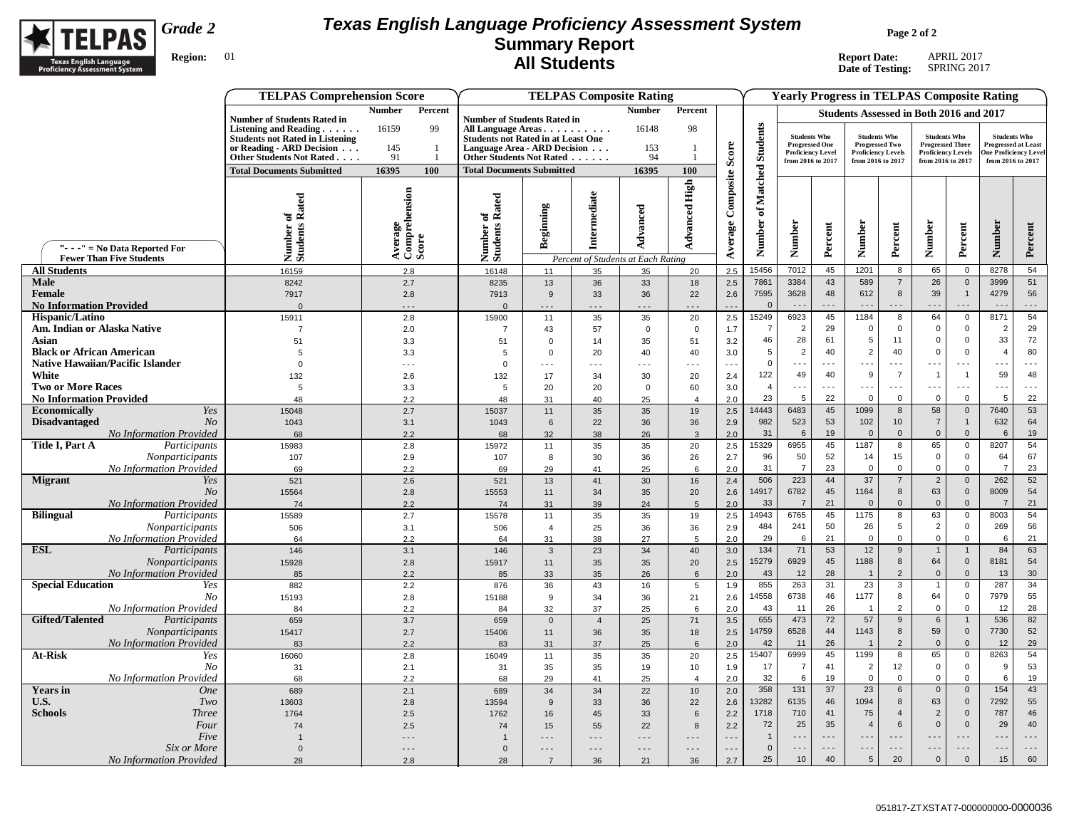# Texas English Language Proficiency Assessment System
## Summary Report
## All Students

**Grade 2**

**Region:** 01

**Report Date:** APRIL 2017
**Date of Testing:** SPRING 2017

### TELPAS Comprehension Score

| | Number | Percent |
|---|---|---|
| Number of Students Rated in Listening and Reading | 16159 | 99 |
| Students not Rated in Listening or Reading - ARD Decision | 145 | 1 |
| Other Students Not Rated | 91 | 1 |
| **Total Documents Submitted** | **16395** | **100** |

### TELPAS Composite Rating

| | Number | Percent |
|---|---|---|
| Number of Students Rated in All Language Areas | 16148 | 98 |
| Students not Rated in at Least One Language Area - ARD Decision | 153 | 1 |
| Other Students Not Rated | 94 | 1 |
| **Total Documents Submitted** | **16395** | **100** |

### Yearly Progress in TELPAS Composite Rating — Students Assessed in Both 2016 and 2017

"- - -" = No Data Reported For Fewer Than Five Students

| | | Comprehension: Number of Students Rated | Comprehension: Average Comprehension Score | Composite: Number of Students Rated | Beginning | Intermediate | Advanced | Advanced High | Average Composite Score | Number of Matched Students | Progressed One Level: Number | Progressed One Level: Percent | Progressed Two Levels: Number | Progressed Two Levels: Percent | Progressed Three Levels: Number | Progressed Three Levels: Percent | Progressed at Least One Level: Number | Progressed at Least One Level: Percent |
|---|---|---|---|---|---|---|---|---|---|---|---|---|---|---|---|---|---|---|
| | | | | | *Percent of Students at Each Rating* | | | | | | | | | | | | | |
| **All Students** | | 16159 | 2.8 | 16148 | 11 | 35 | 35 | 20 | 2.5 | 15456 | 7012 | 45 | 1201 | 8 | 65 | 0 | 8278 | 54 |
| **Male** | | 8242 | 2.7 | 8235 | 13 | 36 | 33 | 18 | 2.5 | 7861 | 3384 | 43 | 589 | 7 | 26 | 0 | 3999 | 51 |
| **Female** | | 7917 | 2.8 | 7913 | 9 | 33 | 36 | 22 | 2.6 | 7595 | 3628 | 48 | 612 | 8 | 39 | 1 | 4279 | 56 |
| **No Information Provided** | | 0 | - - - | 0 | - - - | - - - | - - - | - - - | - - - | 0 | - - - | - - - | - - - | - - - | - - - | - - - | - - - | - - - |
| **Hispanic/Latino** | | 15911 | 2.8 | 15900 | 11 | 35 | 35 | 20 | 2.5 | 15249 | 6923 | 45 | 1184 | 8 | 64 | 0 | 8171 | 54 |
| **Am. Indian or Alaska Native** | | 7 | 2.0 | 7 | 43 | 57 | 0 | 0 | 1.7 | 7 | 2 | 29 | 0 | 0 | 0 | 0 | 2 | 29 |
| **Asian** | | 51 | 3.3 | 51 | 0 | 14 | 35 | 51 | 3.2 | 46 | 28 | 61 | 5 | 11 | 0 | 0 | 33 | 72 |
| **Black or African American** | | 5 | 3.3 | 5 | 0 | 20 | 40 | 40 | 3.0 | 5 | 2 | 40 | 2 | 40 | 0 | 0 | 4 | 80 |
| **Native Hawaiian/Pacific Islander** | | 0 | - - - | 0 | - - - | - - - | - - - | - - - | - - - | 0 | - - - | - - - | - - - | - - - | - - - | - - - | - - - | - - - |
| **White** | | 132 | 2.6 | 132 | 17 | 34 | 30 | 20 | 2.4 | 122 | 49 | 40 | 9 | 7 | 1 | 1 | 59 | 48 |
| **Two or More Races** | | 5 | 3.3 | 5 | 20 | 20 | 0 | 60 | 3.0 | 4 | - - - | - - - | - - - | - - - | - - - | - - - | - - - | - - - |
| **No Information Provided** | | 48 | 2.2 | 48 | 31 | 40 | 25 | 4 | 2.0 | 23 | 5 | 22 | 0 | 0 | 0 | 0 | 5 | 22 |
| **Economically Disadvantaged** | *Yes* | 15048 | 2.7 | 15037 | 11 | 35 | 35 | 19 | 2.5 | 14443 | 6483 | 45 | 1099 | 8 | 58 | 0 | 7640 | 53 |
| | *No* | 1043 | 3.1 | 1043 | 6 | 22 | 36 | 36 | 2.9 | 982 | 523 | 53 | 102 | 10 | 7 | 1 | 632 | 64 |
| | *No Information Provided* | 68 | 2.2 | 68 | 32 | 38 | 26 | 3 | 2.0 | 31 | 6 | 19 | 0 | 0 | 0 | 0 | 6 | 19 |
| **Title I, Part A** | *Participants* | 15983 | 2.8 | 15972 | 11 | 35 | 35 | 20 | 2.5 | 15329 | 6955 | 45 | 1187 | 8 | 65 | 0 | 8207 | 54 |
| | *Nonparticipants* | 107 | 2.9 | 107 | 8 | 30 | 36 | 26 | 2.7 | 96 | 50 | 52 | 14 | 15 | 0 | 0 | 64 | 67 |
| | *No Information Provided* | 69 | 2.2 | 69 | 29 | 41 | 25 | 6 | 2.0 | 31 | 7 | 23 | 0 | 0 | 0 | 0 | 7 | 23 |
| **Migrant** | *Yes* | 521 | 2.6 | 521 | 13 | 41 | 30 | 16 | 2.4 | 506 | 223 | 44 | 37 | 7 | 2 | 0 | 262 | 52 |
| | *No* | 15564 | 2.8 | 15553 | 11 | 34 | 35 | 20 | 2.6 | 14917 | 6782 | 45 | 1164 | 8 | 63 | 0 | 8009 | 54 |
| | *No Information Provided* | 74 | 2.2 | 74 | 31 | 39 | 24 | 5 | 2.0 | 33 | 7 | 21 | 0 | 0 | 0 | 0 | 7 | 21 |
| **Bilingual** | *Participants* | 15589 | 2.7 | 15578 | 11 | 35 | 35 | 19 | 2.5 | 14943 | 6765 | 45 | 1175 | 8 | 63 | 0 | 8003 | 54 |
| | *Nonparticipants* | 506 | 3.1 | 506 | 4 | 25 | 36 | 36 | 2.9 | 484 | 241 | 50 | 26 | 5 | 2 | 0 | 269 | 56 |
| | *No Information Provided* | 64 | 2.2 | 64 | 31 | 38 | 27 | 5 | 2.0 | 29 | 6 | 21 | 0 | 0 | 0 | 0 | 6 | 21 |
| **ESL** | *Participants* | 146 | 3.1 | 146 | 3 | 23 | 34 | 40 | 3.0 | 134 | 71 | 53 | 12 | 9 | 1 | 1 | 84 | 63 |
| | *Nonparticipants* | 15928 | 2.8 | 15917 | 11 | 35 | 35 | 20 | 2.5 | 15279 | 6929 | 45 | 1188 | 8 | 64 | 0 | 8181 | 54 |
| | *No Information Provided* | 85 | 2.2 | 85 | 33 | 35 | 26 | 6 | 2.0 | 43 | 12 | 28 | 1 | 2 | 0 | 0 | 13 | 30 |
| **Special Education** | *Yes* | 882 | 2.2 | 876 | 36 | 43 | 16 | 5 | 1.9 | 855 | 263 | 31 | 23 | 3 | 1 | 0 | 287 | 34 |
| | *No* | 15193 | 2.8 | 15188 | 9 | 34 | 36 | 21 | 2.6 | 14558 | 6738 | 46 | 1177 | 8 | 64 | 0 | 7979 | 55 |
| | *No Information Provided* | 84 | 2.2 | 84 | 32 | 37 | 25 | 6 | 2.0 | 43 | 11 | 26 | 1 | 2 | 0 | 0 | 12 | 28 |
| **Gifted/Talented** | *Participants* | 659 | 3.7 | 659 | 0 | 4 | 25 | 71 | 3.5 | 655 | 473 | 72 | 57 | 9 | 6 | 1 | 536 | 82 |
| | *Nonparticipants* | 15417 | 2.7 | 15406 | 11 | 36 | 35 | 18 | 2.5 | 14759 | 6528 | 44 | 1143 | 8 | 59 | 0 | 7730 | 52 |
| | *No Information Provided* | 83 | 2.2 | 83 | 31 | 37 | 25 | 6 | 2.0 | 42 | 11 | 26 | 1 | 2 | 0 | 0 | 12 | 29 |
| **At-Risk** | *Yes* | 16060 | 2.8 | 16049 | 11 | 35 | 35 | 20 | 2.5 | 15407 | 6999 | 45 | 1199 | 8 | 65 | 0 | 8263 | 54 |
| | *No* | 31 | 2.1 | 31 | 35 | 35 | 19 | 10 | 1.9 | 17 | 7 | 41 | 2 | 12 | 0 | 0 | 9 | 53 |
| | *No Information Provided* | 68 | 2.2 | 68 | 29 | 41 | 25 | 4 | 2.0 | 32 | 6 | 19 | 0 | 0 | 0 | 0 | 6 | 19 |
| **Years in U.S. Schools** | *One* | 689 | 2.1 | 689 | 34 | 34 | 22 | 10 | 2.0 | 358 | 131 | 37 | 23 | 6 | 0 | 0 | 154 | 43 |
| | *Two* | 13603 | 2.8 | 13594 | 9 | 33 | 36 | 22 | 2.6 | 13282 | 6135 | 46 | 1094 | 8 | 63 | 0 | 7292 | 55 |
| | *Three* | 1764 | 2.5 | 1762 | 16 | 45 | 33 | 6 | 2.2 | 1718 | 710 | 41 | 75 | 4 | 2 | 0 | 787 | 46 |
| | *Four* | 74 | 2.5 | 74 | 15 | 55 | 22 | 8 | 2.2 | 72 | 25 | 35 | 4 | 6 | 0 | 0 | 29 | 40 |
| | *Five* | 1 | - - - | 1 | - - - | - - - | - - - | - - - | - - - | 1 | - - - | - - - | - - - | - - - | - - - | - - - | - - - | - - - |
| | *Six or More* | 0 | - - - | 0 | - - - | - - - | - - - | - - - | - - - | 0 | - - - | - - - | - - - | - - - | - - - | - - - | - - - | - - - |
| | *No Information Provided* | 28 | 2.8 | 28 | 7 | 36 | 21 | 36 | 2.7 | 25 | 10 | 40 | 5 | 20 | 0 | 0 | 15 | 60 |

051817-ZTXSTAT7-000000000-0000036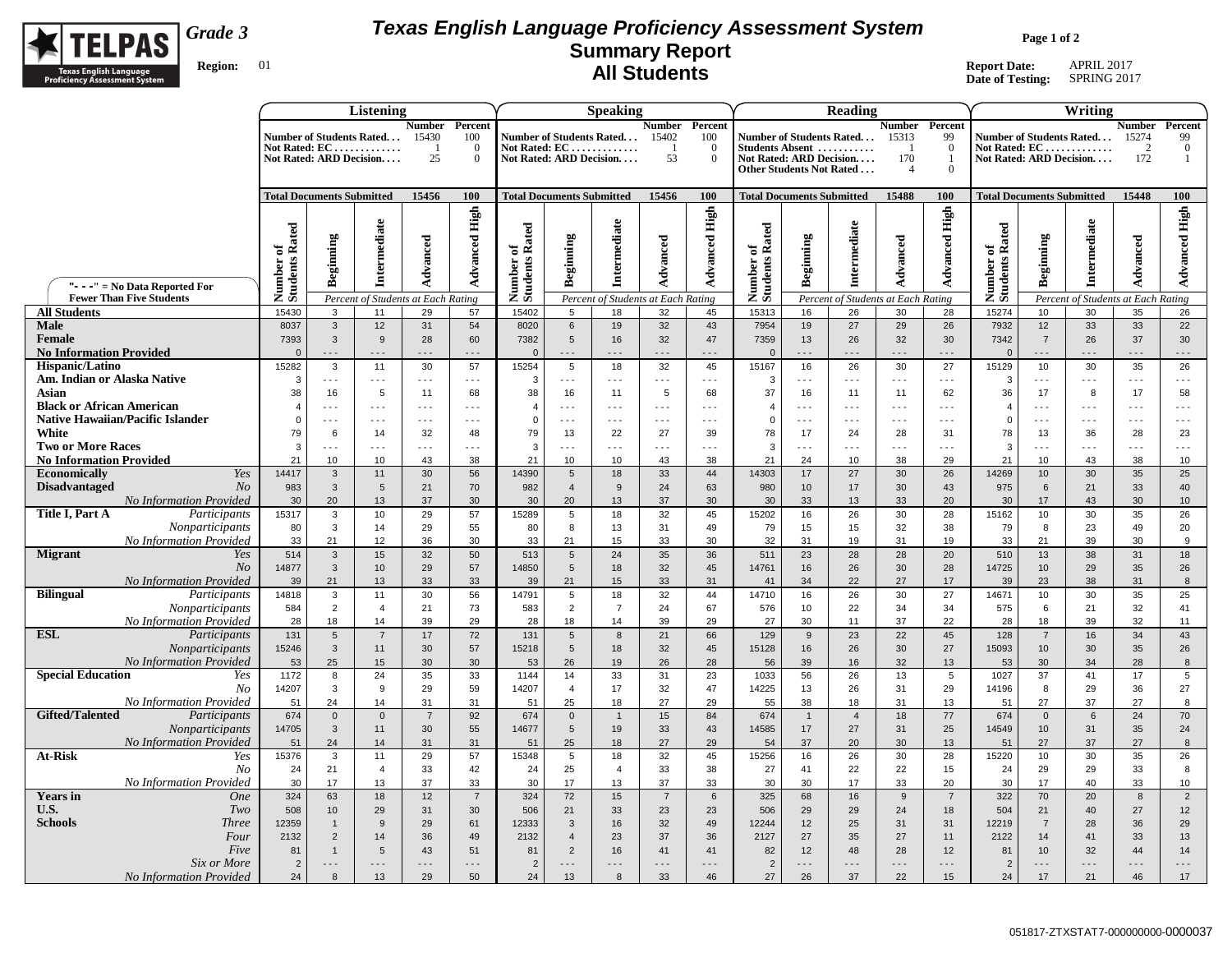# Texas English Language Proficiency Assessment System
## Summary Report
## All Students

**TELPAS** Texas English Language Proficiency Assessment System

**Grade 3**

**Region:** 01

**Report Date:** APRIL 2017
**Date of Testing:** SPRING 2017

| | Listening | | Speaking | | Reading | | Writing | |
|---|---|---|---|---|---|---|---|---|
| | Number | Percent | Number | Percent | Number | Percent | Number | Percent |
| Number of Students Rated | 15430 | 100 | 15402 | 100 | 15313 | 99 | 15274 | 99 |
| Not Rated: EC | 1 | 0 | 1 | 0 | | | 2 | 0 |
| Students Absent | | | | | 1 | 0 | | |
| Not Rated: ARD Decision | 25 | 0 | 53 | 0 | 170 | 1 | 172 | 1 |
| Other Students Not Rated | | | | | 4 | 0 | | |
| Total Documents Submitted | 15456 | 100 | 15456 | 100 | 15488 | 100 | 15448 | 100 |

"- - -" = No Data Reported For Fewer Than Five Students

Percent of Students at Each Rating

| | | Listening: Number of Students Rated | Beginning | Intermediate | Advanced | Advanced High | Speaking: Number of Students Rated | Beginning | Intermediate | Advanced | Advanced High | Reading: Number of Students Rated | Beginning | Intermediate | Advanced | Advanced High | Writing: Number of Students Rated | Beginning | Intermediate | Advanced | Advanced High |
|---|---|---|---|---|---|---|---|---|---|---|---|---|---|---|---|---|---|---|---|---|---|
| **All Students** | | 15430 | 3 | 11 | 29 | 57 | 15402 | 5 | 18 | 32 | 45 | 15313 | 16 | 26 | 30 | 28 | 15274 | 10 | 30 | 35 | 26 |
| **Male** | | 8037 | 3 | 12 | 31 | 54 | 8020 | 6 | 19 | 32 | 43 | 7954 | 19 | 27 | 29 | 26 | 7932 | 12 | 33 | 33 | 22 |
| **Female** | | 7393 | 3 | 9 | 28 | 60 | 7382 | 5 | 16 | 32 | 47 | 7359 | 13 | 26 | 32 | 30 | 7342 | 7 | 26 | 37 | 30 |
| **No Information Provided** | | 0 | --- | --- | --- | --- | 0 | --- | --- | --- | --- | 0 | --- | --- | --- | --- | 0 | --- | --- | --- | --- |
| **Hispanic/Latino** | | 15282 | 3 | 11 | 30 | 57 | 15254 | 5 | 18 | 32 | 45 | 15167 | 16 | 26 | 30 | 27 | 15129 | 10 | 30 | 35 | 26 |
| **Am. Indian or Alaska Native** | | 3 | --- | --- | --- | --- | 3 | --- | --- | --- | --- | 3 | --- | --- | --- | --- | 3 | --- | --- | --- | --- |
| **Asian** | | 38 | 16 | 5 | 11 | 68 | 38 | 16 | 11 | 5 | 68 | 37 | 16 | 11 | 11 | 62 | 36 | 17 | 8 | 17 | 58 |
| **Black or African American** | | 4 | --- | --- | --- | --- | 4 | --- | --- | --- | --- | 4 | --- | --- | --- | --- | 4 | --- | --- | --- | --- |
| **Native Hawaiian/Pacific Islander** | | 0 | --- | --- | --- | --- | 0 | --- | --- | --- | --- | 0 | --- | --- | --- | --- | 0 | --- | --- | --- | --- |
| **White** | | 79 | 6 | 14 | 32 | 48 | 79 | 13 | 22 | 27 | 39 | 78 | 17 | 24 | 28 | 31 | 78 | 13 | 36 | 28 | 23 |
| **Two or More Races** | | 3 | --- | --- | --- | --- | 3 | --- | --- | --- | --- | 3 | --- | --- | --- | --- | 3 | --- | --- | --- | --- |
| **No Information Provided** | | 21 | 10 | 10 | 43 | 38 | 21 | 10 | 10 | 43 | 38 | 21 | 24 | 10 | 38 | 29 | 21 | 10 | 43 | 38 | 10 |
| **Economically Disadvantaged** | *Yes* | 14417 | 3 | 11 | 30 | 56 | 14390 | 5 | 18 | 33 | 44 | 14303 | 17 | 27 | 30 | 26 | 14269 | 10 | 30 | 35 | 25 |
| | *No* | 983 | 3 | 5 | 21 | 70 | 982 | 4 | 9 | 24 | 63 | 980 | 10 | 17 | 30 | 43 | 975 | 6 | 21 | 33 | 40 |
| | *No Information Provided* | 30 | 20 | 13 | 37 | 30 | 30 | 20 | 13 | 37 | 30 | 30 | 33 | 13 | 33 | 20 | 30 | 17 | 43 | 30 | 10 |
| **Title I, Part A** | *Participants* | 15317 | 3 | 10 | 29 | 57 | 15289 | 5 | 18 | 32 | 45 | 15202 | 16 | 26 | 30 | 28 | 15162 | 10 | 30 | 35 | 26 |
| | *Nonparticipants* | 80 | 3 | 14 | 29 | 55 | 80 | 8 | 13 | 31 | 49 | 79 | 15 | 15 | 32 | 38 | 79 | 8 | 23 | 49 | 20 |
| | *No Information Provided* | 33 | 21 | 12 | 36 | 30 | 33 | 21 | 15 | 33 | 30 | 32 | 31 | 19 | 31 | 19 | 33 | 21 | 39 | 30 | 9 |
| **Migrant** | *Yes* | 514 | 3 | 15 | 32 | 50 | 513 | 5 | 24 | 35 | 36 | 511 | 23 | 28 | 28 | 20 | 510 | 13 | 38 | 31 | 18 |
| | *No* | 14877 | 3 | 10 | 29 | 57 | 14850 | 5 | 18 | 32 | 45 | 14761 | 16 | 26 | 30 | 28 | 14725 | 10 | 29 | 35 | 26 |
| | *No Information Provided* | 39 | 21 | 13 | 33 | 33 | 39 | 21 | 15 | 33 | 31 | 41 | 34 | 22 | 27 | 17 | 39 | 23 | 38 | 31 | 8 |
| **Bilingual** | *Participants* | 14818 | 3 | 11 | 30 | 56 | 14791 | 5 | 18 | 32 | 44 | 14710 | 16 | 26 | 30 | 27 | 14671 | 10 | 30 | 35 | 25 |
| | *Nonparticipants* | 584 | 2 | 4 | 21 | 73 | 583 | 2 | 7 | 24 | 67 | 576 | 10 | 22 | 34 | 34 | 575 | 6 | 21 | 32 | 41 |
| | *No Information Provided* | 28 | 18 | 14 | 39 | 29 | 28 | 18 | 14 | 39 | 29 | 27 | 30 | 11 | 37 | 22 | 28 | 18 | 39 | 32 | 11 |
| **ESL** | *Participants* | 131 | 5 | 7 | 17 | 72 | 131 | 5 | 8 | 21 | 66 | 129 | 9 | 23 | 22 | 45 | 128 | 7 | 16 | 34 | 43 |
| | *Nonparticipants* | 15246 | 3 | 11 | 30 | 57 | 15218 | 5 | 18 | 32 | 45 | 15128 | 16 | 26 | 30 | 27 | 15093 | 10 | 30 | 35 | 26 |
| | *No Information Provided* | 53 | 25 | 15 | 30 | 30 | 53 | 26 | 19 | 26 | 28 | 56 | 39 | 16 | 32 | 13 | 53 | 30 | 34 | 28 | 8 |
| **Special Education** | *Yes* | 1172 | 8 | 24 | 35 | 33 | 1144 | 14 | 33 | 31 | 23 | 1033 | 56 | 26 | 13 | 5 | 1027 | 37 | 41 | 17 | 5 |
| | *No* | 14207 | 3 | 9 | 29 | 59 | 14207 | 4 | 17 | 32 | 47 | 14225 | 13 | 26 | 31 | 29 | 14196 | 8 | 29 | 36 | 27 |
| | *No Information Provided* | 51 | 24 | 14 | 31 | 31 | 51 | 25 | 18 | 27 | 29 | 55 | 38 | 18 | 31 | 13 | 51 | 27 | 37 | 27 | 8 |
| **Gifted/Talented** | *Participants* | 674 | 0 | 0 | 7 | 92 | 674 | 0 | 1 | 15 | 84 | 674 | 1 | 4 | 18 | 77 | 674 | 0 | 6 | 24 | 70 |
| | *Nonparticipants* | 14705 | 3 | 11 | 30 | 55 | 14677 | 5 | 19 | 33 | 43 | 14585 | 17 | 27 | 31 | 25 | 14549 | 10 | 31 | 35 | 24 |
| | *No Information Provided* | 51 | 24 | 14 | 31 | 31 | 51 | 25 | 18 | 27 | 29 | 54 | 37 | 20 | 30 | 13 | 51 | 27 | 37 | 27 | 8 |
| **At-Risk** | *Yes* | 15376 | 3 | 11 | 29 | 57 | 15348 | 5 | 18 | 32 | 45 | 15256 | 16 | 26 | 30 | 28 | 15220 | 10 | 30 | 35 | 26 |
| | *No* | 24 | 21 | 4 | 33 | 42 | 24 | 25 | 4 | 33 | 38 | 27 | 41 | 22 | 22 | 15 | 24 | 29 | 29 | 33 | 8 |
| | *No Information Provided* | 30 | 17 | 13 | 37 | 33 | 30 | 17 | 13 | 37 | 33 | 30 | 30 | 17 | 33 | 20 | 30 | 17 | 40 | 33 | 10 |
| **Years in U.S. Schools** | *One* | 324 | 63 | 18 | 12 | 7 | 324 | 72 | 15 | 7 | 6 | 325 | 68 | 16 | 9 | 7 | 322 | 70 | 20 | 8 | 2 |
| | *Two* | 508 | 10 | 29 | 31 | 30 | 506 | 21 | 33 | 23 | 23 | 506 | 29 | 29 | 24 | 18 | 504 | 21 | 40 | 27 | 12 |
| | *Three* | 12359 | 1 | 9 | 29 | 61 | 12333 | 3 | 16 | 32 | 49 | 12244 | 12 | 25 | 31 | 31 | 12219 | 7 | 28 | 36 | 29 |
| | *Four* | 2132 | 2 | 14 | 36 | 49 | 2132 | 4 | 23 | 37 | 36 | 2127 | 27 | 35 | 27 | 11 | 2122 | 14 | 41 | 33 | 13 |
| | *Five* | 81 | 1 | 5 | 43 | 51 | 81 | 2 | 16 | 41 | 41 | 82 | 12 | 48 | 28 | 12 | 81 | 10 | 32 | 44 | 14 |
| | *Six or More* | 2 | --- | --- | --- | --- | 2 | --- | --- | --- | --- | 2 | --- | --- | --- | --- | 2 | --- | --- | --- | --- |
| | *No Information Provided* | 24 | 8 | 13 | 29 | 50 | 24 | 13 | 8 | 33 | 46 | 27 | 26 | 37 | 22 | 15 | 24 | 17 | 21 | 46 | 17 |

051817-ZTXSTAT7-000000000-0000037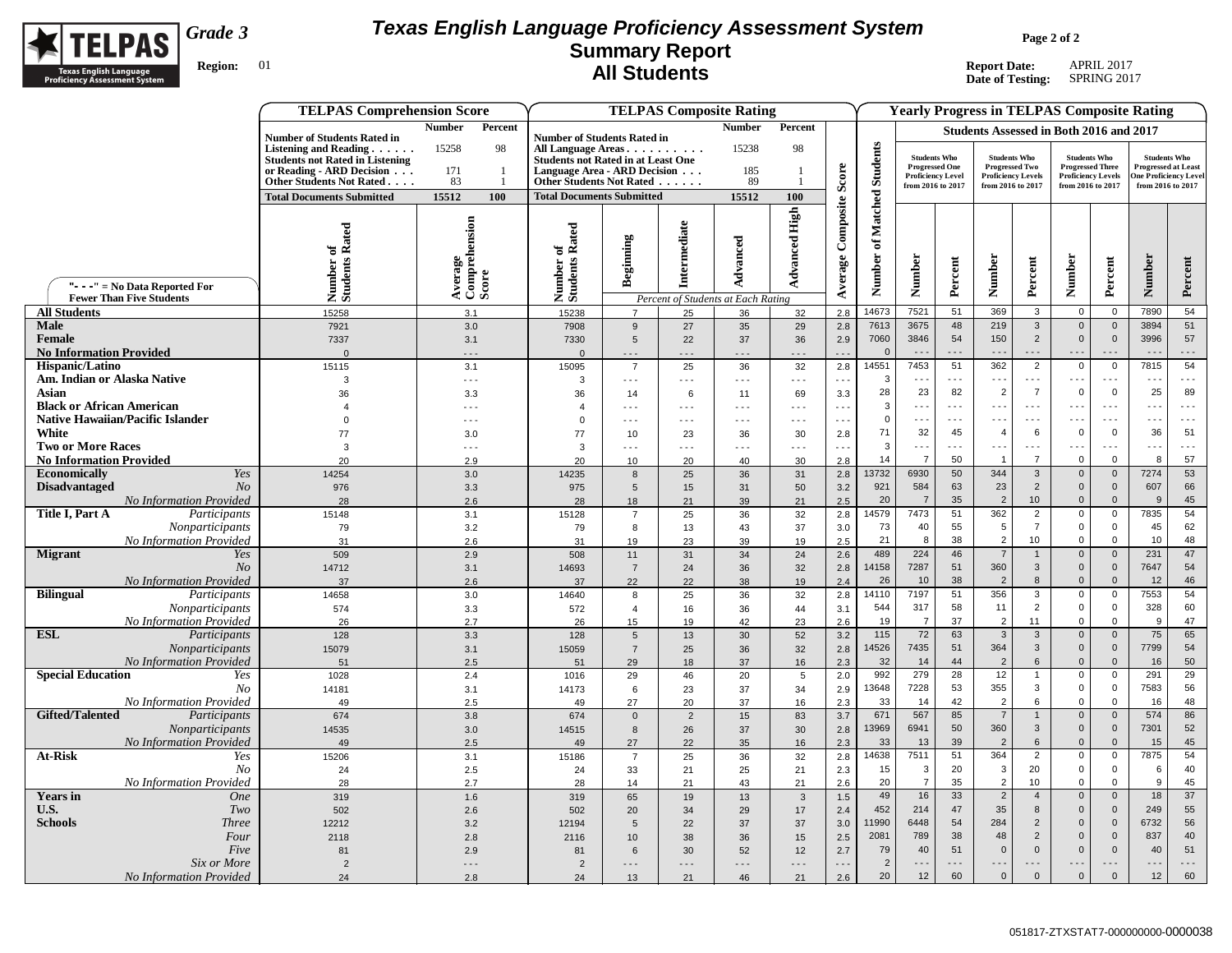# Texas English Language Proficiency Assessment System
## Summary Report
## All Students

Grade 3
Region: 01

Report Date: APRIL 2017
Date of Testing: SPRING 2017

**TELPAS Comprehension Score**

| | Number | Percent |
|---|---|---|
| Number of Students Rated in Listening and Reading | 15258 | 98 |
| Students not Rated in Listening or Reading - ARD Decision | 171 | 1 |
| Other Students Not Rated | 83 | 1 |
| **Total Documents Submitted** | **15512** | **100** |

**TELPAS Composite Rating**

| | Number | Percent |
|---|---|---|
| Number of Students Rated in All Language Areas | 15238 | 98 |
| Students not Rated in at Least One Language Area - ARD Decision | 185 | 1 |
| Other Students Not Rated | 89 | 1 |
| **Total Documents Submitted** | **15512** | **100** |

"- - -" = No Data Reported For Fewer Than Five Students

**Yearly Progress in TELPAS Composite Rating** — Students Assessed in Both 2016 and 2017

| | | Comprehension: Number of Students Rated | Average Comprehension Score | Composite: Number of Students Rated | Beginning | Intermediate | Advanced | Advanced High | Average Composite Score | Number of Matched Students | Progressed One Proficiency Level from 2016 to 2017: Number | Progressed One: Percent | Progressed Two Proficiency Levels: Number | Progressed Two: Percent | Progressed Three Proficiency Levels: Number | Progressed Three: Percent | Progressed at Least One Proficiency Level: Number | Progressed at Least One: Percent |
|---|---|---|---|---|---|---|---|---|---|---|---|---|---|---|---|---|---|---|
| | | | | | Percent of Students at Each Rating | | | | | | | | | | | | | |
| **All Students** | | 15258 | 3.1 | 15238 | 7 | 25 | 36 | 32 | 2.8 | 14673 | 7521 | 51 | 369 | 3 | 0 | 0 | 7890 | 54 |
| **Male** | | 7921 | 3.0 | 7908 | 9 | 27 | 35 | 29 | 2.8 | 7613 | 3675 | 48 | 219 | 3 | 0 | 0 | 3894 | 51 |
| **Female** | | 7337 | 3.1 | 7330 | 5 | 22 | 37 | 36 | 2.9 | 7060 | 3846 | 54 | 150 | 2 | 0 | 0 | 3996 | 57 |
| **No Information Provided** | | 0 | - - - | 0 | - - - | - - - | - - - | - - - | - - - | 0 | - - - | - - - | - - - | - - - | - - - | - - - | - - - | - - - |
| **Hispanic/Latino** | | 15115 | 3.1 | 15095 | 7 | 25 | 36 | 32 | 2.8 | 14551 | 7453 | 51 | 362 | 2 | 0 | 0 | 7815 | 54 |
| **Am. Indian or Alaska Native** | | 3 | - - - | 3 | - - - | - - - | - - - | - - - | - - - | 3 | - - - | - - - | - - - | - - - | - - - | - - - | - - - | - - - |
| **Asian** | | 36 | 3.3 | 36 | 14 | 6 | 11 | 69 | 3.3 | 28 | 23 | 82 | 2 | 7 | 0 | 0 | 25 | 89 |
| **Black or African American** | | 4 | - - - | 4 | - - - | - - - | - - - | - - - | - - - | 3 | - - - | - - - | - - - | - - - | - - - | - - - | - - - | - - - |
| **Native Hawaiian/Pacific Islander** | | 0 | - - - | 0 | - - - | - - - | - - - | - - - | - - - | 0 | - - - | - - - | - - - | - - - | - - - | - - - | - - - | - - - |
| **White** | | 77 | 3.0 | 77 | 10 | 23 | 36 | 30 | 2.8 | 71 | 32 | 45 | 4 | 6 | 0 | 0 | 36 | 51 |
| **Two or More Races** | | 3 | - - - | 3 | - - - | - - - | - - - | - - - | - - - | 3 | - - - | - - - | - - - | - - - | - - - | - - - | - - - | - - - |
| **No Information Provided** | | 20 | 2.9 | 20 | 10 | 20 | 40 | 30 | 2.8 | 14 | 7 | 50 | 1 | 7 | 0 | 0 | 8 | 57 |
| **Economically Disadvantaged** | *Yes* | 14254 | 3.0 | 14235 | 8 | 25 | 36 | 31 | 2.8 | 13732 | 6930 | 50 | 344 | 3 | 0 | 0 | 7274 | 53 |
| | *No* | 976 | 3.3 | 975 | 5 | 15 | 31 | 50 | 3.2 | 921 | 584 | 63 | 23 | 2 | 0 | 0 | 607 | 66 |
| | *No Information Provided* | 28 | 2.6 | 28 | 18 | 21 | 39 | 21 | 2.5 | 20 | 7 | 35 | 2 | 10 | 0 | 0 | 9 | 45 |
| **Title I, Part A** | *Participants* | 15148 | 3.1 | 15128 | 7 | 25 | 36 | 32 | 2.8 | 14579 | 7473 | 51 | 362 | 2 | 0 | 0 | 7835 | 54 |
| | *Nonparticipants* | 79 | 3.2 | 79 | 8 | 13 | 43 | 37 | 3.0 | 73 | 40 | 55 | 5 | 7 | 0 | 0 | 45 | 62 |
| | *No Information Provided* | 31 | 2.6 | 31 | 19 | 23 | 39 | 19 | 2.5 | 21 | 8 | 38 | 2 | 10 | 0 | 0 | 10 | 48 |
| **Migrant** | *Yes* | 509 | 2.9 | 508 | 11 | 31 | 34 | 24 | 2.6 | 489 | 224 | 46 | 7 | 1 | 0 | 0 | 231 | 47 |
| | *No* | 14712 | 3.1 | 14693 | 7 | 24 | 36 | 32 | 2.8 | 14158 | 7287 | 51 | 360 | 3 | 0 | 0 | 7647 | 54 |
| | *No Information Provided* | 37 | 2.6 | 37 | 22 | 22 | 38 | 19 | 2.4 | 26 | 10 | 38 | 2 | 8 | 0 | 0 | 12 | 46 |
| **Bilingual** | *Participants* | 14658 | 3.0 | 14640 | 8 | 25 | 36 | 32 | 2.8 | 14110 | 7197 | 51 | 356 | 3 | 0 | 0 | 7553 | 54 |
| | *Nonparticipants* | 574 | 3.3 | 572 | 4 | 16 | 36 | 44 | 3.1 | 544 | 317 | 58 | 11 | 2 | 0 | 0 | 328 | 60 |
| | *No Information Provided* | 26 | 2.7 | 26 | 15 | 19 | 42 | 23 | 2.6 | 19 | 7 | 37 | 2 | 11 | 0 | 0 | 9 | 47 |
| **ESL** | *Participants* | 128 | 3.3 | 128 | 5 | 13 | 30 | 52 | 3.2 | 115 | 72 | 63 | 3 | 3 | 0 | 0 | 75 | 65 |
| | *Nonparticipants* | 15079 | 3.1 | 15059 | 7 | 25 | 36 | 32 | 2.8 | 14526 | 7435 | 51 | 364 | 3 | 0 | 0 | 7799 | 54 |
| | *No Information Provided* | 51 | 2.5 | 51 | 29 | 18 | 37 | 16 | 2.3 | 32 | 14 | 44 | 2 | 6 | 0 | 0 | 16 | 50 |
| **Special Education** | *Yes* | 1028 | 2.4 | 1016 | 29 | 46 | 20 | 5 | 2.0 | 992 | 279 | 28 | 12 | 1 | 0 | 0 | 291 | 29 |
| | *No* | 14181 | 3.1 | 14173 | 6 | 23 | 37 | 34 | 2.9 | 13648 | 7228 | 53 | 355 | 3 | 0 | 0 | 7583 | 56 |
| | *No Information Provided* | 49 | 2.5 | 49 | 27 | 20 | 37 | 16 | 2.3 | 33 | 14 | 42 | 2 | 6 | 0 | 0 | 16 | 48 |
| **Gifted/Talented** | *Participants* | 674 | 3.8 | 674 | 0 | 2 | 15 | 83 | 3.7 | 671 | 567 | 85 | 7 | 1 | 0 | 0 | 574 | 86 |
| | *Nonparticipants* | 14535 | 3.0 | 14515 | 8 | 26 | 37 | 30 | 2.8 | 13969 | 6941 | 50 | 360 | 3 | 0 | 0 | 7301 | 52 |
| | *No Information Provided* | 49 | 2.5 | 49 | 27 | 22 | 35 | 16 | 2.3 | 33 | 13 | 39 | 2 | 6 | 0 | 0 | 15 | 45 |
| **At-Risk** | *Yes* | 15206 | 3.1 | 15186 | 7 | 25 | 36 | 32 | 2.8 | 14638 | 7511 | 51 | 364 | 2 | 0 | 0 | 7875 | 54 |
| | *No* | 24 | 2.5 | 24 | 33 | 21 | 25 | 21 | 2.3 | 15 | 3 | 20 | 3 | 20 | 0 | 0 | 6 | 40 |
| | *No Information Provided* | 28 | 2.7 | 28 | 14 | 21 | 43 | 21 | 2.6 | 20 | 7 | 35 | 2 | 10 | 0 | 0 | 9 | 45 |
| **Years in U.S. Schools** | *One* | 319 | 1.6 | 319 | 65 | 19 | 13 | 3 | 1.5 | 49 | 16 | 33 | 2 | 4 | 0 | 0 | 18 | 37 |
| | *Two* | 502 | 2.6 | 502 | 20 | 34 | 29 | 17 | 2.4 | 452 | 214 | 47 | 35 | 8 | 0 | 0 | 249 | 55 |
| | *Three* | 12212 | 3.2 | 12194 | 5 | 22 | 37 | 37 | 3.0 | 11990 | 6448 | 54 | 284 | 2 | 0 | 0 | 6732 | 56 |
| | *Four* | 2118 | 2.8 | 2116 | 10 | 38 | 36 | 15 | 2.5 | 2081 | 789 | 38 | 48 | 2 | 0 | 0 | 837 | 40 |
| | *Five* | 81 | 2.9 | 81 | 6 | 30 | 52 | 12 | 2.7 | 79 | 40 | 51 | 0 | 0 | 0 | 0 | 40 | 51 |
| | *Six or More* | 2 | - - - | 2 | - - - | - - - | - - - | - - - | - - - | 2 | - - - | - - - | - - - | - - - | - - - | - - - | - - - | - - - |
| | *No Information Provided* | 24 | 2.8 | 24 | 13 | 21 | 46 | 21 | 2.6 | 20 | 12 | 60 | 0 | 0 | 0 | 0 | 12 | 60 |

051817-ZTXSTAT7-000000000-0000038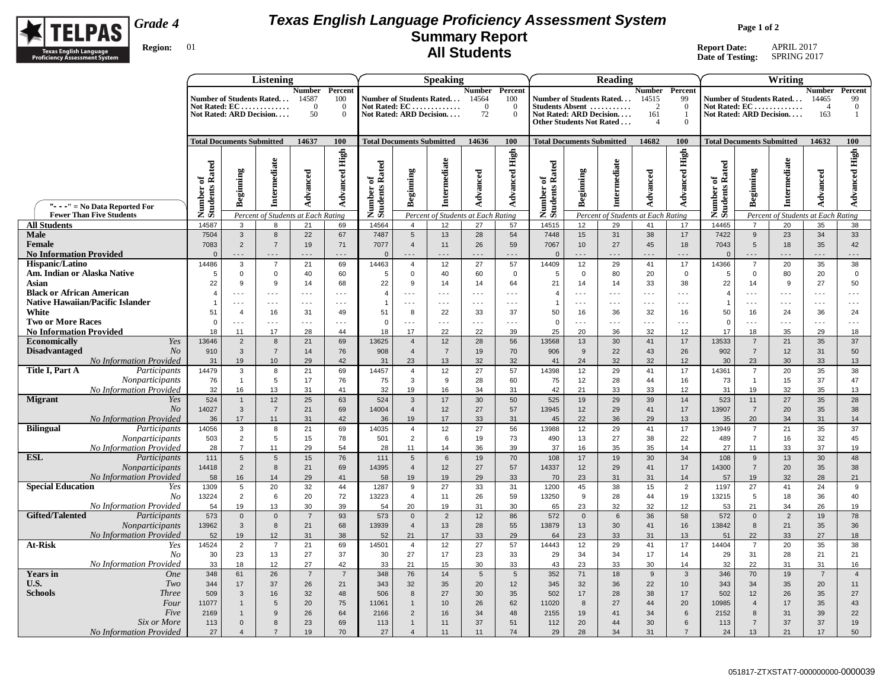# Texas English Language Proficiency Assessment System

## Summary Report

## All Students

**TELPAS** — Texas English Language Proficiency Assessment System

**Grade 4**

**Region:** 01

**Report Date:** APRIL 2017
**Date of Testing:** SPRING 2017

| | Listening | | | Speaking | | | Reading | | | Writing | | |
|---|---|---|---|---|---|---|---|---|---|---|---|---|
| | | Number | Percent | | Number | Percent | | Number | Percent | | Number | Percent |
| | Number of Students Rated | 14587 | 100 | Number of Students Rated | 14564 | 100 | Number of Students Rated | 14515 | 99 | Number of Students Rated | 14465 | 99 |
| | Not Rated: EC | 0 | 0 | Not Rated: EC | 0 | 0 | Students Absent | 2 | 0 | Not Rated: EC | 4 | 0 |
| | Not Rated: ARD Decision | 50 | 0 | Not Rated: ARD Decision | 72 | 0 | Not Rated: ARD Decision | 161 | 1 | Not Rated: ARD Decision | 163 | 1 |
| | | | | | | | Other Students Not Rated | 4 | 0 | | | |
| | Total Documents Submitted | 14637 | 100 | Total Documents Submitted | 14636 | 100 | Total Documents Submitted | 14682 | 100 | Total Documents Submitted | 14632 | 100 |

"- - -" = No Data Reported For Fewer Than Five Students

Percent of Students at Each Rating

| | | Listening: Number of Students Rated | Beginning | Intermediate | Advanced | Advanced High | Speaking: Number of Students Rated | Beginning | Intermediate | Advanced | Advanced High | Reading: Number of Students Rated | Beginning | Intermediate | Advanced | Advanced High | Writing: Number of Students Rated | Beginning | Intermediate | Advanced | Advanced High |
|---|---|---|---|---|---|---|---|---|---|---|---|---|---|---|---|---|---|---|---|---|---|
| **All Students** | | 14587 | 3 | 8 | 21 | 69 | 14564 | 4 | 12 | 27 | 57 | 14515 | 12 | 29 | 41 | 17 | 14465 | 7 | 20 | 35 | 38 |
| **Male** | | 7504 | 3 | 8 | 22 | 67 | 7487 | 5 | 13 | 28 | 54 | 7448 | 15 | 31 | 38 | 17 | 7422 | 9 | 23 | 34 | 33 |
| **Female** | | 7083 | 2 | 7 | 19 | 71 | 7077 | 4 | 11 | 26 | 59 | 7067 | 10 | 27 | 45 | 18 | 7043 | 5 | 18 | 35 | 42 |
| **No Information Provided** | | 0 | - - - | - - - | - - - | - - - | 0 | - - - | - - - | - - - | - - - | 0 | - - - | - - - | - - - | - - - | 0 | - - - | - - - | - - - | - - - |
| **Hispanic/Latino** | | 14486 | 3 | 7 | 21 | 69 | 14463 | 4 | 12 | 27 | 57 | 14409 | 12 | 29 | 41 | 17 | 14366 | 7 | 20 | 35 | 38 |
| **Am. Indian or Alaska Native** | | 5 | 0 | 0 | 40 | 60 | 5 | 0 | 40 | 60 | 0 | 5 | 0 | 80 | 20 | 0 | 5 | 0 | 80 | 20 | 0 |
| **Asian** | | 22 | 9 | 9 | 14 | 68 | 22 | 9 | 14 | 14 | 64 | 21 | 14 | 14 | 33 | 38 | 22 | 14 | 9 | 27 | 50 |
| **Black or African American** | | 4 | - - - | - - - | - - - | - - - | 4 | - - - | - - - | - - - | - - - | 4 | - - - | - - - | - - - | - - - | 4 | - - - | - - - | - - - | - - - |
| **Native Hawaiian/Pacific Islander** | | 1 | - - - | - - - | - - - | - - - | 1 | - - - | - - - | - - - | - - - | 1 | - - - | - - - | - - - | - - - | 1 | - - - | - - - | - - - | - - - |
| **White** | | 51 | 4 | 16 | 31 | 49 | 51 | 8 | 22 | 33 | 37 | 50 | 16 | 36 | 32 | 16 | 50 | 16 | 24 | 36 | 24 |
| **Two or More Races** | | 0 | - - - | - - - | - - - | - - - | 0 | - - - | - - - | - - - | - - - | 0 | - - - | - - - | - - - | - - - | 0 | - - - | - - - | - - - | - - - |
| **No Information Provided** | | 18 | 11 | 17 | 28 | 44 | 18 | 17 | 22 | 22 | 39 | 25 | 20 | 36 | 32 | 12 | 17 | 18 | 35 | 29 | 18 |
| **Economically Disadvantaged** | *Yes* | 13646 | 2 | 8 | 21 | 69 | 13625 | 4 | 12 | 28 | 56 | 13568 | 13 | 30 | 41 | 17 | 13533 | 7 | 21 | 35 | 37 |
| | *No* | 910 | 3 | 7 | 14 | 76 | 908 | 4 | 7 | 19 | 70 | 906 | 9 | 22 | 43 | 26 | 902 | 7 | 12 | 31 | 50 |
| | *No Information Provided* | 31 | 19 | 10 | 29 | 42 | 31 | 23 | 13 | 32 | 32 | 41 | 24 | 32 | 32 | 12 | 30 | 23 | 30 | 33 | 13 |
| **Title I, Part A** | *Participants* | 14479 | 3 | 8 | 21 | 69 | 14457 | 4 | 12 | 27 | 57 | 14398 | 12 | 29 | 41 | 17 | 14361 | 7 | 20 | 35 | 38 |
| | *Nonparticipants* | 76 | 1 | 5 | 17 | 76 | 75 | 3 | 9 | 28 | 60 | 75 | 12 | 28 | 44 | 16 | 73 | 1 | 15 | 37 | 47 |
| | *No Information Provided* | 32 | 16 | 13 | 31 | 41 | 32 | 19 | 16 | 34 | 31 | 42 | 21 | 33 | 33 | 12 | 31 | 19 | 32 | 35 | 13 |
| **Migrant** | *Yes* | 524 | 1 | 12 | 25 | 63 | 524 | 3 | 17 | 30 | 50 | 525 | 19 | 29 | 39 | 14 | 523 | 11 | 27 | 35 | 28 |
| | *No* | 14027 | 3 | 7 | 21 | 69 | 14004 | 4 | 12 | 27 | 57 | 13945 | 12 | 29 | 41 | 17 | 13907 | 7 | 20 | 35 | 38 |
| | *No Information Provided* | 36 | 17 | 11 | 31 | 42 | 36 | 19 | 17 | 33 | 31 | 45 | 22 | 36 | 29 | 13 | 35 | 20 | 34 | 31 | 14 |
| **Bilingual** | *Participants* | 14056 | 3 | 8 | 21 | 69 | 14035 | 4 | 12 | 27 | 56 | 13988 | 12 | 29 | 41 | 17 | 13949 | 7 | 21 | 35 | 37 |
| | *Nonparticipants* | 503 | 2 | 5 | 15 | 78 | 501 | 2 | 6 | 19 | 73 | 490 | 13 | 27 | 38 | 22 | 489 | 7 | 16 | 32 | 45 |
| | *No Information Provided* | 28 | 7 | 11 | 29 | 54 | 28 | 11 | 14 | 36 | 39 | 37 | 16 | 35 | 35 | 14 | 27 | 11 | 33 | 37 | 19 |
| **ESL** | *Participants* | 111 | 5 | 5 | 15 | 76 | 111 | 5 | 6 | 19 | 70 | 108 | 17 | 19 | 30 | 34 | 108 | 9 | 13 | 30 | 48 |
| | *Nonparticipants* | 14418 | 2 | 8 | 21 | 69 | 14395 | 4 | 12 | 27 | 57 | 14337 | 12 | 29 | 41 | 17 | 14300 | 7 | 20 | 35 | 38 |
| | *No Information Provided* | 58 | 16 | 14 | 29 | 41 | 58 | 19 | 19 | 29 | 33 | 70 | 23 | 31 | 31 | 14 | 57 | 19 | 32 | 28 | 21 |
| **Special Education** | *Yes* | 1309 | 5 | 20 | 32 | 44 | 1287 | 9 | 27 | 33 | 31 | 1200 | 45 | 38 | 15 | 2 | 1197 | 27 | 41 | 24 | 9 |
| | *No* | 13224 | 2 | 6 | 20 | 72 | 13223 | 4 | 11 | 26 | 59 | 13250 | 9 | 28 | 44 | 19 | 13215 | 5 | 18 | 36 | 40 |
| | *No Information Provided* | 54 | 19 | 13 | 30 | 39 | 54 | 20 | 19 | 31 | 30 | 65 | 23 | 32 | 32 | 12 | 53 | 21 | 34 | 26 | 19 |
| **Gifted/Talented** | *Participants* | 573 | 0 | 0 | 7 | 93 | 573 | 0 | 2 | 12 | 86 | 572 | 0 | 6 | 36 | 58 | 572 | 0 | 2 | 19 | 78 |
| | *Nonparticipants* | 13962 | 3 | 8 | 21 | 68 | 13939 | 4 | 13 | 28 | 55 | 13879 | 13 | 30 | 41 | 16 | 13842 | 8 | 21 | 35 | 36 |
| | *No Information Provided* | 52 | 19 | 12 | 31 | 38 | 52 | 21 | 17 | 33 | 29 | 64 | 23 | 33 | 31 | 13 | 51 | 22 | 33 | 27 | 18 |
| **At-Risk** | *Yes* | 14524 | 2 | 7 | 21 | 69 | 14501 | 4 | 12 | 27 | 57 | 14443 | 12 | 29 | 41 | 17 | 14404 | 7 | 20 | 35 | 38 |
| | *No* | 30 | 23 | 13 | 27 | 37 | 30 | 27 | 17 | 23 | 33 | 29 | 34 | 34 | 17 | 14 | 29 | 31 | 28 | 21 | 21 |
| | *No Information Provided* | 33 | 18 | 12 | 27 | 42 | 33 | 21 | 15 | 30 | 33 | 43 | 23 | 33 | 30 | 14 | 32 | 22 | 31 | 31 | 16 |
| **Years in U.S. Schools** | *One* | 348 | 61 | 26 | 7 | 7 | 348 | 76 | 14 | 5 | 5 | 352 | 71 | 18 | 9 | 3 | 346 | 70 | 19 | 7 | 4 |
| | *Two* | 344 | 17 | 37 | 26 | 21 | 343 | 32 | 35 | 20 | 12 | 345 | 32 | 36 | 22 | 10 | 343 | 34 | 35 | 20 | 11 |
| | *Three* | 509 | 3 | 16 | 32 | 48 | 506 | 8 | 27 | 30 | 35 | 502 | 17 | 28 | 38 | 17 | 502 | 12 | 26 | 35 | 27 |
| | *Four* | 11077 | 1 | 5 | 20 | 75 | 11061 | 1 | 10 | 26 | 62 | 11020 | 8 | 27 | 44 | 20 | 10985 | 4 | 17 | 35 | 43 |
| | *Five* | 2169 | 1 | 9 | 26 | 64 | 2166 | 2 | 16 | 34 | 48 | 2155 | 19 | 41 | 34 | 6 | 2152 | 8 | 31 | 39 | 22 |
| | *Six or More* | 113 | 0 | 8 | 23 | 69 | 113 | 1 | 11 | 37 | 51 | 112 | 20 | 44 | 30 | 6 | 113 | 7 | 37 | 37 | 19 |
| | *No Information Provided* | 27 | 4 | 7 | 19 | 70 | 27 | 4 | 11 | 11 | 74 | 29 | 28 | 34 | 31 | 7 | 24 | 13 | 21 | 17 | 50 |

051817-ZTXSTAT7-000000000-0000039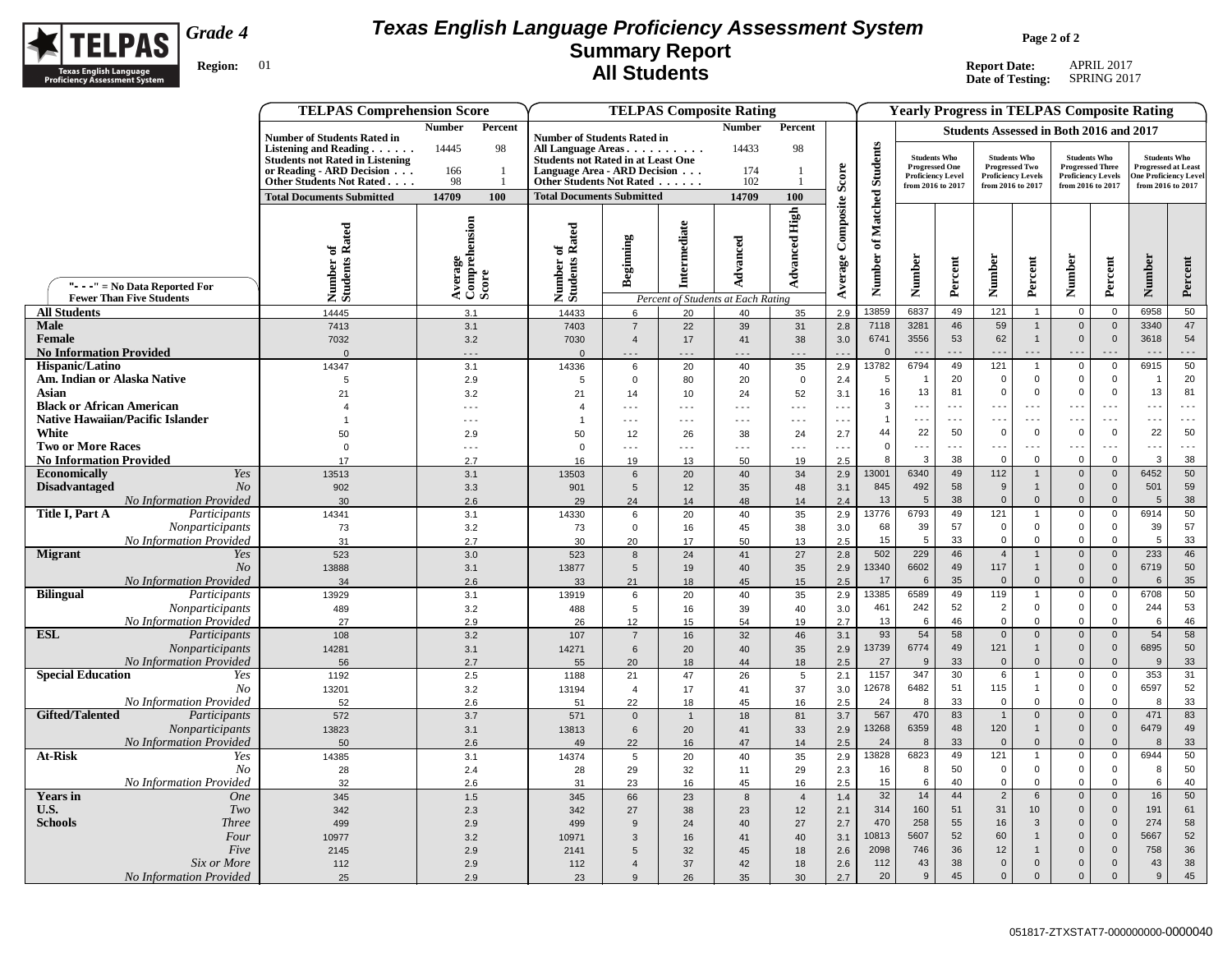# Texas English Language Proficiency Assessment System
## Summary Report
## All Students

**Grade 4**
**Region:** 01

**Report Date:** APRIL 2017
**Date of Testing:** SPRING 2017

### TELPAS Comprehension Score

| | Number | Percent |
|---|---|---|
| Number of Students Rated in Listening and Reading | 14445 | 98 |
| Students not Rated in Listening or Reading - ARD Decision | 166 | 1 |
| Other Students Not Rated | 98 | 1 |
| **Total Documents Submitted** | **14709** | **100** |

### TELPAS Composite Rating

| | Number | Percent |
|---|---|---|
| Number of Students Rated in All Language Areas | 14433 | 98 |
| Students not Rated in at Least One Language Area - ARD Decision | 174 | 1 |
| Other Students Not Rated | 102 | 1 |
| **Total Documents Submitted** | **14709** | **100** |

"- - -" = No Data Reported For Fewer Than Five Students

Yearly Progress in TELPAS Composite Rating — Students Assessed in Both 2016 and 2017. Beginning/Intermediate/Advanced/Advanced High = Percent of Students at Each Rating.

| Group | | Number of Students Rated (Comprehension) | Average Comprehension Score | Number of Students Rated (Composite) | Beginning | Intermediate | Advanced | Advanced High | Average Composite Score | Number of Matched Students | Progressed One Proficiency Level from 2016 to 2017: Number | Percent | Progressed Two Proficiency Levels from 2016 to 2017: Number | Percent | Progressed Three Proficiency Levels from 2016 to 2017: Number | Percent | Progressed at Least One Proficiency Level from 2016 to 2017: Number | Percent |
|---|---|---|---|---|---|---|---|---|---|---|---|---|---|---|---|---|---|---|
| **All Students** | | 14445 | 3.1 | 14433 | 6 | 20 | 40 | 35 | 2.9 | 13859 | 6837 | 49 | 121 | 1 | 0 | 0 | 6958 | 50 |
| **Male** | | 7413 | 3.1 | 7403 | 7 | 22 | 39 | 31 | 2.8 | 7118 | 3281 | 46 | 59 | 1 | 0 | 0 | 3340 | 47 |
| **Female** | | 7032 | 3.2 | 7030 | 4 | 17 | 41 | 38 | 3.0 | 6741 | 3556 | 53 | 62 | 1 | 0 | 0 | 3618 | 54 |
| **No Information Provided** | | 0 | --- | 0 | --- | --- | --- | --- | --- | 0 | --- | --- | --- | --- | --- | --- | --- | --- |
| **Hispanic/Latino** | | 14347 | 3.1 | 14336 | 6 | 20 | 40 | 35 | 2.9 | 13782 | 6794 | 49 | 121 | 1 | 0 | 0 | 6915 | 50 |
| **Am. Indian or Alaska Native** | | 5 | 2.9 | 5 | 0 | 80 | 20 | 0 | 2.4 | 5 | 1 | 20 | 0 | 0 | 0 | 0 | 1 | 20 |
| **Asian** | | 21 | 3.2 | 21 | 14 | 10 | 24 | 52 | 3.1 | 16 | 13 | 81 | 0 | 0 | 0 | 0 | 13 | 81 |
| **Black or African American** | | 4 | --- | 4 | --- | --- | --- | --- | --- | 3 | --- | --- | --- | --- | --- | --- | --- | --- |
| **Native Hawaiian/Pacific Islander** | | 1 | --- | 1 | --- | --- | --- | --- | --- | 1 | --- | --- | --- | --- | --- | --- | --- | --- |
| **White** | | 50 | 2.9 | 50 | 12 | 26 | 38 | 24 | 2.7 | 44 | 22 | 50 | 0 | 0 | 0 | 0 | 22 | 50 |
| **Two or More Races** | | 0 | --- | 0 | --- | --- | --- | --- | --- | 0 | --- | --- | --- | --- | --- | --- | --- | --- |
| **No Information Provided** | | 17 | 2.7 | 16 | 19 | 13 | 50 | 19 | 2.5 | 8 | 3 | 38 | 0 | 0 | 0 | 0 | 3 | 38 |
| **Economically Disadvantaged** | *Yes* | 13513 | 3.1 | 13503 | 6 | 20 | 40 | 34 | 2.9 | 13001 | 6340 | 49 | 112 | 1 | 0 | 0 | 6452 | 50 |
| | *No* | 902 | 3.3 | 901 | 5 | 12 | 35 | 48 | 3.1 | 845 | 492 | 58 | 9 | 1 | 0 | 0 | 501 | 59 |
| | *No Information Provided* | 30 | 2.6 | 29 | 24 | 14 | 48 | 14 | 2.4 | 13 | 5 | 38 | 0 | 0 | 0 | 0 | 5 | 38 |
| **Title I, Part A** | *Participants* | 14341 | 3.1 | 14330 | 6 | 20 | 40 | 35 | 2.9 | 13776 | 6793 | 49 | 121 | 1 | 0 | 0 | 6914 | 50 |
| | *Nonparticipants* | 73 | 3.2 | 73 | 0 | 16 | 45 | 38 | 3.0 | 68 | 39 | 57 | 0 | 0 | 0 | 0 | 39 | 57 |
| | *No Information Provided* | 31 | 2.7 | 30 | 20 | 17 | 50 | 13 | 2.5 | 15 | 5 | 33 | 0 | 0 | 0 | 0 | 5 | 33 |
| **Migrant** | *Yes* | 523 | 3.0 | 523 | 8 | 24 | 41 | 27 | 2.8 | 502 | 229 | 46 | 4 | 1 | 0 | 0 | 233 | 46 |
| | *No* | 13888 | 3.1 | 13877 | 5 | 19 | 40 | 35 | 2.9 | 13340 | 6602 | 49 | 117 | 1 | 0 | 0 | 6719 | 50 |
| | *No Information Provided* | 34 | 2.6 | 33 | 21 | 18 | 45 | 15 | 2.5 | 17 | 6 | 35 | 0 | 0 | 0 | 0 | 6 | 35 |
| **Bilingual** | *Participants* | 13929 | 3.1 | 13919 | 6 | 20 | 40 | 35 | 2.9 | 13385 | 6589 | 49 | 119 | 1 | 0 | 0 | 6708 | 50 |
| | *Nonparticipants* | 489 | 3.2 | 488 | 5 | 16 | 39 | 40 | 3.0 | 461 | 242 | 52 | 2 | 0 | 0 | 0 | 244 | 53 |
| | *No Information Provided* | 27 | 2.9 | 26 | 12 | 15 | 54 | 19 | 2.7 | 13 | 6 | 46 | 0 | 0 | 0 | 0 | 6 | 46 |
| **ESL** | *Participants* | 108 | 3.2 | 107 | 7 | 16 | 32 | 46 | 3.1 | 93 | 54 | 58 | 0 | 0 | 0 | 0 | 54 | 58 |
| | *Nonparticipants* | 14281 | 3.1 | 14271 | 6 | 20 | 40 | 35 | 2.9 | 13739 | 6774 | 49 | 121 | 1 | 0 | 0 | 6895 | 50 |
| | *No Information Provided* | 56 | 2.7 | 55 | 20 | 18 | 44 | 18 | 2.5 | 27 | 9 | 33 | 0 | 0 | 0 | 0 | 9 | 33 |
| **Special Education** | *Yes* | 1192 | 2.5 | 1188 | 21 | 47 | 26 | 5 | 2.1 | 1157 | 347 | 30 | 6 | 1 | 0 | 0 | 353 | 31 |
| | *No* | 13201 | 3.2 | 13194 | 4 | 17 | 41 | 37 | 3.0 | 12678 | 6482 | 51 | 115 | 1 | 0 | 0 | 6597 | 52 |
| | *No Information Provided* | 52 | 2.6 | 51 | 22 | 18 | 45 | 16 | 2.5 | 24 | 8 | 33 | 0 | 0 | 0 | 0 | 8 | 33 |
| **Gifted/Talented** | *Participants* | 572 | 3.7 | 571 | 0 | 1 | 18 | 81 | 3.7 | 567 | 470 | 83 | 1 | 0 | 0 | 0 | 471 | 83 |
| | *Nonparticipants* | 13823 | 3.1 | 13813 | 6 | 20 | 41 | 33 | 2.9 | 13268 | 6359 | 48 | 120 | 1 | 0 | 0 | 6479 | 49 |
| | *No Information Provided* | 50 | 2.6 | 49 | 22 | 16 | 47 | 14 | 2.5 | 24 | 8 | 33 | 0 | 0 | 0 | 0 | 8 | 33 |
| **At-Risk** | *Yes* | 14385 | 3.1 | 14374 | 5 | 20 | 40 | 35 | 2.9 | 13828 | 6823 | 49 | 121 | 1 | 0 | 0 | 6944 | 50 |
| | *No* | 28 | 2.4 | 28 | 29 | 32 | 11 | 29 | 2.3 | 16 | 8 | 50 | 0 | 0 | 0 | 0 | 8 | 50 |
| | *No Information Provided* | 32 | 2.6 | 31 | 23 | 16 | 45 | 16 | 2.5 | 15 | 6 | 40 | 0 | 0 | 0 | 0 | 6 | 40 |
| **Years in U.S. Schools** | *One* | 345 | 1.5 | 345 | 66 | 23 | 8 | 4 | 1.4 | 32 | 14 | 44 | 2 | 6 | 0 | 0 | 16 | 50 |
| | *Two* | 342 | 2.3 | 342 | 27 | 38 | 23 | 12 | 2.1 | 314 | 160 | 51 | 31 | 10 | 0 | 0 | 191 | 61 |
| | *Three* | 499 | 2.9 | 499 | 9 | 24 | 40 | 27 | 2.7 | 470 | 258 | 55 | 16 | 3 | 0 | 0 | 274 | 58 |
| | *Four* | 10977 | 3.2 | 10971 | 3 | 16 | 41 | 40 | 3.1 | 10813 | 5607 | 52 | 60 | 1 | 0 | 0 | 5667 | 52 |
| | *Five* | 2145 | 2.9 | 2141 | 5 | 32 | 45 | 18 | 2.6 | 2098 | 746 | 36 | 12 | 1 | 0 | 0 | 758 | 36 |
| | *Six or More* | 112 | 2.9 | 112 | 4 | 37 | 42 | 18 | 2.6 | 112 | 43 | 38 | 0 | 0 | 0 | 0 | 43 | 38 |
| | *No Information Provided* | 25 | 2.9 | 23 | 9 | 26 | 35 | 30 | 2.7 | 20 | 9 | 45 | 0 | 0 | 0 | 0 | 9 | 45 |

051817-ZTXSTAT7-000000000-0000040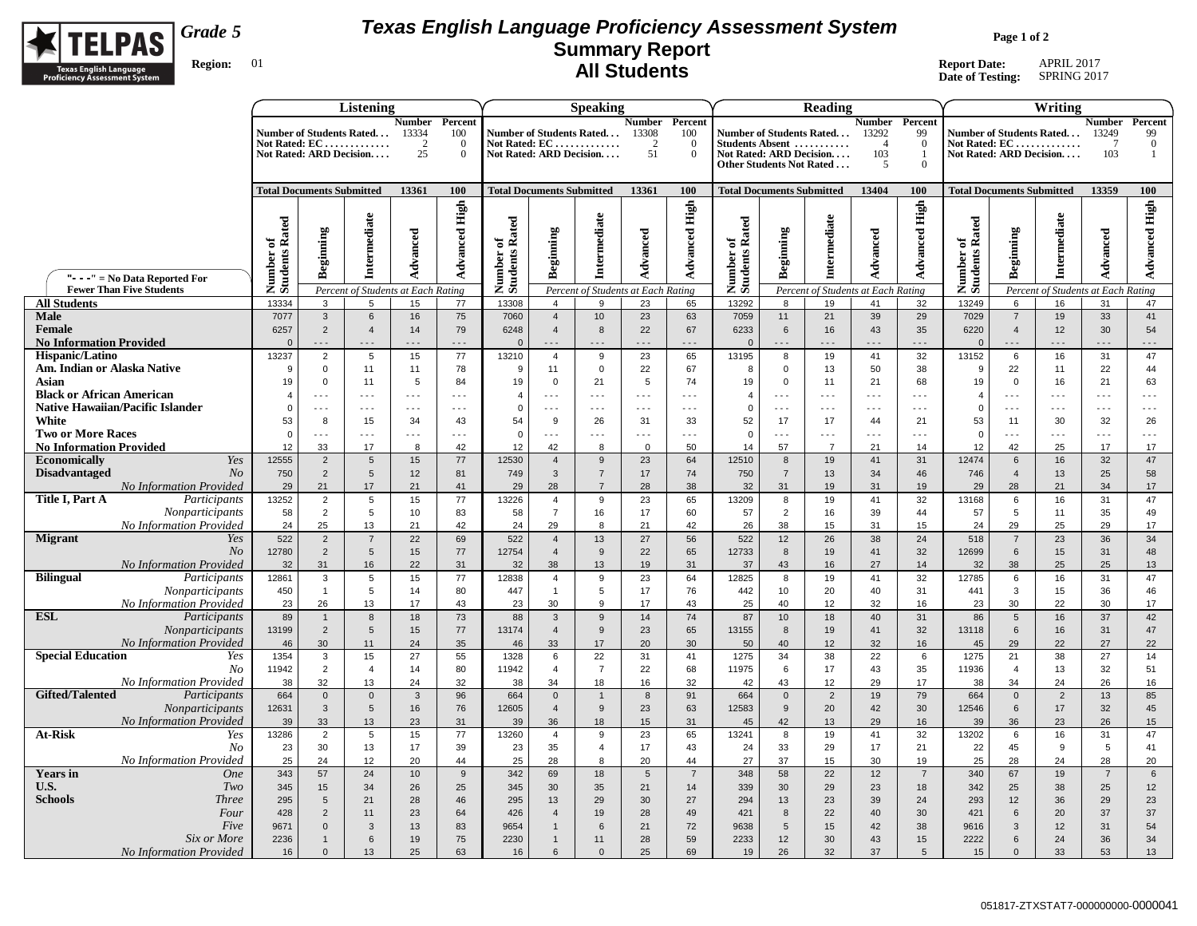# TELPAS Grade 5

**Texas English Language Proficiency Assessment System**
**Summary Report**
**All Students**

Region: 01

Report Date: APRIL 2017
Date of Testing: SPRING 2017

| | Listening | | Speaking | | Reading | | Writing | |
|---|---|---|---|---|---|---|---|---|
| | Number | Percent | Number | Percent | Number | Percent | Number | Percent |
| Number of Students Rated | 13334 | 100 | 13308 | 100 | 13292 | 99 | 13249 | 99 |
| Not Rated: EC | 2 | 0 | 2 | 0 | | | 7 | 0 |
| Students Absent | | | | | 4 | 0 | | |
| Not Rated: ARD Decision | 25 | 0 | 51 | 0 | 103 | 1 | 103 | 1 |
| Other Students Not Rated | | | | | 5 | 0 | | |
| Total Documents Submitted | 13361 | 100 | 13361 | 100 | 13404 | 100 | 13359 | 100 |

"- - -" = No Data Reported For Fewer Than Five Students

Percent of Students at Each Rating

| | | Listening: Number of Students Rated | Beginning | Intermediate | Advanced | Advanced High | Speaking: Number of Students Rated | Beginning | Intermediate | Advanced | Advanced High | Reading: Number of Students Rated | Beginning | Intermediate | Advanced | Advanced High | Writing: Number of Students Rated | Beginning | Intermediate | Advanced | Advanced High |
|---|---|---|---|---|---|---|---|---|---|---|---|---|---|---|---|---|---|---|---|---|---|
| **All Students** | | 13334 | 3 | 5 | 15 | 77 | 13308 | 4 | 9 | 23 | 65 | 13292 | 8 | 19 | 41 | 32 | 13249 | 6 | 16 | 31 | 47 |
| **Male** | | 7077 | 3 | 6 | 16 | 75 | 7060 | 4 | 10 | 23 | 63 | 7059 | 11 | 21 | 39 | 29 | 7029 | 7 | 19 | 33 | 41 |
| **Female** | | 6257 | 2 | 4 | 14 | 79 | 6248 | 4 | 8 | 22 | 67 | 6233 | 6 | 16 | 43 | 35 | 6220 | 4 | 12 | 30 | 54 |
| **No Information Provided** | | 0 | --- | --- | --- | --- | 0 | --- | --- | --- | --- | 0 | --- | --- | --- | --- | 0 | --- | --- | --- | --- |
| **Hispanic/Latino** | | 13237 | 2 | 5 | 15 | 77 | 13210 | 4 | 9 | 23 | 65 | 13195 | 8 | 19 | 41 | 32 | 13152 | 6 | 16 | 31 | 47 |
| **Am. Indian or Alaska Native** | | 9 | 0 | 11 | 11 | 78 | 9 | 11 | 0 | 22 | 67 | 8 | 0 | 13 | 50 | 38 | 9 | 22 | 11 | 22 | 44 |
| **Asian** | | 19 | 0 | 11 | 5 | 84 | 19 | 0 | 21 | 5 | 74 | 19 | 0 | 11 | 21 | 68 | 19 | 0 | 16 | 21 | 63 |
| **Black or African American** | | 4 | --- | --- | --- | --- | 4 | --- | --- | --- | --- | 4 | --- | --- | --- | --- | 4 | --- | --- | --- | --- |
| **Native Hawaiian/Pacific Islander** | | 0 | --- | --- | --- | --- | 0 | --- | --- | --- | --- | 0 | --- | --- | --- | --- | 0 | --- | --- | --- | --- |
| **White** | | 53 | 8 | 15 | 34 | 43 | 54 | 9 | 26 | 31 | 33 | 52 | 17 | 17 | 44 | 21 | 53 | 11 | 30 | 32 | 26 |
| **Two or More Races** | | 0 | --- | --- | --- | --- | 0 | --- | --- | --- | --- | 0 | --- | --- | --- | --- | 0 | --- | --- | --- | --- |
| **No Information Provided** | | 12 | 33 | 17 | 8 | 42 | 12 | 42 | 8 | 0 | 50 | 14 | 57 | 7 | 21 | 14 | 12 | 42 | 25 | 17 | 17 |
| **Economically Disadvantaged** | *Yes* | 12555 | 2 | 5 | 15 | 77 | 12530 | 4 | 9 | 23 | 64 | 12510 | 8 | 19 | 41 | 31 | 12474 | 6 | 16 | 32 | 47 |
| | *No* | 750 | 2 | 5 | 12 | 81 | 749 | 3 | 7 | 17 | 74 | 750 | 7 | 13 | 34 | 46 | 746 | 4 | 13 | 25 | 58 |
| | *No Information Provided* | 29 | 21 | 17 | 21 | 41 | 29 | 28 | 7 | 28 | 38 | 32 | 31 | 19 | 31 | 19 | 29 | 28 | 21 | 34 | 17 |
| **Title I, Part A** | *Participants* | 13252 | 2 | 5 | 15 | 77 | 13226 | 4 | 9 | 23 | 65 | 13209 | 8 | 19 | 41 | 32 | 13168 | 6 | 16 | 31 | 47 |
| | *Nonparticipants* | 58 | 2 | 5 | 10 | 83 | 58 | 7 | 16 | 17 | 60 | 57 | 2 | 16 | 39 | 44 | 57 | 5 | 11 | 35 | 49 |
| | *No Information Provided* | 24 | 25 | 13 | 21 | 42 | 24 | 29 | 8 | 21 | 42 | 26 | 38 | 15 | 31 | 15 | 24 | 29 | 25 | 29 | 17 |
| **Migrant** | *Yes* | 522 | 2 | 7 | 22 | 69 | 522 | 4 | 13 | 27 | 56 | 522 | 12 | 26 | 38 | 24 | 518 | 7 | 23 | 36 | 34 |
| | *No* | 12780 | 2 | 5 | 15 | 77 | 12754 | 4 | 9 | 22 | 65 | 12733 | 8 | 19 | 41 | 32 | 12699 | 6 | 15 | 31 | 48 |
| | *No Information Provided* | 32 | 31 | 16 | 22 | 31 | 32 | 38 | 13 | 19 | 31 | 37 | 43 | 16 | 27 | 14 | 32 | 38 | 25 | 25 | 13 |
| **Bilingual** | *Participants* | 12861 | 3 | 5 | 15 | 77 | 12838 | 4 | 9 | 23 | 64 | 12825 | 8 | 19 | 41 | 32 | 12785 | 6 | 16 | 31 | 47 |
| | *Nonparticipants* | 450 | 1 | 5 | 14 | 80 | 447 | 1 | 5 | 17 | 76 | 442 | 10 | 20 | 40 | 31 | 441 | 3 | 15 | 36 | 46 |
| | *No Information Provided* | 23 | 26 | 13 | 17 | 43 | 23 | 30 | 9 | 17 | 43 | 25 | 40 | 12 | 32 | 16 | 23 | 30 | 22 | 30 | 17 |
| **ESL** | *Participants* | 89 | 1 | 8 | 18 | 73 | 88 | 3 | 9 | 14 | 74 | 87 | 10 | 18 | 40 | 31 | 86 | 5 | 16 | 37 | 42 |
| | *Nonparticipants* | 13199 | 2 | 5 | 15 | 77 | 13174 | 4 | 9 | 23 | 65 | 13155 | 8 | 19 | 41 | 32 | 13118 | 6 | 16 | 31 | 47 |
| | *No Information Provided* | 46 | 30 | 11 | 24 | 35 | 46 | 33 | 17 | 20 | 30 | 50 | 40 | 12 | 32 | 16 | 45 | 29 | 22 | 27 | 22 |
| **Special Education** | *Yes* | 1354 | 3 | 15 | 27 | 55 | 1328 | 6 | 22 | 31 | 41 | 1275 | 34 | 38 | 22 | 6 | 1275 | 21 | 38 | 27 | 14 |
| | *No* | 11942 | 2 | 4 | 14 | 80 | 11942 | 4 | 7 | 22 | 68 | 11975 | 6 | 17 | 43 | 35 | 11936 | 4 | 13 | 32 | 51 |
| | *No Information Provided* | 38 | 32 | 13 | 24 | 32 | 38 | 34 | 18 | 16 | 32 | 42 | 43 | 12 | 29 | 17 | 38 | 34 | 24 | 26 | 16 |
| **Gifted/Talented** | *Participants* | 664 | 0 | 0 | 3 | 96 | 664 | 0 | 1 | 8 | 91 | 664 | 0 | 2 | 19 | 79 | 664 | 0 | 2 | 13 | 85 |
| | *Nonparticipants* | 12631 | 3 | 5 | 16 | 76 | 12605 | 4 | 9 | 23 | 63 | 12583 | 9 | 20 | 42 | 30 | 12546 | 6 | 17 | 32 | 45 |
| | *No Information Provided* | 39 | 33 | 13 | 23 | 31 | 39 | 36 | 18 | 15 | 31 | 45 | 42 | 13 | 29 | 16 | 39 | 36 | 23 | 26 | 15 |
| **At-Risk** | *Yes* | 13286 | 2 | 5 | 15 | 77 | 13260 | 4 | 9 | 23 | 65 | 13241 | 8 | 19 | 41 | 32 | 13202 | 6 | 16 | 31 | 47 |
| | *No* | 23 | 30 | 13 | 17 | 39 | 23 | 35 | 4 | 17 | 43 | 24 | 33 | 29 | 17 | 21 | 22 | 45 | 9 | 5 | 41 |
| | *No Information Provided* | 25 | 24 | 12 | 20 | 44 | 25 | 28 | 8 | 20 | 44 | 27 | 37 | 15 | 30 | 19 | 25 | 28 | 24 | 28 | 20 |
| **Years in U.S. Schools** | *One* | 343 | 57 | 24 | 10 | 9 | 342 | 69 | 18 | 5 | 7 | 348 | 58 | 22 | 12 | 7 | 340 | 67 | 19 | 7 | 6 |
| | *Two* | 345 | 15 | 34 | 26 | 25 | 345 | 30 | 35 | 21 | 14 | 339 | 30 | 29 | 23 | 18 | 342 | 25 | 38 | 25 | 12 |
| | *Three* | 295 | 5 | 21 | 28 | 46 | 295 | 13 | 29 | 30 | 27 | 294 | 13 | 23 | 39 | 24 | 293 | 12 | 36 | 29 | 23 |
| | *Four* | 428 | 2 | 11 | 23 | 64 | 426 | 4 | 19 | 28 | 49 | 421 | 8 | 22 | 40 | 30 | 421 | 6 | 20 | 37 | 37 |
| | *Five* | 9671 | 0 | 3 | 13 | 83 | 9654 | 1 | 6 | 21 | 72 | 9638 | 5 | 15 | 42 | 38 | 9616 | 3 | 12 | 31 | 54 |
| | *Six or More* | 2236 | 1 | 6 | 19 | 75 | 2230 | 1 | 11 | 28 | 59 | 2233 | 12 | 30 | 43 | 15 | 2222 | 6 | 24 | 36 | 34 |
| | *No Information Provided* | 16 | 0 | 13 | 25 | 63 | 16 | 6 | 0 | 25 | 69 | 19 | 26 | 32 | 37 | 5 | 15 | 0 | 33 | 53 | 13 |

051817-ZTXSTAT7-000000000-0000041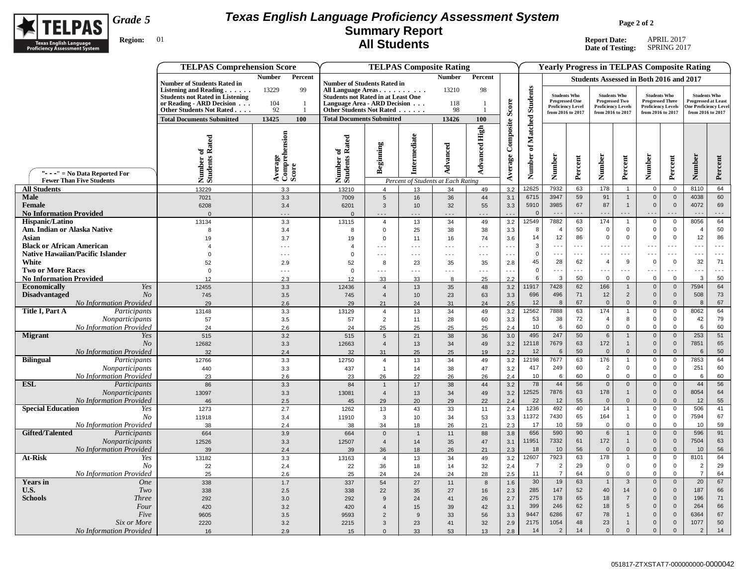# Texas English Language Proficiency Assessment System
## Summary Report
## All Students

**Grade 5**

**Region:** 01

**Report Date:** APRIL 2017
**Date of Testing:** SPRING 2017

**TELPAS Comprehension Score**

| | Number | Percent |
|---|---|---|
| Number of Students Rated in Listening and Reading | 13229 | 99 |
| Students not Rated in Listening or Reading - ARD Decision | 104 | 1 |
| Other Students Not Rated | 92 | 1 |
| **Total Documents Submitted** | **13425** | **100** |

**TELPAS Composite Rating**

| | Number | Percent |
|---|---|---|
| Number of Students Rated in All Language Areas | 13210 | 98 |
| Students not Rated in at Least One Language Area - ARD Decision | 118 | 1 |
| Other Students Not Rated | 98 | 1 |
| **Total Documents Submitted** | **13426** | **100** |

"- - -" = No Data Reported For Fewer Than Five Students

| | | TELPAS Comprehension Score | | TELPAS Composite Rating | | | | | | Yearly Progress in TELPAS Composite Rating (Students Assessed in Both 2016 and 2017) | | | | | | | | | |
|---|---|---|---|---|---|---|---|---|---|---|---|---|---|---|---|---|---|---|---|
| | | | | | Percent of Students at Each Rating | | | | | | Students Who Progressed One Proficiency Level from 2016 to 2017 | | Students Who Progressed Two Proficiency Levels from 2016 to 2017 | | Students Who Progressed Three Proficiency Levels from 2016 to 2017 | | Students Who Progressed at Least One Proficiency Level from 2016 to 2017 | |
| | | Number of Students Rated | Average Comprehension Score | Number of Students Rated | Beginning | Intermediate | Advanced | Advanced High | Average Composite Score | Number of Matched Students | Number | Percent | Number | Percent | Number | Percent | Number | Percent |
| **All Students** | | 13229 | 3.3 | 13210 | 4 | 13 | 34 | 49 | 3.2 | 12625 | 7932 | 63 | 178 | 1 | 0 | 0 | 8110 | 64 |
| **Male** | | 7021 | 3.3 | 7009 | 5 | 16 | 36 | 44 | 3.1 | 6715 | 3947 | 59 | 91 | 1 | 0 | 0 | 4038 | 60 |
| **Female** | | 6208 | 3.4 | 6201 | 3 | 10 | 32 | 55 | 3.3 | 5910 | 3985 | 67 | 87 | 1 | 0 | 0 | 4072 | 69 |
| **No Information Provided** | | 0 | - - - | 0 | - - - | - - - | - - - | - - - | - - - | 0 | - - - | - - - | - - - | - - - | - - - | - - - | - - - | - - - |
| **Hispanic/Latino** | | 13134 | 3.3 | 13115 | 4 | 13 | 34 | 49 | 3.2 | 12549 | 7882 | 63 | 174 | 1 | 0 | 0 | 8056 | 64 |
| **Am. Indian or Alaska Native** | | 8 | 3.4 | 8 | 0 | 25 | 38 | 38 | 3.3 | 8 | 4 | 50 | 0 | 0 | 0 | 0 | 4 | 50 |
| **Asian** | | 19 | 3.7 | 19 | 0 | 11 | 16 | 74 | 3.6 | 14 | 12 | 86 | 0 | 0 | 0 | 0 | 12 | 86 |
| **Black or African American** | | 4 | - - - | 4 | - - - | - - - | - - - | - - - | - - - | 3 | - - - | - - - | - - - | - - - | - - - | - - - | - - - | - - - |
| **Native Hawaiian/Pacific Islander** | | 0 | - - - | 0 | - - - | - - - | - - - | - - - | - - - | 0 | - - - | - - - | - - - | - - - | - - - | - - - | - - - | - - - |
| **White** | | 52 | 2.9 | 52 | 8 | 23 | 35 | 35 | 2.8 | 45 | 28 | 62 | 4 | 9 | 0 | 0 | 32 | 71 |
| **Two or More Races** | | 0 | - - - | 0 | - - - | - - - | - - - | - - - | - - - | 0 | - - - | - - - | - - - | - - - | - - - | - - - | - - - | - - - |
| **No Information Provided** | | 12 | 2.3 | 12 | 33 | 33 | 8 | 25 | 2.2 | 6 | 3 | 50 | 0 | 0 | 0 | 0 | 3 | 50 |
| **Economically Disadvantaged** | *Yes* | 12455 | 3.3 | 12436 | 4 | 13 | 35 | 48 | 3.2 | 11917 | 7428 | 62 | 166 | 1 | 0 | 0 | 7594 | 64 |
| | *No* | 745 | 3.5 | 745 | 4 | 10 | 23 | 63 | 3.3 | 696 | 496 | 71 | 12 | 2 | 0 | 0 | 508 | 73 |
| | *No Information Provided* | 29 | 2.6 | 29 | 21 | 24 | 31 | 24 | 2.5 | 12 | 8 | 67 | 0 | 0 | 0 | 0 | 8 | 67 |
| **Title I, Part A** | *Participants* | 13148 | 3.3 | 13129 | 4 | 13 | 34 | 49 | 3.2 | 12562 | 7888 | 63 | 174 | 1 | 0 | 0 | 8062 | 64 |
| | *Nonparticipants* | 57 | 3.5 | 57 | 2 | 11 | 28 | 60 | 3.3 | 53 | 38 | 72 | 4 | 8 | 0 | 0 | 42 | 79 |
| | *No Information Provided* | 24 | 2.6 | 24 | 25 | 25 | 25 | 25 | 2.4 | 10 | 6 | 60 | 0 | 0 | 0 | 0 | 6 | 60 |
| **Migrant** | *Yes* | 515 | 3.2 | 515 | 5 | 21 | 38 | 36 | 3.0 | 495 | 247 | 50 | 6 | 1 | 0 | 0 | 253 | 51 |
| | *No* | 12682 | 3.3 | 12663 | 4 | 13 | 34 | 49 | 3.2 | 12118 | 7679 | 63 | 172 | 1 | 0 | 0 | 7851 | 65 |
| | *No Information Provided* | 32 | 2.4 | 32 | 31 | 25 | 25 | 19 | 2.2 | 12 | 6 | 50 | 0 | 0 | 0 | 0 | 6 | 50 |
| **Bilingual** | *Participants* | 12766 | 3.3 | 12750 | 4 | 13 | 34 | 49 | 3.2 | 12198 | 7677 | 63 | 176 | 1 | 0 | 0 | 7853 | 64 |
| | *Nonparticipants* | 440 | 3.3 | 437 | 1 | 14 | 38 | 47 | 3.2 | 417 | 249 | 60 | 2 | 0 | 0 | 0 | 251 | 60 |
| | *No Information Provided* | 23 | 2.6 | 23 | 26 | 22 | 26 | 26 | 2.4 | 10 | 6 | 60 | 0 | 0 | 0 | 0 | 6 | 60 |
| **ESL** | *Participants* | 86 | 3.3 | 84 | 1 | 17 | 38 | 44 | 3.2 | 78 | 44 | 56 | 0 | 0 | 0 | 0 | 44 | 56 |
| | *Nonparticipants* | 13097 | 3.3 | 13081 | 4 | 13 | 34 | 49 | 3.2 | 12525 | 7876 | 63 | 178 | 1 | 0 | 0 | 8054 | 64 |
| | *No Information Provided* | 46 | 2.5 | 45 | 29 | 20 | 29 | 22 | 2.4 | 22 | 12 | 55 | 0 | 0 | 0 | 0 | 12 | 55 |
| **Special Education** | *Yes* | 1273 | 2.7 | 1262 | 13 | 43 | 33 | 11 | 2.4 | 1236 | 492 | 40 | 14 | 1 | 0 | 0 | 506 | 41 |
| | *No* | 11918 | 3.4 | 11910 | 3 | 10 | 34 | 53 | 3.3 | 11372 | 7430 | 65 | 164 | 1 | 0 | 0 | 7594 | 67 |
| | *No Information Provided* | 38 | 2.4 | 38 | 34 | 18 | 26 | 21 | 2.3 | 17 | 10 | 59 | 0 | 0 | 0 | 0 | 10 | 59 |
| **Gifted/Talented** | *Participants* | 664 | 3.9 | 664 | 0 | 1 | 11 | 88 | 3.8 | 656 | 590 | 90 | 6 | 1 | 0 | 0 | 596 | 91 |
| | *Nonparticipants* | 12526 | 3.3 | 12507 | 4 | 14 | 35 | 47 | 3.1 | 11951 | 7332 | 61 | 172 | 1 | 0 | 0 | 7504 | 63 |
| | *No Information Provided* | 39 | 2.4 | 39 | 36 | 18 | 26 | 21 | 2.3 | 18 | 10 | 56 | 0 | 0 | 0 | 0 | 10 | 56 |
| **At-Risk** | *Yes* | 13182 | 3.3 | 13163 | 4 | 13 | 34 | 49 | 3.2 | 12607 | 7923 | 63 | 178 | 1 | 0 | 0 | 8101 | 64 |
| | *No* | 22 | 2.4 | 22 | 36 | 18 | 14 | 32 | 2.4 | 7 | 2 | 29 | 0 | 0 | 0 | 0 | 2 | 29 |
| | *No Information Provided* | 25 | 2.6 | 25 | 24 | 24 | 24 | 28 | 2.5 | 11 | 7 | 64 | 0 | 0 | 0 | 0 | 7 | 64 |
| **Years in U.S. Schools** | *One* | 338 | 1.7 | 337 | 54 | 27 | 11 | 8 | 1.6 | 30 | 19 | 63 | 1 | 3 | 0 | 0 | 20 | 67 |
| | *Two* | 338 | 2.5 | 338 | 22 | 35 | 27 | 16 | 2.3 | 285 | 147 | 52 | 40 | 14 | 0 | 0 | 187 | 66 |
| | *Three* | 292 | 3.0 | 292 | 9 | 24 | 41 | 26 | 2.7 | 275 | 178 | 65 | 18 | 7 | 0 | 0 | 196 | 71 |
| | *Four* | 420 | 3.2 | 420 | 4 | 15 | 39 | 42 | 3.1 | 399 | 246 | 62 | 18 | 5 | 0 | 0 | 264 | 66 |
| | *Five* | 9605 | 3.5 | 9593 | 2 | 9 | 33 | 56 | 3.3 | 9447 | 6286 | 67 | 78 | 1 | 0 | 0 | 6364 | 67 |
| | *Six or More* | 2220 | 3.2 | 2215 | 3 | 23 | 41 | 32 | 2.9 | 2175 | 1054 | 48 | 23 | 1 | 0 | 0 | 1077 | 50 |
| | *No Information Provided* | 16 | 2.9 | 15 | 0 | 33 | 53 | 13 | 2.8 | 14 | 2 | 14 | 0 | 0 | 0 | 0 | 2 | 14 |

051817-ZTXSTAT7-000000000-0000042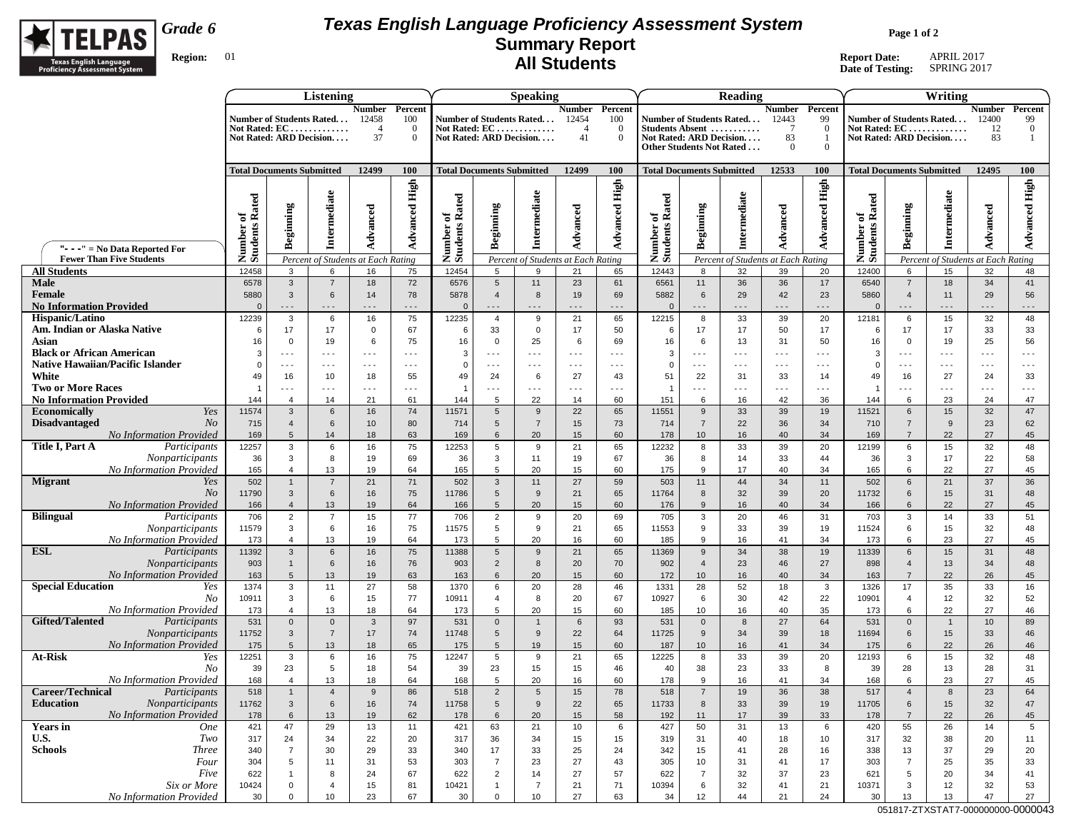# Texas English Language Proficiency Assessment System

## Summary Report

## All Students

**TELPAS** Texas English Language Proficiency Assessment System

**Grade 6**

**Region:** 01

**Report Date:** APRIL 2017
**Date of Testing:** SPRING 2017

| Listening | Number | Percent |
|---|---|---|
| Number of Students Rated | 12458 | 100 |
| Not Rated: EC | 4 | 0 |
| Not Rated: ARD Decision | 37 | 0 |
| Total Documents Submitted | 12499 | 100 |

| Speaking | Number | Percent |
|---|---|---|
| Number of Students Rated | 12454 | 100 |
| Not Rated: EC | 4 | 0 |
| Not Rated: ARD Decision | 41 | 0 |
| Total Documents Submitted | 12499 | 100 |

| Reading | Number | Percent |
|---|---|---|
| Number of Students Rated | 12443 | 99 |
| Students Absent | 7 | 0 |
| Not Rated: ARD Decision | 83 | 1 |
| Other Students Not Rated | 0 | 0 |
| Total Documents Submitted | 12533 | 100 |

| Writing | Number | Percent |
|---|---|---|
| Number of Students Rated | 12400 | 99 |
| Not Rated: EC | 12 | 0 |
| Not Rated: ARD Decision | 83 | 1 |
| Total Documents Submitted | 12495 | 100 |

"- - -" = No Data Reported For Fewer Than Five Students

Percent of Students at Each Rating

| | | Listening | | | | | Speaking | | | | | Reading | | | | | Writing | | | | |
|---|---|---|---|---|---|---|---|---|---|---|---|---|---|---|---|---|---|---|---|---|---|
| | | Number of Students Rated | Beginning | Intermediate | Advanced | Advanced High | Number of Students Rated | Beginning | Intermediate | Advanced | Advanced High | Number of Students Rated | Beginning | Intermediate | Advanced | Advanced High | Number of Students Rated | Beginning | Intermediate | Advanced | Advanced High |
| **All Students** | | 12458 | 3 | 6 | 16 | 75 | 12454 | 5 | 9 | 21 | 65 | 12443 | 8 | 32 | 39 | 20 | 12400 | 6 | 15 | 32 | 48 |
| **Male** | | 6578 | 3 | 7 | 18 | 72 | 6576 | 5 | 11 | 23 | 61 | 6561 | 11 | 36 | 36 | 17 | 6540 | 7 | 18 | 34 | 41 |
| **Female** | | 5880 | 3 | 6 | 14 | 78 | 5878 | 4 | 8 | 19 | 69 | 5882 | 6 | 29 | 42 | 23 | 5860 | 4 | 11 | 29 | 56 |
| **No Information Provided** | | 0 | - - - | - - - | - - - | - - - | 0 | - - - | - - - | - - - | - - - | 0 | - - - | - - - | - - - | - - - | 0 | - - - | - - - | - - - | - - - |
| **Hispanic/Latino** | | 12239 | 3 | 6 | 16 | 75 | 12235 | 4 | 9 | 21 | 65 | 12215 | 8 | 33 | 39 | 20 | 12181 | 6 | 15 | 32 | 48 |
| **Am. Indian or Alaska Native** | | 6 | 17 | 17 | 0 | 67 | 6 | 33 | 0 | 17 | 50 | 6 | 17 | 17 | 50 | 17 | 6 | 17 | 17 | 33 | 33 |
| **Asian** | | 16 | 0 | 19 | 6 | 75 | 16 | 0 | 25 | 6 | 69 | 16 | 6 | 13 | 31 | 50 | 16 | 0 | 19 | 25 | 56 |
| **Black or African American** | | 3 | - - - | - - - | - - - | - - - | 3 | - - - | - - - | - - - | - - - | 3 | - - - | - - - | - - - | - - - | 3 | - - - | - - - | - - - | - - - |
| **Native Hawaiian/Pacific Islander** | | 0 | - - - | - - - | - - - | - - - | 0 | - - - | - - - | - - - | - - - | 0 | - - - | - - - | - - - | - - - | 0 | - - - | - - - | - - - | - - - |
| **White** | | 49 | 16 | 10 | 18 | 55 | 49 | 24 | 6 | 27 | 43 | 51 | 22 | 31 | 33 | 14 | 49 | 16 | 27 | 24 | 33 |
| **Two or More Races** | | 1 | - - - | - - - | - - - | - - - | 1 | - - - | - - - | - - - | - - - | 1 | - - - | - - - | - - - | - - - | 1 | - - - | - - - | - - - | - - - |
| **No Information Provided** | | 144 | 4 | 14 | 21 | 61 | 144 | 5 | 22 | 14 | 60 | 151 | 6 | 16 | 42 | 36 | 144 | 6 | 23 | 24 | 47 |
| **Economically Disadvantaged** | *Yes* | 11574 | 3 | 6 | 16 | 74 | 11571 | 5 | 9 | 22 | 65 | 11551 | 9 | 33 | 39 | 19 | 11521 | 6 | 15 | 32 | 47 |
| | *No* | 715 | 4 | 6 | 10 | 80 | 714 | 5 | 7 | 15 | 73 | 714 | 7 | 22 | 36 | 34 | 710 | 7 | 9 | 23 | 62 |
| | *No Information Provided* | 169 | 5 | 14 | 18 | 63 | 169 | 6 | 20 | 15 | 60 | 178 | 10 | 16 | 40 | 34 | 169 | 7 | 22 | 27 | 45 |
| **Title I, Part A** | *Participants* | 12257 | 3 | 6 | 16 | 75 | 12253 | 5 | 9 | 21 | 65 | 12232 | 8 | 33 | 39 | 20 | 12199 | 6 | 15 | 32 | 48 |
| | *Nonparticipants* | 36 | 3 | 8 | 19 | 69 | 36 | 3 | 11 | 19 | 67 | 36 | 8 | 14 | 33 | 44 | 36 | 3 | 17 | 22 | 58 |
| | *No Information Provided* | 165 | 4 | 13 | 19 | 64 | 165 | 5 | 20 | 15 | 60 | 175 | 9 | 17 | 40 | 34 | 165 | 6 | 22 | 27 | 45 |
| **Migrant** | *Yes* | 502 | 1 | 7 | 21 | 71 | 502 | 3 | 11 | 27 | 59 | 503 | 11 | 44 | 34 | 11 | 502 | 6 | 21 | 37 | 36 |
| | *No* | 11790 | 3 | 6 | 16 | 75 | 11786 | 5 | 9 | 21 | 65 | 11764 | 8 | 32 | 39 | 20 | 11732 | 6 | 15 | 31 | 48 |
| | *No Information Provided* | 166 | 4 | 13 | 19 | 64 | 166 | 5 | 20 | 15 | 60 | 176 | 9 | 16 | 40 | 34 | 166 | 6 | 22 | 27 | 45 |
| **Bilingual** | *Participants* | 706 | 2 | 7 | 15 | 77 | 706 | 2 | 9 | 20 | 69 | 705 | 3 | 20 | 46 | 31 | 703 | 3 | 14 | 33 | 51 |
| | *Nonparticipants* | 11579 | 3 | 6 | 16 | 75 | 11575 | 5 | 9 | 21 | 65 | 11553 | 9 | 33 | 39 | 19 | 11524 | 6 | 15 | 32 | 48 |
| | *No Information Provided* | 173 | 4 | 13 | 19 | 64 | 173 | 5 | 20 | 16 | 60 | 185 | 9 | 16 | 41 | 34 | 173 | 6 | 23 | 27 | 45 |
| **ESL** | *Participants* | 11392 | 3 | 6 | 16 | 75 | 11388 | 5 | 9 | 21 | 65 | 11369 | 9 | 34 | 38 | 19 | 11339 | 6 | 15 | 31 | 48 |
| | *Nonparticipants* | 903 | 1 | 6 | 16 | 76 | 903 | 2 | 8 | 20 | 70 | 902 | 4 | 23 | 46 | 27 | 898 | 4 | 13 | 34 | 48 |
| | *No Information Provided* | 163 | 5 | 13 | 19 | 63 | 163 | 6 | 20 | 15 | 60 | 172 | 10 | 16 | 40 | 34 | 163 | 7 | 22 | 26 | 45 |
| **Special Education** | *Yes* | 1374 | 3 | 11 | 27 | 58 | 1370 | 6 | 20 | 28 | 46 | 1331 | 28 | 52 | 18 | 3 | 1326 | 17 | 35 | 33 | 16 |
| | *No* | 10911 | 3 | 6 | 15 | 77 | 10911 | 4 | 8 | 20 | 67 | 10927 | 6 | 30 | 42 | 22 | 10901 | 4 | 12 | 32 | 52 |
| | *No Information Provided* | 173 | 4 | 13 | 18 | 64 | 173 | 5 | 20 | 15 | 60 | 185 | 10 | 16 | 40 | 35 | 173 | 6 | 22 | 27 | 46 |
| **Gifted/Talented** | *Participants* | 531 | 0 | 0 | 3 | 97 | 531 | 0 | 1 | 6 | 93 | 531 | 0 | 8 | 27 | 64 | 531 | 0 | 1 | 10 | 89 |
| | *Nonparticipants* | 11752 | 3 | 7 | 17 | 74 | 11748 | 5 | 9 | 22 | 64 | 11725 | 9 | 34 | 39 | 18 | 11694 | 6 | 15 | 33 | 46 |
| | *No Information Provided* | 175 | 5 | 13 | 18 | 65 | 175 | 5 | 19 | 15 | 60 | 187 | 10 | 16 | 41 | 34 | 175 | 6 | 22 | 26 | 46 |
| **At-Risk** | *Yes* | 12251 | 3 | 6 | 16 | 75 | 12247 | 5 | 9 | 21 | 65 | 12225 | 8 | 33 | 39 | 20 | 12193 | 6 | 15 | 32 | 48 |
| | *No* | 39 | 23 | 5 | 18 | 54 | 39 | 23 | 15 | 15 | 46 | 40 | 38 | 23 | 33 | 8 | 39 | 28 | 13 | 28 | 31 |
| | *No Information Provided* | 168 | 4 | 13 | 18 | 64 | 168 | 5 | 20 | 16 | 60 | 178 | 9 | 16 | 41 | 34 | 168 | 6 | 23 | 27 | 45 |
| **Career/Technical Education** | *Participants* | 518 | 1 | 4 | 9 | 86 | 518 | 2 | 5 | 15 | 78 | 518 | 7 | 19 | 36 | 38 | 517 | 4 | 8 | 23 | 64 |
| | *Nonparticipants* | 11762 | 3 | 6 | 16 | 74 | 11758 | 5 | 9 | 22 | 65 | 11733 | 8 | 33 | 39 | 19 | 11705 | 6 | 15 | 32 | 47 |
| | *No Information Provided* | 178 | 6 | 13 | 19 | 62 | 178 | 6 | 20 | 15 | 58 | 192 | 11 | 17 | 39 | 33 | 178 | 7 | 22 | 26 | 45 |
| **Years in U.S. Schools** | *One* | 421 | 47 | 29 | 13 | 11 | 421 | 63 | 21 | 10 | 6 | 427 | 50 | 31 | 13 | 6 | 420 | 55 | 26 | 14 | 5 |
| | *Two* | 317 | 24 | 34 | 22 | 20 | 317 | 36 | 34 | 15 | 15 | 319 | 31 | 40 | 18 | 10 | 317 | 32 | 38 | 20 | 11 |
| | *Three* | 340 | 7 | 30 | 29 | 33 | 340 | 17 | 33 | 25 | 24 | 342 | 15 | 41 | 28 | 16 | 338 | 13 | 37 | 29 | 20 |
| | *Four* | 304 | 5 | 11 | 31 | 53 | 303 | 7 | 23 | 27 | 43 | 305 | 10 | 31 | 41 | 17 | 303 | 7 | 25 | 35 | 33 |
| | *Five* | 622 | 1 | 8 | 24 | 67 | 622 | 2 | 14 | 27 | 57 | 622 | 7 | 32 | 37 | 23 | 621 | 5 | 20 | 34 | 41 |
| | *Six or More* | 10424 | 0 | 4 | 15 | 81 | 10421 | 1 | 7 | 21 | 71 | 10394 | 6 | 32 | 41 | 21 | 10371 | 3 | 12 | 32 | 53 |
| | *No Information Provided* | 30 | 0 | 10 | 23 | 67 | 30 | 0 | 10 | 27 | 63 | 34 | 12 | 44 | 21 | 24 | 30 | 13 | 13 | 47 | 27 |

051817-ZTXSTAT7-000000000-0000043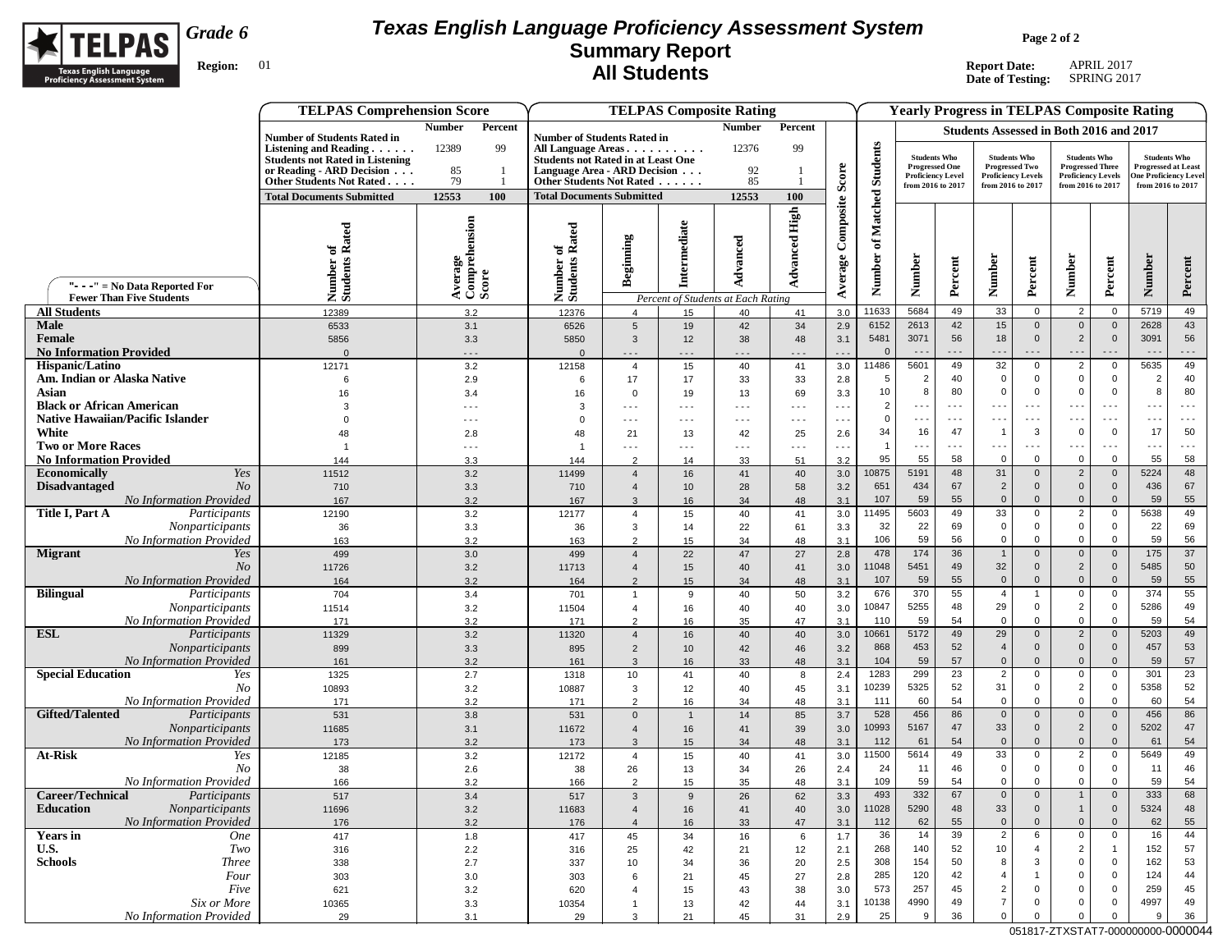# Texas English Language Proficiency Assessment System
## Summary Report
## All Students

**Grade 6**

**Region:** 01

**Report Date:** APRIL 2017
**Date of Testing:** SPRING 2017

**TELPAS Comprehension Score**

| | Number | Percent |
|---|---|---|
| Number of Students Rated in Listening and Reading | 12389 | 99 |
| Students not Rated in Listening or Reading - ARD Decision | 85 | 1 |
| Other Students Not Rated | 79 | 1 |
| **Total Documents Submitted** | **12553** | **100** |

**TELPAS Composite Rating**

| | Number | Percent |
|---|---|---|
| Number of Students Rated in All Language Areas | 12376 | 99 |
| Students not Rated in at Least One Language Area - ARD Decision | 92 | 1 |
| Other Students Not Rated | 85 | 1 |
| **Total Documents Submitted** | **12553** | **100** |

**Yearly Progress in TELPAS Composite Rating** — Students Assessed in Both 2016 and 2017

"- - -" = No Data Reported For Fewer Than Five Students

| | Comprehension: Number of Students Rated | Average Comprehension Score | Composite: Number of Students Rated | Beginning (%) | Intermediate (%) | Advanced (%) | Advanced High (%) | Average Composite Score | Number of Matched Students | Progressed One Proficiency Level 2016 to 2017: Number | Percent | Progressed Two Proficiency Levels 2016 to 2017: Number | Percent | Progressed Three Proficiency Levels 2016 to 2017: Number | Percent | Progressed at Least One Proficiency Level 2016 to 2017: Number | Percent |
|---|---|---|---|---|---|---|---|---|---|---|---|---|---|---|---|---|---|
| **All Students** | 12389 | 3.2 | 12376 | 4 | 15 | 40 | 41 | 3.0 | 11633 | 5684 | 49 | 33 | 0 | 2 | 0 | 5719 | 49 |
| **Male** | 6533 | 3.1 | 6526 | 5 | 19 | 42 | 34 | 2.9 | 6152 | 2613 | 42 | 15 | 0 | 0 | 0 | 2628 | 43 |
| **Female** | 5856 | 3.3 | 5850 | 3 | 12 | 38 | 48 | 3.1 | 5481 | 3071 | 56 | 18 | 0 | 2 | 0 | 3091 | 56 |
| **No Information Provided** | 0 | --- | 0 | --- | --- | --- | --- | --- | 0 | --- | --- | --- | --- | --- | --- | --- | --- |
| **Hispanic/Latino** | 12171 | 3.2 | 12158 | 4 | 15 | 40 | 41 | 3.0 | 11486 | 5601 | 49 | 32 | 0 | 2 | 0 | 5635 | 49 |
| **Am. Indian or Alaska Native** | 6 | 2.9 | 6 | 17 | 17 | 33 | 33 | 2.8 | 5 | 2 | 40 | 0 | 0 | 0 | 0 | 2 | 40 |
| **Asian** | 16 | 3.4 | 16 | 0 | 19 | 13 | 69 | 3.3 | 10 | 8 | 80 | 0 | 0 | 0 | 0 | 8 | 80 |
| **Black or African American** | 3 | --- | 3 | --- | --- | --- | --- | --- | 2 | --- | --- | --- | --- | --- | --- | --- | --- |
| **Native Hawaiian/Pacific Islander** | 0 | --- | 0 | --- | --- | --- | --- | --- | 0 | --- | --- | --- | --- | --- | --- | --- | --- |
| **White** | 48 | 2.8 | 48 | 21 | 13 | 42 | 25 | 2.6 | 34 | 16 | 47 | 1 | 3 | 0 | 0 | 17 | 50 |
| **Two or More Races** | 1 | --- | 1 | --- | --- | --- | --- | --- | 1 | --- | --- | --- | --- | --- | --- | --- | --- |
| **No Information Provided** | 144 | 3.3 | 144 | 2 | 14 | 33 | 51 | 3.2 | 95 | 55 | 58 | 0 | 0 | 0 | 0 | 55 | 58 |
| **Economically Disadvantaged** *Yes* | 11512 | 3.2 | 11499 | 4 | 16 | 41 | 40 | 3.0 | 10875 | 5191 | 48 | 31 | 0 | 2 | 0 | 5224 | 48 |
| *No* | 710 | 3.3 | 710 | 4 | 10 | 28 | 58 | 3.2 | 651 | 434 | 67 | 2 | 0 | 0 | 0 | 436 | 67 |
| *No Information Provided* | 167 | 3.2 | 167 | 3 | 16 | 34 | 48 | 3.1 | 107 | 59 | 55 | 0 | 0 | 0 | 0 | 59 | 55 |
| **Title I, Part A** *Participants* | 12190 | 3.2 | 12177 | 4 | 15 | 40 | 41 | 3.0 | 11495 | 5603 | 49 | 33 | 0 | 2 | 0 | 5638 | 49 |
| *Nonparticipants* | 36 | 3.3 | 36 | 3 | 14 | 22 | 61 | 3.3 | 32 | 22 | 69 | 0 | 0 | 0 | 0 | 22 | 69 |
| *No Information Provided* | 163 | 3.2 | 163 | 2 | 15 | 34 | 48 | 3.1 | 106 | 59 | 56 | 0 | 0 | 0 | 0 | 59 | 56 |
| **Migrant** *Yes* | 499 | 3.0 | 499 | 4 | 22 | 47 | 27 | 2.8 | 478 | 174 | 36 | 1 | 0 | 0 | 0 | 175 | 37 |
| *No* | 11726 | 3.2 | 11713 | 4 | 15 | 40 | 41 | 3.0 | 11048 | 5451 | 49 | 32 | 0 | 2 | 0 | 5485 | 50 |
| *No Information Provided* | 164 | 3.2 | 164 | 2 | 15 | 34 | 48 | 3.1 | 107 | 59 | 55 | 0 | 0 | 0 | 0 | 59 | 55 |
| **Bilingual** *Participants* | 704 | 3.4 | 701 | 1 | 9 | 40 | 50 | 3.2 | 676 | 370 | 55 | 4 | 1 | 0 | 0 | 374 | 55 |
| *Nonparticipants* | 11514 | 3.2 | 11504 | 4 | 16 | 40 | 40 | 3.0 | 10847 | 5255 | 48 | 29 | 0 | 2 | 0 | 5286 | 49 |
| *No Information Provided* | 171 | 3.2 | 171 | 2 | 16 | 35 | 47 | 3.1 | 110 | 59 | 54 | 0 | 0 | 0 | 0 | 59 | 54 |
| **ESL** *Participants* | 11329 | 3.2 | 11320 | 4 | 16 | 40 | 40 | 3.0 | 10661 | 5172 | 49 | 29 | 0 | 2 | 0 | 5203 | 49 |
| *Nonparticipants* | 899 | 3.3 | 895 | 2 | 10 | 42 | 46 | 3.2 | 868 | 453 | 52 | 4 | 0 | 0 | 0 | 457 | 53 |
| *No Information Provided* | 161 | 3.2 | 161 | 3 | 16 | 33 | 48 | 3.1 | 104 | 59 | 57 | 0 | 0 | 0 | 0 | 59 | 57 |
| **Special Education** *Yes* | 1325 | 2.7 | 1318 | 10 | 41 | 40 | 8 | 2.4 | 1283 | 299 | 23 | 2 | 0 | 0 | 0 | 301 | 23 |
| *No* | 10893 | 3.2 | 10887 | 3 | 12 | 40 | 45 | 3.1 | 10239 | 5325 | 52 | 31 | 0 | 2 | 0 | 5358 | 52 |
| *No Information Provided* | 171 | 3.2 | 171 | 2 | 16 | 34 | 48 | 3.1 | 111 | 60 | 54 | 0 | 0 | 0 | 0 | 60 | 54 |
| **Gifted/Talented** *Participants* | 531 | 3.8 | 531 | 0 | 1 | 14 | 85 | 3.7 | 528 | 456 | 86 | 0 | 0 | 0 | 0 | 456 | 86 |
| *Nonparticipants* | 11685 | 3.1 | 11672 | 4 | 16 | 41 | 39 | 3.0 | 10993 | 5167 | 47 | 33 | 0 | 2 | 0 | 5202 | 47 |
| *No Information Provided* | 173 | 3.2 | 173 | 3 | 15 | 34 | 48 | 3.1 | 112 | 61 | 54 | 0 | 0 | 0 | 0 | 61 | 54 |
| **At-Risk** *Yes* | 12185 | 3.2 | 12172 | 4 | 15 | 40 | 41 | 3.0 | 11500 | 5614 | 49 | 33 | 0 | 2 | 0 | 5649 | 49 |
| *No* | 38 | 2.6 | 38 | 26 | 13 | 34 | 26 | 2.4 | 24 | 11 | 46 | 0 | 0 | 0 | 0 | 11 | 46 |
| *No Information Provided* | 166 | 3.2 | 166 | 2 | 15 | 35 | 48 | 3.1 | 109 | 59 | 54 | 0 | 0 | 0 | 0 | 59 | 54 |
| **Career/Technical Education** *Participants* | 517 | 3.4 | 517 | 3 | 9 | 26 | 62 | 3.3 | 493 | 332 | 67 | 0 | 0 | 1 | 0 | 333 | 68 |
| *Nonparticipants* | 11696 | 3.2 | 11683 | 4 | 16 | 41 | 40 | 3.0 | 11028 | 5290 | 48 | 33 | 0 | 1 | 0 | 5324 | 48 |
| *No Information Provided* | 176 | 3.2 | 176 | 4 | 16 | 33 | 47 | 3.1 | 112 | 62 | 55 | 0 | 0 | 0 | 0 | 62 | 55 |
| **Years in U.S. Schools** *One* | 417 | 1.8 | 417 | 45 | 34 | 16 | 6 | 1.7 | 36 | 14 | 39 | 2 | 6 | 0 | 0 | 16 | 44 |
| *Two* | 316 | 2.2 | 316 | 25 | 42 | 21 | 12 | 2.1 | 268 | 140 | 52 | 10 | 4 | 2 | 1 | 152 | 57 |
| *Three* | 338 | 2.7 | 337 | 10 | 34 | 36 | 20 | 2.5 | 308 | 154 | 50 | 8 | 3 | 0 | 0 | 162 | 53 |
| *Four* | 303 | 3.0 | 303 | 6 | 21 | 45 | 27 | 2.8 | 285 | 120 | 42 | 4 | 1 | 0 | 0 | 124 | 44 |
| *Five* | 621 | 3.2 | 620 | 4 | 15 | 43 | 38 | 3.0 | 573 | 257 | 45 | 2 | 0 | 0 | 0 | 259 | 45 |
| *Six or More* | 10365 | 3.3 | 10354 | 1 | 13 | 42 | 44 | 3.1 | 10138 | 4990 | 49 | 7 | 0 | 0 | 0 | 4997 | 49 |
| *No Information Provided* | 29 | 3.1 | 29 | 3 | 21 | 45 | 31 | 2.9 | 25 | 9 | 36 | 0 | 0 | 0 | 0 | 9 | 36 |

Beginning, Intermediate, Advanced, Advanced High = Percent of Students at Each Rating

051817-ZTXSTAT7-000000000-0000044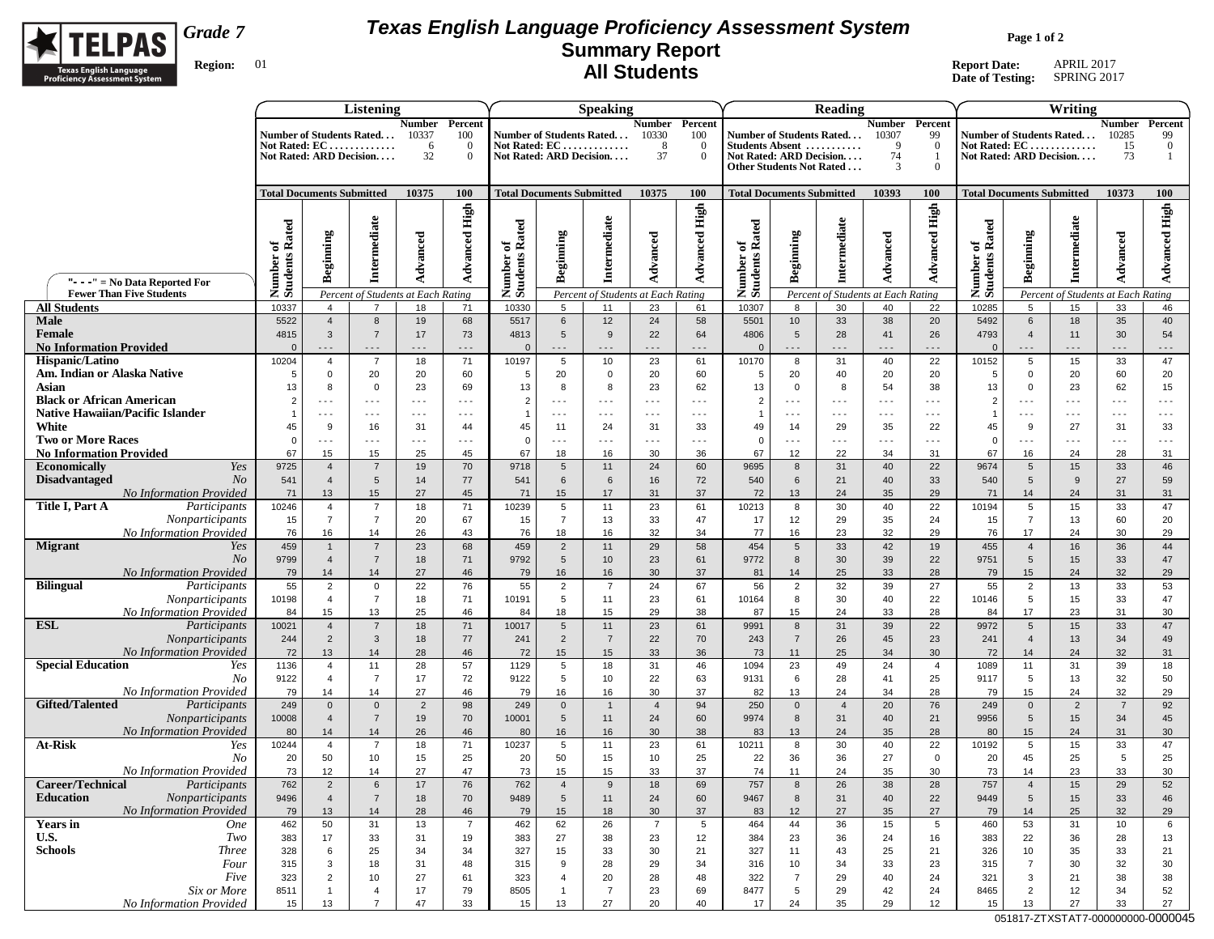# Texas English Language Proficiency Assessment System
## Summary Report
## All Students

**TELPAS** — Texas English Language Proficiency Assessment System

**Grade 7**

**Region:** 01

**Report Date:** APRIL 2017
**Date of Testing:** SPRING 2017

| Listening | Number | Percent |
|---|---|---|
| Number of Students Rated | 10337 | 100 |
| Not Rated: EC | 6 | 0 |
| Not Rated: ARD Decision | 32 | 0 |
| Total Documents Submitted | 10375 | 100 |

| Speaking | Number | Percent |
|---|---|---|
| Number of Students Rated | 10330 | 100 |
| Not Rated: EC | 8 | 0 |
| Not Rated: ARD Decision | 37 | 0 |
| Total Documents Submitted | 10375 | 100 |

| Reading | Number | Percent |
|---|---|---|
| Number of Students Rated | 10307 | 99 |
| Students Absent | 9 | 0 |
| Not Rated: ARD Decision | 74 | 1 |
| Other Students Not Rated | 3 | 0 |
| Total Documents Submitted | 10393 | 100 |

| Writing | Number | Percent |
|---|---|---|
| Number of Students Rated | 10285 | 99 |
| Not Rated: EC | 15 | 0 |
| Not Rated: ARD Decision | 73 | 1 |
| Total Documents Submitted | 10373 | 100 |

"- - -" = No Data Reported For Fewer Than Five Students

Percent of Students at Each Rating

| | | Listening | | | | | Speaking | | | | | Reading | | | | | Writing | | | | |
|---|---|---|---|---|---|---|---|---|---|---|---|---|---|---|---|---|---|---|---|---|---|
| | | Number of Students Rated | Beginning | Intermediate | Advanced | Advanced High | Number of Students Rated | Beginning | Intermediate | Advanced | Advanced High | Number of Students Rated | Beginning | Intermediate | Advanced | Advanced High | Number of Students Rated | Beginning | Intermediate | Advanced | Advanced High |
| **All Students** | | 10337 | 4 | 7 | 18 | 71 | 10330 | 5 | 11 | 23 | 61 | 10307 | 8 | 30 | 40 | 22 | 10285 | 5 | 15 | 33 | 46 |
| **Male** | | 5522 | 4 | 8 | 19 | 68 | 5517 | 6 | 12 | 24 | 58 | 5501 | 10 | 33 | 38 | 20 | 5492 | 6 | 18 | 35 | 40 |
| **Female** | | 4815 | 3 | 7 | 17 | 73 | 4813 | 5 | 9 | 22 | 64 | 4806 | 5 | 28 | 41 | 26 | 4793 | 4 | 11 | 30 | 54 |
| **No Information Provided** | | 0 | --- | --- | --- | --- | 0 | --- | --- | --- | --- | 0 | --- | --- | --- | --- | 0 | --- | --- | --- | --- |
| **Hispanic/Latino** | | 10204 | 4 | 7 | 18 | 71 | 10197 | 5 | 10 | 23 | 61 | 10170 | 8 | 31 | 40 | 22 | 10152 | 5 | 15 | 33 | 47 |
| **Am. Indian or Alaska Native** | | 5 | 0 | 20 | 20 | 60 | 5 | 20 | 0 | 20 | 60 | 5 | 20 | 40 | 20 | 20 | 5 | 0 | 20 | 60 | 20 |
| **Asian** | | 13 | 8 | 0 | 23 | 69 | 13 | 8 | 8 | 23 | 62 | 13 | 0 | 8 | 54 | 38 | 13 | 0 | 23 | 62 | 15 |
| **Black or African American** | | 2 | --- | --- | --- | --- | 2 | --- | --- | --- | --- | 2 | --- | --- | --- | --- | 2 | --- | --- | --- | --- |
| **Native Hawaiian/Pacific Islander** | | 1 | --- | --- | --- | --- | 1 | --- | --- | --- | --- | 1 | --- | --- | --- | --- | 1 | --- | --- | --- | --- |
| **White** | | 45 | 9 | 16 | 31 | 44 | 45 | 11 | 24 | 31 | 33 | 49 | 14 | 29 | 35 | 22 | 45 | 9 | 27 | 31 | 33 |
| **Two or More Races** | | 0 | --- | --- | --- | --- | 0 | --- | --- | --- | --- | 0 | --- | --- | --- | --- | 0 | --- | --- | --- | --- |
| **No Information Provided** | | 67 | 15 | 15 | 25 | 45 | 67 | 18 | 16 | 30 | 36 | 67 | 12 | 22 | 34 | 31 | 67 | 16 | 24 | 28 | 31 |
| **Economically Disadvantaged** | *Yes* | 9725 | 4 | 7 | 19 | 70 | 9718 | 5 | 11 | 24 | 60 | 9695 | 8 | 31 | 40 | 22 | 9674 | 5 | 15 | 33 | 46 |
| | *No* | 541 | 4 | 5 | 14 | 77 | 541 | 6 | 6 | 16 | 72 | 540 | 6 | 21 | 40 | 33 | 540 | 5 | 9 | 27 | 59 |
| | *No Information Provided* | 71 | 13 | 15 | 27 | 45 | 71 | 15 | 17 | 31 | 37 | 72 | 13 | 24 | 35 | 29 | 71 | 14 | 24 | 31 | 31 |
| **Title I, Part A** | *Participants* | 10246 | 4 | 7 | 18 | 71 | 10239 | 5 | 11 | 23 | 61 | 10213 | 8 | 30 | 40 | 22 | 10194 | 5 | 15 | 33 | 47 |
| | *Nonparticipants* | 15 | 7 | 7 | 20 | 67 | 15 | 7 | 13 | 33 | 47 | 17 | 12 | 29 | 35 | 24 | 15 | 7 | 13 | 60 | 20 |
| | *No Information Provided* | 76 | 16 | 14 | 26 | 43 | 76 | 18 | 16 | 32 | 34 | 77 | 16 | 23 | 32 | 29 | 76 | 17 | 24 | 30 | 29 |
| **Migrant** | *Yes* | 459 | 1 | 7 | 23 | 68 | 459 | 2 | 11 | 29 | 58 | 454 | 5 | 33 | 42 | 19 | 455 | 4 | 16 | 36 | 44 |
| | *No* | 9799 | 4 | 7 | 18 | 71 | 9792 | 5 | 10 | 23 | 61 | 9772 | 8 | 30 | 39 | 22 | 9751 | 5 | 15 | 33 | 47 |
| | *No Information Provided* | 79 | 14 | 14 | 27 | 46 | 79 | 16 | 16 | 30 | 37 | 81 | 14 | 25 | 33 | 28 | 79 | 15 | 24 | 32 | 29 |
| **Bilingual** | *Participants* | 55 | 2 | 0 | 22 | 76 | 55 | 2 | 7 | 24 | 67 | 56 | 2 | 32 | 39 | 27 | 55 | 2 | 13 | 33 | 53 |
| | *Nonparticipants* | 10198 | 4 | 7 | 18 | 71 | 10191 | 5 | 11 | 23 | 61 | 10164 | 8 | 30 | 40 | 22 | 10146 | 5 | 15 | 33 | 47 |
| | *No Information Provided* | 84 | 15 | 13 | 25 | 46 | 84 | 18 | 15 | 29 | 38 | 87 | 15 | 24 | 33 | 28 | 84 | 17 | 23 | 31 | 30 |
| **ESL** | *Participants* | 10021 | 4 | 7 | 18 | 71 | 10017 | 5 | 11 | 23 | 61 | 9991 | 8 | 31 | 39 | 22 | 9972 | 5 | 15 | 33 | 47 |
| | *Nonparticipants* | 244 | 2 | 3 | 18 | 77 | 241 | 2 | 7 | 22 | 70 | 243 | 7 | 26 | 45 | 23 | 241 | 4 | 13 | 34 | 49 |
| | *No Information Provided* | 72 | 13 | 14 | 28 | 46 | 72 | 15 | 15 | 33 | 36 | 73 | 11 | 25 | 34 | 30 | 72 | 14 | 24 | 32 | 31 |
| **Special Education** | *Yes* | 1136 | 4 | 11 | 28 | 57 | 1129 | 5 | 18 | 31 | 46 | 1094 | 23 | 49 | 24 | 4 | 1089 | 11 | 31 | 39 | 18 |
| | *No* | 9122 | 4 | 7 | 17 | 72 | 9122 | 5 | 10 | 22 | 63 | 9131 | 6 | 28 | 41 | 25 | 9117 | 5 | 13 | 32 | 50 |
| | *No Information Provided* | 79 | 14 | 14 | 27 | 46 | 79 | 16 | 16 | 30 | 37 | 82 | 13 | 24 | 34 | 28 | 79 | 15 | 24 | 32 | 29 |
| **Gifted/Talented** | *Participants* | 249 | 0 | 0 | 2 | 98 | 249 | 0 | 1 | 4 | 94 | 250 | 0 | 4 | 20 | 76 | 249 | 0 | 2 | 7 | 92 |
| | *Nonparticipants* | 10008 | 4 | 7 | 19 | 70 | 10001 | 5 | 11 | 24 | 60 | 9974 | 8 | 31 | 40 | 21 | 9956 | 5 | 15 | 34 | 45 |
| | *No Information Provided* | 80 | 14 | 14 | 26 | 46 | 80 | 16 | 16 | 30 | 38 | 83 | 13 | 24 | 35 | 28 | 80 | 15 | 24 | 31 | 30 |
| **At-Risk** | *Yes* | 10244 | 4 | 7 | 18 | 71 | 10237 | 5 | 11 | 23 | 61 | 10211 | 8 | 30 | 40 | 22 | 10192 | 5 | 15 | 33 | 47 |
| | *No* | 20 | 50 | 10 | 15 | 25 | 20 | 50 | 15 | 10 | 25 | 22 | 36 | 36 | 27 | 0 | 20 | 45 | 25 | 5 | 25 |
| | *No Information Provided* | 73 | 12 | 14 | 27 | 47 | 73 | 15 | 15 | 33 | 37 | 74 | 11 | 24 | 35 | 30 | 73 | 14 | 23 | 33 | 30 |
| **Career/Technical Education** | *Participants* | 762 | 2 | 6 | 17 | 76 | 762 | 4 | 9 | 18 | 69 | 757 | 8 | 26 | 38 | 28 | 757 | 4 | 15 | 29 | 52 |
| | *Nonparticipants* | 9496 | 4 | 7 | 18 | 70 | 9489 | 5 | 11 | 24 | 60 | 9467 | 8 | 31 | 40 | 22 | 9449 | 5 | 15 | 33 | 46 |
| | *No Information Provided* | 79 | 13 | 14 | 28 | 46 | 79 | 15 | 18 | 30 | 37 | 83 | 12 | 27 | 35 | 27 | 79 | 14 | 25 | 32 | 29 |
| **Years in U.S. Schools** | *One* | 462 | 50 | 31 | 13 | 7 | 462 | 62 | 26 | 7 | 5 | 464 | 44 | 36 | 15 | 5 | 460 | 53 | 31 | 10 | 6 |
| | *Two* | 383 | 17 | 33 | 31 | 19 | 383 | 27 | 38 | 23 | 12 | 384 | 23 | 36 | 24 | 16 | 383 | 22 | 36 | 28 | 13 |
| | *Three* | 328 | 6 | 25 | 34 | 34 | 327 | 15 | 33 | 30 | 21 | 327 | 11 | 43 | 25 | 21 | 326 | 10 | 35 | 33 | 21 |
| | *Four* | 315 | 3 | 18 | 31 | 48 | 315 | 9 | 28 | 29 | 34 | 316 | 10 | 34 | 33 | 23 | 315 | 7 | 30 | 32 | 30 |
| | *Five* | 323 | 2 | 10 | 27 | 61 | 323 | 4 | 20 | 28 | 48 | 322 | 7 | 29 | 40 | 24 | 321 | 3 | 21 | 38 | 38 |
| | *Six or More* | 8511 | 1 | 4 | 17 | 79 | 8505 | 1 | 7 | 23 | 69 | 8477 | 5 | 29 | 42 | 24 | 8465 | 2 | 12 | 34 | 52 |
| | *No Information Provided* | 15 | 13 | 7 | 47 | 33 | 15 | 13 | 27 | 20 | 40 | 17 | 24 | 35 | 29 | 12 | 15 | 13 | 27 | 33 | 27 |

051817-ZTXSTAT7-000000000-0000045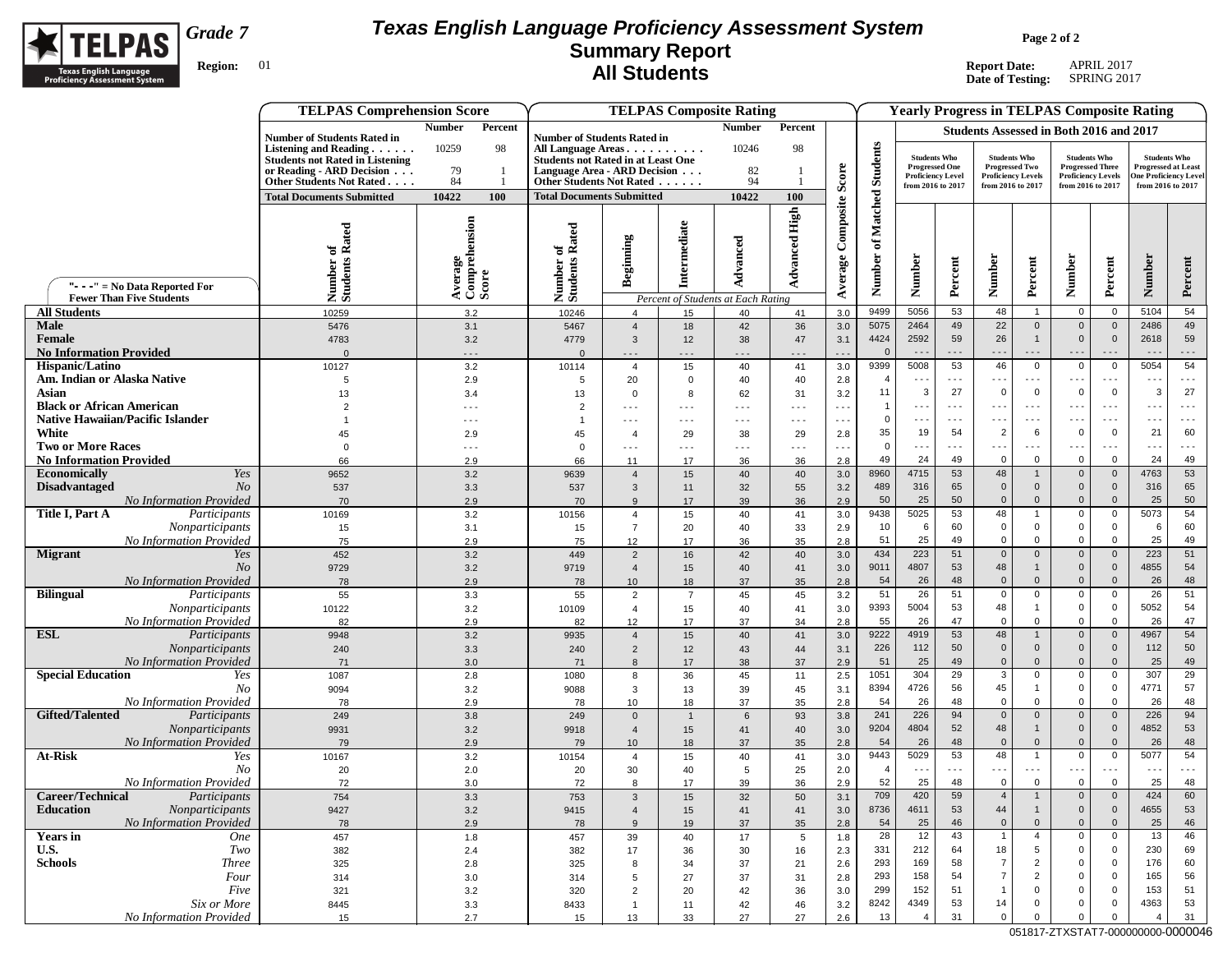# Texas English Language Proficiency Assessment System

## Summary Report

## All Students

**Grade 7**

**Region:** 01

**Report Date:** APRIL 2017
**Date of Testing:** SPRING 2017

### TELPAS Comprehension Score

| | Number | Percent |
|---|---|---|
| Number of Students Rated in Listening and Reading | 10259 | 98 |
| Students not Rated in Listening or Reading - ARD Decision | 79 | 1 |
| Other Students Not Rated | 84 | 1 |
| Total Documents Submitted | 10422 | 100 |

### TELPAS Composite Rating

| | Number | Percent |
|---|---|---|
| Number of Students Rated in All Language Areas | 10246 | 98 |
| Students not Rated in at Least One Language Area - ARD Decision | 82 | 1 |
| Other Students Not Rated | 94 | 1 |
| Total Documents Submitted | 10422 | 100 |

"- - -" = No Data Reported For Fewer Than Five Students

Yearly Progress in TELPAS Composite Rating — Students Assessed in Both 2016 and 2017

| Group | | Comprehension: Number of Students Rated | Average Comprehension Score | Composite: Number of Students Rated | Beginning | Intermediate | Advanced | Advanced High | Average Composite Score | Number of Matched Students | Progressed One Level 2016 to 2017: Number | Progressed One Level: Percent | Progressed Two Levels: Number | Progressed Two Levels: Percent | Progressed Three Levels: Number | Progressed Three Levels: Percent | Progressed at Least One Level: Number | Progressed at Least One Level: Percent |
|---|---|---|---|---|---|---|---|---|---|---|---|---|---|---|---|---|---|---|
| | | | | | Percent of Students at Each Rating | | | | | | | | | | | | | |
| All Students | | 10259 | 3.2 | 10246 | 4 | 15 | 40 | 41 | 3.0 | 9499 | 5056 | 53 | 48 | 1 | 0 | 0 | 5104 | 54 |
| Male | | 5476 | 3.1 | 5467 | 4 | 18 | 42 | 36 | 3.0 | 5075 | 2464 | 49 | 22 | 0 | 0 | 0 | 2486 | 49 |
| Female | | 4783 | 3.2 | 4779 | 3 | 12 | 38 | 47 | 3.1 | 4424 | 2592 | 59 | 26 | 1 | 0 | 0 | 2618 | 59 |
| No Information Provided | | 0 | - - - | 0 | - - - | - - - | - - - | - - - | - - - | 0 | - - - | - - - | - - - | - - - | - - - | - - - | - - - | - - - |
| Hispanic/Latino | | 10127 | 3.2 | 10114 | 4 | 15 | 40 | 41 | 3.0 | 9399 | 5008 | 53 | 46 | 0 | 0 | 0 | 5054 | 54 |
| Am. Indian or Alaska Native | | 5 | 2.9 | 5 | 20 | 0 | 40 | 40 | 2.8 | 4 | - - - | - - - | - - - | - - - | - - - | - - - | - - - | - - - |
| Asian | | 13 | 3.4 | 13 | 0 | 8 | 62 | 31 | 3.2 | 11 | 3 | 27 | 0 | 0 | 0 | 0 | 3 | 27 |
| Black or African American | | 2 | - - - | 2 | - - - | - - - | - - - | - - - | - - - | 1 | - - - | - - - | - - - | - - - | - - - | - - - | - - - | - - - |
| Native Hawaiian/Pacific Islander | | 1 | - - - | 1 | - - - | - - - | - - - | - - - | - - - | 0 | - - - | - - - | - - - | - - - | - - - | - - - | - - - | - - - |
| White | | 45 | 2.9 | 45 | 4 | 29 | 38 | 29 | 2.8 | 35 | 19 | 54 | 2 | 6 | 0 | 0 | 21 | 60 |
| Two or More Races | | 0 | - - - | 0 | - - - | - - - | - - - | - - - | - - - | 0 | - - - | - - - | - - - | - - - | - - - | - - - | - - - | - - - |
| No Information Provided | | 66 | 2.9 | 66 | 11 | 17 | 36 | 36 | 2.8 | 49 | 24 | 49 | 0 | 0 | 0 | 0 | 24 | 49 |
| Economically Disadvantaged | Yes | 9652 | 3.2 | 9639 | 4 | 15 | 40 | 40 | 3.0 | 8960 | 4715 | 53 | 48 | 1 | 0 | 0 | 4763 | 53 |
| | No | 537 | 3.3 | 537 | 3 | 11 | 32 | 55 | 3.2 | 489 | 316 | 65 | 0 | 0 | 0 | 0 | 316 | 65 |
| | No Information Provided | 70 | 2.9 | 70 | 9 | 17 | 39 | 36 | 2.9 | 50 | 25 | 50 | 0 | 0 | 0 | 0 | 25 | 50 |
| Title I, Part A | Participants | 10169 | 3.2 | 10156 | 4 | 15 | 40 | 41 | 3.0 | 9438 | 5025 | 53 | 48 | 1 | 0 | 0 | 5073 | 54 |
| | Nonparticipants | 15 | 3.1 | 15 | 7 | 20 | 40 | 33 | 2.9 | 10 | 6 | 60 | 0 | 0 | 0 | 0 | 6 | 60 |
| | No Information Provided | 75 | 2.9 | 75 | 12 | 17 | 36 | 35 | 2.8 | 51 | 25 | 49 | 0 | 0 | 0 | 0 | 25 | 49 |
| Migrant | Yes | 452 | 3.2 | 449 | 2 | 16 | 42 | 40 | 3.0 | 434 | 223 | 51 | 0 | 0 | 0 | 0 | 223 | 51 |
| | No | 9729 | 3.2 | 9719 | 4 | 15 | 40 | 41 | 3.0 | 9011 | 4807 | 53 | 48 | 1 | 0 | 0 | 4855 | 54 |
| | No Information Provided | 78 | 2.9 | 78 | 10 | 18 | 37 | 35 | 2.8 | 54 | 26 | 48 | 0 | 0 | 0 | 0 | 26 | 48 |
| Bilingual | Participants | 55 | 3.3 | 55 | 2 | 7 | 45 | 45 | 3.2 | 51 | 26 | 51 | 0 | 0 | 0 | 0 | 26 | 51 |
| | Nonparticipants | 10122 | 3.2 | 10109 | 4 | 15 | 40 | 41 | 3.0 | 9393 | 5004 | 53 | 48 | 1 | 0 | 0 | 5052 | 54 |
| | No Information Provided | 82 | 2.9 | 82 | 12 | 17 | 37 | 34 | 2.8 | 55 | 26 | 47 | 0 | 0 | 0 | 0 | 26 | 47 |
| ESL | Participants | 9948 | 3.2 | 9935 | 4 | 15 | 40 | 41 | 3.0 | 9222 | 4919 | 53 | 48 | 1 | 0 | 0 | 4967 | 54 |
| | Nonparticipants | 240 | 3.3 | 240 | 2 | 12 | 43 | 44 | 3.1 | 226 | 112 | 50 | 0 | 0 | 0 | 0 | 112 | 50 |
| | No Information Provided | 71 | 3.0 | 71 | 8 | 17 | 38 | 37 | 2.9 | 51 | 25 | 49 | 0 | 0 | 0 | 0 | 25 | 49 |
| Special Education | Yes | 1087 | 2.8 | 1080 | 8 | 36 | 45 | 11 | 2.5 | 1051 | 304 | 29 | 3 | 0 | 0 | 0 | 307 | 29 |
| | No | 9094 | 3.2 | 9088 | 3 | 13 | 39 | 45 | 3.1 | 8394 | 4726 | 56 | 45 | 1 | 0 | 0 | 4771 | 57 |
| | No Information Provided | 78 | 2.9 | 78 | 10 | 18 | 37 | 35 | 2.8 | 54 | 26 | 48 | 0 | 0 | 0 | 0 | 26 | 48 |
| Gifted/Talented | Participants | 249 | 3.8 | 249 | 0 | 1 | 6 | 93 | 3.8 | 241 | 226 | 94 | 0 | 0 | 0 | 0 | 226 | 94 |
| | Nonparticipants | 9931 | 3.2 | 9918 | 4 | 15 | 41 | 40 | 3.0 | 9204 | 4804 | 52 | 48 | 1 | 0 | 0 | 4852 | 53 |
| | No Information Provided | 79 | 2.9 | 79 | 10 | 18 | 37 | 35 | 2.8 | 54 | 26 | 48 | 0 | 0 | 0 | 0 | 26 | 48 |
| At-Risk | Yes | 10167 | 3.2 | 10154 | 4 | 15 | 40 | 41 | 3.0 | 9443 | 5029 | 53 | 48 | 1 | 0 | 0 | 5077 | 54 |
| | No | 20 | 2.0 | 20 | 30 | 40 | 5 | 25 | 2.0 | 4 | - - - | - - - | - - - | - - - | - - - | - - - | - - - | - - - |
| | No Information Provided | 72 | 3.0 | 72 | 8 | 17 | 39 | 36 | 2.9 | 52 | 25 | 48 | 0 | 0 | 0 | 0 | 25 | 48 |
| Career/Technical Education | Participants | 754 | 3.3 | 753 | 3 | 15 | 32 | 50 | 3.1 | 709 | 420 | 59 | 4 | 1 | 0 | 0 | 424 | 60 |
| | Nonparticipants | 9427 | 3.2 | 9415 | 4 | 15 | 41 | 41 | 3.0 | 8736 | 4611 | 53 | 44 | 1 | 0 | 0 | 4655 | 53 |
| | No Information Provided | 78 | 2.9 | 78 | 9 | 19 | 37 | 35 | 2.8 | 54 | 25 | 46 | 0 | 0 | 0 | 0 | 25 | 46 |
| Years in U.S. Schools | One | 457 | 1.8 | 457 | 39 | 40 | 17 | 5 | 1.8 | 28 | 12 | 43 | 1 | 4 | 0 | 0 | 13 | 46 |
| | Two | 382 | 2.4 | 382 | 17 | 36 | 30 | 16 | 2.3 | 331 | 212 | 64 | 18 | 5 | 0 | 0 | 230 | 69 |
| | Three | 325 | 2.8 | 325 | 8 | 34 | 37 | 21 | 2.6 | 293 | 169 | 58 | 7 | 2 | 0 | 0 | 176 | 60 |
| | Four | 314 | 3.0 | 314 | 5 | 27 | 37 | 31 | 2.8 | 293 | 158 | 54 | 7 | 2 | 0 | 0 | 165 | 56 |
| | Five | 321 | 3.2 | 320 | 2 | 20 | 42 | 36 | 3.0 | 299 | 152 | 51 | 1 | 0 | 0 | 0 | 153 | 51 |
| | Six or More | 8445 | 3.3 | 8433 | 1 | 11 | 42 | 46 | 3.2 | 8242 | 4349 | 53 | 14 | 0 | 0 | 0 | 4363 | 53 |
| | No Information Provided | 15 | 2.7 | 15 | 13 | 33 | 27 | 27 | 2.6 | 13 | 4 | 31 | 0 | 0 | 0 | 0 | 4 | 31 |

051817-ZTXSTAT7-000000000-0000046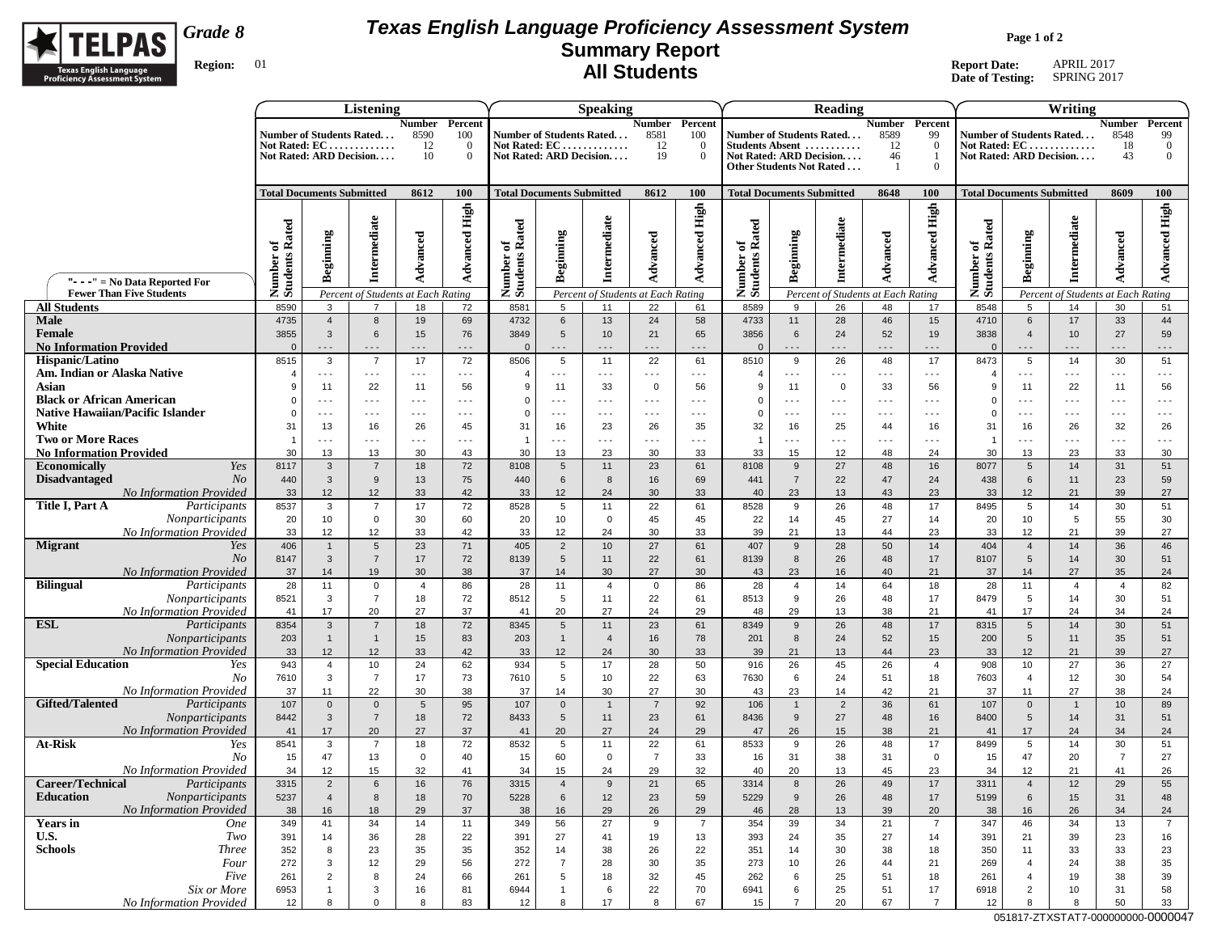# TELPAS

**Grade 8**

**Region:** 01

# Texas English Language Proficiency Assessment System
## Summary Report
## All Students

**Report Date:** APRIL 2017
**Date of Testing:** SPRING 2017

| Listening | Number | Percent | Speaking | Number | Percent | Reading | Number | Percent | Writing | Number | Percent |
|---|---|---|---|---|---|---|---|---|---|---|---|
| Number of Students Rated. . . | 8590 | 100 | Number of Students Rated. . . | 8581 | 100 | Number of Students Rated. . . | 8589 | 99 | Number of Students Rated. . . | 8548 | 99 |
| Not Rated: EC . . . . . . . . . . . . | 12 | 0 | Not Rated: EC . . . . . . . . . . . . | 12 | 0 | Students Absent . . . . . . . . . . . | 12 | 0 | Not Rated: EC . . . . . . . . . . . . | 18 | 0 |
| Not Rated: ARD Decision. . . . | 10 | 0 | Not Rated: ARD Decision. . . . | 19 | 0 | Not Rated: ARD Decision. . . . | 46 | 1 | Not Rated: ARD Decision. . . . | 43 | 0 |
| | | | | | | Other Students Not Rated . . . | 1 | 0 | | | |
| **Total Documents Submitted** | **8612** | **100** | **Total Documents Submitted** | **8612** | **100** | **Total Documents Submitted** | **8648** | **100** | **Total Documents Submitted** | **8609** | **100** |

"- - -" = No Data Reported For Fewer Than Five Students

Percent of Students at Each Rating

| | | Listening: Number of Students Rated | Beginning | Intermediate | Advanced | Advanced High | Speaking: Number of Students Rated | Beginning | Intermediate | Advanced | Advanced High | Reading: Number of Students Rated | Beginning | Intermediate | Advanced | Advanced High | Writing: Number of Students Rated | Beginning | Intermediate | Advanced | Advanced High |
|---|---|---|---|---|---|---|---|---|---|---|---|---|---|---|---|---|---|---|---|---|---|
| **All Students** | | 8590 | 3 | 7 | 18 | 72 | 8581 | 5 | 11 | 22 | 61 | 8589 | 9 | 26 | 48 | 17 | 8548 | 5 | 14 | 30 | 51 |
| **Male** | | 4735 | 4 | 8 | 19 | 69 | 4732 | 6 | 13 | 24 | 58 | 4733 | 11 | 28 | 46 | 15 | 4710 | 6 | 17 | 33 | 44 |
| **Female** | | 3855 | 3 | 6 | 15 | 76 | 3849 | 5 | 10 | 21 | 65 | 3856 | 6 | 24 | 52 | 19 | 3838 | 4 | 10 | 27 | 59 |
| **No Information Provided** | | 0 | --- | --- | --- | --- | 0 | --- | --- | --- | --- | 0 | --- | --- | --- | --- | 0 | --- | --- | --- | --- |
| **Hispanic/Latino** | | 8515 | 3 | 7 | 17 | 72 | 8506 | 5 | 11 | 22 | 61 | 8510 | 9 | 26 | 48 | 17 | 8473 | 5 | 14 | 30 | 51 |
| **Am. Indian or Alaska Native** | | 4 | --- | --- | --- | --- | 4 | --- | --- | --- | --- | 4 | --- | --- | --- | --- | 4 | --- | --- | --- | --- |
| **Asian** | | 9 | 11 | 22 | 11 | 56 | 9 | 11 | 33 | 0 | 56 | 9 | 11 | 0 | 33 | 56 | 9 | 11 | 22 | 11 | 56 |
| **Black or African American** | | 0 | --- | --- | --- | --- | 0 | --- | --- | --- | --- | 0 | --- | --- | --- | --- | 0 | --- | --- | --- | --- |
| **Native Hawaiian/Pacific Islander** | | 0 | --- | --- | --- | --- | 0 | --- | --- | --- | --- | 0 | --- | --- | --- | --- | 0 | --- | --- | --- | --- |
| **White** | | 31 | 13 | 16 | 26 | 45 | 31 | 16 | 23 | 26 | 35 | 32 | 16 | 25 | 44 | 16 | 31 | 16 | 26 | 32 | 26 |
| **Two or More Races** | | 1 | --- | --- | --- | --- | 1 | --- | --- | --- | --- | 1 | --- | --- | --- | --- | 1 | --- | --- | --- | --- |
| **No Information Provided** | | 30 | 13 | 13 | 30 | 43 | 30 | 13 | 23 | 30 | 33 | 33 | 15 | 12 | 48 | 24 | 30 | 13 | 23 | 33 | 30 |
| **Economically Disadvantaged** | *Yes* | 8117 | 3 | 7 | 18 | 72 | 8108 | 5 | 11 | 23 | 61 | 8108 | 9 | 27 | 48 | 16 | 8077 | 5 | 14 | 31 | 51 |
| | *No* | 440 | 3 | 9 | 13 | 75 | 440 | 6 | 8 | 16 | 69 | 441 | 7 | 22 | 47 | 24 | 438 | 6 | 11 | 23 | 59 |
| | *No Information Provided* | 33 | 12 | 12 | 33 | 42 | 33 | 12 | 24 | 30 | 33 | 40 | 23 | 13 | 43 | 23 | 33 | 12 | 21 | 39 | 27 |
| **Title I, Part A** | *Participants* | 8537 | 3 | 7 | 17 | 72 | 8528 | 5 | 11 | 22 | 61 | 8528 | 9 | 26 | 48 | 17 | 8495 | 5 | 14 | 30 | 51 |
| | *Nonparticipants* | 20 | 10 | 0 | 30 | 60 | 20 | 10 | 0 | 45 | 45 | 22 | 14 | 45 | 27 | 14 | 20 | 10 | 5 | 55 | 30 |
| | *No Information Provided* | 33 | 12 | 12 | 33 | 42 | 33 | 12 | 24 | 30 | 33 | 39 | 21 | 13 | 44 | 23 | 33 | 12 | 21 | 39 | 27 |
| **Migrant** | *Yes* | 406 | 1 | 5 | 23 | 71 | 405 | 2 | 10 | 27 | 61 | 407 | 9 | 28 | 50 | 14 | 404 | 4 | 14 | 36 | 46 |
| | *No* | 8147 | 3 | 7 | 17 | 72 | 8139 | 5 | 11 | 22 | 61 | 8139 | 8 | 26 | 48 | 17 | 8107 | 5 | 14 | 30 | 51 |
| | *No Information Provided* | 37 | 14 | 19 | 30 | 38 | 37 | 14 | 30 | 27 | 30 | 43 | 23 | 16 | 40 | 21 | 37 | 14 | 27 | 35 | 24 |
| **Bilingual** | *Participants* | 28 | 11 | 0 | 4 | 86 | 28 | 11 | 4 | 0 | 86 | 28 | 4 | 14 | 64 | 18 | 28 | 11 | 4 | 4 | 82 |
| | *Nonparticipants* | 8521 | 3 | 7 | 18 | 72 | 8512 | 5 | 11 | 22 | 61 | 8513 | 9 | 26 | 48 | 17 | 8479 | 5 | 14 | 30 | 51 |
| | *No Information Provided* | 41 | 17 | 20 | 27 | 37 | 41 | 20 | 27 | 24 | 29 | 48 | 29 | 13 | 38 | 21 | 41 | 17 | 24 | 34 | 24 |
| **ESL** | *Participants* | 8354 | 3 | 7 | 18 | 72 | 8345 | 5 | 11 | 23 | 61 | 8349 | 9 | 26 | 48 | 17 | 8315 | 5 | 14 | 30 | 51 |
| | *Nonparticipants* | 203 | 1 | 1 | 15 | 83 | 203 | 1 | 4 | 16 | 78 | 201 | 8 | 24 | 52 | 15 | 200 | 5 | 11 | 35 | 51 |
| | *No Information Provided* | 33 | 12 | 12 | 33 | 42 | 33 | 12 | 24 | 30 | 33 | 39 | 21 | 13 | 44 | 23 | 33 | 12 | 21 | 39 | 27 |
| **Special Education** | *Yes* | 943 | 4 | 10 | 24 | 62 | 934 | 5 | 17 | 28 | 50 | 916 | 26 | 45 | 26 | 4 | 908 | 10 | 27 | 36 | 27 |
| | *No* | 7610 | 3 | 7 | 17 | 73 | 7610 | 5 | 10 | 22 | 63 | 7630 | 6 | 24 | 51 | 18 | 7603 | 4 | 12 | 30 | 54 |
| | *No Information Provided* | 37 | 11 | 22 | 30 | 38 | 37 | 14 | 30 | 27 | 30 | 43 | 23 | 14 | 42 | 21 | 37 | 11 | 27 | 38 | 24 |
| **Gifted/Talented** | *Participants* | 107 | 0 | 0 | 5 | 95 | 107 | 0 | 1 | 7 | 92 | 106 | 1 | 2 | 36 | 61 | 107 | 0 | 1 | 10 | 89 |
| | *Nonparticipants* | 8442 | 3 | 7 | 18 | 72 | 8433 | 5 | 11 | 23 | 61 | 8436 | 9 | 27 | 48 | 16 | 8400 | 5 | 14 | 31 | 51 |
| | *No Information Provided* | 41 | 17 | 20 | 27 | 37 | 41 | 20 | 27 | 24 | 29 | 47 | 26 | 15 | 38 | 21 | 41 | 17 | 24 | 34 | 24 |
| **At-Risk** | *Yes* | 8541 | 3 | 7 | 18 | 72 | 8532 | 5 | 11 | 22 | 61 | 8533 | 9 | 26 | 48 | 17 | 8499 | 5 | 14 | 30 | 51 |
| | *No* | 15 | 47 | 13 | 0 | 40 | 15 | 60 | 0 | 7 | 33 | 16 | 31 | 38 | 31 | 0 | 15 | 47 | 20 | 7 | 27 |
| | *No Information Provided* | 34 | 12 | 15 | 32 | 41 | 34 | 15 | 24 | 29 | 32 | 40 | 20 | 13 | 45 | 23 | 34 | 12 | 21 | 41 | 26 |
| **Career/Technical Education** | *Participants* | 3315 | 2 | 6 | 16 | 76 | 3315 | 4 | 9 | 21 | 65 | 3314 | 8 | 26 | 49 | 17 | 3311 | 4 | 12 | 29 | 55 |
| | *Nonparticipants* | 5237 | 4 | 8 | 18 | 70 | 5228 | 6 | 12 | 23 | 59 | 5229 | 9 | 26 | 48 | 17 | 5199 | 6 | 15 | 31 | 48 |
| | *No Information Provided* | 38 | 16 | 18 | 29 | 37 | 38 | 16 | 29 | 26 | 29 | 46 | 28 | 13 | 39 | 20 | 38 | 16 | 26 | 34 | 24 |
| **Years in U.S. Schools** | *One* | 349 | 41 | 34 | 14 | 11 | 349 | 56 | 27 | 9 | 7 | 354 | 39 | 34 | 21 | 7 | 347 | 46 | 34 | 13 | 7 |
| | *Two* | 391 | 14 | 36 | 28 | 22 | 391 | 27 | 41 | 19 | 13 | 393 | 24 | 35 | 27 | 14 | 391 | 21 | 39 | 23 | 16 |
| | *Three* | 352 | 8 | 23 | 35 | 35 | 352 | 14 | 38 | 26 | 22 | 351 | 14 | 30 | 38 | 18 | 350 | 11 | 33 | 33 | 23 |
| | *Four* | 272 | 3 | 12 | 29 | 56 | 272 | 7 | 28 | 30 | 35 | 273 | 10 | 26 | 44 | 21 | 269 | 4 | 24 | 38 | 35 |
| | *Five* | 261 | 2 | 8 | 24 | 66 | 261 | 5 | 18 | 32 | 45 | 262 | 6 | 25 | 51 | 18 | 261 | 4 | 19 | 38 | 39 |
| | *Six or More* | 6953 | 1 | 3 | 16 | 81 | 6944 | 1 | 6 | 22 | 70 | 6941 | 6 | 25 | 51 | 17 | 6918 | 2 | 10 | 31 | 58 |
| | *No Information Provided* | 12 | 8 | 0 | 8 | 83 | 12 | 8 | 17 | 8 | 67 | 15 | 7 | 20 | 67 | 7 | 12 | 8 | 8 | 50 | 33 |

051817-ZTXSTAT7-000000000-0000047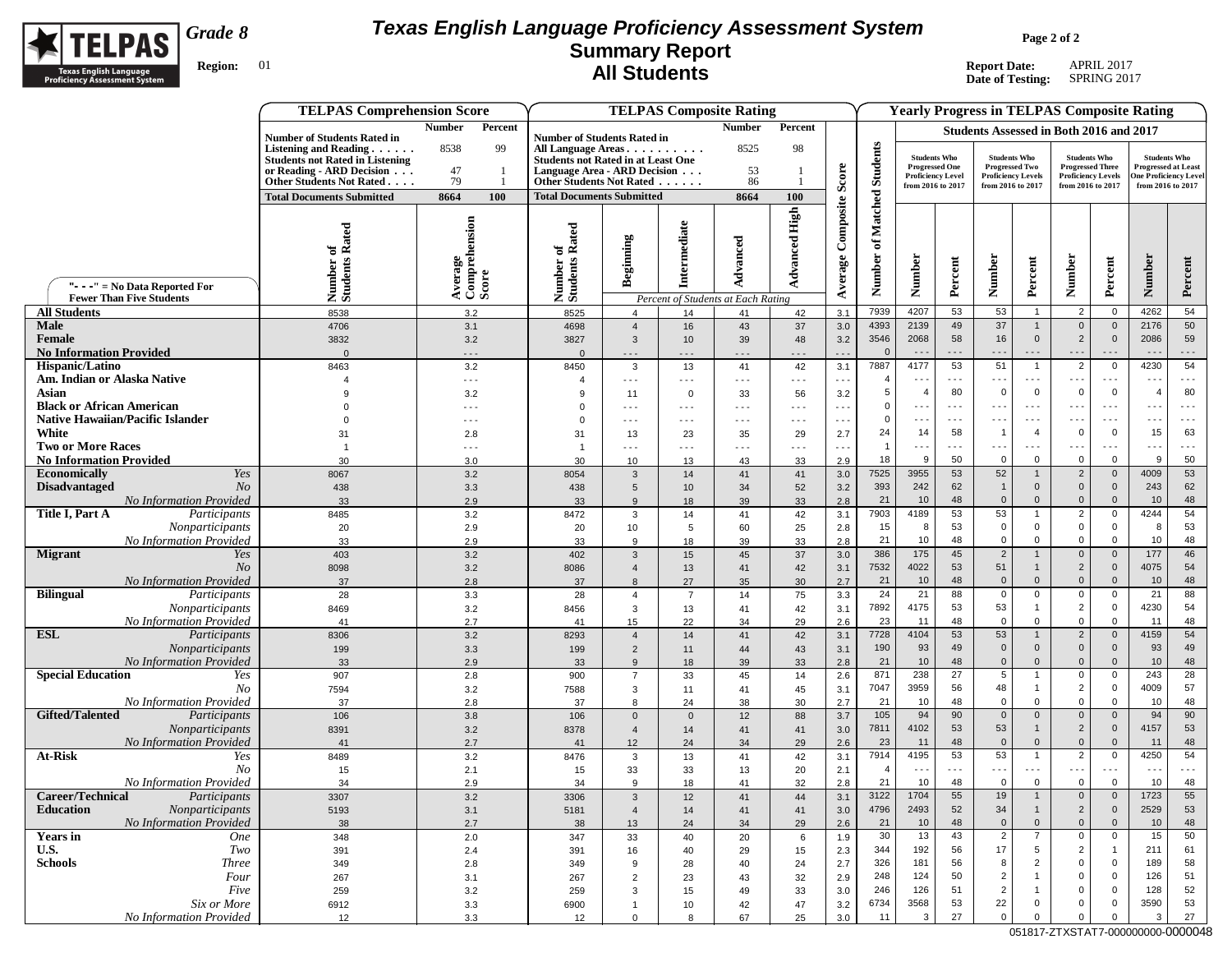# Texas English Language Proficiency Assessment System
## Summary Report
## All Students

**Grade 8**

**Region:** 01

**Report Date:** APRIL 2017
**Date of Testing:** SPRING 2017

**TELPAS Comprehension Score**

| | Number | Percent |
|---|---|---|
| Number of Students Rated in Listening and Reading | 8538 | 99 |
| Students not Rated in Listening or Reading - ARD Decision | 47 | 1 |
| Other Students Not Rated | 79 | 1 |
| **Total Documents Submitted** | **8664** | **100** |

**TELPAS Composite Rating**

| | Number | Percent |
|---|---|---|
| Number of Students Rated in All Language Areas | 8525 | 98 |
| Students not Rated in at Least One Language Area - ARD Decision | 53 | 1 |
| Other Students Not Rated | 86 | 1 |
| **Total Documents Submitted** | **8664** | **100** |

**Yearly Progress in TELPAS Composite Rating** — Students Assessed in Both 2016 and 2017

"- - -" = No Data Reported For Fewer Than Five Students

| | TELPAS Comprehension Score: Number of Students Rated | Average Comprehension Score | TELPAS Composite Rating: Number of Students Rated | Beginning (Percent of Students at Each Rating) | Intermediate | Advanced | Advanced High | Average Composite Score | Number of Matched Students | Progressed One Proficiency Level from 2016 to 2017: Number | Percent | Progressed Two Proficiency Levels from 2016 to 2017: Number | Percent | Progressed Three Proficiency Levels from 2016 to 2017: Number | Percent | Progressed at Least One Proficiency Level from 2016 to 2017: Number | Percent |
|---|---|---|---|---|---|---|---|---|---|---|---|---|---|---|---|---|---|
| **All Students** | 8538 | 3.2 | 8525 | 4 | 14 | 41 | 42 | 3.1 | 7939 | 4207 | 53 | 53 | 1 | 2 | 0 | 4262 | 54 |
| **Male** | 4706 | 3.1 | 4698 | 4 | 16 | 43 | 37 | 3.0 | 4393 | 2139 | 49 | 37 | 1 | 0 | 0 | 2176 | 50 |
| **Female** | 3832 | 3.2 | 3827 | 3 | 10 | 39 | 48 | 3.2 | 3546 | 2068 | 58 | 16 | 0 | 2 | 0 | 2086 | 59 |
| **No Information Provided** | 0 | - - - | 0 | - - - | - - - | - - - | - - - | - - - | 0 | - - - | - - - | - - - | - - - | - - - | - - - | - - - | - - - |
| **Hispanic/Latino** | 8463 | 3.2 | 8450 | 3 | 13 | 41 | 42 | 3.1 | 7887 | 4177 | 53 | 51 | 1 | 2 | 0 | 4230 | 54 |
| **Am. Indian or Alaska Native** | 4 | - - - | 4 | - - - | - - - | - - - | - - - | - - - | 4 | - - - | - - - | - - - | - - - | - - - | - - - | - - - | - - - |
| **Asian** | 9 | 3.2 | 9 | 11 | 0 | 33 | 56 | 3.2 | 5 | 4 | 80 | 0 | 0 | 0 | 0 | 4 | 80 |
| **Black or African American** | 0 | - - - | 0 | - - - | - - - | - - - | - - - | - - - | 0 | - - - | - - - | - - - | - - - | - - - | - - - | - - - | - - - |
| **Native Hawaiian/Pacific Islander** | 0 | - - - | 0 | - - - | - - - | - - - | - - - | - - - | 0 | - - - | - - - | - - - | - - - | - - - | - - - | - - - | - - - |
| **White** | 31 | 2.8 | 31 | 13 | 23 | 35 | 29 | 2.7 | 24 | 14 | 58 | 1 | 4 | 0 | 0 | 15 | 63 |
| **Two or More Races** | 1 | - - - | 1 | - - - | - - - | - - - | - - - | - - - | 1 | - - - | - - - | - - - | - - - | - - - | - - - | - - - | - - - |
| **No Information Provided** | 30 | 3.0 | 30 | 10 | 13 | 43 | 33 | 2.9 | 18 | 9 | 50 | 0 | 0 | 0 | 0 | 9 | 50 |
| **Economically Disadvantaged** *Yes* | 8067 | 3.2 | 8054 | 3 | 14 | 41 | 41 | 3.0 | 7525 | 3955 | 53 | 52 | 1 | 2 | 0 | 4009 | 53 |
| *No* | 438 | 3.3 | 438 | 5 | 10 | 34 | 52 | 3.2 | 393 | 242 | 62 | 1 | 0 | 0 | 0 | 243 | 62 |
| *No Information Provided* | 33 | 2.9 | 33 | 9 | 18 | 39 | 33 | 2.8 | 21 | 10 | 48 | 0 | 0 | 0 | 0 | 10 | 48 |
| **Title I, Part A** *Participants* | 8485 | 3.2 | 8472 | 3 | 14 | 41 | 42 | 3.1 | 7903 | 4189 | 53 | 53 | 1 | 2 | 0 | 4244 | 54 |
| *Nonparticipants* | 20 | 2.9 | 20 | 10 | 5 | 60 | 25 | 2.8 | 15 | 8 | 53 | 0 | 0 | 0 | 0 | 8 | 53 |
| *No Information Provided* | 33 | 2.9 | 33 | 9 | 18 | 39 | 33 | 2.8 | 21 | 10 | 48 | 0 | 0 | 0 | 0 | 10 | 48 |
| **Migrant** *Yes* | 403 | 3.2 | 402 | 3 | 15 | 45 | 37 | 3.0 | 386 | 175 | 45 | 2 | 1 | 0 | 0 | 177 | 46 |
| *No* | 8098 | 3.2 | 8086 | 4 | 13 | 41 | 42 | 3.1 | 7532 | 4022 | 53 | 51 | 1 | 2 | 0 | 4075 | 54 |
| *No Information Provided* | 37 | 2.8 | 37 | 8 | 27 | 35 | 30 | 2.7 | 21 | 10 | 48 | 0 | 0 | 0 | 0 | 10 | 48 |
| **Bilingual** *Participants* | 28 | 3.3 | 28 | 4 | 7 | 14 | 75 | 3.3 | 24 | 21 | 88 | 0 | 0 | 0 | 0 | 21 | 88 |
| *Nonparticipants* | 8469 | 3.2 | 8456 | 3 | 13 | 41 | 42 | 3.1 | 7892 | 4175 | 53 | 53 | 1 | 2 | 0 | 4230 | 54 |
| *No Information Provided* | 41 | 2.7 | 41 | 15 | 22 | 34 | 29 | 2.6 | 23 | 11 | 48 | 0 | 0 | 0 | 0 | 11 | 48 |
| **ESL** *Participants* | 8306 | 3.2 | 8293 | 4 | 14 | 41 | 42 | 3.1 | 7728 | 4104 | 53 | 53 | 1 | 2 | 0 | 4159 | 54 |
| *Nonparticipants* | 199 | 3.3 | 199 | 2 | 11 | 44 | 43 | 3.1 | 190 | 93 | 49 | 0 | 0 | 0 | 0 | 93 | 49 |
| *No Information Provided* | 33 | 2.9 | 33 | 9 | 18 | 39 | 33 | 2.8 | 21 | 10 | 48 | 0 | 0 | 0 | 0 | 10 | 48 |
| **Special Education** *Yes* | 907 | 2.8 | 900 | 7 | 33 | 45 | 14 | 2.6 | 871 | 238 | 27 | 5 | 1 | 0 | 0 | 243 | 28 |
| *No* | 7594 | 3.2 | 7588 | 3 | 11 | 41 | 45 | 3.1 | 7047 | 3959 | 56 | 48 | 1 | 2 | 0 | 4009 | 57 |
| *No Information Provided* | 37 | 2.8 | 37 | 8 | 24 | 38 | 30 | 2.7 | 21 | 10 | 48 | 0 | 0 | 0 | 0 | 10 | 48 |
| **Gifted/Talented** *Participants* | 106 | 3.8 | 106 | 0 | 0 | 12 | 88 | 3.7 | 105 | 94 | 90 | 0 | 0 | 0 | 0 | 94 | 90 |
| *Nonparticipants* | 8391 | 3.2 | 8378 | 4 | 14 | 41 | 41 | 3.0 | 7811 | 4102 | 53 | 53 | 1 | 2 | 0 | 4157 | 53 |
| *No Information Provided* | 41 | 2.7 | 41 | 12 | 24 | 34 | 29 | 2.6 | 23 | 11 | 48 | 0 | 0 | 0 | 0 | 11 | 48 |
| **At-Risk** *Yes* | 8489 | 3.2 | 8476 | 3 | 13 | 41 | 42 | 3.1 | 7914 | 4195 | 53 | 53 | 1 | 2 | 0 | 4250 | 54 |
| *No* | 15 | 2.1 | 15 | 33 | 33 | 13 | 20 | 2.1 | 4 | - - - | - - - | - - - | - - - | - - - | - - - | - - - | - - - |
| *No Information Provided* | 34 | 2.9 | 34 | 9 | 18 | 41 | 32 | 2.8 | 21 | 10 | 48 | 0 | 0 | 0 | 0 | 10 | 48 |
| **Career/Technical Education** *Participants* | 3307 | 3.2 | 3306 | 3 | 12 | 41 | 44 | 3.1 | 3122 | 1704 | 55 | 19 | 1 | 0 | 0 | 1723 | 55 |
| *Nonparticipants* | 5193 | 3.1 | 5181 | 4 | 14 | 41 | 41 | 3.0 | 4796 | 2493 | 52 | 34 | 1 | 2 | 0 | 2529 | 53 |
| *No Information Provided* | 38 | 2.7 | 38 | 13 | 24 | 34 | 29 | 2.6 | 21 | 10 | 48 | 0 | 0 | 0 | 0 | 10 | 48 |
| **Years in U.S. Schools** *One* | 348 | 2.0 | 347 | 33 | 40 | 20 | 6 | 1.9 | 30 | 13 | 43 | 2 | 7 | 0 | 0 | 15 | 50 |
| *Two* | 391 | 2.4 | 391 | 16 | 40 | 29 | 15 | 2.3 | 344 | 192 | 56 | 17 | 5 | 2 | 1 | 211 | 61 |
| *Three* | 349 | 2.8 | 349 | 9 | 28 | 40 | 24 | 2.7 | 326 | 181 | 56 | 8 | 2 | 0 | 0 | 189 | 58 |
| *Four* | 267 | 3.1 | 267 | 2 | 23 | 43 | 32 | 2.9 | 248 | 124 | 50 | 2 | 1 | 0 | 0 | 126 | 51 |
| *Five* | 259 | 3.2 | 259 | 3 | 15 | 49 | 33 | 3.0 | 246 | 126 | 51 | 2 | 1 | 0 | 0 | 128 | 52 |
| *Six or More* | 6912 | 3.3 | 6900 | 1 | 10 | 42 | 47 | 3.2 | 6734 | 3568 | 53 | 22 | 0 | 0 | 0 | 3590 | 53 |
| *No Information Provided* | 12 | 3.3 | 12 | 0 | 8 | 67 | 25 | 3.0 | 11 | 3 | 27 | 0 | 0 | 0 | 0 | 3 | 27 |

051817-ZTXSTAT7-000000000-0000048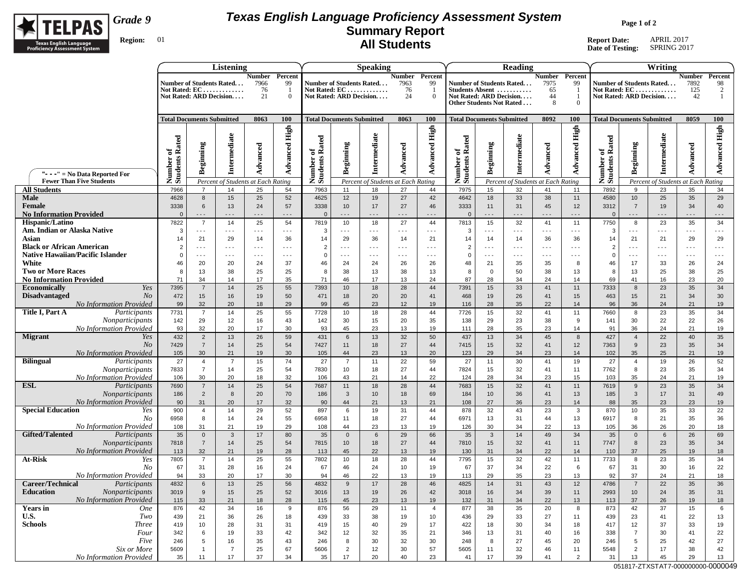**Grade 9**

**Region:** 01

# Texas English Language Proficiency Assessment System
## Summary Report
## All Students

**Report Date:** APRIL 2017
**Date of Testing:** SPRING 2017

| Listening | Number | Percent |
|---|---|---|
| Number of Students Rated | 7966 | 99 |
| Not Rated: EC | 76 | 1 |
| Not Rated: ARD Decision | 21 | 0 |
| Total Documents Submitted | 8063 | 100 |

| Speaking | Number | Percent |
|---|---|---|
| Number of Students Rated | 7963 | 99 |
| Not Rated: EC | 76 | 1 |
| Not Rated: ARD Decision | 24 | 0 |
| Total Documents Submitted | 8063 | 100 |

| Reading | Number | Percent |
|---|---|---|
| Number of Students Rated | 7975 | 99 |
| Students Absent | 65 | 1 |
| Not Rated: ARD Decision | 44 | 1 |
| Other Students Not Rated | 8 | 0 |
| Total Documents Submitted | 8092 | 100 |

| Writing | Number | Percent |
|---|---|---|
| Number of Students Rated | 7892 | 98 |
| Not Rated: EC | 125 | 2 |
| Not Rated: ARD Decision | 42 | 1 |
| Total Documents Submitted | 8059 | 100 |

"- - -" = No Data Reported For Fewer Than Five Students

Percent of Students at Each Rating

| | | Listening | | | | | Speaking | | | | | Reading | | | | | Writing | | | | |
|---|---|---|---|---|---|---|---|---|---|---|---|---|---|---|---|---|---|---|---|---|---|
| | | Number of Students Rated | Beginning | Intermediate | Advanced | Advanced High | Number of Students Rated | Beginning | Intermediate | Advanced | Advanced High | Number of Students Rated | Beginning | Intermediate | Advanced | Advanced High | Number of Students Rated | Beginning | Intermediate | Advanced | Advanced High |
| **All Students** | | 7966 | 7 | 14 | 25 | 54 | 7963 | 11 | 18 | 27 | 44 | 7975 | 15 | 32 | 41 | 11 | 7892 | 9 | 23 | 35 | 34 |
| **Male** | | 4628 | 8 | 15 | 25 | 52 | 4625 | 12 | 19 | 27 | 42 | 4642 | 18 | 33 | 38 | 11 | 4580 | 10 | 25 | 35 | 29 |
| **Female** | | 3338 | 6 | 13 | 24 | 57 | 3338 | 10 | 17 | 27 | 46 | 3333 | 11 | 31 | 45 | 12 | 3312 | 7 | 19 | 34 | 40 |
| **No Information Provided** | | 0 | --- | --- | --- | --- | 0 | --- | --- | --- | --- | 0 | --- | --- | --- | --- | 0 | --- | --- | --- | --- |
| **Hispanic/Latino** | | 7822 | 7 | 14 | 25 | 54 | 7819 | 10 | 18 | 27 | 44 | 7813 | 15 | 32 | 41 | 11 | 7750 | 8 | 23 | 35 | 34 |
| **Am. Indian or Alaska Native** | | 3 | --- | --- | --- | --- | 3 | --- | --- | --- | --- | 3 | --- | --- | --- | --- | 3 | --- | --- | --- | --- |
| **Asian** | | 14 | 21 | 29 | 14 | 36 | 14 | 29 | 36 | 14 | 21 | 14 | 14 | 14 | 36 | 36 | 14 | 21 | 21 | 29 | 29 |
| **Black or African American** | | 2 | --- | --- | --- | --- | 2 | --- | --- | --- | --- | 2 | --- | --- | --- | --- | 2 | --- | --- | --- | --- |
| **Native Hawaiian/Pacific Islander** | | 0 | --- | --- | --- | --- | 0 | --- | --- | --- | --- | 0 | --- | --- | --- | --- | 0 | --- | --- | --- | --- |
| **White** | | 46 | 20 | 20 | 24 | 37 | 46 | 24 | 24 | 26 | 26 | 48 | 21 | 35 | 35 | 8 | 46 | 17 | 33 | 26 | 24 |
| **Two or More Races** | | 8 | 13 | 38 | 25 | 25 | 8 | 38 | 13 | 38 | 13 | 8 | 0 | 50 | 38 | 13 | 8 | 13 | 25 | 38 | 25 |
| **No Information Provided** | | 71 | 34 | 14 | 17 | 35 | 71 | 46 | 17 | 13 | 24 | 87 | 28 | 34 | 24 | 14 | 69 | 41 | 16 | 23 | 20 |
| **Economically Disadvantaged** | *Yes* | 7395 | 7 | 14 | 25 | 55 | 7393 | 10 | 18 | 28 | 44 | 7391 | 15 | 33 | 41 | 11 | 7333 | 8 | 23 | 35 | 34 |
| | *No* | 472 | 15 | 16 | 19 | 50 | 471 | 18 | 20 | 20 | 41 | 468 | 19 | 26 | 41 | 15 | 463 | 15 | 21 | 34 | 30 |
| | *No Information Provided* | 99 | 32 | 20 | 18 | 29 | 99 | 45 | 23 | 12 | 19 | 116 | 28 | 35 | 22 | 14 | 96 | 36 | 24 | 21 | 19 |
| **Title I, Part A** | *Participants* | 7731 | 7 | 14 | 25 | 55 | 7728 | 10 | 18 | 28 | 44 | 7726 | 15 | 32 | 41 | 11 | 7660 | 8 | 23 | 35 | 34 |
| | *Nonparticipants* | 142 | 29 | 12 | 16 | 43 | 142 | 30 | 15 | 20 | 35 | 138 | 29 | 23 | 38 | 9 | 141 | 30 | 22 | 22 | 26 |
| | *No Information Provided* | 93 | 32 | 20 | 17 | 30 | 93 | 45 | 23 | 13 | 19 | 111 | 28 | 35 | 23 | 14 | 91 | 36 | 24 | 21 | 19 |
| **Migrant** | *Yes* | 432 | 2 | 13 | 26 | 59 | 431 | 6 | 13 | 32 | 50 | 437 | 13 | 34 | 45 | 8 | 427 | 4 | 22 | 40 | 35 |
| | *No* | 7429 | 7 | 14 | 25 | 54 | 7427 | 11 | 18 | 27 | 44 | 7415 | 15 | 32 | 41 | 12 | 7363 | 9 | 23 | 35 | 34 |
| | *No Information Provided* | 105 | 30 | 21 | 19 | 30 | 105 | 44 | 23 | 13 | 20 | 123 | 29 | 34 | 23 | 14 | 102 | 35 | 25 | 21 | 19 |
| **Bilingual** | *Participants* | 27 | 4 | 7 | 15 | 74 | 27 | 7 | 11 | 22 | 59 | 27 | 11 | 30 | 41 | 19 | 27 | 4 | 19 | 26 | 52 |
| | *Nonparticipants* | 7833 | 7 | 14 | 25 | 54 | 7830 | 10 | 18 | 27 | 44 | 7824 | 15 | 32 | 41 | 11 | 7762 | 8 | 23 | 35 | 34 |
| | *No Information Provided* | 106 | 30 | 20 | 18 | 32 | 106 | 43 | 21 | 14 | 22 | 124 | 28 | 34 | 23 | 15 | 103 | 35 | 24 | 21 | 19 |
| **ESL** | *Participants* | 7690 | 7 | 14 | 25 | 54 | 7687 | 11 | 18 | 28 | 44 | 7683 | 15 | 32 | 41 | 11 | 7619 | 9 | 23 | 35 | 34 |
| | *Nonparticipants* | 186 | 2 | 8 | 20 | 70 | 186 | 3 | 10 | 18 | 69 | 184 | 10 | 36 | 41 | 13 | 185 | 3 | 17 | 31 | 49 |
| | *No Information Provided* | 90 | 31 | 20 | 17 | 32 | 90 | 44 | 21 | 13 | 21 | 108 | 27 | 36 | 23 | 14 | 88 | 35 | 23 | 23 | 19 |
| **Special Education** | *Yes* | 900 | 4 | 14 | 29 | 52 | 897 | 6 | 19 | 31 | 44 | 878 | 32 | 43 | 23 | 3 | 870 | 10 | 35 | 33 | 22 |
| | *No* | 6958 | 8 | 14 | 24 | 55 | 6958 | 11 | 18 | 27 | 44 | 6971 | 13 | 31 | 44 | 13 | 6917 | 8 | 21 | 35 | 36 |
| | *No Information Provided* | 108 | 31 | 21 | 19 | 29 | 108 | 44 | 23 | 13 | 19 | 126 | 30 | 34 | 22 | 13 | 105 | 36 | 26 | 20 | 18 |
| **Gifted/Talented** | *Participants* | 35 | 0 | 3 | 17 | 80 | 35 | 0 | 6 | 29 | 66 | 35 | 3 | 14 | 49 | 34 | 35 | 0 | 6 | 26 | 69 |
| | *Nonparticipants* | 7818 | 7 | 14 | 25 | 54 | 7815 | 10 | 18 | 27 | 44 | 7810 | 15 | 32 | 41 | 11 | 7747 | 8 | 23 | 35 | 34 |
| | *No Information Provided* | 113 | 32 | 21 | 19 | 28 | 113 | 45 | 22 | 13 | 19 | 130 | 31 | 34 | 22 | 14 | 110 | 37 | 25 | 19 | 18 |
| **At-Risk** | *Yes* | 7805 | 7 | 14 | 25 | 55 | 7802 | 10 | 18 | 28 | 44 | 7795 | 15 | 32 | 42 | 11 | 7733 | 8 | 23 | 35 | 34 |
| | *No* | 67 | 31 | 28 | 16 | 24 | 67 | 46 | 24 | 10 | 19 | 67 | 37 | 34 | 22 | 6 | 67 | 31 | 30 | 16 | 22 |
| | *No Information Provided* | 94 | 33 | 20 | 17 | 30 | 94 | 46 | 22 | 13 | 19 | 113 | 29 | 35 | 23 | 13 | 92 | 37 | 24 | 21 | 18 |
| **Career/Technical Education** | *Participants* | 4832 | 6 | 13 | 25 | 56 | 4832 | 9 | 17 | 28 | 46 | 4825 | 14 | 31 | 43 | 12 | 4786 | 7 | 22 | 35 | 36 |
| | *Nonparticipants* | 3019 | 9 | 15 | 25 | 52 | 3016 | 13 | 19 | 26 | 42 | 3018 | 16 | 34 | 39 | 11 | 2993 | 10 | 24 | 35 | 31 |
| | *No Information Provided* | 115 | 33 | 21 | 18 | 28 | 115 | 45 | 23 | 13 | 19 | 132 | 31 | 34 | 22 | 13 | 113 | 37 | 26 | 19 | 18 |
| **Years in U.S. Schools** | *One* | 876 | 42 | 34 | 16 | 9 | 876 | 56 | 29 | 11 | 4 | 877 | 38 | 35 | 20 | 8 | 873 | 42 | 37 | 15 | 6 |
| | *Two* | 439 | 21 | 36 | 26 | 18 | 439 | 33 | 38 | 19 | 10 | 436 | 29 | 33 | 27 | 11 | 439 | 23 | 41 | 22 | 13 |
| | *Three* | 419 | 10 | 28 | 31 | 31 | 419 | 15 | 40 | 29 | 17 | 422 | 18 | 30 | 34 | 18 | 417 | 12 | 37 | 33 | 19 |
| | *Four* | 342 | 6 | 19 | 33 | 42 | 342 | 12 | 32 | 35 | 21 | 346 | 13 | 31 | 40 | 16 | 338 | 7 | 30 | 41 | 22 |
| | *Five* | 246 | 5 | 16 | 35 | 43 | 246 | 8 | 30 | 32 | 30 | 248 | 8 | 27 | 45 | 20 | 246 | 5 | 25 | 42 | 27 |
| | *Six or More* | 5609 | 1 | 7 | 25 | 67 | 5606 | 2 | 12 | 30 | 57 | 5605 | 11 | 32 | 46 | 11 | 5548 | 2 | 17 | 38 | 42 |
| | *No Information Provided* | 35 | 11 | 17 | 37 | 34 | 35 | 17 | 20 | 40 | 23 | 41 | 17 | 39 | 41 | 2 | 31 | 13 | 45 | 29 | 13 |

051817-ZTXSTAT7-000000000-0000049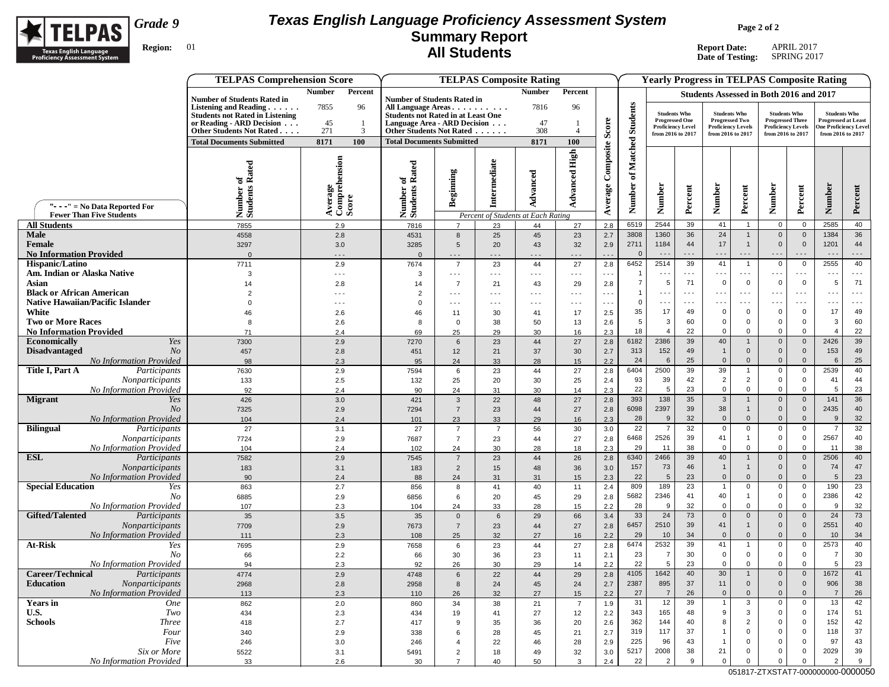# Texas English Language Proficiency Assessment System

## Summary Report

## All Students

**Grade 9**

**Region:** 01

**Report Date:** APRIL 2017

**Date of Testing:** SPRING 2017

**TELPAS Comprehension Score**

| | Number | Percent |
|---|---|---|
| Number of Students Rated in Listening and Reading | 7855 | 96 |
| Students not Rated in Listening or Reading - ARD Decision | 45 | 1 |
| Other Students Not Rated | 271 | 3 |
| Total Documents Submitted | 8171 | 100 |

**TELPAS Composite Rating**

| | Number | Percent |
|---|---|---|
| Number of Students Rated in All Language Areas | 7816 | 96 |
| Students not Rated in at Least One Language Area - ARD Decision | 47 | 1 |
| Other Students Not Rated | 308 | 4 |
| Total Documents Submitted | 8171 | 100 |

"- - -" = No Data Reported For Fewer Than Five Students

| | | TELPAS Comprehension Score | | TELPAS Composite Rating | | | | | | Yearly Progress in TELPAS Composite Rating | | | | | | | | | |
|---|---|---|---|---|---|---|---|---|---|---|---|---|---|---|---|---|---|---|---|
| | | | | | Percent of Students at Each Rating | | | | | | Students Assessed in Both 2016 and 2017 | | | | | | | | |
| | | | | | | | | | | | Students Who Progressed One Proficiency Level from 2016 to 2017 | | Students Who Progressed Two Proficiency Levels from 2016 to 2017 | | Students Who Progressed Three Proficiency Levels from 2016 to 2017 | | Students Who Progressed at Least One Proficiency Level from 2016 to 2017 | |
| | | Number of Students Rated | Average Comprehension Score | Number of Students Rated | Beginning | Intermediate | Advanced | Advanced High | Average Composite Score | Number of Matched Students | Number | Percent | Number | Percent | Number | Percent | Number | Percent |
| **All Students** | | 7855 | 2.9 | 7816 | 7 | 23 | 44 | 27 | 2.8 | 6519 | 2544 | 39 | 41 | 1 | 0 | 0 | 2585 | 40 |
| **Male** | | 4558 | 2.8 | 4531 | 8 | 25 | 45 | 23 | 2.7 | 3808 | 1360 | 36 | 24 | 1 | 0 | 0 | 1384 | 36 |
| **Female** | | 3297 | 3.0 | 3285 | 5 | 20 | 43 | 32 | 2.9 | 2711 | 1184 | 44 | 17 | 1 | 0 | 0 | 1201 | 44 |
| **No Information Provided** | | 0 | - - - | 0 | - - - | - - - | - - - | - - - | - - - | 0 | - - - | - - - | - - - | - - - | - - - | - - - | - - - | - - - |
| **Hispanic/Latino** | | 7711 | 2.9 | 7674 | 7 | 23 | 44 | 27 | 2.8 | 6452 | 2514 | 39 | 41 | 1 | 0 | 0 | 2555 | 40 |
| **Am. Indian or Alaska Native** | | 3 | - - - | 3 | - - - | - - - | - - - | - - - | - - - | 1 | - - - | - - - | - - - | - - - | - - - | - - - | - - - | - - - |
| **Asian** | | 14 | 2.8 | 14 | 7 | 21 | 43 | 29 | 2.8 | 7 | 5 | 71 | 0 | 0 | 0 | 0 | 5 | 71 |
| **Black or African American** | | 2 | - - - | 2 | - - - | - - - | - - - | - - - | - - - | 1 | - - - | - - - | - - - | - - - | - - - | - - - | - - - | - - - |
| **Native Hawaiian/Pacific Islander** | | 0 | - - - | 0 | - - - | - - - | - - - | - - - | - - - | 0 | - - - | - - - | - - - | - - - | - - - | - - - | - - - | - - - |
| **White** | | 46 | 2.6 | 46 | 11 | 30 | 41 | 17 | 2.5 | 35 | 17 | 49 | 0 | 0 | 0 | 0 | 17 | 49 |
| **Two or More Races** | | 8 | 2.6 | 8 | 0 | 38 | 50 | 13 | 2.6 | 5 | 3 | 60 | 0 | 0 | 0 | 0 | 3 | 60 |
| **No Information Provided** | | 71 | 2.4 | 69 | 25 | 29 | 30 | 16 | 2.3 | 18 | 4 | 22 | 0 | 0 | 0 | 0 | 4 | 22 |
| **Economically Disadvantaged** | *Yes* | 7300 | 2.9 | 7270 | 6 | 23 | 44 | 27 | 2.8 | 6182 | 2386 | 39 | 40 | 1 | 0 | 0 | 2426 | 39 |
| | *No* | 457 | 2.8 | 451 | 12 | 21 | 37 | 30 | 2.7 | 313 | 152 | 49 | 1 | 0 | 0 | 0 | 153 | 49 |
| | *No Information Provided* | 98 | 2.3 | 95 | 24 | 33 | 28 | 15 | 2.2 | 24 | 6 | 25 | 0 | 0 | 0 | 0 | 6 | 25 |
| **Title I, Part A** | *Participants* | 7630 | 2.9 | 7594 | 6 | 23 | 44 | 27 | 2.8 | 6404 | 2500 | 39 | 39 | 1 | 0 | 0 | 2539 | 40 |
| | *Nonparticipants* | 133 | 2.5 | 132 | 25 | 20 | 30 | 25 | 2.4 | 93 | 39 | 42 | 2 | 2 | 0 | 0 | 41 | 44 |
| | *No Information Provided* | 92 | 2.4 | 90 | 24 | 31 | 30 | 14 | 2.3 | 22 | 5 | 23 | 0 | 0 | 0 | 0 | 5 | 23 |
| **Migrant** | *Yes* | 426 | 3.0 | 421 | 3 | 22 | 48 | 27 | 2.8 | 393 | 138 | 35 | 3 | 1 | 0 | 0 | 141 | 36 |
| | *No* | 7325 | 2.9 | 7294 | 7 | 23 | 44 | 27 | 2.8 | 6098 | 2397 | 39 | 38 | 1 | 0 | 0 | 2435 | 40 |
| | *No Information Provided* | 104 | 2.4 | 101 | 23 | 33 | 29 | 16 | 2.3 | 28 | 9 | 32 | 0 | 0 | 0 | 0 | 9 | 32 |
| **Bilingual** | *Participants* | 27 | 3.1 | 27 | 7 | 7 | 56 | 30 | 3.0 | 22 | 7 | 32 | 0 | 0 | 0 | 0 | 7 | 32 |
| | *Nonparticipants* | 7724 | 2.9 | 7687 | 7 | 23 | 44 | 27 | 2.8 | 6468 | 2526 | 39 | 41 | 1 | 0 | 0 | 2567 | 40 |
| | *No Information Provided* | 104 | 2.4 | 102 | 24 | 30 | 28 | 18 | 2.3 | 29 | 11 | 38 | 0 | 0 | 0 | 0 | 11 | 38 |
| **ESL** | *Participants* | 7582 | 2.9 | 7545 | 7 | 23 | 44 | 26 | 2.8 | 6340 | 2466 | 39 | 40 | 1 | 0 | 0 | 2506 | 40 |
| | *Nonparticipants* | 183 | 3.1 | 183 | 2 | 15 | 48 | 36 | 3.0 | 157 | 73 | 46 | 1 | 1 | 0 | 0 | 74 | 47 |
| | *No Information Provided* | 90 | 2.4 | 88 | 24 | 31 | 31 | 15 | 2.3 | 22 | 5 | 23 | 0 | 0 | 0 | 0 | 5 | 23 |
| **Special Education** | *Yes* | 863 | 2.7 | 856 | 8 | 41 | 40 | 11 | 2.4 | 809 | 189 | 23 | 1 | 0 | 0 | 0 | 190 | 23 |
| | *No* | 6885 | 2.9 | 6856 | 6 | 20 | 45 | 29 | 2.8 | 5682 | 2346 | 41 | 40 | 1 | 0 | 0 | 2386 | 42 |
| | *No Information Provided* | 107 | 2.3 | 104 | 24 | 33 | 28 | 15 | 2.2 | 28 | 9 | 32 | 0 | 0 | 0 | 0 | 9 | 32 |
| **Gifted/Talented** | *Participants* | 35 | 3.5 | 35 | 0 | 6 | 29 | 66 | 3.4 | 33 | 24 | 73 | 0 | 0 | 0 | 0 | 24 | 73 |
| | *Nonparticipants* | 7709 | 2.9 | 7673 | 7 | 23 | 44 | 27 | 2.8 | 6457 | 2510 | 39 | 41 | 1 | 0 | 0 | 2551 | 40 |
| | *No Information Provided* | 111 | 2.3 | 108 | 25 | 32 | 27 | 16 | 2.2 | 29 | 10 | 34 | 0 | 0 | 0 | 0 | 10 | 34 |
| **At-Risk** | *Yes* | 7695 | 2.9 | 7658 | 6 | 23 | 44 | 27 | 2.8 | 6474 | 2532 | 39 | 41 | 1 | 0 | 0 | 2573 | 40 |
| | *No* | 66 | 2.2 | 66 | 30 | 36 | 23 | 11 | 2.1 | 23 | 7 | 30 | 0 | 0 | 0 | 0 | 7 | 30 |
| | *No Information Provided* | 94 | 2.3 | 92 | 26 | 30 | 29 | 14 | 2.2 | 22 | 5 | 23 | 0 | 0 | 0 | 0 | 5 | 23 |
| **Career/Technical Education** | *Participants* | 4774 | 2.9 | 4748 | 6 | 22 | 44 | 29 | 2.8 | 4105 | 1642 | 40 | 30 | 1 | 0 | 0 | 1672 | 41 |
| | *Nonparticipants* | 2968 | 2.8 | 2958 | 8 | 24 | 45 | 24 | 2.7 | 2387 | 895 | 37 | 11 | 0 | 0 | 0 | 906 | 38 |
| | *No Information Provided* | 113 | 2.3 | 110 | 26 | 32 | 27 | 15 | 2.2 | 27 | 7 | 26 | 0 | 0 | 0 | 0 | 7 | 26 |
| **Years in U.S. Schools** | *One* | 862 | 2.0 | 860 | 34 | 38 | 21 | 7 | 1.9 | 31 | 12 | 39 | 1 | 3 | 0 | 0 | 13 | 42 |
| | *Two* | 434 | 2.3 | 434 | 19 | 41 | 27 | 12 | 2.2 | 343 | 165 | 48 | 9 | 3 | 0 | 0 | 174 | 51 |
| | *Three* | 418 | 2.7 | 417 | 9 | 35 | 36 | 20 | 2.6 | 362 | 144 | 40 | 8 | 2 | 0 | 0 | 152 | 42 |
| | *Four* | 340 | 2.9 | 338 | 6 | 28 | 45 | 21 | 2.7 | 319 | 117 | 37 | 1 | 0 | 0 | 0 | 118 | 37 |
| | *Five* | 246 | 3.0 | 246 | 4 | 22 | 46 | 28 | 2.9 | 225 | 96 | 43 | 1 | 0 | 0 | 0 | 97 | 43 |
| | *Six or More* | 5522 | 3.1 | 5491 | 2 | 18 | 49 | 32 | 3.0 | 5217 | 2008 | 38 | 21 | 0 | 0 | 0 | 2029 | 39 |
| | *No Information Provided* | 33 | 2.6 | 30 | 7 | 40 | 50 | 3 | 2.4 | 22 | 2 | 9 | 0 | 0 | 0 | 0 | 2 | 9 |

051817-ZTXSTAT7-000000000-0000050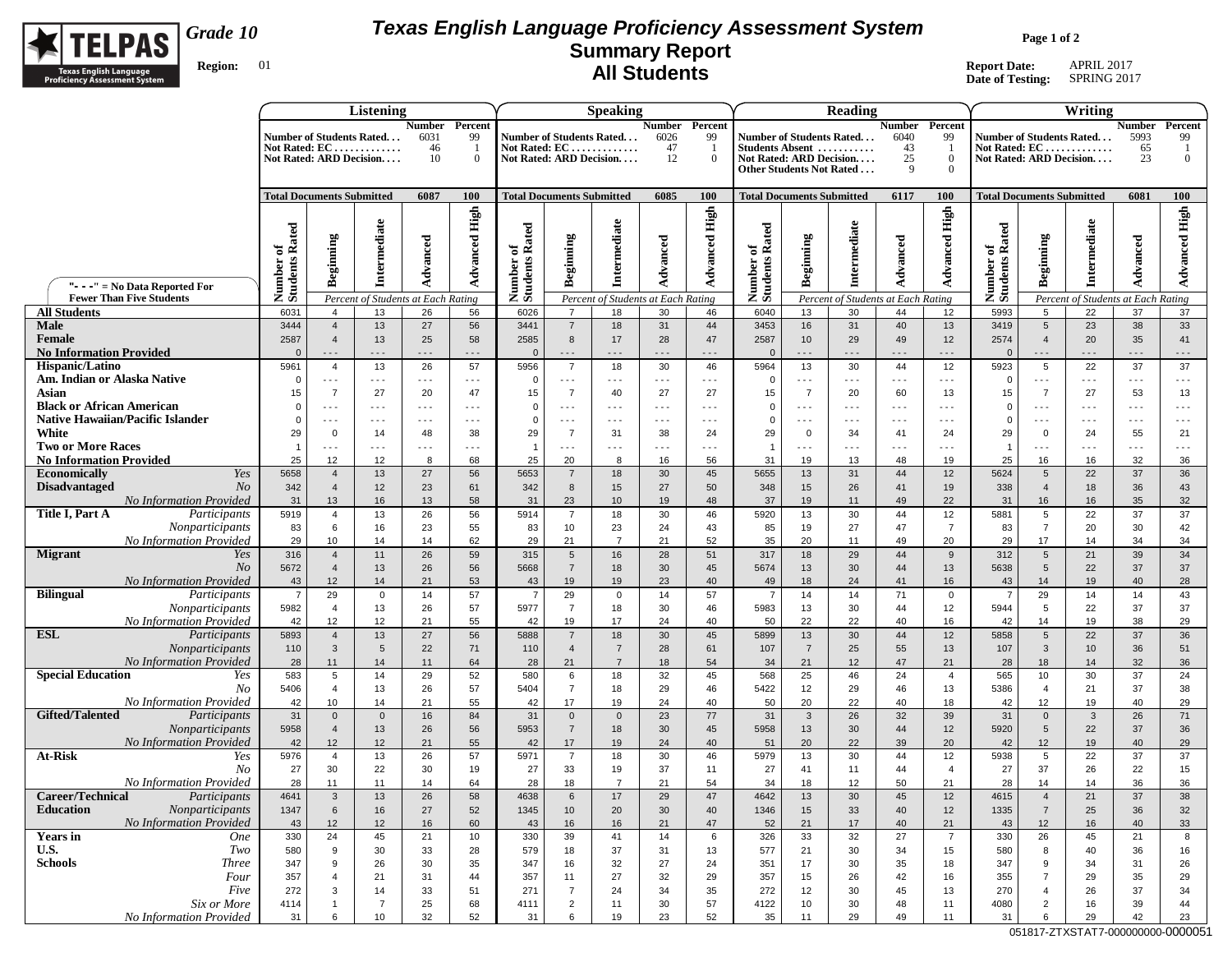# TELPAS Grade 10

**Region:** 01

## Texas English Language Proficiency Assessment System
## Summary Report
## All Students

**Report Date:** APRIL 2017
**Date of Testing:** SPRING 2017

| Listening | Number | Percent |
|---|---|---|
| Number of Students Rated | 6031 | 99 |
| Not Rated: EC | 46 | 1 |
| Not Rated: ARD Decision | 10 | 0 |
| Total Documents Submitted | 6087 | 100 |

| Speaking | Number | Percent |
|---|---|---|
| Number of Students Rated | 6026 | 99 |
| Not Rated: EC | 47 | 1 |
| Not Rated: ARD Decision | 12 | 0 |
| Total Documents Submitted | 6085 | 100 |

| Reading | Number | Percent |
|---|---|---|
| Number of Students Rated | 6040 | 99 |
| Students Absent | 43 | 1 |
| Not Rated: ARD Decision | 25 | 0 |
| Other Students Not Rated | 9 | 0 |
| Total Documents Submitted | 6117 | 100 |

| Writing | Number | Percent |
|---|---|---|
| Number of Students Rated | 5993 | 99 |
| Not Rated: EC | 65 | 1 |
| Not Rated: ARD Decision | 23 | 0 |
| Total Documents Submitted | 6081 | 100 |

"- - -" = No Data Reported For Fewer Than Five Students

Percent of Students at Each Rating

| | | Listening | | | | | Speaking | | | | | Reading | | | | | Writing | | | | |
|---|---|---|---|---|---|---|---|---|---|---|---|---|---|---|---|---|---|---|---|---|---|
| | | Number of Students Rated | Beginning | Intermediate | Advanced | Advanced High | Number of Students Rated | Beginning | Intermediate | Advanced | Advanced High | Number of Students Rated | Beginning | Intermediate | Advanced | Advanced High | Number of Students Rated | Beginning | Intermediate | Advanced | Advanced High |
| **All Students** | | 6031 | 4 | 13 | 26 | 56 | 6026 | 7 | 18 | 30 | 46 | 6040 | 13 | 30 | 44 | 12 | 5993 | 5 | 22 | 37 | 37 |
| **Male** | | 3444 | 4 | 13 | 27 | 56 | 3441 | 7 | 18 | 31 | 44 | 3453 | 16 | 31 | 40 | 13 | 3419 | 5 | 23 | 38 | 33 |
| **Female** | | 2587 | 4 | 13 | 25 | 58 | 2585 | 8 | 17 | 28 | 47 | 2587 | 10 | 29 | 49 | 12 | 2574 | 4 | 20 | 35 | 41 |
| **No Information Provided** | | 0 | --- | --- | --- | --- | 0 | --- | --- | --- | --- | 0 | --- | --- | --- | --- | 0 | --- | --- | --- | --- |
| **Hispanic/Latino** | | 5961 | 4 | 13 | 26 | 57 | 5956 | 7 | 18 | 30 | 46 | 5964 | 13 | 30 | 44 | 12 | 5923 | 5 | 22 | 37 | 37 |
| **Am. Indian or Alaska Native** | | 0 | --- | --- | --- | --- | 0 | --- | --- | --- | --- | 0 | --- | --- | --- | --- | 0 | --- | --- | --- | --- |
| **Asian** | | 15 | 7 | 27 | 20 | 47 | 15 | 7 | 40 | 27 | 27 | 15 | 7 | 20 | 60 | 13 | 15 | 7 | 27 | 53 | 13 |
| **Black or African American** | | 0 | --- | --- | --- | --- | 0 | --- | --- | --- | --- | 0 | --- | --- | --- | --- | 0 | --- | --- | --- | --- |
| **Native Hawaiian/Pacific Islander** | | 0 | --- | --- | --- | --- | 0 | --- | --- | --- | --- | 0 | --- | --- | --- | --- | 0 | --- | --- | --- | --- |
| **White** | | 29 | 0 | 14 | 48 | 38 | 29 | 7 | 31 | 38 | 24 | 29 | 0 | 34 | 41 | 24 | 29 | 0 | 24 | 55 | 21 |
| **Two or More Races** | | 1 | --- | --- | --- | --- | 1 | --- | --- | --- | --- | 1 | --- | --- | --- | --- | 1 | --- | --- | --- | --- |
| **No Information Provided** | | 25 | 12 | 12 | 8 | 68 | 25 | 20 | 8 | 16 | 56 | 31 | 19 | 13 | 48 | 19 | 25 | 16 | 16 | 32 | 36 |
| **Economically Disadvantaged** | *Yes* | 5658 | 4 | 13 | 27 | 56 | 5653 | 7 | 18 | 30 | 45 | 5655 | 13 | 31 | 44 | 12 | 5624 | 5 | 22 | 37 | 36 |
| | *No* | 342 | 4 | 12 | 23 | 61 | 342 | 8 | 15 | 27 | 50 | 348 | 15 | 26 | 41 | 19 | 338 | 4 | 18 | 36 | 43 |
| | *No Information Provided* | 31 | 13 | 16 | 13 | 58 | 31 | 23 | 10 | 19 | 48 | 37 | 19 | 11 | 49 | 22 | 31 | 16 | 16 | 35 | 32 |
| **Title I, Part A** | *Participants* | 5919 | 4 | 13 | 26 | 56 | 5914 | 7 | 18 | 30 | 46 | 5920 | 13 | 30 | 44 | 12 | 5881 | 5 | 22 | 37 | 37 |
| | *Nonparticipants* | 83 | 6 | 16 | 23 | 55 | 83 | 10 | 23 | 24 | 43 | 85 | 19 | 27 | 47 | 7 | 83 | 7 | 20 | 30 | 42 |
| | *No Information Provided* | 29 | 10 | 14 | 14 | 62 | 29 | 21 | 7 | 21 | 52 | 35 | 20 | 11 | 49 | 20 | 29 | 17 | 14 | 34 | 34 |
| **Migrant** | *Yes* | 316 | 4 | 11 | 26 | 59 | 315 | 5 | 16 | 28 | 51 | 317 | 18 | 29 | 44 | 9 | 312 | 5 | 21 | 39 | 34 |
| | *No* | 5672 | 4 | 13 | 26 | 56 | 5668 | 7 | 18 | 30 | 45 | 5674 | 13 | 30 | 44 | 13 | 5638 | 5 | 22 | 37 | 37 |
| | *No Information Provided* | 43 | 12 | 14 | 21 | 53 | 43 | 19 | 19 | 23 | 40 | 49 | 18 | 24 | 41 | 16 | 43 | 14 | 19 | 40 | 28 |
| **Bilingual** | *Participants* | 7 | 29 | 0 | 14 | 57 | 7 | 29 | 0 | 14 | 57 | 7 | 14 | 14 | 71 | 0 | 7 | 29 | 14 | 14 | 43 |
| | *Nonparticipants* | 5982 | 4 | 13 | 26 | 57 | 5977 | 7 | 18 | 30 | 46 | 5983 | 13 | 30 | 44 | 12 | 5944 | 5 | 22 | 37 | 37 |
| | *No Information Provided* | 42 | 12 | 12 | 21 | 55 | 42 | 19 | 17 | 24 | 40 | 50 | 22 | 22 | 40 | 16 | 42 | 14 | 19 | 38 | 29 |
| **ESL** | *Participants* | 5893 | 4 | 13 | 27 | 56 | 5888 | 7 | 18 | 30 | 45 | 5899 | 13 | 30 | 44 | 12 | 5858 | 5 | 22 | 37 | 36 |
| | *Nonparticipants* | 110 | 3 | 5 | 22 | 71 | 110 | 4 | 7 | 28 | 61 | 107 | 7 | 25 | 55 | 13 | 107 | 3 | 10 | 36 | 51 |
| | *No Information Provided* | 28 | 11 | 14 | 11 | 64 | 28 | 21 | 7 | 18 | 54 | 34 | 21 | 12 | 47 | 21 | 28 | 18 | 14 | 32 | 36 |
| **Special Education** | *Yes* | 583 | 5 | 14 | 29 | 52 | 580 | 6 | 18 | 32 | 45 | 568 | 25 | 46 | 24 | 4 | 565 | 10 | 30 | 37 | 24 |
| | *No* | 5406 | 4 | 13 | 26 | 57 | 5404 | 7 | 18 | 29 | 46 | 5422 | 12 | 29 | 46 | 13 | 5386 | 4 | 21 | 37 | 38 |
| | *No Information Provided* | 42 | 10 | 14 | 21 | 55 | 42 | 17 | 19 | 24 | 40 | 50 | 20 | 22 | 40 | 18 | 42 | 12 | 19 | 40 | 29 |
| **Gifted/Talented** | *Participants* | 31 | 0 | 0 | 16 | 84 | 31 | 0 | 0 | 23 | 77 | 31 | 3 | 26 | 32 | 39 | 31 | 0 | 3 | 26 | 71 |
| | *Nonparticipants* | 5958 | 4 | 13 | 26 | 56 | 5953 | 7 | 18 | 30 | 45 | 5958 | 13 | 30 | 44 | 12 | 5920 | 5 | 22 | 37 | 36 |
| | *No Information Provided* | 42 | 12 | 12 | 21 | 55 | 42 | 17 | 19 | 24 | 40 | 51 | 20 | 22 | 39 | 20 | 42 | 12 | 19 | 40 | 29 |
| **At-Risk** | *Yes* | 5976 | 4 | 13 | 26 | 57 | 5971 | 7 | 18 | 30 | 46 | 5979 | 13 | 30 | 44 | 12 | 5938 | 5 | 22 | 37 | 37 |
| | *No* | 27 | 30 | 22 | 30 | 19 | 27 | 33 | 19 | 37 | 11 | 27 | 41 | 11 | 44 | 4 | 27 | 37 | 26 | 22 | 15 |
| | *No Information Provided* | 28 | 11 | 11 | 14 | 64 | 28 | 18 | 7 | 21 | 54 | 34 | 18 | 12 | 50 | 21 | 28 | 14 | 14 | 36 | 36 |
| **Career/Technical Education** | *Participants* | 4641 | 3 | 13 | 26 | 58 | 4638 | 6 | 17 | 29 | 47 | 4642 | 13 | 30 | 45 | 12 | 4615 | 4 | 21 | 37 | 38 |
| | *Nonparticipants* | 1347 | 6 | 16 | 27 | 52 | 1345 | 10 | 20 | 30 | 40 | 1346 | 15 | 33 | 40 | 12 | 1335 | 7 | 25 | 36 | 32 |
| | *No Information Provided* | 43 | 12 | 12 | 16 | 60 | 43 | 16 | 16 | 21 | 47 | 52 | 21 | 17 | 40 | 21 | 43 | 12 | 16 | 40 | 33 |
| **Years in U.S. Schools** | *One* | 330 | 24 | 45 | 21 | 10 | 330 | 39 | 41 | 14 | 6 | 326 | 33 | 32 | 27 | 7 | 330 | 26 | 45 | 21 | 8 |
| | *Two* | 580 | 9 | 30 | 33 | 28 | 579 | 18 | 37 | 31 | 13 | 577 | 21 | 30 | 34 | 15 | 580 | 8 | 40 | 36 | 16 |
| | *Three* | 347 | 9 | 26 | 30 | 35 | 347 | 16 | 32 | 27 | 24 | 351 | 17 | 30 | 35 | 18 | 347 | 9 | 34 | 31 | 26 |
| | *Four* | 357 | 4 | 21 | 31 | 44 | 357 | 11 | 27 | 32 | 29 | 357 | 15 | 26 | 42 | 16 | 355 | 7 | 29 | 35 | 29 |
| | *Five* | 272 | 3 | 14 | 33 | 51 | 271 | 7 | 24 | 34 | 35 | 272 | 12 | 30 | 45 | 13 | 270 | 4 | 26 | 37 | 34 |
| | *Six or More* | 4114 | 1 | 7 | 25 | 68 | 4111 | 2 | 11 | 30 | 57 | 4122 | 10 | 30 | 48 | 11 | 4080 | 2 | 16 | 39 | 44 |
| | *No Information Provided* | 31 | 6 | 10 | 32 | 52 | 31 | 6 | 19 | 23 | 52 | 35 | 11 | 29 | 49 | 11 | 31 | 6 | 29 | 42 | 23 |

051817-ZTXSTAT7-000000000-0000051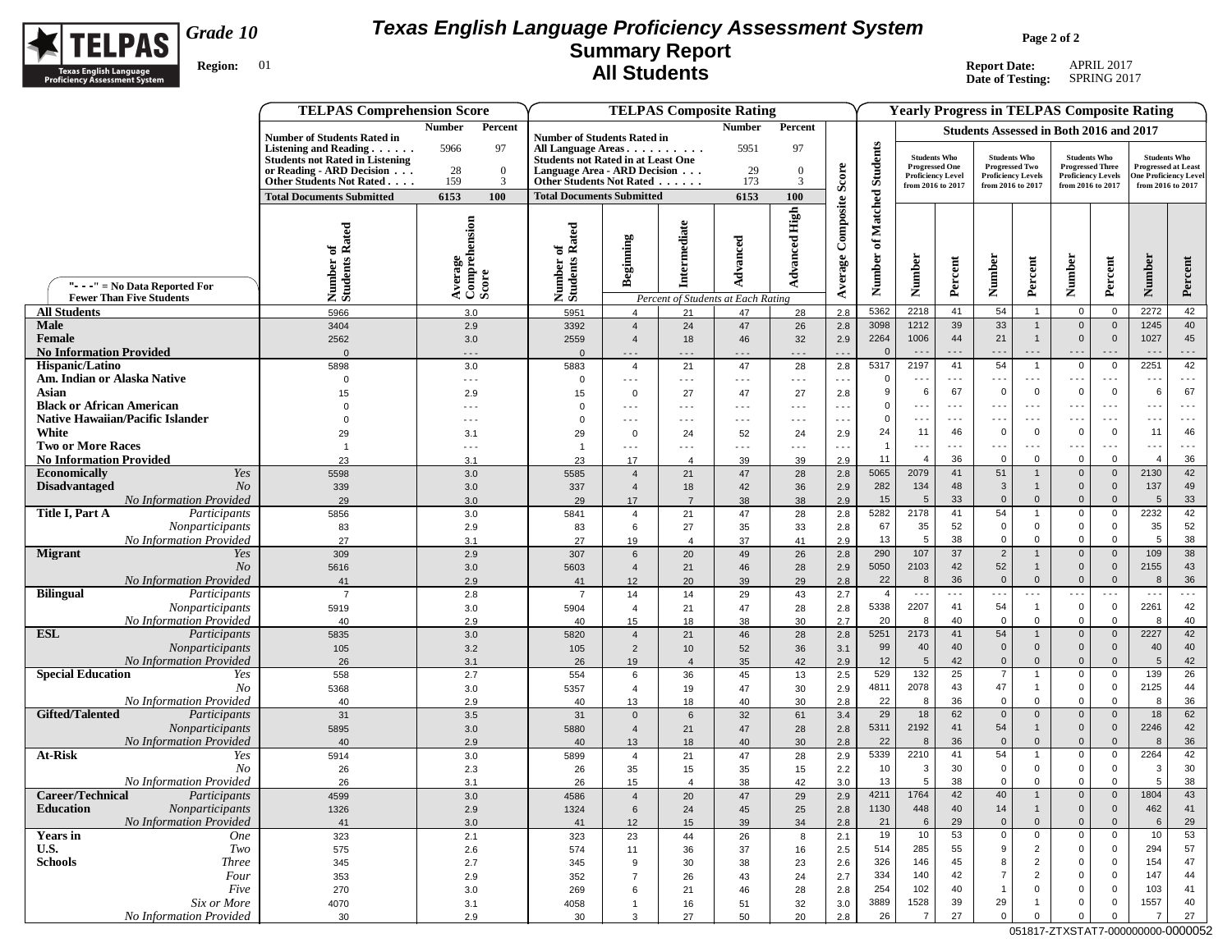# TELPAS Grade 10

**Region:** 01

## Texas English Language Proficiency Assessment System
## Summary Report
## All Students

**Report Date:** APRIL 2017
**Date of Testing:** SPRING 2017

### TELPAS Comprehension Score

| | Number | Percent |
|---|---|---|
| Number of Students Rated in Listening and Reading | 5966 | 97 |
| Students not Rated in Listening or Reading - ARD Decision | 28 | 0 |
| Other Students Not Rated | 159 | 3 |
| **Total Documents Submitted** | **6153** | **100** |

### TELPAS Composite Rating

| | Number | Percent |
|---|---|---|
| Number of Students Rated in All Language Areas | 5951 | 97 |
| Students not Rated in at Least One Language Area - ARD Decision | 29 | 0 |
| Other Students Not Rated | 173 | 3 |
| **Total Documents Submitted** | **6153** | **100** |

"- - -" = No Data Reported For Fewer Than Five Students

| | | TELPAS Comprehension Score | | TELPAS Composite Rating | | | | | | Yearly Progress in TELPAS Composite Rating (Students Assessed in Both 2016 and 2017) | | | | | | | | | |
|---|---|---|---|---|---|---|---|---|---|---|---|---|---|---|---|---|---|---|---|
| | | Number of Students Rated | Average Comprehension Score | Number of Students Rated | Beginning (Percent of Students at Each Rating) | Intermediate | Advanced | Advanced High | Average Composite Score | Number of Matched Students | Students Who Progressed One Proficiency Level from 2016 to 2017 Number | Percent | Students Who Progressed Two Proficiency Levels from 2016 to 2017 Number | Percent | Students Who Progressed Three Proficiency Levels from 2016 to 2017 Number | Percent | Students Who Progressed at Least One Proficiency Level from 2016 to 2017 Number | Percent |
| **All Students** | | 5966 | 3.0 | 5951 | 4 | 21 | 47 | 28 | 2.8 | 5362 | 2218 | 41 | 54 | 1 | 0 | 0 | 2272 | 42 |
| **Male** | | 3404 | 2.9 | 3392 | 4 | 24 | 47 | 26 | 2.8 | 3098 | 1212 | 39 | 33 | 1 | 0 | 0 | 1245 | 40 |
| **Female** | | 2562 | 3.0 | 2559 | 4 | 18 | 46 | 32 | 2.9 | 2264 | 1006 | 44 | 21 | 1 | 0 | 0 | 1027 | 45 |
| **No Information Provided** | | 0 | - - - | 0 | - - - | - - - | - - - | - - - | - - - | 0 | - - - | - - - | - - - | - - - | - - - | - - - | - - - | - - - |
| **Hispanic/Latino** | | 5898 | 3.0 | 5883 | 4 | 21 | 47 | 28 | 2.8 | 5317 | 2197 | 41 | 54 | 1 | 0 | 0 | 2251 | 42 |
| **Am. Indian or Alaska Native** | | 0 | - - - | 0 | - - - | - - - | - - - | - - - | - - - | 0 | - - - | - - - | - - - | - - - | - - - | - - - | - - - | - - - |
| **Asian** | | 15 | 2.9 | 15 | 0 | 27 | 47 | 27 | 2.8 | 9 | 6 | 67 | 0 | 0 | 0 | 0 | 6 | 67 |
| **Black or African American** | | 0 | - - - | 0 | - - - | - - - | - - - | - - - | - - - | 0 | - - - | - - - | - - - | - - - | - - - | - - - | - - - | - - - |
| **Native Hawaiian/Pacific Islander** | | 0 | - - - | 0 | - - - | - - - | - - - | - - - | - - - | 0 | - - - | - - - | - - - | - - - | - - - | - - - | - - - | - - - |
| **White** | | 29 | 3.1 | 29 | 0 | 24 | 52 | 24 | 2.9 | 24 | 11 | 46 | 0 | 0 | 0 | 0 | 11 | 46 |
| **Two or More Races** | | 1 | - - - | 1 | - - - | - - - | - - - | - - - | - - - | 1 | - - - | - - - | - - - | - - - | - - - | - - - | - - - | - - - |
| **No Information Provided** | | 23 | 3.1 | 23 | 17 | 4 | 39 | 39 | 2.9 | 11 | 4 | 36 | 0 | 0 | 0 | 0 | 4 | 36 |
| **Economically Disadvantaged** | *Yes* | 5598 | 3.0 | 5585 | 4 | 21 | 47 | 28 | 2.8 | 5065 | 2079 | 41 | 51 | 1 | 0 | 0 | 2130 | 42 |
| | *No* | 339 | 3.0 | 337 | 4 | 18 | 42 | 36 | 2.9 | 282 | 134 | 48 | 3 | 1 | 0 | 0 | 137 | 49 |
| | *No Information Provided* | 29 | 3.0 | 29 | 17 | 7 | 38 | 38 | 2.9 | 15 | 5 | 33 | 0 | 0 | 0 | 0 | 5 | 33 |
| **Title I, Part A** | *Participants* | 5856 | 3.0 | 5841 | 4 | 21 | 47 | 28 | 2.8 | 5282 | 2178 | 41 | 54 | 1 | 0 | 0 | 2232 | 42 |
| | *Nonparticipants* | 83 | 2.9 | 83 | 6 | 27 | 35 | 33 | 2.8 | 67 | 35 | 52 | 0 | 0 | 0 | 0 | 35 | 52 |
| | *No Information Provided* | 27 | 3.1 | 27 | 19 | 4 | 37 | 41 | 2.9 | 13 | 5 | 38 | 0 | 0 | 0 | 0 | 5 | 38 |
| **Migrant** | *Yes* | 309 | 2.9 | 307 | 6 | 20 | 49 | 26 | 2.8 | 290 | 107 | 37 | 2 | 1 | 0 | 0 | 109 | 38 |
| | *No* | 5616 | 3.0 | 5603 | 4 | 21 | 46 | 28 | 2.9 | 5050 | 2103 | 42 | 52 | 1 | 0 | 0 | 2155 | 43 |
| | *No Information Provided* | 41 | 2.9 | 41 | 12 | 20 | 39 | 29 | 2.8 | 22 | 8 | 36 | 0 | 0 | 0 | 0 | 8 | 36 |
| **Bilingual** | *Participants* | 7 | 2.8 | 7 | 14 | 14 | 29 | 43 | 2.7 | 4 | - - - | - - - | - - - | - - - | - - - | - - - | - - - | - - - |
| | *Nonparticipants* | 5919 | 3.0 | 5904 | 4 | 21 | 47 | 28 | 2.8 | 5338 | 2207 | 41 | 54 | 1 | 0 | 0 | 2261 | 42 |
| | *No Information Provided* | 40 | 2.9 | 40 | 15 | 18 | 38 | 30 | 2.7 | 20 | 8 | 40 | 0 | 0 | 0 | 0 | 8 | 40 |
| **ESL** | *Participants* | 5835 | 3.0 | 5820 | 4 | 21 | 46 | 28 | 2.8 | 5251 | 2173 | 41 | 54 | 1 | 0 | 0 | 2227 | 42 |
| | *Nonparticipants* | 105 | 3.2 | 105 | 2 | 10 | 52 | 36 | 3.1 | 99 | 40 | 40 | 0 | 0 | 0 | 0 | 40 | 40 |
| | *No Information Provided* | 26 | 3.1 | 26 | 19 | 4 | 35 | 42 | 2.9 | 12 | 5 | 42 | 0 | 0 | 0 | 0 | 5 | 42 |
| **Special Education** | *Yes* | 558 | 2.7 | 554 | 6 | 36 | 45 | 13 | 2.5 | 529 | 132 | 25 | 7 | 1 | 0 | 0 | 139 | 26 |
| | *No* | 5368 | 3.0 | 5357 | 4 | 19 | 47 | 30 | 2.9 | 4811 | 2078 | 43 | 47 | 1 | 0 | 0 | 2125 | 44 |
| | *No Information Provided* | 40 | 2.9 | 40 | 13 | 18 | 40 | 30 | 2.8 | 22 | 8 | 36 | 0 | 0 | 0 | 0 | 8 | 36 |
| **Gifted/Talented** | *Participants* | 31 | 3.5 | 31 | 0 | 6 | 32 | 61 | 3.4 | 29 | 18 | 62 | 0 | 0 | 0 | 0 | 18 | 62 |
| | *Nonparticipants* | 5895 | 3.0 | 5880 | 4 | 21 | 47 | 28 | 2.8 | 5311 | 2192 | 41 | 54 | 1 | 0 | 0 | 2246 | 42 |
| | *No Information Provided* | 40 | 2.9 | 40 | 13 | 18 | 40 | 30 | 2.8 | 22 | 8 | 36 | 0 | 0 | 0 | 0 | 8 | 36 |
| **At-Risk** | *Yes* | 5914 | 3.0 | 5899 | 4 | 21 | 47 | 28 | 2.9 | 5339 | 2210 | 41 | 54 | 1 | 0 | 0 | 2264 | 42 |
| | *No* | 26 | 2.3 | 26 | 35 | 15 | 35 | 15 | 2.2 | 10 | 3 | 30 | 0 | 0 | 0 | 0 | 3 | 30 |
| | *No Information Provided* | 26 | 3.1 | 26 | 15 | 4 | 38 | 42 | 3.0 | 13 | 5 | 38 | 0 | 0 | 0 | 0 | 5 | 38 |
| **Career/Technical Education** | *Participants* | 4599 | 3.0 | 4586 | 4 | 20 | 47 | 29 | 2.9 | 4211 | 1764 | 42 | 40 | 1 | 0 | 0 | 1804 | 43 |
| | *Nonparticipants* | 1326 | 2.9 | 1324 | 6 | 24 | 45 | 25 | 2.8 | 1130 | 448 | 40 | 14 | 1 | 0 | 0 | 462 | 41 |
| | *No Information Provided* | 41 | 3.0 | 41 | 12 | 15 | 39 | 34 | 2.8 | 21 | 6 | 29 | 0 | 0 | 0 | 0 | 6 | 29 |
| **Years in U.S. Schools** | *One* | 323 | 2.1 | 323 | 23 | 44 | 26 | 8 | 2.1 | 19 | 10 | 53 | 0 | 0 | 0 | 0 | 10 | 53 |
| | *Two* | 575 | 2.6 | 574 | 11 | 36 | 37 | 16 | 2.5 | 514 | 285 | 55 | 9 | 2 | 0 | 0 | 294 | 57 |
| | *Three* | 345 | 2.7 | 345 | 9 | 30 | 38 | 23 | 2.6 | 326 | 146 | 45 | 8 | 2 | 0 | 0 | 154 | 47 |
| | *Four* | 353 | 2.9 | 352 | 7 | 26 | 43 | 24 | 2.7 | 334 | 140 | 42 | 7 | 2 | 0 | 0 | 147 | 44 |
| | *Five* | 270 | 3.0 | 269 | 6 | 21 | 46 | 28 | 2.8 | 254 | 102 | 40 | 1 | 0 | 0 | 0 | 103 | 41 |
| | *Six or More* | 4070 | 3.1 | 4058 | 1 | 16 | 51 | 32 | 3.0 | 3889 | 1528 | 39 | 29 | 1 | 0 | 0 | 1557 | 40 |
| | *No Information Provided* | 30 | 2.9 | 30 | 3 | 27 | 50 | 20 | 2.8 | 26 | 7 | 27 | 0 | 0 | 0 | 0 | 7 | 27 |

051817-ZTXSTAT7-000000000-0000052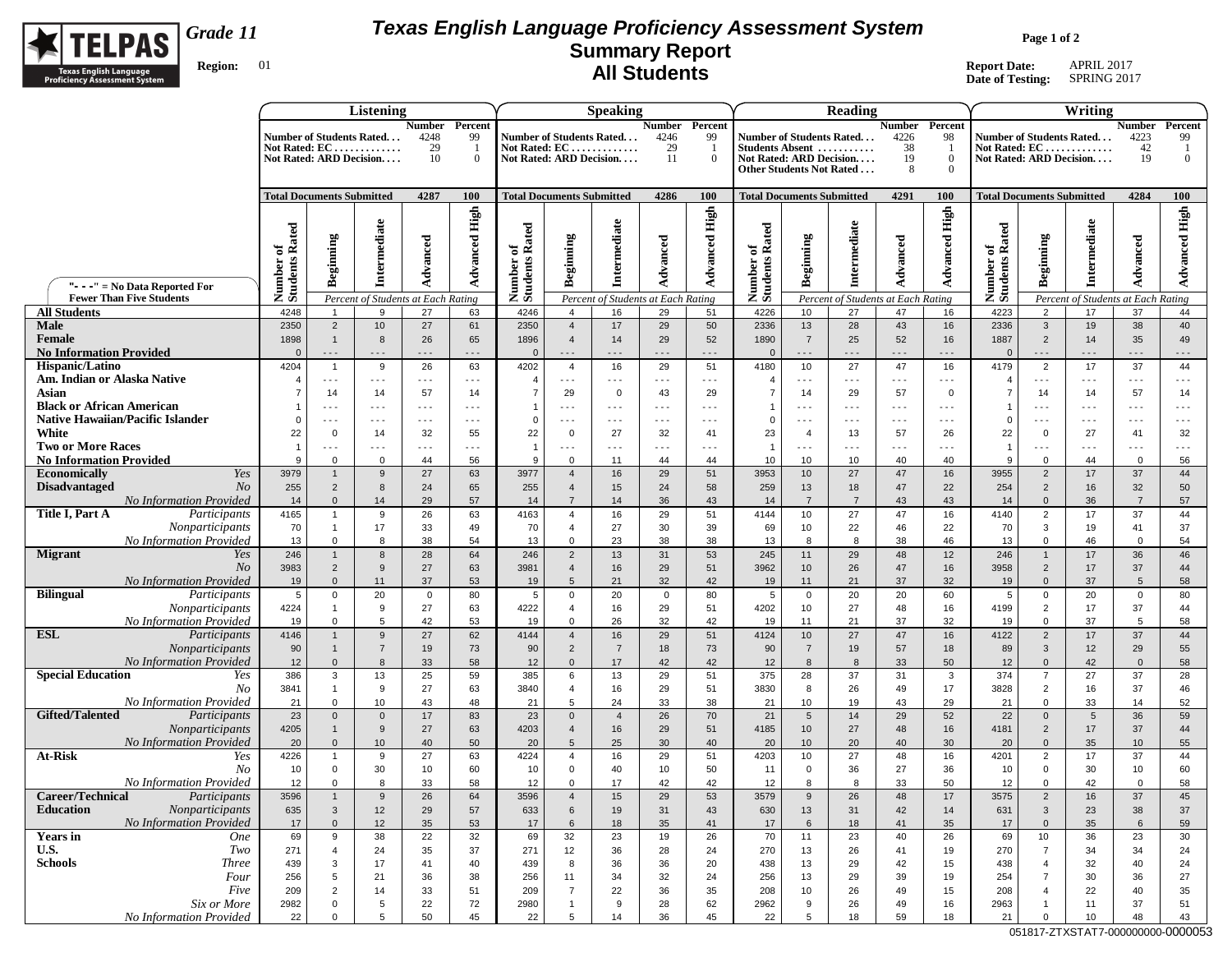# TELPAS — Texas English Language Proficiency Assessment System

**Grade 11**

**Region:** 01

## Texas English Language Proficiency Assessment System
## Summary Report
## All Students

**Report Date:** APRIL 2017
**Date of Testing:** SPRING 2017

| Listening | Number | Percent |
|---|---|---|
| Number of Students Rated | 4248 | 99 |
| Not Rated: EC | 29 | 1 |
| Not Rated: ARD Decision | 10 | 0 |
| Total Documents Submitted | 4287 | 100 |

| Speaking | Number | Percent |
|---|---|---|
| Number of Students Rated | 4246 | 99 |
| Not Rated: EC | 29 | 1 |
| Not Rated: ARD Decision | 11 | 0 |
| Total Documents Submitted | 4286 | 100 |

| Reading | Number | Percent |
|---|---|---|
| Number of Students Rated | 4226 | 98 |
| Students Absent | 38 | 1 |
| Not Rated: ARD Decision | 19 | 0 |
| Other Students Not Rated | 8 | 0 |
| Total Documents Submitted | 4291 | 100 |

| Writing | Number | Percent |
|---|---|---|
| Number of Students Rated | 4223 | 99 |
| Not Rated: EC | 42 | 1 |
| Not Rated: ARD Decision | 19 | 0 |
| Total Documents Submitted | 4284 | 100 |

"- - -" = No Data Reported For Fewer Than Five Students

Percent of Students at Each Rating

| Group | | Listening: Number of Students Rated | Beginning | Intermediate | Advanced | Advanced High | Speaking: Number of Students Rated | Beginning | Intermediate | Advanced | Advanced High | Reading: Number of Students Rated | Beginning | Intermediate | Advanced | Advanced High | Writing: Number of Students Rated | Beginning | Intermediate | Advanced | Advanced High |
|---|---|---|---|---|---|---|---|---|---|---|---|---|---|---|---|---|---|---|---|---|---|
| **All Students** | | 4248 | 1 | 9 | 27 | 63 | 4246 | 4 | 16 | 29 | 51 | 4226 | 10 | 27 | 47 | 16 | 4223 | 2 | 17 | 37 | 44 |
| **Male** | | 2350 | 2 | 10 | 27 | 61 | 2350 | 4 | 17 | 29 | 50 | 2336 | 13 | 28 | 43 | 16 | 2336 | 3 | 19 | 38 | 40 |
| **Female** | | 1898 | 1 | 8 | 26 | 65 | 1896 | 4 | 14 | 29 | 52 | 1890 | 7 | 25 | 52 | 16 | 1887 | 2 | 14 | 35 | 49 |
| **No Information Provided** | | 0 | - - - | - - - | - - - | - - - | 0 | - - - | - - - | - - - | - - - | 0 | - - - | - - - | - - - | - - - | 0 | - - - | - - - | - - - | - - - |
| **Hispanic/Latino** | | 4204 | 1 | 9 | 26 | 63 | 4202 | 4 | 16 | 29 | 51 | 4180 | 10 | 27 | 47 | 16 | 4179 | 2 | 17 | 37 | 44 |
| **Am. Indian or Alaska Native** | | 4 | - - - | - - - | - - - | - - - | 4 | - - - | - - - | - - - | - - - | 4 | - - - | - - - | - - - | - - - | 4 | - - - | - - - | - - - | - - - |
| **Asian** | | 7 | 14 | 14 | 57 | 14 | 7 | 29 | 0 | 43 | 29 | 7 | 14 | 29 | 57 | 0 | 7 | 14 | 14 | 57 | 14 |
| **Black or African American** | | 1 | - - - | - - - | - - - | - - - | 1 | - - - | - - - | - - - | - - - | 1 | - - - | - - - | - - - | - - - | 1 | - - - | - - - | - - - | - - - |
| **Native Hawaiian/Pacific Islander** | | 0 | - - - | - - - | - - - | - - - | 0 | - - - | - - - | - - - | - - - | 0 | - - - | - - - | - - - | - - - | 0 | - - - | - - - | - - - | - - - |
| **White** | | 22 | 0 | 14 | 32 | 55 | 22 | 0 | 27 | 32 | 41 | 23 | 4 | 13 | 57 | 26 | 22 | 0 | 27 | 41 | 32 |
| **Two or More Races** | | 1 | - - - | - - - | - - - | - - - | 1 | - - - | - - - | - - - | - - - | 1 | - - - | - - - | - - - | - - - | 1 | - - - | - - - | - - - | - - - |
| **No Information Provided** | | 9 | 0 | 0 | 44 | 56 | 9 | 0 | 11 | 44 | 44 | 10 | 10 | 10 | 40 | 40 | 9 | 0 | 44 | 0 | 56 |
| **Economically Disadvantaged** | *Yes* | 3979 | 1 | 9 | 27 | 63 | 3977 | 4 | 16 | 29 | 51 | 3953 | 10 | 27 | 47 | 16 | 3955 | 2 | 17 | 37 | 44 |
| | *No* | 255 | 2 | 8 | 24 | 65 | 255 | 4 | 15 | 24 | 58 | 259 | 13 | 18 | 47 | 22 | 254 | 2 | 16 | 32 | 50 |
| | *No Information Provided* | 14 | 0 | 14 | 29 | 57 | 14 | 7 | 14 | 36 | 43 | 14 | 7 | 7 | 43 | 43 | 14 | 0 | 36 | 7 | 57 |
| **Title I, Part A** | *Participants* | 4165 | 1 | 9 | 26 | 63 | 4163 | 4 | 16 | 29 | 51 | 4144 | 10 | 27 | 47 | 16 | 4140 | 2 | 17 | 37 | 44 |
| | *Nonparticipants* | 70 | 1 | 17 | 33 | 49 | 70 | 4 | 27 | 30 | 39 | 69 | 10 | 22 | 46 | 22 | 70 | 3 | 19 | 41 | 37 |
| | *No Information Provided* | 13 | 0 | 8 | 38 | 54 | 13 | 0 | 23 | 38 | 38 | 13 | 8 | 8 | 38 | 46 | 13 | 0 | 46 | 0 | 54 |
| **Migrant** | *Yes* | 246 | 1 | 8 | 28 | 64 | 246 | 2 | 13 | 31 | 53 | 245 | 11 | 29 | 48 | 12 | 246 | 1 | 17 | 36 | 46 |
| | *No* | 3983 | 2 | 9 | 27 | 63 | 3981 | 4 | 16 | 29 | 51 | 3962 | 10 | 26 | 47 | 16 | 3958 | 2 | 17 | 37 | 44 |
| | *No Information Provided* | 19 | 0 | 11 | 37 | 53 | 19 | 5 | 21 | 32 | 42 | 19 | 11 | 21 | 37 | 32 | 19 | 0 | 37 | 5 | 58 |
| **Bilingual** | *Participants* | 5 | 0 | 20 | 0 | 80 | 5 | 0 | 20 | 0 | 80 | 5 | 0 | 20 | 20 | 60 | 5 | 0 | 20 | 0 | 80 |
| | *Nonparticipants* | 4224 | 1 | 9 | 27 | 63 | 4222 | 4 | 16 | 29 | 51 | 4202 | 10 | 27 | 48 | 16 | 4199 | 2 | 17 | 37 | 44 |
| | *No Information Provided* | 19 | 0 | 5 | 42 | 53 | 19 | 0 | 26 | 32 | 42 | 19 | 11 | 21 | 37 | 32 | 19 | 0 | 37 | 5 | 58 |
| **ESL** | *Participants* | 4146 | 1 | 9 | 27 | 62 | 4144 | 4 | 16 | 29 | 51 | 4124 | 10 | 27 | 47 | 16 | 4122 | 2 | 17 | 37 | 44 |
| | *Nonparticipants* | 90 | 1 | 7 | 19 | 73 | 90 | 2 | 7 | 18 | 73 | 90 | 7 | 19 | 57 | 18 | 89 | 3 | 12 | 29 | 55 |
| | *No Information Provided* | 12 | 0 | 8 | 33 | 58 | 12 | 0 | 17 | 42 | 42 | 12 | 8 | 8 | 33 | 50 | 12 | 0 | 42 | 0 | 58 |
| **Special Education** | *Yes* | 386 | 3 | 13 | 25 | 59 | 385 | 6 | 13 | 29 | 51 | 375 | 28 | 37 | 31 | 3 | 374 | 7 | 27 | 37 | 28 |
| | *No* | 3841 | 1 | 9 | 27 | 63 | 3840 | 4 | 16 | 29 | 51 | 3830 | 8 | 26 | 49 | 17 | 3828 | 2 | 16 | 37 | 46 |
| | *No Information Provided* | 21 | 0 | 10 | 43 | 48 | 21 | 5 | 24 | 33 | 38 | 21 | 10 | 19 | 43 | 29 | 21 | 0 | 33 | 14 | 52 |
| **Gifted/Talented** | *Participants* | 23 | 0 | 0 | 17 | 83 | 23 | 0 | 4 | 26 | 70 | 21 | 5 | 14 | 29 | 52 | 22 | 0 | 5 | 36 | 59 |
| | *Nonparticipants* | 4205 | 1 | 9 | 27 | 63 | 4203 | 4 | 16 | 29 | 51 | 4185 | 10 | 27 | 48 | 16 | 4181 | 2 | 17 | 37 | 44 |
| | *No Information Provided* | 20 | 0 | 10 | 40 | 50 | 20 | 5 | 25 | 30 | 40 | 20 | 10 | 20 | 40 | 30 | 20 | 0 | 35 | 10 | 55 |
| **At-Risk** | *Yes* | 4226 | 1 | 9 | 27 | 63 | 4224 | 4 | 16 | 29 | 51 | 4203 | 10 | 27 | 48 | 16 | 4201 | 2 | 17 | 37 | 44 |
| | *No* | 10 | 0 | 30 | 10 | 60 | 10 | 0 | 40 | 10 | 50 | 11 | 0 | 36 | 27 | 36 | 10 | 0 | 30 | 10 | 60 |
| | *No Information Provided* | 12 | 0 | 8 | 33 | 58 | 12 | 0 | 17 | 42 | 42 | 12 | 8 | 8 | 33 | 50 | 12 | 0 | 42 | 0 | 58 |
| **Career/Technical Education** | *Participants* | 3596 | 1 | 9 | 26 | 64 | 3596 | 4 | 15 | 29 | 53 | 3579 | 9 | 26 | 48 | 17 | 3575 | 2 | 16 | 37 | 45 |
| | *Nonparticipants* | 635 | 3 | 12 | 29 | 57 | 633 | 6 | 19 | 31 | 43 | 630 | 13 | 31 | 42 | 14 | 631 | 3 | 23 | 38 | 37 |
| | *No Information Provided* | 17 | 0 | 12 | 35 | 53 | 17 | 6 | 18 | 35 | 41 | 17 | 6 | 18 | 41 | 35 | 17 | 0 | 35 | 6 | 59 |
| **Years in U.S. Schools** | *One* | 69 | 9 | 38 | 22 | 32 | 69 | 32 | 23 | 19 | 26 | 70 | 11 | 23 | 40 | 26 | 69 | 10 | 36 | 23 | 30 |
| | *Two* | 271 | 4 | 24 | 35 | 37 | 271 | 12 | 36 | 28 | 24 | 270 | 13 | 26 | 41 | 19 | 270 | 7 | 34 | 34 | 24 |
| | *Three* | 439 | 3 | 17 | 41 | 40 | 439 | 8 | 36 | 36 | 20 | 438 | 13 | 29 | 42 | 15 | 438 | 4 | 32 | 40 | 24 |
| | *Four* | 256 | 5 | 21 | 36 | 38 | 256 | 11 | 34 | 32 | 24 | 256 | 13 | 29 | 39 | 19 | 254 | 7 | 30 | 36 | 27 |
| | *Five* | 209 | 2 | 14 | 33 | 51 | 209 | 7 | 22 | 36 | 35 | 208 | 10 | 26 | 49 | 15 | 208 | 4 | 22 | 40 | 35 |
| | *Six or More* | 2982 | 0 | 5 | 22 | 72 | 2980 | 1 | 9 | 28 | 62 | 2962 | 9 | 26 | 49 | 16 | 2963 | 1 | 11 | 37 | 51 |
| | *No Information Provided* | 22 | 0 | 5 | 50 | 45 | 22 | 5 | 14 | 36 | 45 | 22 | 5 | 18 | 59 | 18 | 21 | 0 | 10 | 48 | 43 |

051817-ZTXSTAT7-000000000-0000053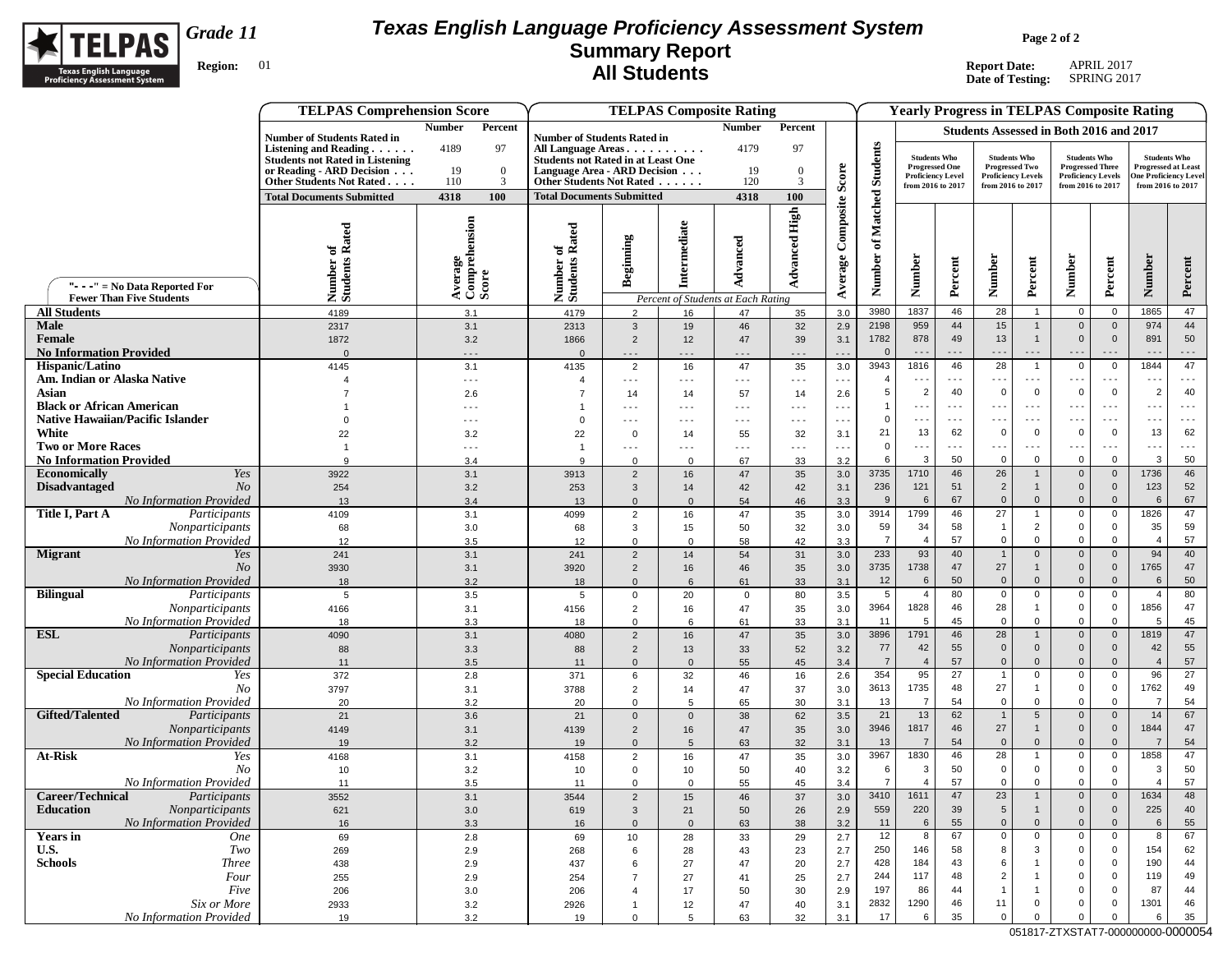# Texas English Language Proficiency Assessment System

## Summary Report

## All Students

**Grade 11**

**Region:** 01

**Report Date:** APRIL 2017

**Date of Testing:** SPRING 2017

### TELPAS Comprehension Score

| | Number | Percent |
|---|---|---|
| Number of Students Rated in Listening and Reading | 4189 | 97 |
| Students not Rated in Listening or Reading - ARD Decision | 19 | 0 |
| Other Students Not Rated | 110 | 3 |
| **Total Documents Submitted** | **4318** | **100** |

### TELPAS Composite Rating

| | Number | Percent |
|---|---|---|
| Number of Students Rated in All Language Areas | 4179 | 97 |
| Students not Rated in at Least One Language Area - ARD Decision | 19 | 0 |
| Other Students Not Rated | 120 | 3 |
| **Total Documents Submitted** | **4318** | **100** |

"- - -" = No Data Reported For Fewer Than Five Students

| | | TELPAS Comprehension Score | | TELPAS Composite Rating | Percent of Students at Each Rating | | | | | Yearly Progress in TELPAS Composite Rating (Students Assessed in Both 2016 and 2017) | Students Who Progressed One Proficiency Level from 2016 to 2017 | | Students Who Progressed Two Proficiency Levels from 2016 to 2017 | | Students Who Progressed Three Proficiency Levels from 2016 to 2017 | | Students Who Progressed at Least One Proficiency Level from 2016 to 2017 | |
|---|---|---|---|---|---|---|---|---|---|---|---|---|---|---|---|---|---|---|
| | | Number of Students Rated | Average Comprehension Score | Number of Students Rated | Beginning | Intermediate | Advanced | Advanced High | Average Composite Score | Number of Matched Students | Number | Percent | Number | Percent | Number | Percent | Number | Percent |
| **All Students** | | 4189 | 3.1 | 4179 | 2 | 16 | 47 | 35 | 3.0 | 3980 | 1837 | 46 | 28 | 1 | 0 | 0 | 1865 | 47 |
| **Male** | | 2317 | 3.1 | 2313 | 3 | 19 | 46 | 32 | 2.9 | 2198 | 959 | 44 | 15 | 1 | 0 | 0 | 974 | 44 |
| **Female** | | 1872 | 3.2 | 1866 | 2 | 12 | 47 | 39 | 3.1 | 1782 | 878 | 49 | 13 | 1 | 0 | 0 | 891 | 50 |
| **No Information Provided** | | 0 | - - - | 0 | - - - | - - - | - - - | - - - | - - - | 0 | - - - | - - - | - - - | - - - | - - - | - - - | - - - | - - - |
| **Hispanic/Latino** | | 4145 | 3.1 | 4135 | 2 | 16 | 47 | 35 | 3.0 | 3943 | 1816 | 46 | 28 | 1 | 0 | 0 | 1844 | 47 |
| **Am. Indian or Alaska Native** | | 4 | - - - | 4 | - - - | - - - | - - - | - - - | - - - | 4 | - - - | - - - | - - - | - - - | - - - | - - - | - - - | - - - |
| **Asian** | | 7 | 2.6 | 7 | 14 | 14 | 57 | 14 | 2.6 | 5 | 2 | 40 | 0 | 0 | 0 | 0 | 2 | 40 |
| **Black or African American** | | 1 | - - - | 1 | - - - | - - - | - - - | - - - | - - - | 1 | - - - | - - - | - - - | - - - | - - - | - - - | - - - | - - - |
| **Native Hawaiian/Pacific Islander** | | 0 | - - - | 0 | - - - | - - - | - - - | - - - | - - - | 0 | - - - | - - - | - - - | - - - | - - - | - - - | - - - | - - - |
| **White** | | 22 | 3.2 | 22 | 0 | 14 | 55 | 32 | 3.1 | 21 | 13 | 62 | 0 | 0 | 0 | 0 | 13 | 62 |
| **Two or More Races** | | 1 | - - - | 1 | - - - | - - - | - - - | - - - | - - - | 0 | - - - | - - - | - - - | - - - | - - - | - - - | - - - | - - - |
| **No Information Provided** | | 9 | 3.4 | 9 | 0 | 0 | 67 | 33 | 3.2 | 6 | 3 | 50 | 0 | 0 | 0 | 0 | 3 | 50 |
| **Economically Disadvantaged** | *Yes* | 3922 | 3.1 | 3913 | 2 | 16 | 47 | 35 | 3.0 | 3735 | 1710 | 46 | 26 | 1 | 0 | 0 | 1736 | 46 |
| | *No* | 254 | 3.2 | 253 | 3 | 14 | 42 | 42 | 3.1 | 236 | 121 | 51 | 2 | 1 | 0 | 0 | 123 | 52 |
| | *No Information Provided* | 13 | 3.4 | 13 | 0 | 0 | 54 | 46 | 3.3 | 9 | 6 | 67 | 0 | 0 | 0 | 0 | 6 | 67 |
| **Title I, Part A** | *Participants* | 4109 | 3.1 | 4099 | 2 | 16 | 47 | 35 | 3.0 | 3914 | 1799 | 46 | 27 | 1 | 0 | 0 | 1826 | 47 |
| | *Nonparticipants* | 68 | 3.0 | 68 | 3 | 15 | 50 | 32 | 3.0 | 59 | 34 | 58 | 1 | 2 | 0 | 0 | 35 | 59 |
| | *No Information Provided* | 12 | 3.5 | 12 | 0 | 0 | 58 | 42 | 3.3 | 7 | 4 | 57 | 0 | 0 | 0 | 0 | 4 | 57 |
| **Migrant** | *Yes* | 241 | 3.1 | 241 | 2 | 14 | 54 | 31 | 3.0 | 233 | 93 | 40 | 1 | 0 | 0 | 0 | 94 | 40 |
| | *No* | 3930 | 3.1 | 3920 | 2 | 16 | 46 | 35 | 3.0 | 3735 | 1738 | 47 | 27 | 1 | 0 | 0 | 1765 | 47 |
| | *No Information Provided* | 18 | 3.2 | 18 | 0 | 6 | 61 | 33 | 3.1 | 12 | 6 | 50 | 0 | 0 | 0 | 0 | 6 | 50 |
| **Bilingual** | *Participants* | 5 | 3.5 | 5 | 0 | 20 | 0 | 80 | 3.5 | 5 | 4 | 80 | 0 | 0 | 0 | 0 | 4 | 80 |
| | *Nonparticipants* | 4166 | 3.1 | 4156 | 2 | 16 | 47 | 35 | 3.0 | 3964 | 1828 | 46 | 28 | 1 | 0 | 0 | 1856 | 47 |
| | *No Information Provided* | 18 | 3.3 | 18 | 0 | 6 | 61 | 33 | 3.1 | 11 | 5 | 45 | 0 | 0 | 0 | 0 | 5 | 45 |
| **ESL** | *Participants* | 4090 | 3.1 | 4080 | 2 | 16 | 47 | 35 | 3.0 | 3896 | 1791 | 46 | 28 | 1 | 0 | 0 | 1819 | 47 |
| | *Nonparticipants* | 88 | 3.3 | 88 | 2 | 13 | 33 | 52 | 3.2 | 77 | 42 | 55 | 0 | 0 | 0 | 0 | 42 | 55 |
| | *No Information Provided* | 11 | 3.5 | 11 | 0 | 0 | 55 | 45 | 3.4 | 7 | 4 | 57 | 0 | 0 | 0 | 0 | 4 | 57 |
| **Special Education** | *Yes* | 372 | 2.8 | 371 | 6 | 32 | 46 | 16 | 2.6 | 354 | 95 | 27 | 1 | 0 | 0 | 0 | 96 | 27 |
| | *No* | 3797 | 3.1 | 3788 | 2 | 14 | 47 | 37 | 3.0 | 3613 | 1735 | 48 | 27 | 1 | 0 | 0 | 1762 | 49 |
| | *No Information Provided* | 20 | 3.2 | 20 | 0 | 5 | 65 | 30 | 3.1 | 13 | 7 | 54 | 0 | 0 | 0 | 0 | 7 | 54 |
| **Gifted/Talented** | *Participants* | 21 | 3.6 | 21 | 0 | 0 | 38 | 62 | 3.5 | 21 | 13 | 62 | 1 | 5 | 0 | 0 | 14 | 67 |
| | *Nonparticipants* | 4149 | 3.1 | 4139 | 2 | 16 | 47 | 35 | 3.0 | 3946 | 1817 | 46 | 27 | 1 | 0 | 0 | 1844 | 47 |
| | *No Information Provided* | 19 | 3.2 | 19 | 0 | 5 | 63 | 32 | 3.1 | 13 | 7 | 54 | 0 | 0 | 0 | 0 | 7 | 54 |
| **At-Risk** | *Yes* | 4168 | 3.1 | 4158 | 2 | 16 | 47 | 35 | 3.0 | 3967 | 1830 | 46 | 28 | 1 | 0 | 0 | 1858 | 47 |
| | *No* | 10 | 3.2 | 10 | 0 | 10 | 50 | 40 | 3.2 | 6 | 3 | 50 | 0 | 0 | 0 | 0 | 3 | 50 |
| | *No Information Provided* | 11 | 3.5 | 11 | 0 | 0 | 55 | 45 | 3.4 | 7 | 4 | 57 | 0 | 0 | 0 | 0 | 4 | 57 |
| **Career/Technical Education** | *Participants* | 3552 | 3.1 | 3544 | 2 | 15 | 46 | 37 | 3.0 | 3410 | 1611 | 47 | 23 | 1 | 0 | 0 | 1634 | 48 |
| | *Nonparticipants* | 621 | 3.0 | 619 | 3 | 21 | 50 | 26 | 2.9 | 559 | 220 | 39 | 5 | 1 | 0 | 0 | 225 | 40 |
| | *No Information Provided* | 16 | 3.3 | 16 | 0 | 0 | 63 | 38 | 3.2 | 11 | 6 | 55 | 0 | 0 | 0 | 0 | 6 | 55 |
| **Years in U.S. Schools** | *One* | 69 | 2.8 | 69 | 10 | 28 | 33 | 29 | 2.7 | 12 | 8 | 67 | 0 | 0 | 0 | 0 | 8 | 67 |
| | *Two* | 269 | 2.9 | 268 | 6 | 28 | 43 | 23 | 2.7 | 250 | 146 | 58 | 8 | 3 | 0 | 0 | 154 | 62 |
| | *Three* | 438 | 2.9 | 437 | 6 | 27 | 47 | 20 | 2.7 | 428 | 184 | 43 | 6 | 1 | 0 | 0 | 190 | 44 |
| | *Four* | 255 | 2.9 | 254 | 7 | 27 | 41 | 25 | 2.7 | 244 | 117 | 48 | 2 | 1 | 0 | 0 | 119 | 49 |
| | *Five* | 206 | 3.0 | 206 | 4 | 17 | 50 | 30 | 2.9 | 197 | 86 | 44 | 1 | 1 | 0 | 0 | 87 | 44 |
| | *Six or More* | 2933 | 3.2 | 2926 | 1 | 12 | 47 | 40 | 3.1 | 2832 | 1290 | 46 | 11 | 0 | 0 | 0 | 1301 | 46 |
| | *No Information Provided* | 19 | 3.2 | 19 | 0 | 5 | 63 | 32 | 3.1 | 17 | 6 | 35 | 0 | 0 | 0 | 0 | 6 | 35 |

051817-ZTXSTAT7-000000000-0000054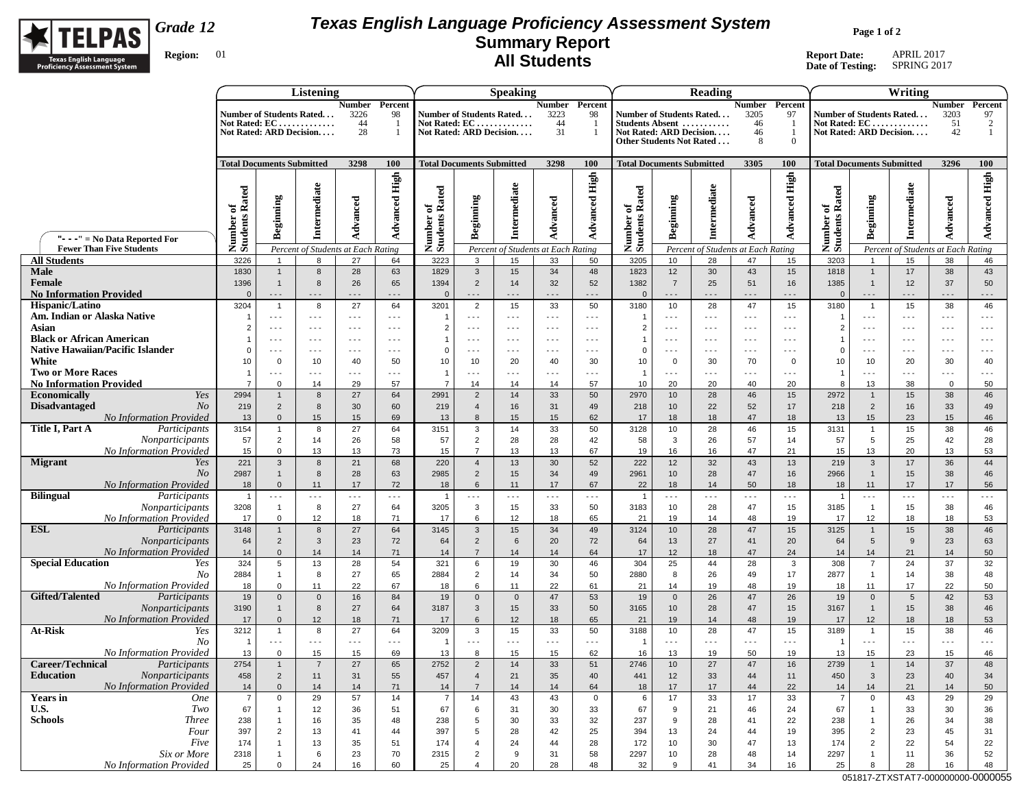# TELPAS Grade 12

**Region:** 01

## Texas English Language Proficiency Assessment System
## Summary Report
## All Students

**Report Date:** APRIL 2017
**Date of Testing:** SPRING 2017

| | Listening Number | Listening Percent | Speaking Number | Speaking Percent | | Reading Number | Reading Percent | Writing Number | Writing Percent |
|---|---|---|---|---|---|---|---|---|---|
| Number of Students Rated | 3226 | 98 | 3223 | 98 | Number of Students Rated | 3205 | 97 | 3203 | 97 |
| Not Rated: EC | 44 | 1 | 44 | 1 | Students Absent | 46 | 1 | 51 | 2 |
| Not Rated: ARD Decision | 28 | 1 | 31 | 1 | Not Rated: ARD Decision | 46 | 1 | 42 | 1 |
| | | | | | Other Students Not Rated | 8 | 0 | | |
| Total Documents Submitted | 3298 | 100 | 3298 | 100 | Total Documents Submitted | 3305 | 100 | 3296 | 100 |

(Writing: Not Rated: EC 51, 2; Not Rated: ARD Decision 42, 1)

"- - -" = No Data Reported For Fewer Than Five Students

Percent of Students at Each Rating

| | | Listening: Number of Students Rated | Beginning | Intermediate | Advanced | Advanced High | Speaking: Number of Students Rated | Beginning | Intermediate | Advanced | Advanced High | Reading: Number of Students Rated | Beginning | Intermediate | Advanced | Advanced High | Writing: Number of Students Rated | Beginning | Intermediate | Advanced | Advanced High |
|---|---|---|---|---|---|---|---|---|---|---|---|---|---|---|---|---|---|---|---|---|---|
| **All Students** | | 3226 | 1 | 8 | 27 | 64 | 3223 | 3 | 15 | 33 | 50 | 3205 | 10 | 28 | 47 | 15 | 3203 | 1 | 15 | 38 | 46 |
| **Male** | | 1830 | 1 | 8 | 28 | 63 | 1829 | 3 | 15 | 34 | 48 | 1823 | 12 | 30 | 43 | 15 | 1818 | 1 | 17 | 38 | 43 |
| **Female** | | 1396 | 1 | 8 | 26 | 65 | 1394 | 2 | 14 | 32 | 52 | 1382 | 7 | 25 | 51 | 16 | 1385 | 1 | 12 | 37 | 50 |
| **No Information Provided** | | 0 | - - - | - - - | - - - | - - - | 0 | - - - | - - - | - - - | - - - | 0 | - - - | - - - | - - - | - - - | 0 | - - - | - - - | - - - | - - - |
| **Hispanic/Latino** | | 3204 | 1 | 8 | 27 | 64 | 3201 | 2 | 15 | 33 | 50 | 3180 | 10 | 28 | 47 | 15 | 3180 | 1 | 15 | 38 | 46 |
| **Am. Indian or Alaska Native** | | 1 | - - - | - - - | - - - | - - - | 1 | - - - | - - - | - - - | - - - | 1 | - - - | - - - | - - - | - - - | 1 | - - - | - - - | - - - | - - - |
| **Asian** | | 2 | - - - | - - - | - - - | - - - | 2 | - - - | - - - | - - - | - - - | 2 | - - - | - - - | - - - | - - - | 2 | - - - | - - - | - - - | - - - |
| **Black or African American** | | 1 | - - - | - - - | - - - | - - - | 1 | - - - | - - - | - - - | - - - | 1 | - - - | - - - | - - - | - - - | 1 | - - - | - - - | - - - | - - - |
| **Native Hawaiian/Pacific Islander** | | 0 | - - - | - - - | - - - | - - - | 0 | - - - | - - - | - - - | - - - | 0 | - - - | - - - | - - - | - - - | 0 | - - - | - - - | - - - | - - - |
| **White** | | 10 | 0 | 10 | 40 | 50 | 10 | 10 | 20 | 40 | 30 | 10 | 0 | 30 | 70 | 0 | 10 | 10 | 20 | 30 | 40 |
| **Two or More Races** | | 1 | - - - | - - - | - - - | - - - | 1 | - - - | - - - | - - - | - - - | 1 | - - - | - - - | - - - | - - - | 1 | - - - | - - - | - - - | - - - |
| **No Information Provided** | | 7 | 0 | 14 | 29 | 57 | 7 | 14 | 14 | 14 | 57 | 10 | 20 | 20 | 40 | 20 | 8 | 13 | 38 | 0 | 50 |
| **Economically Disadvantaged** | *Yes* | 2994 | 1 | 8 | 27 | 64 | 2991 | 2 | 14 | 33 | 50 | 2970 | 10 | 28 | 46 | 15 | 2972 | 1 | 15 | 38 | 46 |
| | *No* | 219 | 2 | 8 | 30 | 60 | 219 | 4 | 16 | 31 | 49 | 218 | 10 | 22 | 52 | 17 | 218 | 2 | 16 | 33 | 49 |
| | *No Information Provided* | 13 | 0 | 15 | 15 | 69 | 13 | 8 | 15 | 15 | 62 | 17 | 18 | 18 | 47 | 18 | 13 | 15 | 23 | 15 | 46 |
| **Title I, Part A** | *Participants* | 3154 | 1 | 8 | 27 | 64 | 3151 | 3 | 14 | 33 | 50 | 3128 | 10 | 28 | 46 | 15 | 3131 | 1 | 15 | 38 | 46 |
| | *Nonparticipants* | 57 | 2 | 14 | 26 | 58 | 57 | 2 | 28 | 28 | 42 | 58 | 3 | 26 | 57 | 14 | 57 | 5 | 25 | 42 | 28 |
| | *No Information Provided* | 15 | 0 | 13 | 13 | 73 | 15 | 7 | 13 | 13 | 67 | 19 | 16 | 16 | 47 | 21 | 15 | 13 | 20 | 13 | 53 |
| **Migrant** | *Yes* | 221 | 3 | 8 | 21 | 68 | 220 | 4 | 13 | 30 | 52 | 222 | 12 | 32 | 43 | 13 | 219 | 3 | 17 | 36 | 44 |
| | *No* | 2987 | 1 | 8 | 28 | 63 | 2985 | 2 | 15 | 34 | 49 | 2961 | 10 | 28 | 47 | 16 | 2966 | 1 | 15 | 38 | 46 |
| | *No Information Provided* | 18 | 0 | 11 | 17 | 72 | 18 | 6 | 11 | 17 | 67 | 22 | 18 | 14 | 50 | 18 | 18 | 11 | 17 | 17 | 56 |
| **Bilingual** | *Participants* | 1 | - - - | - - - | - - - | - - - | 1 | - - - | - - - | - - - | - - - | 1 | - - - | - - - | - - - | - - - | 1 | - - - | - - - | - - - | - - - |
| | *Nonparticipants* | 3208 | 1 | 8 | 27 | 64 | 3205 | 3 | 15 | 33 | 50 | 3183 | 10 | 28 | 47 | 15 | 3185 | 1 | 15 | 38 | 46 |
| | *No Information Provided* | 17 | 0 | 12 | 18 | 71 | 17 | 6 | 12 | 18 | 65 | 21 | 19 | 14 | 48 | 19 | 17 | 12 | 18 | 18 | 53 |
| **ESL** | *Participants* | 3148 | 1 | 8 | 27 | 64 | 3145 | 3 | 15 | 34 | 49 | 3124 | 10 | 28 | 47 | 15 | 3125 | 1 | 15 | 38 | 46 |
| | *Nonparticipants* | 64 | 2 | 3 | 23 | 72 | 64 | 2 | 6 | 20 | 72 | 64 | 13 | 27 | 41 | 20 | 64 | 5 | 9 | 23 | 63 |
| | *No Information Provided* | 14 | 0 | 14 | 14 | 71 | 14 | 7 | 14 | 14 | 64 | 17 | 12 | 18 | 47 | 24 | 14 | 14 | 21 | 14 | 50 |
| **Special Education** | *Yes* | 324 | 5 | 13 | 28 | 54 | 321 | 6 | 19 | 30 | 46 | 304 | 25 | 44 | 28 | 3 | 308 | 7 | 24 | 37 | 32 |
| | *No* | 2884 | 1 | 8 | 27 | 65 | 2884 | 2 | 14 | 34 | 50 | 2880 | 8 | 26 | 49 | 17 | 2877 | 1 | 14 | 38 | 48 |
| | *No Information Provided* | 18 | 0 | 11 | 22 | 67 | 18 | 6 | 11 | 22 | 61 | 21 | 14 | 19 | 48 | 19 | 18 | 11 | 17 | 22 | 50 |
| **Gifted/Talented** | *Participants* | 19 | 0 | 0 | 16 | 84 | 19 | 0 | 0 | 47 | 53 | 19 | 0 | 26 | 47 | 26 | 19 | 0 | 5 | 42 | 53 |
| | *Nonparticipants* | 3190 | 1 | 8 | 27 | 64 | 3187 | 3 | 15 | 33 | 50 | 3165 | 10 | 28 | 47 | 15 | 3167 | 1 | 15 | 38 | 46 |
| | *No Information Provided* | 17 | 0 | 12 | 18 | 71 | 17 | 6 | 12 | 18 | 65 | 21 | 19 | 14 | 48 | 19 | 17 | 12 | 18 | 18 | 53 |
| **At-Risk** | *Yes* | 3212 | 1 | 8 | 27 | 64 | 3209 | 3 | 15 | 33 | 50 | 3188 | 10 | 28 | 47 | 15 | 3189 | 1 | 15 | 38 | 46 |
| | *No* | 1 | - - - | - - - | - - - | - - - | 1 | - - - | - - - | - - - | - - - | 1 | - - - | - - - | - - - | - - - | 1 | - - - | - - - | - - - | - - - |
| | *No Information Provided* | 13 | 0 | 15 | 15 | 69 | 13 | 8 | 15 | 15 | 62 | 16 | 13 | 19 | 50 | 19 | 13 | 15 | 23 | 15 | 46 |
| **Career/Technical Education** | *Participants* | 2754 | 1 | 7 | 27 | 65 | 2752 | 2 | 14 | 33 | 51 | 2746 | 10 | 27 | 47 | 16 | 2739 | 1 | 14 | 37 | 48 |
| | *Nonparticipants* | 458 | 2 | 11 | 31 | 55 | 457 | 4 | 21 | 35 | 40 | 441 | 12 | 33 | 44 | 11 | 450 | 3 | 23 | 40 | 34 |
| | *No Information Provided* | 14 | 0 | 14 | 14 | 71 | 14 | 7 | 14 | 14 | 64 | 18 | 17 | 17 | 44 | 22 | 14 | 14 | 21 | 14 | 50 |
| **Years in U.S. Schools** | *One* | 7 | 0 | 29 | 57 | 14 | 7 | 14 | 43 | 43 | 0 | 6 | 17 | 33 | 17 | 33 | 7 | 0 | 43 | 29 | 29 |
| | *Two* | 67 | 1 | 12 | 36 | 51 | 67 | 6 | 31 | 30 | 33 | 67 | 9 | 21 | 46 | 24 | 67 | 1 | 33 | 30 | 36 |
| | *Three* | 238 | 1 | 16 | 35 | 48 | 238 | 5 | 30 | 33 | 32 | 237 | 9 | 28 | 41 | 22 | 238 | 1 | 26 | 34 | 38 |
| | *Four* | 397 | 2 | 13 | 41 | 44 | 397 | 5 | 28 | 42 | 25 | 394 | 13 | 24 | 44 | 19 | 395 | 2 | 23 | 45 | 31 |
| | *Five* | 174 | 1 | 13 | 35 | 51 | 174 | 4 | 24 | 44 | 28 | 172 | 10 | 30 | 47 | 13 | 174 | 2 | 22 | 54 | 22 |
| | *Six or More* | 2318 | 1 | 6 | 23 | 70 | 2315 | 2 | 9 | 31 | 58 | 2297 | 10 | 28 | 48 | 14 | 2297 | 1 | 11 | 36 | 52 |
| | *No Information Provided* | 25 | 0 | 24 | 16 | 60 | 25 | 4 | 20 | 28 | 48 | 32 | 9 | 41 | 34 | 16 | 25 | 8 | 28 | 16 | 48 |

051817-ZTXSTAT7-000000000-0000055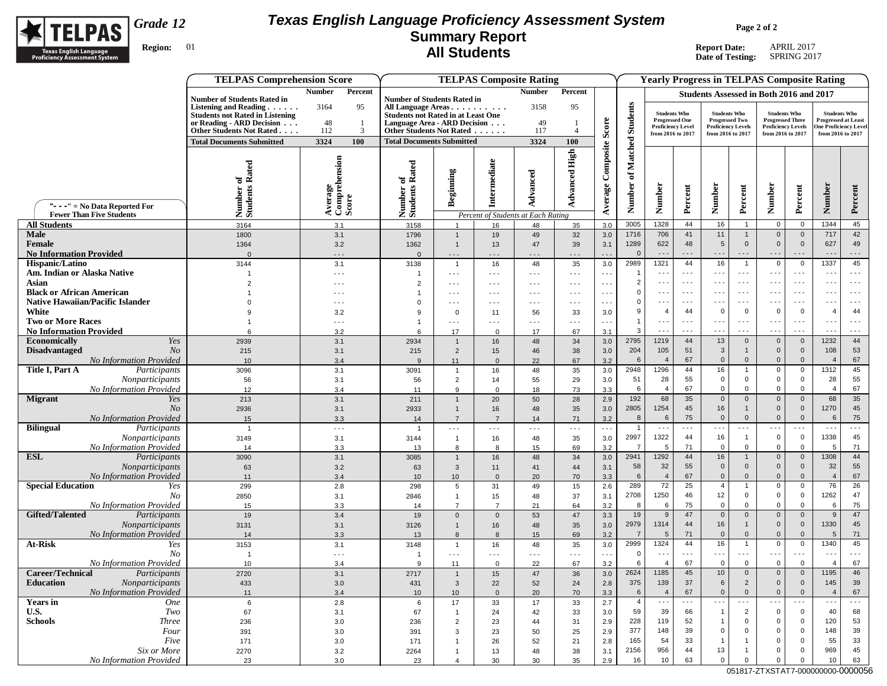# Texas English Language Proficiency Assessment System
## Summary Report
## All Students

TELPAS — Grade 12 — Region: 01

Report Date: APRIL 2017
Date of Testing: SPRING 2017

**TELPAS Comprehension Score**

| | Number | Percent |
|---|---|---|
| Number of Students Rated in Listening and Reading | 3164 | 95 |
| Students not Rated in Listening or Reading - ARD Decision | 48 | 1 |
| Other Students Not Rated | 112 | 3 |
| **Total Documents Submitted** | **3324** | **100** |

**TELPAS Composite Rating**

| | Number | Percent |
|---|---|---|
| Number of Students Rated in All Language Areas | 3158 | 95 |
| Students not Rated in at Least One Language Area - ARD Decision | 49 | 1 |
| Other Students Not Rated | 117 | 4 |
| **Total Documents Submitted** | **3324** | **100** |

"- - -" = No Data Reported For Fewer Than Five Students

| | | TELPAS Comprehension Score | | TELPAS Composite Rating | | | | | | Yearly Progress in TELPAS Composite Rating — Students Assessed in Both 2016 and 2017 | | | | | | | | | |
|---|---|---|---|---|---|---|---|---|---|---|---|---|---|---|---|---|---|---|---|
| | | | | | Percent of Students at Each Rating | | | | | | Students Who Progressed One Proficiency Level from 2016 to 2017 | | Students Who Progressed Two Proficiency Levels from 2016 to 2017 | | Students Who Progressed Three Proficiency Levels from 2016 to 2017 | | Students Who Progressed at Least One Proficiency Level from 2016 to 2017 | |
| | | Number of Students Rated | Average Comprehension Score | Number of Students Rated | Beginning | Intermediate | Advanced | Advanced High | Average Composite Score | Number of Matched Students | Number | Percent | Number | Percent | Number | Percent | Number | Percent |
| **All Students** | | 3164 | 3.1 | 3158 | 1 | 16 | 48 | 35 | 3.0 | 3005 | 1328 | 44 | 16 | 1 | 0 | 0 | 1344 | 45 |
| **Male** | | 1800 | 3.1 | 1796 | 1 | 19 | 49 | 32 | 3.0 | 1716 | 706 | 41 | 11 | 1 | 0 | 0 | 717 | 42 |
| **Female** | | 1364 | 3.2 | 1362 | 1 | 13 | 47 | 39 | 3.1 | 1289 | 622 | 48 | 5 | 0 | 0 | 0 | 627 | 49 |
| **No Information Provided** | | 0 | --- | 0 | --- | --- | --- | --- | --- | 0 | --- | --- | --- | --- | --- | --- | --- | --- |
| **Hispanic/Latino** | | 3144 | 3.1 | 3138 | 1 | 16 | 48 | 35 | 3.0 | 2989 | 1321 | 44 | 16 | 1 | 0 | 0 | 1337 | 45 |
| **Am. Indian or Alaska Native** | | 1 | --- | 1 | --- | --- | --- | --- | --- | 1 | --- | --- | --- | --- | --- | --- | --- | --- |
| **Asian** | | 2 | --- | 2 | --- | --- | --- | --- | --- | 2 | --- | --- | --- | --- | --- | --- | --- | --- |
| **Black or African American** | | 1 | --- | 1 | --- | --- | --- | --- | --- | 0 | --- | --- | --- | --- | --- | --- | --- | --- |
| **Native Hawaiian/Pacific Islander** | | 0 | --- | 0 | --- | --- | --- | --- | --- | 0 | --- | --- | --- | --- | --- | --- | --- | --- |
| **White** | | 9 | 3.2 | 9 | 0 | 11 | 56 | 33 | 3.0 | 9 | 4 | 44 | 0 | 0 | 0 | 0 | 4 | 44 |
| **Two or More Races** | | 1 | --- | 1 | --- | --- | --- | --- | --- | 1 | --- | --- | --- | --- | --- | --- | --- | --- |
| **No Information Provided** | | 6 | 3.2 | 6 | 17 | 0 | 17 | 67 | 3.1 | 3 | --- | --- | --- | --- | --- | --- | --- | --- |
| **Economically Disadvantaged** | *Yes* | 2939 | 3.1 | 2934 | 1 | 16 | 48 | 34 | 3.0 | 2795 | 1219 | 44 | 13 | 0 | 0 | 0 | 1232 | 44 |
| | *No* | 215 | 3.1 | 215 | 2 | 15 | 46 | 38 | 3.0 | 204 | 105 | 51 | 3 | 1 | 0 | 0 | 108 | 53 |
| | *No Information Provided* | 10 | 3.4 | 9 | 11 | 0 | 22 | 67 | 3.2 | 6 | 4 | 67 | 0 | 0 | 0 | 0 | 4 | 67 |
| **Title I, Part A** | *Participants* | 3096 | 3.1 | 3091 | 1 | 16 | 48 | 35 | 3.0 | 2948 | 1296 | 44 | 16 | 1 | 0 | 0 | 1312 | 45 |
| | *Nonparticipants* | 56 | 3.1 | 56 | 2 | 14 | 55 | 29 | 3.0 | 51 | 28 | 55 | 0 | 0 | 0 | 0 | 28 | 55 |
| | *No Information Provided* | 12 | 3.4 | 11 | 9 | 0 | 18 | 73 | 3.3 | 6 | 4 | 67 | 0 | 0 | 0 | 0 | 4 | 67 |
| **Migrant** | *Yes* | 213 | 3.1 | 211 | 1 | 20 | 50 | 28 | 2.9 | 192 | 68 | 35 | 0 | 0 | 0 | 0 | 68 | 35 |
| | *No* | 2936 | 3.1 | 2933 | 1 | 16 | 48 | 35 | 3.0 | 2805 | 1254 | 45 | 16 | 1 | 0 | 0 | 1270 | 45 |
| | *No Information Provided* | 15 | 3.3 | 14 | 7 | 7 | 14 | 71 | 3.2 | 8 | 6 | 75 | 0 | 0 | 0 | 0 | 6 | 75 |
| **Bilingual** | *Participants* | 1 | --- | 1 | --- | --- | --- | --- | --- | 1 | --- | --- | --- | --- | --- | --- | --- | --- |
| | *Nonparticipants* | 3149 | 3.1 | 3144 | 1 | 16 | 48 | 35 | 3.0 | 2997 | 1322 | 44 | 16 | 1 | 0 | 0 | 1338 | 45 |
| | *No Information Provided* | 14 | 3.3 | 13 | 8 | 8 | 15 | 69 | 3.2 | 7 | 5 | 71 | 0 | 0 | 0 | 0 | 5 | 71 |
| **ESL** | *Participants* | 3090 | 3.1 | 3085 | 1 | 16 | 48 | 34 | 3.0 | 2941 | 1292 | 44 | 16 | 1 | 0 | 0 | 1308 | 44 |
| | *Nonparticipants* | 63 | 3.2 | 63 | 3 | 11 | 41 | 44 | 3.1 | 58 | 32 | 55 | 0 | 0 | 0 | 0 | 32 | 55 |
| | *No Information Provided* | 11 | 3.4 | 10 | 10 | 0 | 20 | 70 | 3.3 | 6 | 4 | 67 | 0 | 0 | 0 | 0 | 4 | 67 |
| **Special Education** | *Yes* | 299 | 2.8 | 298 | 5 | 31 | 49 | 15 | 2.6 | 289 | 72 | 25 | 4 | 1 | 0 | 0 | 76 | 26 |
| | *No* | 2850 | 3.1 | 2846 | 1 | 15 | 48 | 37 | 3.1 | 2708 | 1250 | 46 | 12 | 0 | 0 | 0 | 1262 | 47 |
| | *No Information Provided* | 15 | 3.3 | 14 | 7 | 7 | 21 | 64 | 3.2 | 8 | 6 | 75 | 0 | 0 | 0 | 0 | 6 | 75 |
| **Gifted/Talented** | *Participants* | 19 | 3.4 | 19 | 0 | 0 | 53 | 47 | 3.3 | 19 | 9 | 47 | 0 | 0 | 0 | 0 | 9 | 47 |
| | *Nonparticipants* | 3131 | 3.1 | 3126 | 1 | 16 | 48 | 35 | 3.0 | 2979 | 1314 | 44 | 16 | 1 | 0 | 0 | 1330 | 45 |
| | *No Information Provided* | 14 | 3.3 | 13 | 8 | 8 | 15 | 69 | 3.2 | 7 | 5 | 71 | 0 | 0 | 0 | 0 | 5 | 71 |
| **At-Risk** | *Yes* | 3153 | 3.1 | 3148 | 1 | 16 | 48 | 35 | 3.0 | 2999 | 1324 | 44 | 16 | 1 | 0 | 0 | 1340 | 45 |
| | *No* | 1 | --- | 1 | --- | --- | --- | --- | --- | 0 | --- | --- | --- | --- | --- | --- | --- | --- |
| | *No Information Provided* | 10 | 3.4 | 9 | 11 | 0 | 22 | 67 | 3.2 | 6 | 4 | 67 | 0 | 0 | 0 | 0 | 4 | 67 |
| **Career/Technical Education** | *Participants* | 2720 | 3.1 | 2717 | 1 | 15 | 47 | 36 | 3.0 | 2624 | 1185 | 45 | 10 | 0 | 0 | 0 | 1195 | 46 |
| | *Nonparticipants* | 433 | 3.0 | 431 | 3 | 22 | 52 | 24 | 2.8 | 375 | 139 | 37 | 6 | 2 | 0 | 0 | 145 | 39 |
| | *No Information Provided* | 11 | 3.4 | 10 | 10 | 0 | 20 | 70 | 3.3 | 6 | 4 | 67 | 0 | 0 | 0 | 0 | 4 | 67 |
| **Years in U.S. Schools** | *One* | 6 | 2.8 | 6 | 17 | 33 | 17 | 33 | 2.7 | 4 | --- | --- | --- | --- | --- | --- | --- | --- |
| | *Two* | 67 | 3.1 | 67 | 1 | 24 | 42 | 33 | 3.0 | 59 | 39 | 66 | 1 | 2 | 0 | 0 | 40 | 68 |
| | *Three* | 236 | 3.0 | 236 | 2 | 23 | 44 | 31 | 2.9 | 228 | 119 | 52 | 1 | 0 | 0 | 0 | 120 | 53 |
| | *Four* | 391 | 3.0 | 391 | 3 | 23 | 50 | 25 | 2.9 | 377 | 148 | 39 | 0 | 0 | 0 | 0 | 148 | 39 |
| | *Five* | 171 | 3.0 | 171 | 1 | 26 | 52 | 21 | 2.8 | 165 | 54 | 33 | 1 | 1 | 0 | 0 | 55 | 33 |
| | *Six or More* | 2270 | 3.2 | 2264 | 1 | 13 | 48 | 38 | 3.1 | 2156 | 956 | 44 | 13 | 1 | 0 | 0 | 969 | 45 |
| | *No Information Provided* | 23 | 3.0 | 23 | 4 | 30 | 30 | 35 | 2.9 | 16 | 10 | 63 | 0 | 0 | 0 | 0 | 10 | 63 |

051817-ZTXSTAT7-000000000-0000056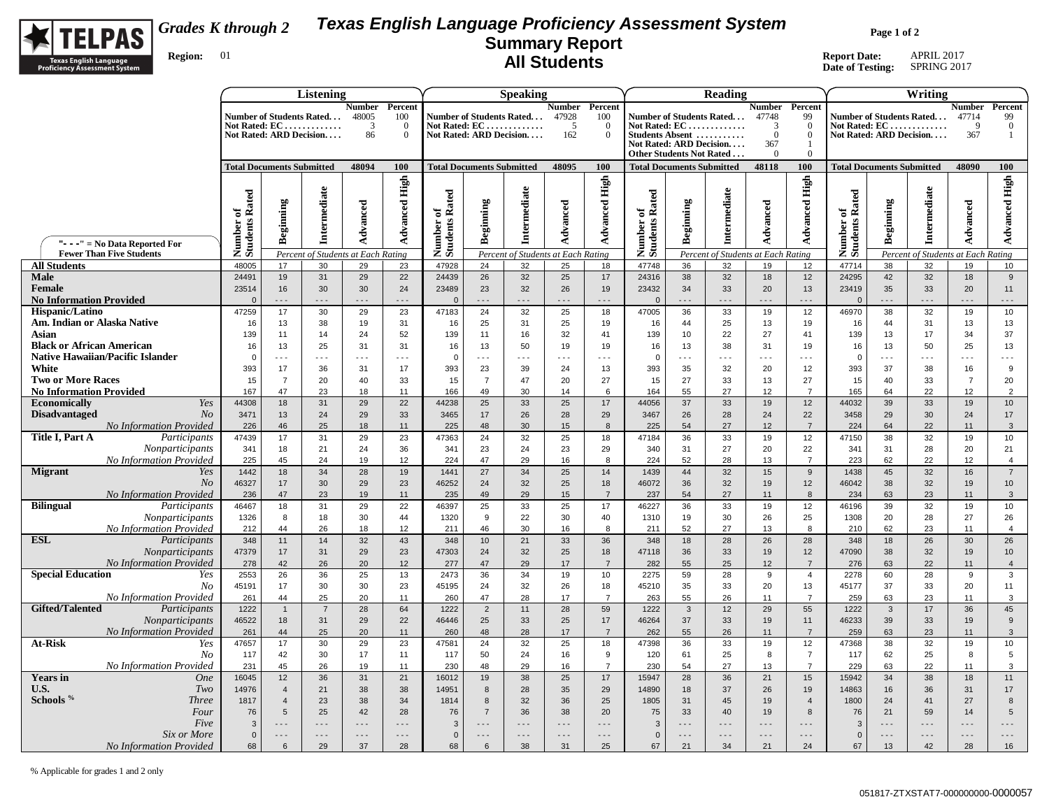# Texas English Language Proficiency Assessment System
## Summary Report
## All Students

**TELPAS** — Texas English Language Proficiency Assessment System

**Grades K through 2**

**Region:** 01

**Report Date:** APRIL 2017
**Date of Testing:** SPRING 2017

| Listening | Number | Percent |
|---|---|---|
| Number of Students Rated | 48005 | 100 |
| Not Rated: EC | 3 | 0 |
| Not Rated: ARD Decision | 86 | 0 |
| Total Documents Submitted | 48094 | 100 |

| Speaking | Number | Percent |
|---|---|---|
| Number of Students Rated | 47928 | 100 |
| Not Rated: EC | 5 | 0 |
| Not Rated: ARD Decision | 162 | 0 |
| Total Documents Submitted | 48095 | 100 |

| Reading | Number | Percent |
|---|---|---|
| Number of Students Rated | 47748 | 99 |
| Not Rated: EC | 3 | 0 |
| Students Absent | 0 | 0 |
| Not Rated: ARD Decision | 367 | 1 |
| Other Students Not Rated | 0 | 0 |
| Total Documents Submitted | 48118 | 100 |

| Writing | Number | Percent |
|---|---|---|
| Number of Students Rated | 47714 | 99 |
| Not Rated: EC | 9 | 0 |
| Not Rated: ARD Decision | 367 | 1 |
| Total Documents Submitted | 48090 | 100 |

"- - -" = No Data Reported For Fewer Than Five Students

Percent of Students at Each Rating

| | | Listening: Number of Students Rated | Beginning | Intermediate | Advanced | Advanced High | Speaking: Number of Students Rated | Beginning | Intermediate | Advanced | Advanced High | Reading: Number of Students Rated | Beginning | Intermediate | Advanced | Advanced High | Writing: Number of Students Rated | Beginning | Intermediate | Advanced | Advanced High |
|---|---|---|---|---|---|---|---|---|---|---|---|---|---|---|---|---|---|---|---|---|---|
| **All Students** | | 48005 | 17 | 30 | 29 | 23 | 47928 | 24 | 32 | 25 | 18 | 47748 | 36 | 32 | 19 | 12 | 47714 | 38 | 32 | 19 | 10 |
| **Male** | | 24491 | 19 | 31 | 29 | 22 | 24439 | 26 | 32 | 25 | 17 | 24316 | 38 | 32 | 18 | 12 | 24295 | 42 | 32 | 18 | 9 |
| **Female** | | 23514 | 16 | 30 | 30 | 24 | 23489 | 23 | 32 | 26 | 19 | 23432 | 34 | 33 | 20 | 13 | 23419 | 35 | 33 | 20 | 11 |
| **No Information Provided** | | 0 | --- | --- | --- | --- | 0 | --- | --- | --- | --- | 0 | --- | --- | --- | --- | 0 | --- | --- | --- | --- |
| **Hispanic/Latino** | | 47259 | 17 | 30 | 29 | 23 | 47183 | 24 | 32 | 25 | 18 | 47005 | 36 | 33 | 19 | 12 | 46970 | 38 | 32 | 19 | 10 |
| **Am. Indian or Alaska Native** | | 16 | 13 | 38 | 19 | 31 | 16 | 25 | 31 | 25 | 19 | 16 | 44 | 25 | 13 | 19 | 16 | 44 | 31 | 13 | 13 |
| **Asian** | | 139 | 11 | 14 | 24 | 52 | 139 | 11 | 16 | 32 | 41 | 139 | 10 | 22 | 27 | 41 | 139 | 13 | 17 | 34 | 37 |
| **Black or African American** | | 16 | 13 | 25 | 31 | 31 | 16 | 13 | 50 | 19 | 19 | 16 | 13 | 38 | 31 | 19 | 16 | 13 | 50 | 25 | 13 |
| **Native Hawaiian/Pacific Islander** | | 0 | --- | --- | --- | --- | 0 | --- | --- | --- | --- | 0 | --- | --- | --- | --- | 0 | --- | --- | --- | --- |
| **White** | | 393 | 17 | 36 | 31 | 17 | 393 | 23 | 39 | 24 | 13 | 393 | 35 | 32 | 20 | 12 | 393 | 37 | 38 | 16 | 9 |
| **Two or More Races** | | 15 | 7 | 20 | 40 | 33 | 15 | 7 | 47 | 20 | 27 | 15 | 27 | 33 | 13 | 27 | 15 | 40 | 33 | 7 | 20 |
| **No Information Provided** | | 167 | 47 | 23 | 18 | 11 | 166 | 49 | 30 | 14 | 6 | 164 | 55 | 27 | 12 | 7 | 165 | 64 | 22 | 12 | 2 |
| **Economically Disadvantaged** | *Yes* | 44308 | 18 | 31 | 29 | 22 | 44238 | 25 | 33 | 25 | 17 | 44056 | 37 | 33 | 19 | 12 | 44032 | 39 | 33 | 19 | 10 |
| | *No* | 3471 | 13 | 24 | 29 | 33 | 3465 | 17 | 26 | 28 | 29 | 3467 | 26 | 28 | 24 | 22 | 3458 | 29 | 30 | 24 | 17 |
| | *No Information Provided* | 226 | 46 | 25 | 18 | 11 | 225 | 48 | 30 | 15 | 8 | 225 | 54 | 27 | 12 | 7 | 224 | 64 | 22 | 11 | 3 |
| **Title I, Part A** | *Participants* | 47439 | 17 | 31 | 29 | 23 | 47363 | 24 | 32 | 25 | 18 | 47184 | 36 | 33 | 19 | 12 | 47150 | 38 | 32 | 19 | 10 |
| | *Nonparticipants* | 341 | 18 | 21 | 24 | 36 | 341 | 23 | 24 | 23 | 29 | 340 | 31 | 27 | 20 | 22 | 341 | 31 | 28 | 20 | 21 |
| | *No Information Provided* | 225 | 45 | 24 | 19 | 12 | 224 | 47 | 29 | 16 | 8 | 224 | 52 | 28 | 13 | 7 | 223 | 62 | 22 | 12 | 4 |
| **Migrant** | *Yes* | 1442 | 18 | 34 | 28 | 19 | 1441 | 27 | 34 | 25 | 14 | 1439 | 44 | 32 | 15 | 9 | 1438 | 45 | 32 | 16 | 7 |
| | *No* | 46327 | 17 | 30 | 29 | 23 | 46252 | 24 | 32 | 25 | 18 | 46072 | 36 | 32 | 19 | 12 | 46042 | 38 | 32 | 19 | 10 |
| | *No Information Provided* | 236 | 47 | 23 | 19 | 11 | 235 | 49 | 29 | 15 | 7 | 237 | 54 | 27 | 11 | 8 | 234 | 63 | 23 | 11 | 3 |
| **Bilingual** | *Participants* | 46467 | 18 | 31 | 29 | 22 | 46397 | 25 | 33 | 25 | 17 | 46227 | 36 | 33 | 19 | 12 | 46196 | 39 | 32 | 19 | 10 |
| | *Nonparticipants* | 1326 | 8 | 18 | 30 | 44 | 1320 | 9 | 22 | 30 | 40 | 1310 | 19 | 30 | 26 | 25 | 1308 | 20 | 28 | 27 | 26 |
| | *No Information Provided* | 212 | 44 | 26 | 18 | 12 | 211 | 46 | 30 | 16 | 8 | 211 | 52 | 27 | 13 | 8 | 210 | 62 | 23 | 11 | 4 |
| **ESL** | *Participants* | 348 | 11 | 14 | 32 | 43 | 348 | 10 | 21 | 33 | 36 | 348 | 18 | 28 | 26 | 28 | 348 | 18 | 26 | 30 | 26 |
| | *Nonparticipants* | 47379 | 17 | 31 | 29 | 23 | 47303 | 24 | 32 | 25 | 18 | 47118 | 36 | 33 | 19 | 12 | 47090 | 38 | 32 | 19 | 10 |
| | *No Information Provided* | 278 | 42 | 26 | 20 | 12 | 277 | 47 | 29 | 17 | 7 | 282 | 55 | 25 | 12 | 7 | 276 | 63 | 22 | 11 | 4 |
| **Special Education** | *Yes* | 2553 | 26 | 36 | 25 | 13 | 2473 | 36 | 34 | 19 | 10 | 2275 | 59 | 28 | 9 | 4 | 2278 | 60 | 28 | 9 | 3 |
| | *No* | 45191 | 17 | 30 | 30 | 23 | 45195 | 24 | 32 | 26 | 18 | 45210 | 35 | 33 | 20 | 13 | 45177 | 37 | 33 | 20 | 11 |
| | *No Information Provided* | 261 | 44 | 25 | 20 | 11 | 260 | 47 | 28 | 17 | 7 | 263 | 55 | 26 | 11 | 7 | 259 | 63 | 23 | 11 | 3 |
| **Gifted/Talented** | *Participants* | 1222 | 1 | 7 | 28 | 64 | 1222 | 2 | 11 | 28 | 59 | 1222 | 3 | 12 | 29 | 55 | 1222 | 3 | 17 | 36 | 45 |
| | *Nonparticipants* | 46522 | 18 | 31 | 29 | 22 | 46446 | 25 | 33 | 25 | 17 | 46264 | 37 | 33 | 19 | 11 | 46233 | 39 | 33 | 19 | 9 |
| | *No Information Provided* | 261 | 44 | 25 | 20 | 11 | 260 | 48 | 28 | 17 | 7 | 262 | 55 | 26 | 11 | 7 | 259 | 63 | 23 | 11 | 3 |
| **At-Risk** | *Yes* | 47657 | 17 | 30 | 29 | 23 | 47581 | 24 | 32 | 25 | 18 | 47398 | 36 | 33 | 19 | 12 | 47368 | 38 | 32 | 19 | 10 |
| | *No* | 117 | 42 | 30 | 17 | 11 | 117 | 50 | 24 | 16 | 9 | 120 | 61 | 25 | 8 | 7 | 117 | 62 | 25 | 8 | 5 |
| | *No Information Provided* | 231 | 45 | 26 | 19 | 11 | 230 | 48 | 29 | 16 | 7 | 230 | 54 | 27 | 13 | 7 | 229 | 63 | 22 | 11 | 3 |
| **Years in U.S. Schools %** | *One* | 16045 | 12 | 36 | 31 | 21 | 16012 | 19 | 38 | 25 | 17 | 15947 | 28 | 36 | 21 | 15 | 15942 | 34 | 38 | 18 | 11 |
| | *Two* | 14976 | 4 | 21 | 38 | 38 | 14951 | 8 | 28 | 35 | 29 | 14890 | 18 | 37 | 26 | 19 | 14863 | 16 | 36 | 31 | 17 |
| | *Three* | 1817 | 4 | 23 | 38 | 34 | 1814 | 8 | 32 | 36 | 25 | 1805 | 31 | 45 | 19 | 4 | 1800 | 24 | 41 | 27 | 8 |
| | *Four* | 76 | 5 | 25 | 42 | 28 | 76 | 7 | 36 | 38 | 20 | 75 | 33 | 40 | 19 | 8 | 76 | 21 | 59 | 14 | 5 |
| | *Five* | 3 | --- | --- | --- | --- | 3 | --- | --- | --- | --- | 3 | --- | --- | --- | --- | 3 | --- | --- | --- | --- |
| | *Six or More* | 0 | --- | --- | --- | --- | 0 | --- | --- | --- | --- | 0 | --- | --- | --- | --- | 0 | --- | --- | --- | --- |
| | *No Information Provided* | 68 | 6 | 29 | 37 | 28 | 68 | 6 | 38 | 31 | 25 | 67 | 21 | 34 | 21 | 24 | 67 | 13 | 42 | 28 | 16 |

% Applicable for grades 1 and 2 only

051817-ZTXSTAT7-000000000-0000057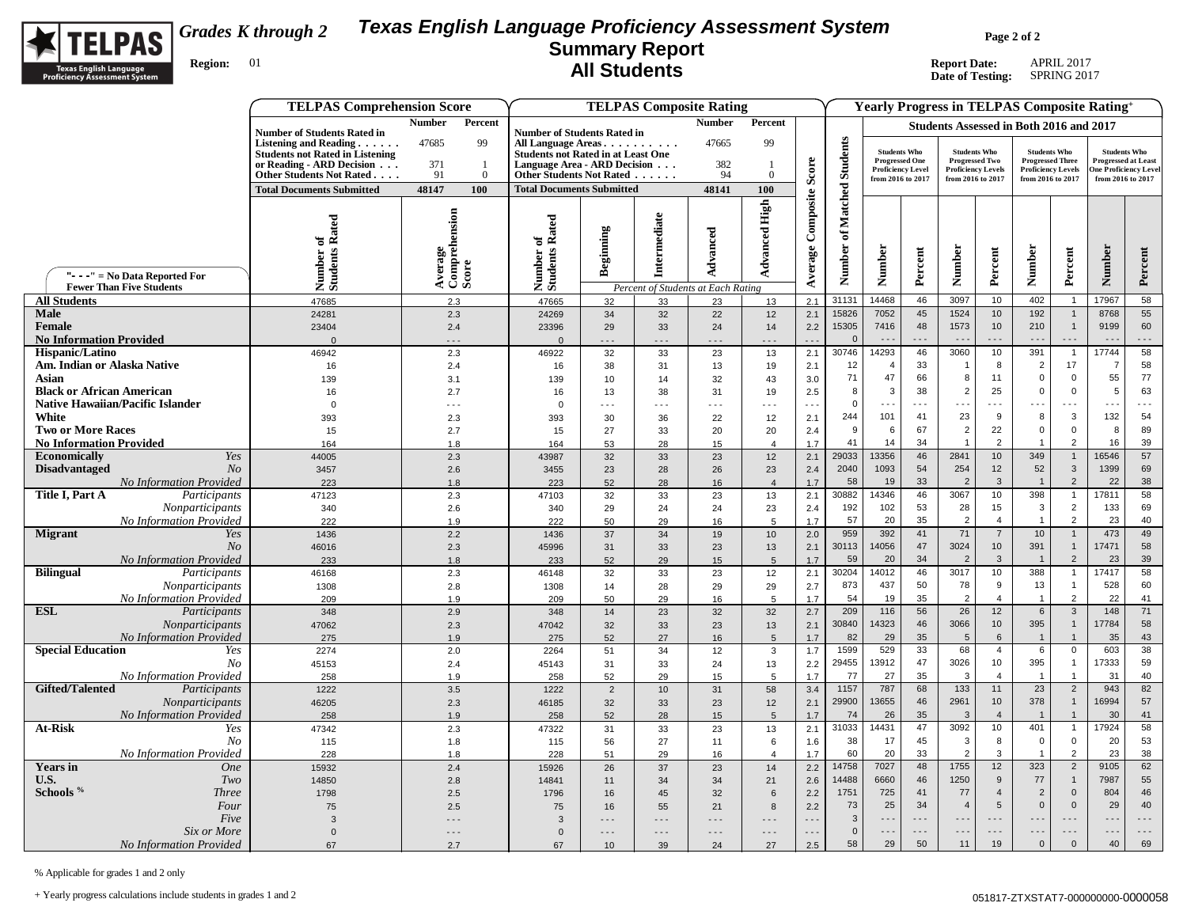# Texas English Language Proficiency Assessment System

## Summary Report

## All Students

**Grades K through 2**

**Region:** 01

**Report Date:** APRIL 2017
**Date of Testing:** SPRING 2017

| TELPAS Comprehension Score | Number | Percent |
|---|---|---|
| Number of Students Rated in Listening and Reading | 47685 | 99 |
| Students not Rated in Listening or Reading - ARD Decision | 371 | 1 |
| Other Students Not Rated | 91 | 0 |
| Total Documents Submitted | 48147 | 100 |

| TELPAS Composite Rating | Number | Percent |
|---|---|---|
| Number of Students Rated in All Language Areas | 47665 | 99 |
| Students not Rated in at Least One Language Area - ARD Decision | 382 | 1 |
| Other Students Not Rated | 94 | 0 |
| Total Documents Submitted | 48141 | 100 |

"- - -" = No Data Reported For Fewer Than Five Students

| | | TELPAS Comprehension Score | | TELPAS Composite Rating | | | | | | Yearly Progress in TELPAS Composite Rating+ | | | | | | | | | |
|---|---|---|---|---|---|---|---|---|---|---|---|---|---|---|---|---|---|---|---|
| | | | | | Percent of Students at Each Rating | | | | | | Students Assessed in Both 2016 and 2017 | | | | | | | | |
| | | | | | | | | | | | Students Who Progressed One Proficiency Level from 2016 to 2017 | | Students Who Progressed Two Proficiency Levels from 2016 to 2017 | | Students Who Progressed Three Proficiency Levels from 2016 to 2017 | | Students Who Progressed at Least One Proficiency Level from 2016 to 2017 | |
| | | Number of Students Rated | Average Comprehension Score | Number of Students Rated | Beginning | Intermediate | Advanced | Advanced High | Average Composite Score | Number of Matched Students | Number | Percent | Number | Percent | Number | Percent | Number | Percent |
| **All Students** | | 47685 | 2.3 | 47665 | 32 | 33 | 23 | 13 | 2.1 | 31131 | 14468 | 46 | 3097 | 10 | 402 | 1 | 17967 | 58 |
| **Male** | | 24281 | 2.3 | 24269 | 34 | 32 | 22 | 12 | 2.1 | 15826 | 7052 | 45 | 1524 | 10 | 192 | 1 | 8768 | 55 |
| **Female** | | 23404 | 2.4 | 23396 | 29 | 33 | 24 | 14 | 2.2 | 15305 | 7416 | 48 | 1573 | 10 | 210 | 1 | 9199 | 60 |
| **No Information Provided** | | 0 | - - - | 0 | - - - | - - - | - - - | - - - | - - - | 0 | - - - | - - - | - - - | - - - | - - - | - - - | - - - | - - - |
| **Hispanic/Latino** | | 46942 | 2.3 | 46922 | 32 | 33 | 23 | 13 | 2.1 | 30746 | 14293 | 46 | 3060 | 10 | 391 | 1 | 17744 | 58 |
| **Am. Indian or Alaska Native** | | 16 | 2.4 | 16 | 38 | 31 | 13 | 19 | 2.1 | 12 | 4 | 33 | 1 | 8 | 2 | 17 | 7 | 58 |
| **Asian** | | 139 | 3.1 | 139 | 10 | 14 | 32 | 43 | 3.0 | 71 | 47 | 66 | 8 | 11 | 0 | 0 | 55 | 77 |
| **Black or African American** | | 16 | 2.7 | 16 | 13 | 38 | 31 | 19 | 2.5 | 8 | 3 | 38 | 2 | 25 | 0 | 0 | 5 | 63 |
| **Native Hawaiian/Pacific Islander** | | 0 | - - - | 0 | - - - | - - - | - - - | - - - | - - - | 0 | - - - | - - - | - - - | - - - | - - - | - - - | - - - | - - - |
| **White** | | 393 | 2.3 | 393 | 30 | 36 | 22 | 12 | 2.1 | 244 | 101 | 41 | 23 | 9 | 8 | 3 | 132 | 54 |
| **Two or More Races** | | 15 | 2.7 | 15 | 27 | 33 | 20 | 20 | 2.4 | 9 | 6 | 67 | 2 | 22 | 0 | 0 | 8 | 89 |
| **No Information Provided** | | 164 | 1.8 | 164 | 53 | 28 | 15 | 4 | 1.7 | 41 | 14 | 34 | 1 | 2 | 1 | 2 | 16 | 39 |
| **Economically Disadvantaged** | *Yes* | 44005 | 2.3 | 43987 | 32 | 33 | 23 | 12 | 2.1 | 29033 | 13356 | 46 | 2841 | 10 | 349 | 1 | 16546 | 57 |
| | *No* | 3457 | 2.6 | 3455 | 23 | 28 | 26 | 23 | 2.4 | 2040 | 1093 | 54 | 254 | 12 | 52 | 3 | 1399 | 69 |
| | *No Information Provided* | 223 | 1.8 | 223 | 52 | 28 | 16 | 4 | 1.7 | 58 | 19 | 33 | 2 | 3 | 1 | 2 | 22 | 38 |
| **Title I, Part A** | *Participants* | 47123 | 2.3 | 47103 | 32 | 33 | 23 | 13 | 2.1 | 30882 | 14346 | 46 | 3067 | 10 | 398 | 1 | 17811 | 58 |
| | *Nonparticipants* | 340 | 2.6 | 340 | 29 | 24 | 24 | 23 | 2.4 | 192 | 102 | 53 | 28 | 15 | 3 | 2 | 133 | 69 |
| | *No Information Provided* | 222 | 1.9 | 222 | 50 | 29 | 16 | 5 | 1.7 | 57 | 20 | 35 | 2 | 4 | 1 | 2 | 23 | 40 |
| **Migrant** | *Yes* | 1436 | 2.2 | 1436 | 37 | 34 | 19 | 10 | 2.0 | 959 | 392 | 41 | 71 | 7 | 10 | 1 | 473 | 49 |
| | *No* | 46016 | 2.3 | 45996 | 31 | 33 | 23 | 13 | 2.1 | 30113 | 14056 | 47 | 3024 | 10 | 391 | 1 | 17471 | 58 |
| | *No Information Provided* | 233 | 1.8 | 233 | 52 | 29 | 15 | 5 | 1.7 | 59 | 20 | 34 | 2 | 3 | 1 | 2 | 23 | 39 |
| **Bilingual** | *Participants* | 46168 | 2.3 | 46148 | 32 | 33 | 23 | 12 | 2.1 | 30204 | 14012 | 46 | 3017 | 10 | 388 | 1 | 17417 | 58 |
| | *Nonparticipants* | 1308 | 2.8 | 1308 | 14 | 28 | 29 | 29 | 2.7 | 873 | 437 | 50 | 78 | 9 | 13 | 1 | 528 | 60 |
| | *No Information Provided* | 209 | 1.9 | 209 | 50 | 29 | 16 | 5 | 1.7 | 54 | 19 | 35 | 2 | 4 | 1 | 2 | 22 | 41 |
| **ESL** | *Participants* | 348 | 2.9 | 348 | 14 | 23 | 32 | 32 | 2.7 | 209 | 116 | 56 | 26 | 12 | 6 | 3 | 148 | 71 |
| | *Nonparticipants* | 47062 | 2.3 | 47042 | 32 | 33 | 23 | 13 | 2.1 | 30840 | 14323 | 46 | 3066 | 10 | 395 | 1 | 17784 | 58 |
| | *No Information Provided* | 275 | 1.9 | 275 | 52 | 27 | 16 | 5 | 1.7 | 82 | 29 | 35 | 5 | 6 | 1 | 1 | 35 | 43 |
| **Special Education** | *Yes* | 2274 | 2.0 | 2264 | 51 | 34 | 12 | 3 | 1.7 | 1599 | 529 | 33 | 68 | 4 | 6 | 0 | 603 | 38 |
| | *No* | 45153 | 2.4 | 45143 | 31 | 33 | 24 | 13 | 2.2 | 29455 | 13912 | 47 | 3026 | 10 | 395 | 1 | 17333 | 59 |
| | *No Information Provided* | 258 | 1.9 | 258 | 52 | 29 | 15 | 5 | 1.7 | 77 | 27 | 35 | 3 | 4 | 1 | 1 | 31 | 40 |
| **Gifted/Talented** | *Participants* | 1222 | 3.5 | 1222 | 2 | 10 | 31 | 58 | 3.4 | 1157 | 787 | 68 | 133 | 11 | 23 | 2 | 943 | 82 |
| | *Nonparticipants* | 46205 | 2.3 | 46185 | 32 | 33 | 23 | 12 | 2.1 | 29900 | 13655 | 46 | 2961 | 10 | 378 | 1 | 16994 | 57 |
| | *No Information Provided* | 258 | 1.9 | 258 | 52 | 28 | 15 | 5 | 1.7 | 74 | 26 | 35 | 3 | 4 | 1 | 1 | 30 | 41 |
| **At-Risk** | *Yes* | 47342 | 2.3 | 47322 | 31 | 33 | 23 | 13 | 2.1 | 31033 | 14431 | 47 | 3092 | 10 | 401 | 1 | 17924 | 58 |
| | *No* | 115 | 1.8 | 115 | 56 | 27 | 11 | 6 | 1.6 | 38 | 17 | 45 | 3 | 8 | 0 | 0 | 20 | 53 |
| | *No Information Provided* | 228 | 1.8 | 228 | 51 | 29 | 16 | 4 | 1.7 | 60 | 20 | 33 | 2 | 3 | 1 | 2 | 23 | 38 |
| **Years in U.S. Schools %** | *One* | 15932 | 2.4 | 15926 | 26 | 37 | 23 | 14 | 2.2 | 14758 | 7027 | 48 | 1755 | 12 | 323 | 2 | 9105 | 62 |
| | *Two* | 14850 | 2.8 | 14841 | 11 | 34 | 34 | 21 | 2.6 | 14488 | 6660 | 46 | 1250 | 9 | 77 | 1 | 7987 | 55 |
| | *Three* | 1798 | 2.5 | 1796 | 16 | 45 | 32 | 6 | 2.2 | 1751 | 725 | 41 | 77 | 4 | 2 | 0 | 804 | 46 |
| | *Four* | 75 | 2.5 | 75 | 16 | 55 | 21 | 8 | 2.2 | 73 | 25 | 34 | 4 | 5 | 0 | 0 | 29 | 40 |
| | *Five* | 3 | - - - | 3 | - - - | - - - | - - - | - - - | - - - | 3 | - - - | - - - | - - - | - - - | - - - | - - - | - - - | - - - |
| | *Six or More* | 0 | - - - | 0 | - - - | - - - | - - - | - - - | - - - | 0 | - - - | - - - | - - - | - - - | - - - | - - - | - - - | - - - |
| | *No Information Provided* | 67 | 2.7 | 67 | 10 | 39 | 24 | 27 | 2.5 | 58 | 29 | 50 | 11 | 19 | 0 | 0 | 40 | 69 |

% Applicable for grades 1 and 2 only

\+ Yearly progress calculations include students in grades 1 and 2

051817-ZTXSTAT7-000000000-0000058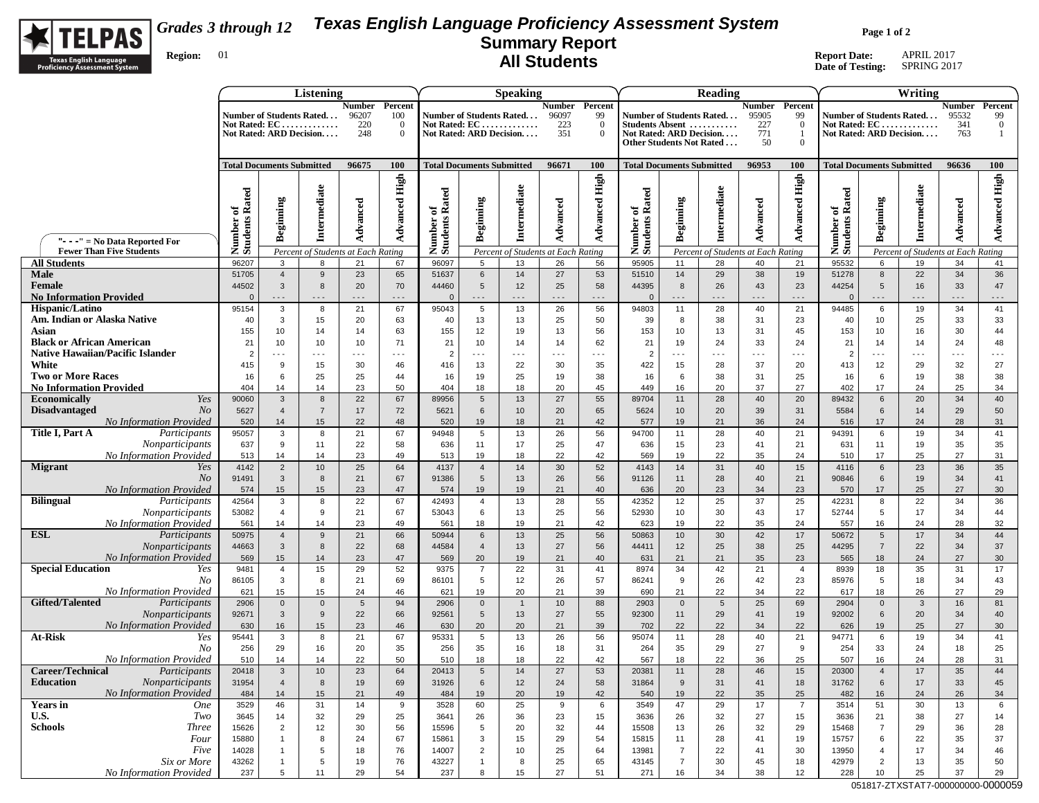# Texas English Language Proficiency Assessment System

## Summary Report

## All Students

**TELPAS** — Texas English Language Proficiency Assessment System

*Grades 3 through 12*

**Region:** 01

**Report Date:** APRIL 2017
**Date of Testing:** SPRING 2017

| | Listening Number | Listening Percent | Speaking Number | Speaking Percent | | Reading Number | Reading Percent | | Writing Number | Writing Percent |
|---|---|---|---|---|---|---|---|---|---|---|
| Number of Students Rated | 96207 | 100 | 96097 | 99 | Number of Students Rated | 95905 | 99 | Number of Students Rated | 95532 | 99 |
| Not Rated: EC | 220 | 0 | 223 | 0 | Students Absent | 227 | 0 | Not Rated: EC | 341 | 0 |
| Not Rated: ARD Decision | 248 | 0 | 351 | 0 | Not Rated: ARD Decision | 771 | 1 | Not Rated: ARD Decision | 763 | 1 |
| | | | | | Other Students Not Rated | 50 | 0 | | | |
| Total Documents Submitted | 96675 | 100 | 96671 | 100 | Total Documents Submitted | 96953 | 100 | Total Documents Submitted | 96636 | 100 |

"- - -" = No Data Reported For Fewer Than Five Students

Percent of Students at Each Rating

| | | Listening: Number of Students Rated | Beginning | Intermediate | Advanced | Advanced High | Speaking: Number of Students Rated | Beginning | Intermediate | Advanced | Advanced High | Reading: Number of Students Rated | Beginning | Intermediate | Advanced | Advanced High | Writing: Number of Students Rated | Beginning | Intermediate | Advanced | Advanced High |
|---|---|---|---|---|---|---|---|---|---|---|---|---|---|---|---|---|---|---|---|---|---|
| **All Students** | | 96207 | 3 | 8 | 21 | 67 | 96097 | 5 | 13 | 26 | 56 | 95905 | 11 | 28 | 40 | 21 | 95532 | 6 | 19 | 34 | 41 |
| **Male** | | 51705 | 4 | 9 | 23 | 65 | 51637 | 6 | 14 | 27 | 53 | 51510 | 14 | 29 | 38 | 19 | 51278 | 8 | 22 | 34 | 36 |
| **Female** | | 44502 | 3 | 8 | 20 | 70 | 44460 | 5 | 12 | 25 | 58 | 44395 | 8 | 26 | 43 | 23 | 44254 | 5 | 16 | 33 | 47 |
| **No Information Provided** | | 0 | - - - | - - - | - - - | - - - | 0 | - - - | - - - | - - - | - - - | 0 | - - - | - - - | - - - | - - - | 0 | - - - | - - - | - - - | - - - |
| **Hispanic/Latino** | | 95154 | 3 | 8 | 21 | 67 | 95043 | 5 | 13 | 26 | 56 | 94803 | 11 | 28 | 40 | 21 | 94485 | 6 | 19 | 34 | 41 |
| **Am. Indian or Alaska Native** | | 40 | 3 | 15 | 20 | 63 | 40 | 13 | 13 | 25 | 50 | 39 | 8 | 38 | 31 | 23 | 40 | 10 | 25 | 33 | 33 |
| **Asian** | | 155 | 10 | 14 | 14 | 63 | 155 | 12 | 19 | 13 | 56 | 153 | 10 | 13 | 31 | 45 | 153 | 10 | 16 | 30 | 44 |
| **Black or African American** | | 21 | 10 | 10 | 10 | 71 | 21 | 10 | 14 | 14 | 62 | 21 | 19 | 24 | 33 | 24 | 21 | 14 | 14 | 24 | 48 |
| **Native Hawaiian/Pacific Islander** | | 2 | - - - | - - - | - - - | - - - | 2 | - - - | - - - | - - - | - - - | 2 | - - - | - - - | - - - | - - - | 2 | - - - | - - - | - - - | - - - |
| **White** | | 415 | 9 | 15 | 30 | 46 | 416 | 13 | 22 | 30 | 35 | 422 | 15 | 28 | 37 | 20 | 413 | 12 | 29 | 32 | 27 |
| **Two or More Races** | | 16 | 6 | 25 | 25 | 44 | 16 | 19 | 25 | 19 | 38 | 16 | 6 | 38 | 31 | 25 | 16 | 6 | 19 | 38 | 38 |
| **No Information Provided** | | 404 | 14 | 14 | 23 | 50 | 404 | 18 | 18 | 20 | 45 | 449 | 16 | 20 | 37 | 27 | 402 | 17 | 24 | 25 | 34 |
| **Economically Disadvantaged** | *Yes* | 90060 | 3 | 8 | 22 | 67 | 89956 | 5 | 13 | 27 | 55 | 89704 | 11 | 28 | 40 | 20 | 89432 | 6 | 20 | 34 | 40 |
| | *No* | 5627 | 4 | 7 | 17 | 72 | 5621 | 6 | 10 | 20 | 65 | 5624 | 10 | 20 | 39 | 31 | 5584 | 6 | 14 | 29 | 50 |
| | *No Information Provided* | 520 | 14 | 15 | 22 | 48 | 520 | 19 | 18 | 21 | 42 | 577 | 19 | 21 | 36 | 24 | 516 | 17 | 24 | 28 | 31 |
| **Title I, Part A** | *Participants* | 95057 | 3 | 8 | 21 | 67 | 94948 | 5 | 13 | 26 | 56 | 94700 | 11 | 28 | 40 | 21 | 94391 | 6 | 19 | 34 | 41 |
| | *Nonparticipants* | 637 | 9 | 11 | 22 | 58 | 636 | 11 | 17 | 25 | 47 | 636 | 15 | 23 | 41 | 21 | 631 | 11 | 19 | 35 | 35 |
| | *No Information Provided* | 513 | 14 | 14 | 23 | 49 | 513 | 19 | 18 | 22 | 42 | 569 | 19 | 22 | 35 | 24 | 510 | 17 | 25 | 27 | 31 |
| **Migrant** | *Yes* | 4142 | 2 | 10 | 25 | 64 | 4137 | 4 | 14 | 30 | 52 | 4143 | 14 | 31 | 40 | 15 | 4116 | 6 | 23 | 36 | 35 |
| | *No* | 91491 | 3 | 8 | 21 | 67 | 91386 | 5 | 13 | 26 | 56 | 91126 | 11 | 28 | 40 | 21 | 90846 | 6 | 19 | 34 | 41 |
| | *No Information Provided* | 574 | 15 | 15 | 23 | 47 | 574 | 19 | 19 | 21 | 40 | 636 | 20 | 23 | 34 | 23 | 570 | 17 | 25 | 27 | 30 |
| **Bilingual** | *Participants* | 42564 | 3 | 8 | 22 | 67 | 42493 | 4 | 13 | 28 | 55 | 42352 | 12 | 25 | 37 | 25 | 42231 | 8 | 22 | 34 | 36 |
| | *Nonparticipants* | 53082 | 4 | 9 | 21 | 67 | 53043 | 6 | 13 | 25 | 56 | 52930 | 10 | 30 | 43 | 17 | 52744 | 5 | 17 | 34 | 44 |
| | *No Information Provided* | 561 | 14 | 14 | 23 | 49 | 561 | 18 | 19 | 21 | 42 | 623 | 19 | 22 | 35 | 24 | 557 | 16 | 24 | 28 | 32 |
| **ESL** | *Participants* | 50975 | 4 | 9 | 21 | 66 | 50944 | 6 | 13 | 25 | 56 | 50863 | 10 | 30 | 42 | 17 | 50672 | 5 | 17 | 34 | 44 |
| | *Nonparticipants* | 44663 | 3 | 8 | 22 | 68 | 44584 | 4 | 13 | 27 | 56 | 44411 | 12 | 25 | 38 | 25 | 44295 | 7 | 22 | 34 | 37 |
| | *No Information Provided* | 569 | 15 | 14 | 23 | 47 | 569 | 20 | 19 | 21 | 40 | 631 | 21 | 21 | 35 | 23 | 565 | 18 | 24 | 27 | 30 |
| **Special Education** | *Yes* | 9481 | 4 | 15 | 29 | 52 | 9375 | 7 | 22 | 31 | 41 | 8974 | 34 | 42 | 21 | 4 | 8939 | 18 | 35 | 31 | 17 |
| | *No* | 86105 | 3 | 8 | 21 | 69 | 86101 | 5 | 12 | 26 | 57 | 86241 | 9 | 26 | 42 | 23 | 85976 | 5 | 18 | 34 | 43 |
| | *No Information Provided* | 621 | 15 | 15 | 24 | 46 | 621 | 19 | 20 | 21 | 39 | 690 | 21 | 22 | 34 | 22 | 617 | 18 | 26 | 27 | 29 |
| **Gifted/Talented** | *Participants* | 2906 | 0 | 0 | 5 | 94 | 2906 | 0 | 1 | 10 | 88 | 2903 | 0 | 5 | 25 | 69 | 2904 | 0 | 3 | 16 | 81 |
| | *Nonparticipants* | 92671 | 3 | 9 | 22 | 66 | 92561 | 5 | 13 | 27 | 55 | 92300 | 11 | 29 | 41 | 19 | 92002 | 6 | 20 | 34 | 40 |
| | *No Information Provided* | 630 | 16 | 15 | 23 | 46 | 630 | 20 | 20 | 21 | 39 | 702 | 22 | 22 | 34 | 22 | 626 | 19 | 25 | 27 | 30 |
| **At-Risk** | *Yes* | 95441 | 3 | 8 | 21 | 67 | 95331 | 5 | 13 | 26 | 56 | 95074 | 11 | 28 | 40 | 21 | 94771 | 6 | 19 | 34 | 41 |
| | *No* | 256 | 29 | 16 | 20 | 35 | 256 | 35 | 16 | 18 | 31 | 264 | 35 | 29 | 27 | 9 | 254 | 33 | 24 | 18 | 25 |
| | *No Information Provided* | 510 | 14 | 14 | 22 | 50 | 510 | 18 | 18 | 22 | 42 | 567 | 18 | 22 | 36 | 25 | 507 | 16 | 24 | 28 | 31 |
| **Career/Technical Education** | *Participants* | 20418 | 3 | 10 | 23 | 64 | 20413 | 5 | 14 | 27 | 53 | 20381 | 11 | 28 | 46 | 15 | 20300 | 4 | 17 | 35 | 44 |
| | *Nonparticipants* | 31954 | 4 | 8 | 19 | 69 | 31926 | 6 | 12 | 24 | 58 | 31864 | 9 | 31 | 41 | 18 | 31762 | 6 | 17 | 33 | 45 |
| | *No Information Provided* | 484 | 14 | 15 | 21 | 49 | 484 | 19 | 20 | 19 | 42 | 540 | 19 | 22 | 35 | 25 | 482 | 16 | 24 | 26 | 34 |
| **Years in U.S. Schools** | *One* | 3529 | 46 | 31 | 14 | 9 | 3528 | 60 | 25 | 9 | 6 | 3549 | 47 | 29 | 17 | 7 | 3514 | 51 | 30 | 13 | 6 |
| | *Two* | 3645 | 14 | 32 | 29 | 25 | 3641 | 26 | 36 | 23 | 15 | 3636 | 26 | 32 | 27 | 15 | 3636 | 21 | 38 | 27 | 14 |
| | *Three* | 15626 | 2 | 12 | 30 | 56 | 15596 | 5 | 20 | 32 | 44 | 15508 | 13 | 26 | 32 | 29 | 15468 | 7 | 29 | 36 | 28 |
| | *Four* | 15880 | 1 | 8 | 24 | 67 | 15861 | 3 | 15 | 29 | 54 | 15815 | 11 | 28 | 41 | 19 | 15757 | 6 | 22 | 35 | 37 |
| | *Five* | 14028 | 1 | 5 | 18 | 76 | 14007 | 2 | 10 | 25 | 64 | 13981 | 7 | 22 | 41 | 30 | 13950 | 4 | 17 | 34 | 46 |
| | *Six or More* | 43262 | 1 | 5 | 19 | 76 | 43227 | 1 | 8 | 25 | 65 | 43145 | 7 | 30 | 45 | 18 | 42979 | 2 | 13 | 35 | 50 |
| | *No Information Provided* | 237 | 5 | 11 | 29 | 54 | 237 | 8 | 15 | 27 | 51 | 271 | 16 | 34 | 38 | 12 | 228 | 10 | 25 | 37 | 29 |

051817-ZTXSTAT7-000000000-0000059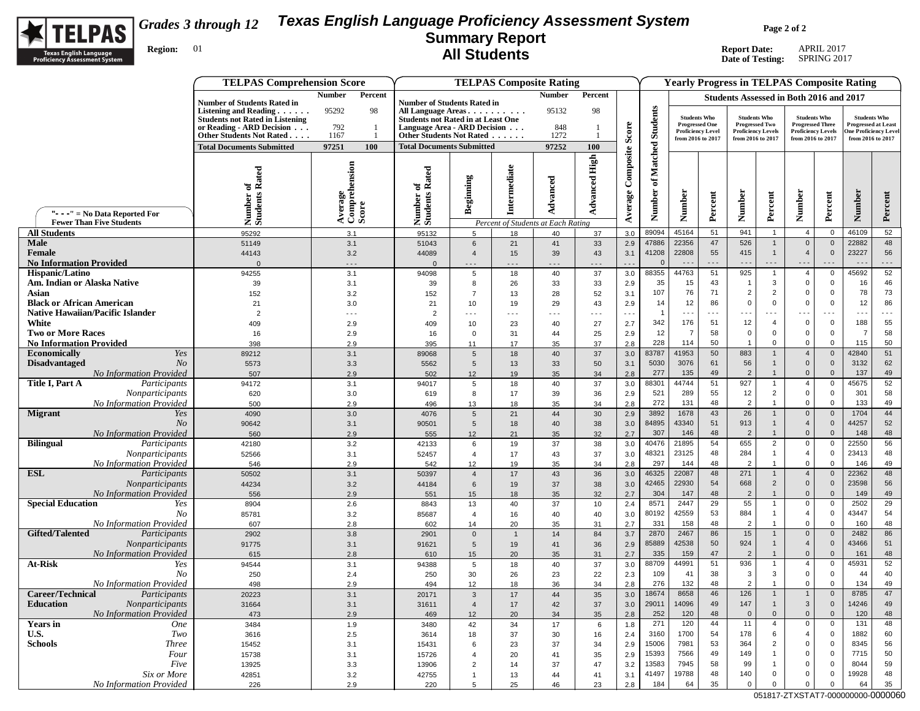# Texas English Language Proficiency Assessment System

## Summary Report

## All Students

**Grades 3 through 12**

**Region:** 01

**Report Date:** APRIL 2017
**Date of Testing:** SPRING 2017

### TELPAS Comprehension Score

| | Number | Percent |
|---|---|---|
| Number of Students Rated in Listening and Reading | 95292 | 98 |
| Students not Rated in Listening or Reading - ARD Decision | 792 | 1 |
| Other Students Not Rated | 1167 | 1 |
| **Total Documents Submitted** | **97251** | **100** |

### TELPAS Composite Rating

| | Number | Percent |
|---|---|---|
| Number of Students Rated in All Language Areas | 95132 | 98 |
| Students not Rated in at Least One Language Area - ARD Decision | 848 | 1 |
| Other Students Not Rated | 1272 | 1 |
| **Total Documents Submitted** | **97252** | **100** |

"- - -" = No Data Reported For Fewer Than Five Students

Yearly Progress in TELPAS Composite Rating — Students Assessed in Both 2016 and 2017

| | TELPAS Comprehension Score: Number of Students Rated | TELPAS Comprehension Score: Average Comprehension Score | TELPAS Composite Rating: Number of Students Rated | Beginning (Percent of Students at Each Rating) | Intermediate | Advanced | Advanced High | Average Composite Score | Number of Matched Students | Progressed One Proficiency Level from 2016 to 2017: Number | Percent | Progressed Two Proficiency Levels from 2016 to 2017: Number | Percent | Progressed Three Proficiency Levels from 2016 to 2017: Number | Percent | Progressed at Least One Proficiency Level from 2016 to 2017: Number | Percent |
|---|---|---|---|---|---|---|---|---|---|---|---|---|---|---|---|---|---|
| **All Students** | 95292 | 3.1 | 95132 | 5 | 18 | 40 | 37 | 3.0 | 89094 | 45164 | 51 | 941 | 1 | 4 | 0 | 46109 | 52 |
| **Male** | 51149 | 3.1 | 51043 | 6 | 21 | 41 | 33 | 2.9 | 47886 | 22356 | 47 | 526 | 1 | 0 | 0 | 22882 | 48 |
| **Female** | 44143 | 3.2 | 44089 | 4 | 15 | 39 | 43 | 3.1 | 41208 | 22808 | 55 | 415 | 1 | 4 | 0 | 23227 | 56 |
| **No Information Provided** | 0 | - - - | 0 | - - - | - - - | - - - | - - - | - - - | 0 | - - - | - - - | - - - | - - - | - - - | - - - | - - - | - - - |
| **Hispanic/Latino** | 94255 | 3.1 | 94098 | 5 | 18 | 40 | 37 | 3.0 | 88355 | 44763 | 51 | 925 | 1 | 4 | 0 | 45692 | 52 |
| **Am. Indian or Alaska Native** | 39 | 3.1 | 39 | 8 | 26 | 33 | 33 | 2.9 | 35 | 15 | 43 | 1 | 3 | 0 | 0 | 16 | 46 |
| **Asian** | 152 | 3.2 | 152 | 7 | 13 | 28 | 52 | 3.1 | 107 | 76 | 71 | 2 | 2 | 0 | 0 | 78 | 73 |
| **Black or African American** | 21 | 3.0 | 21 | 10 | 19 | 29 | 43 | 2.9 | 14 | 12 | 86 | 0 | 0 | 0 | 0 | 12 | 86 |
| **Native Hawaiian/Pacific Islander** | 2 | - - - | 2 | - - - | - - - | - - - | - - - | - - - | 1 | - - - | - - - | - - - | - - - | - - - | - - - | - - - | - - - |
| **White** | 409 | 2.9 | 409 | 10 | 23 | 40 | 27 | 2.7 | 342 | 176 | 51 | 12 | 4 | 0 | 0 | 188 | 55 |
| **Two or More Races** | 16 | 2.9 | 16 | 0 | 31 | 44 | 25 | 2.9 | 12 | 7 | 58 | 0 | 0 | 0 | 0 | 7 | 58 |
| **No Information Provided** | 398 | 2.9 | 395 | 11 | 17 | 35 | 37 | 2.8 | 228 | 114 | 50 | 1 | 0 | 0 | 0 | 115 | 50 |
| **Economically Disadvantaged** *Yes* | 89212 | 3.1 | 89068 | 5 | 18 | 40 | 37 | 3.0 | 83787 | 41953 | 50 | 883 | 1 | 4 | 0 | 42840 | 51 |
| *No* | 5573 | 3.3 | 5562 | 5 | 13 | 33 | 50 | 3.1 | 5030 | 3076 | 61 | 56 | 1 | 0 | 0 | 3132 | 62 |
| *No Information Provided* | 507 | 2.9 | 502 | 12 | 19 | 35 | 34 | 2.8 | 277 | 135 | 49 | 2 | 1 | 0 | 0 | 137 | 49 |
| **Title I, Part A** *Participants* | 94172 | 3.1 | 94017 | 5 | 18 | 40 | 37 | 3.0 | 88301 | 44744 | 51 | 927 | 1 | 4 | 0 | 45675 | 52 |
| *Nonparticipants* | 620 | 3.0 | 619 | 8 | 17 | 39 | 36 | 2.9 | 521 | 289 | 55 | 12 | 2 | 0 | 0 | 301 | 58 |
| *No Information Provided* | 500 | 2.9 | 496 | 13 | 18 | 35 | 34 | 2.8 | 272 | 131 | 48 | 2 | 1 | 0 | 0 | 133 | 49 |
| **Migrant** *Yes* | 4090 | 3.0 | 4076 | 5 | 21 | 44 | 30 | 2.9 | 3892 | 1678 | 43 | 26 | 1 | 0 | 0 | 1704 | 44 |
| *No* | 90642 | 3.1 | 90501 | 5 | 18 | 40 | 38 | 3.0 | 84895 | 43340 | 51 | 913 | 1 | 4 | 0 | 44257 | 52 |
| *No Information Provided* | 560 | 2.9 | 555 | 12 | 21 | 35 | 32 | 2.7 | 307 | 146 | 48 | 2 | 1 | 0 | 0 | 148 | 48 |
| **Bilingual** *Participants* | 42180 | 3.2 | 42133 | 6 | 19 | 37 | 38 | 3.0 | 40476 | 21895 | 54 | 655 | 2 | 0 | 0 | 22550 | 56 |
| *Nonparticipants* | 52566 | 3.1 | 52457 | 4 | 17 | 43 | 37 | 3.0 | 48321 | 23125 | 48 | 284 | 1 | 4 | 0 | 23413 | 48 |
| *No Information Provided* | 546 | 2.9 | 542 | 12 | 19 | 35 | 34 | 2.8 | 297 | 144 | 48 | 2 | 1 | 0 | 0 | 146 | 49 |
| **ESL** *Participants* | 50502 | 3.1 | 50397 | 4 | 17 | 43 | 36 | 3.0 | 46325 | 22087 | 48 | 271 | 1 | 4 | 0 | 22362 | 48 |
| *Nonparticipants* | 44234 | 3.2 | 44184 | 6 | 19 | 37 | 38 | 3.0 | 42465 | 22930 | 54 | 668 | 2 | 0 | 0 | 23598 | 56 |
| *No Information Provided* | 556 | 2.9 | 551 | 15 | 18 | 35 | 32 | 2.7 | 304 | 147 | 48 | 2 | 1 | 0 | 0 | 149 | 49 |
| **Special Education** *Yes* | 8904 | 2.6 | 8843 | 13 | 40 | 37 | 10 | 2.4 | 8571 | 2447 | 29 | 55 | 1 | 0 | 0 | 2502 | 29 |
| *No* | 85781 | 3.2 | 85687 | 4 | 16 | 40 | 40 | 3.0 | 80192 | 42559 | 53 | 884 | 1 | 4 | 0 | 43447 | 54 |
| *No Information Provided* | 607 | 2.8 | 602 | 14 | 20 | 35 | 31 | 2.7 | 331 | 158 | 48 | 2 | 1 | 0 | 0 | 160 | 48 |
| **Gifted/Talented** *Participants* | 2902 | 3.8 | 2901 | 0 | 1 | 14 | 84 | 3.7 | 2870 | 2467 | 86 | 15 | 1 | 0 | 0 | 2482 | 86 |
| *Nonparticipants* | 91775 | 3.1 | 91621 | 5 | 19 | 41 | 36 | 2.9 | 85889 | 42538 | 50 | 924 | 1 | 4 | 0 | 43466 | 51 |
| *No Information Provided* | 615 | 2.8 | 610 | 15 | 20 | 35 | 31 | 2.7 | 335 | 159 | 47 | 2 | 1 | 0 | 0 | 161 | 48 |
| **At-Risk** *Yes* | 94544 | 3.1 | 94388 | 5 | 18 | 40 | 37 | 3.0 | 88709 | 44991 | 51 | 936 | 1 | 4 | 0 | 45931 | 52 |
| *No* | 250 | 2.4 | 250 | 30 | 26 | 23 | 22 | 2.3 | 109 | 41 | 38 | 3 | 3 | 0 | 0 | 44 | 40 |
| *No Information Provided* | 498 | 2.9 | 494 | 12 | 18 | 36 | 34 | 2.8 | 276 | 132 | 48 | 2 | 1 | 0 | 0 | 134 | 49 |
| **Career/Technical Education** *Participants* | 20223 | 3.1 | 20171 | 3 | 17 | 44 | 35 | 3.0 | 18674 | 8658 | 46 | 126 | 1 | 1 | 0 | 8785 | 47 |
| *Nonparticipants* | 31664 | 3.1 | 31611 | 4 | 17 | 42 | 37 | 3.0 | 29011 | 14096 | 49 | 147 | 1 | 3 | 0 | 14246 | 49 |
| *No Information Provided* | 473 | 2.9 | 469 | 12 | 20 | 34 | 35 | 2.8 | 252 | 120 | 48 | 0 | 0 | 0 | 0 | 120 | 48 |
| **Years in U.S. Schools** *One* | 3484 | 1.9 | 3480 | 42 | 34 | 17 | 6 | 1.8 | 271 | 120 | 44 | 11 | 4 | 0 | 0 | 131 | 48 |
| *Two* | 3616 | 2.5 | 3614 | 18 | 37 | 30 | 16 | 2.4 | 3160 | 1700 | 54 | 178 | 6 | 4 | 0 | 1882 | 60 |
| *Three* | 15452 | 3.1 | 15431 | 6 | 23 | 37 | 34 | 2.9 | 15006 | 7981 | 53 | 364 | 2 | 0 | 0 | 8345 | 56 |
| *Four* | 15738 | 3.1 | 15726 | 4 | 20 | 41 | 35 | 2.9 | 15393 | 7566 | 49 | 149 | 1 | 0 | 0 | 7715 | 50 |
| *Five* | 13925 | 3.3 | 13906 | 2 | 14 | 37 | 47 | 3.2 | 13583 | 7945 | 58 | 99 | 1 | 0 | 0 | 8044 | 59 |
| *Six or More* | 42851 | 3.2 | 42755 | 1 | 13 | 44 | 41 | 3.1 | 41497 | 19788 | 48 | 140 | 0 | 0 | 0 | 19928 | 48 |
| *No Information Provided* | 226 | 2.9 | 220 | 5 | 25 | 46 | 23 | 2.8 | 184 | 64 | 35 | 0 | 0 | 0 | 0 | 64 | 35 |

051817-ZTXSTAT7-000000000-0000060